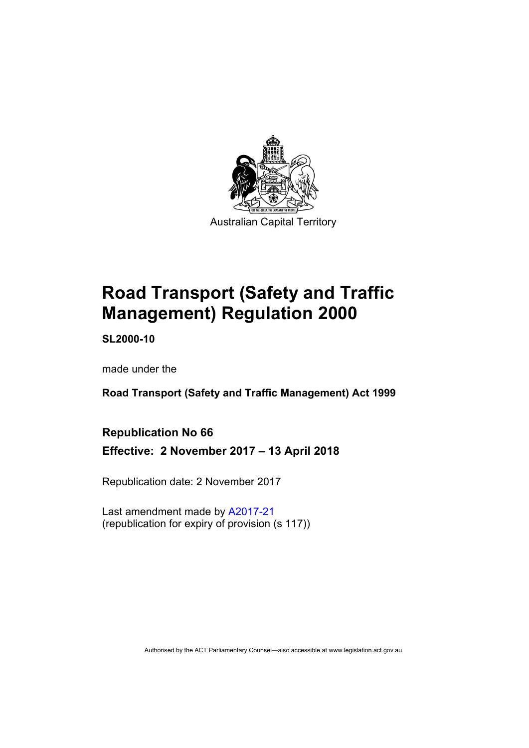Australian Capital Territory

# Road Transport (Safety and Traffic Management) Regulation 2000

**SL2000-10**

made under the

**Road Transport (Safety and Traffic Management) Act 1999**

## Republication No 66

## Effective: 2 November 2017 – 13 April 2018

Republication date: 2 November 2017

Last amendment made by A2017-21
(republication for expiry of provision (s 117))

Authorised by the ACT Parliamentary Counsel—also accessible at www.legislation.act.gov.au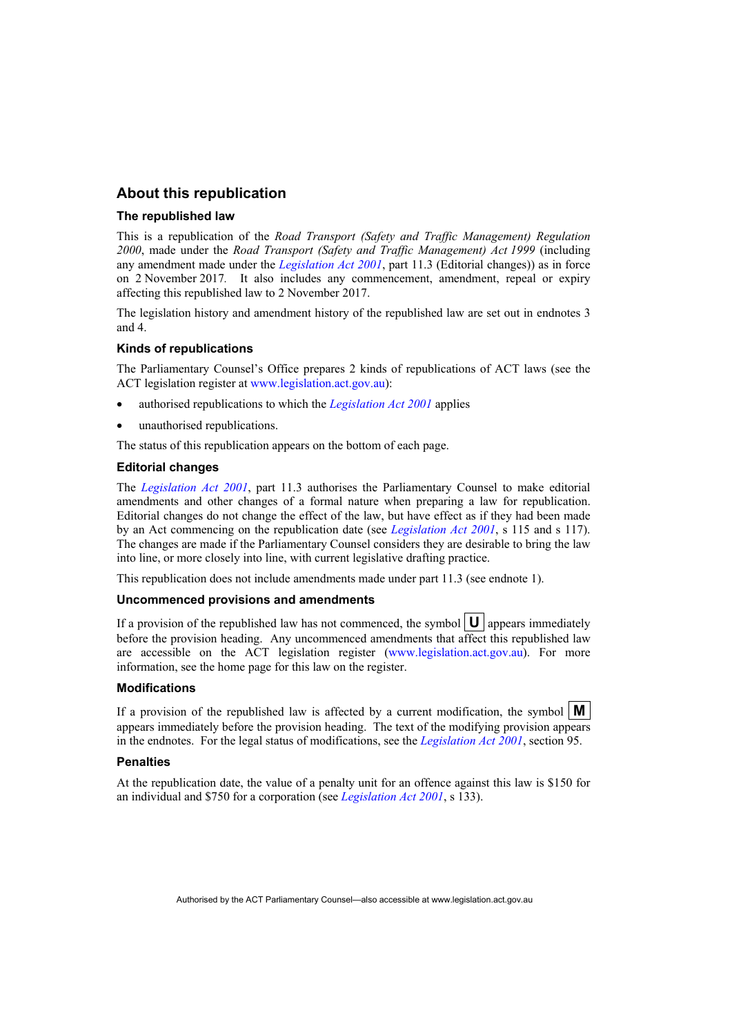## About this republication

### The republished law

This is a republication of the *Road Transport (Safety and Traffic Management) Regulation 2000*, made under the *Road Transport (Safety and Traffic Management) Act 1999* (including any amendment made under the *Legislation Act 2001*, part 11.3 (Editorial changes)) as in force on 2 November 2017*.* It also includes any commencement, amendment, repeal or expiry affecting this republished law to 2 November 2017.

The legislation history and amendment history of the republished law are set out in endnotes 3 and 4.

### Kinds of republications

The Parliamentary Counsel's Office prepares 2 kinds of republications of ACT laws (see the ACT legislation register at www.legislation.act.gov.au):

- authorised republications to which the *Legislation Act 2001* applies
- unauthorised republications.

The status of this republication appears on the bottom of each page.

### Editorial changes

The *Legislation Act 2001*, part 11.3 authorises the Parliamentary Counsel to make editorial amendments and other changes of a formal nature when preparing a law for republication. Editorial changes do not change the effect of the law, but have effect as if they had been made by an Act commencing on the republication date (see *Legislation Act 2001*, s 115 and s 117). The changes are made if the Parliamentary Counsel considers they are desirable to bring the law into line, or more closely into line, with current legislative drafting practice.

This republication does not include amendments made under part 11.3 (see endnote 1).

### Uncommenced provisions and amendments

If a provision of the republished law has not commenced, the symbol **U** appears immediately before the provision heading. Any uncommenced amendments that affect this republished law are accessible on the ACT legislation register (www.legislation.act.gov.au). For more information, see the home page for this law on the register.

### Modifications

If a provision of the republished law is affected by a current modification, the symbol **M** appears immediately before the provision heading. The text of the modifying provision appears in the endnotes. For the legal status of modifications, see the *Legislation Act 2001*, section 95.

### Penalties

At the republication date, the value of a penalty unit for an offence against this law is $150 for an individual and $750 for a corporation (see *Legislation Act 2001*, s 133).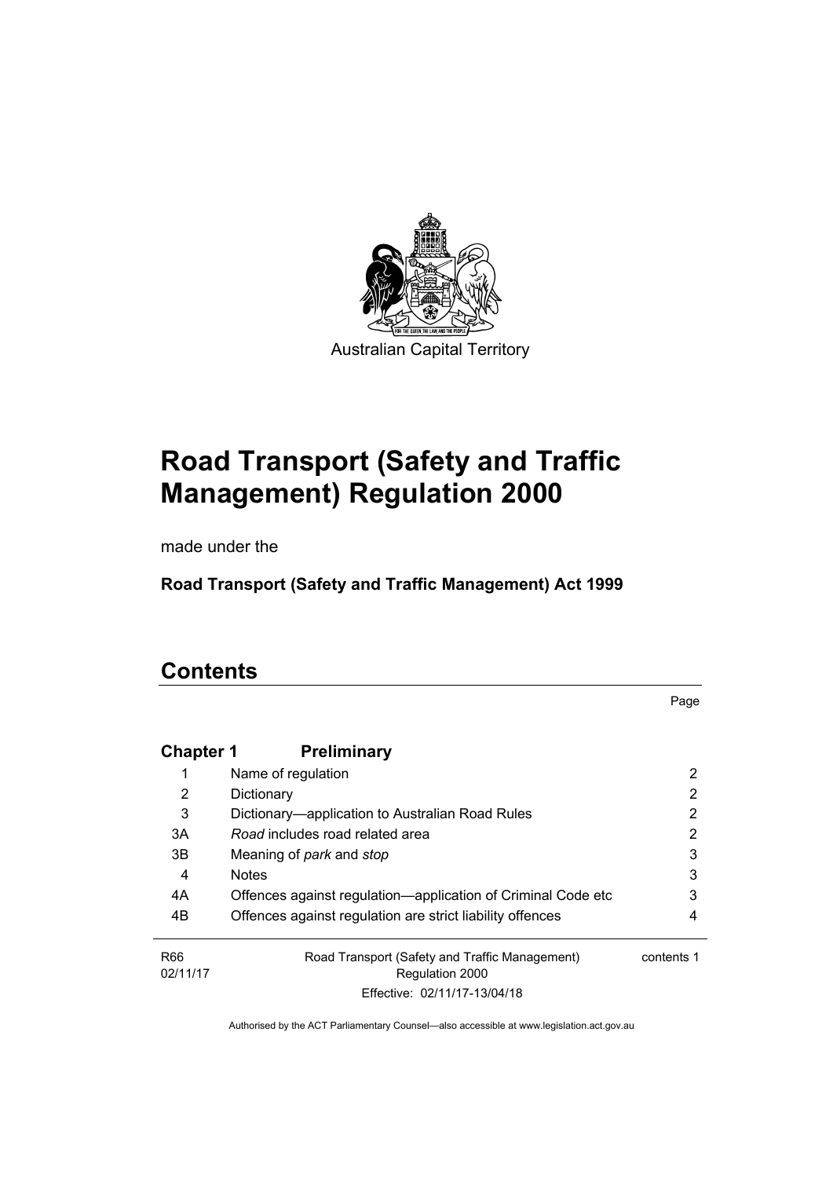Australian Capital Territory

# Road Transport (Safety and Traffic Management) Regulation 2000

made under the

**Road Transport (Safety and Traffic Management) Act 1999**

## Contents

| | | Page |
|---|---|---|
| **Chapter 1** | **Preliminary** | |
| 1 | Name of regulation | 2 |
| 2 | Dictionary | 2 |
| 3 | Dictionary—application to Australian Road Rules | 2 |
| 3A | *Road* includes road related area | 2 |
| 3B | Meaning of *park* and *stop* | 3 |
| 4 | Notes | 3 |
| 4A | Offences against regulation—application of Criminal Code etc | 3 |
| 4B | Offences against regulation are strict liability offences | 4 |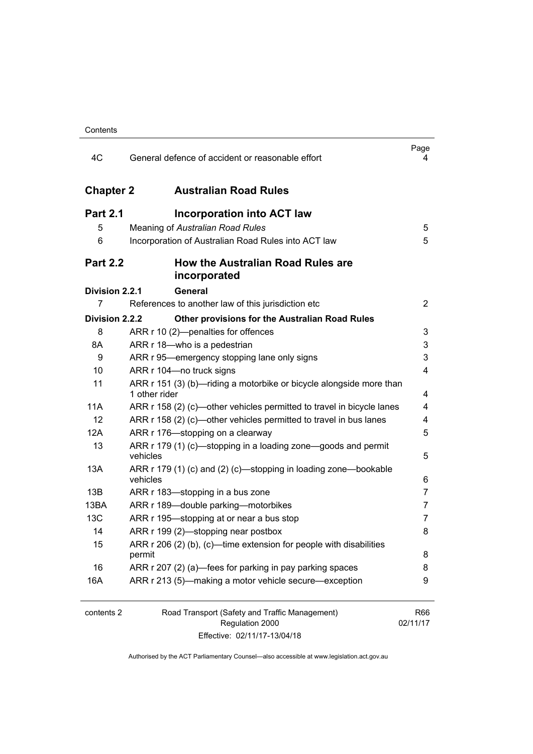| | | Page |
|---|---|---|
| 4C | General defence of accident or reasonable effort | 4 |

## Chapter 2 Australian Road Rules

### Part 2.1 Incorporation into ACT law

| | | |
|---|---|---|
| 5 | Meaning of *Australian Road Rules* | 5 |
| 6 | Incorporation of Australian Road Rules into ACT law | 5 |

### Part 2.2 How the Australian Road Rules are incorporated

**Division 2.2.1 General**

| | | |
|---|---|---|
| 7 | References to another law of this jurisdiction etc | 2 |

**Division 2.2.2 Other provisions for the Australian Road Rules**

| | | |
|---|---|---|
| 8 | ARR r 10 (2)—penalties for offences | 3 |
| 8A | ARR r 18—who is a pedestrian | 3 |
| 9 | ARR r 95—emergency stopping lane only signs | 3 |
| 10 | ARR r 104—no truck signs | 4 |
| 11 | ARR r 151 (3) (b)—riding a motorbike or bicycle alongside more than 1 other rider | 4 |
| 11A | ARR r 158 (2) (c)—other vehicles permitted to travel in bicycle lanes | 4 |
| 12 | ARR r 158 (2) (c)—other vehicles permitted to travel in bus lanes | 4 |
| 12A | ARR r 176—stopping on a clearway | 5 |
| 13 | ARR r 179 (1) (c)—stopping in a loading zone—goods and permit vehicles | 5 |
| 13A | ARR r 179 (1) (c) and (2) (c)—stopping in loading zone—bookable vehicles | 6 |
| 13B | ARR r 183—stopping in a bus zone | 7 |
| 13BA | ARR r 189—double parking—motorbikes | 7 |
| 13C | ARR r 195—stopping at or near a bus stop | 7 |
| 14 | ARR r 199 (2)—stopping near postbox | 8 |
| 15 | ARR r 206 (2) (b), (c)—time extension for people with disabilities permit | 8 |
| 16 | ARR r 207 (2) (a)—fees for parking in pay parking spaces | 8 |
| 16A | ARR r 213 (5)—making a motor vehicle secure—exception | 9 |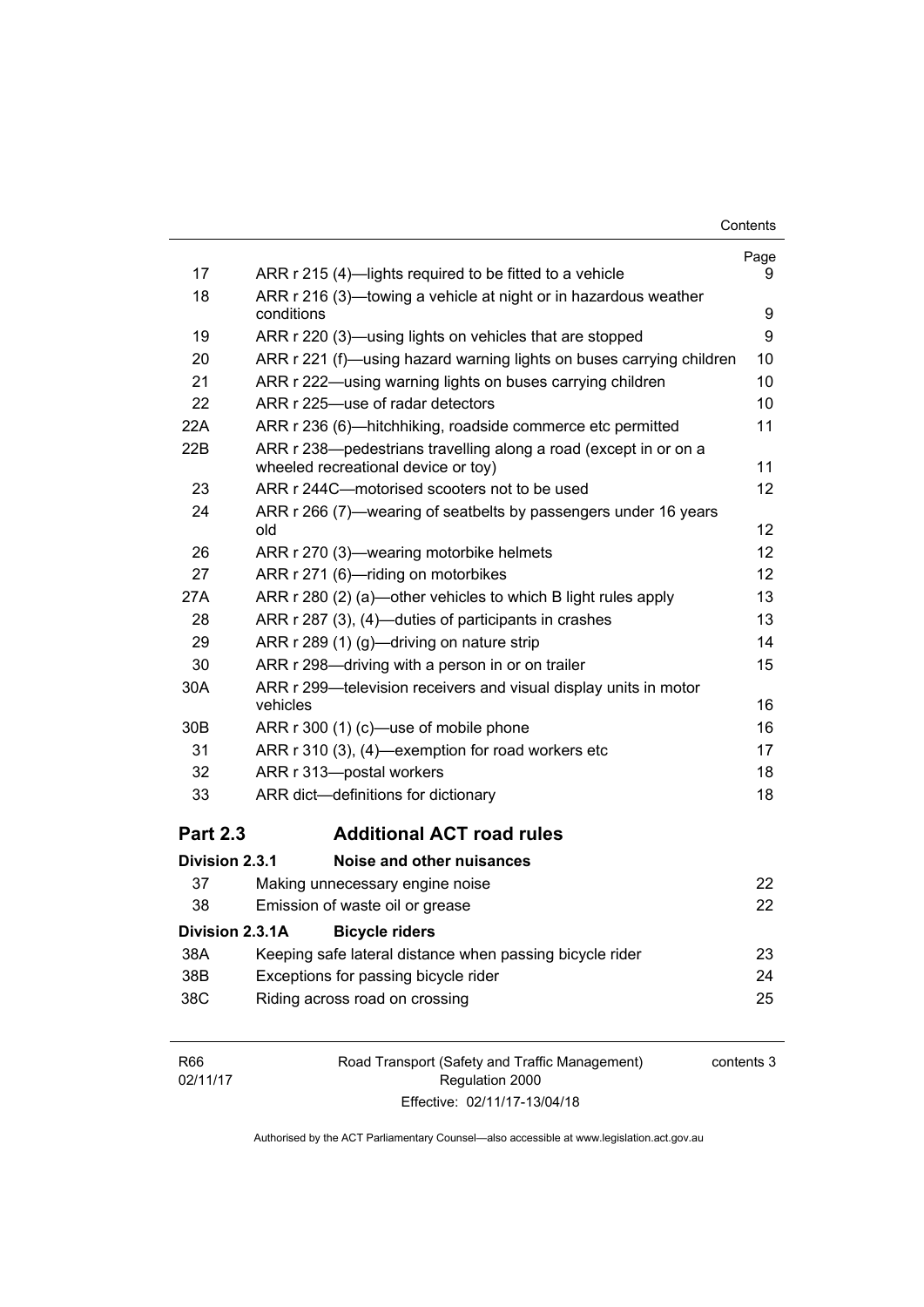| | | Page |
|---|---|---|
| 17 | ARR r 215 (4)—lights required to be fitted to a vehicle | 9 |
| 18 | ARR r 216 (3)—towing a vehicle at night or in hazardous weather conditions | 9 |
| 19 | ARR r 220 (3)—using lights on vehicles that are stopped | 9 |
| 20 | ARR r 221 (f)—using hazard warning lights on buses carrying children | 10 |
| 21 | ARR r 222—using warning lights on buses carrying children | 10 |
| 22 | ARR r 225—use of radar detectors | 10 |
| 22A | ARR r 236 (6)—hitchhiking, roadside commerce etc permitted | 11 |
| 22B | ARR r 238—pedestrians travelling along a road (except in or on a wheeled recreational device or toy) | 11 |
| 23 | ARR r 244C—motorised scooters not to be used | 12 |
| 24 | ARR r 266 (7)—wearing of seatbelts by passengers under 16 years old | 12 |
| 26 | ARR r 270 (3)—wearing motorbike helmets | 12 |
| 27 | ARR r 271 (6)—riding on motorbikes | 12 |
| 27A | ARR r 280 (2) (a)—other vehicles to which B light rules apply | 13 |
| 28 | ARR r 287 (3), (4)—duties of participants in crashes | 13 |
| 29 | ARR r 289 (1) (g)—driving on nature strip | 14 |
| 30 | ARR r 298—driving with a person in or on trailer | 15 |
| 30A | ARR r 299—television receivers and visual display units in motor vehicles | 16 |
| 30B | ARR r 300 (1) (c)—use of mobile phone | 16 |
| 31 | ARR r 310 (3), (4)—exemption for road workers etc | 17 |
| 32 | ARR r 313—postal workers | 18 |
| 33 | ARR dict—definitions for dictionary | 18 |

## Part 2.3 Additional ACT road rules

### Division 2.3.1 Noise and other nuisances

| | | |
|---|---|---|
| 37 | Making unnecessary engine noise | 22 |
| 38 | Emission of waste oil or grease | 22 |

### Division 2.3.1A Bicycle riders

| | | |
|---|---|---|
| 38A | Keeping safe lateral distance when passing bicycle rider | 23 |
| 38B | Exceptions for passing bicycle rider | 24 |
| 38C | Riding across road on crossing | 25 |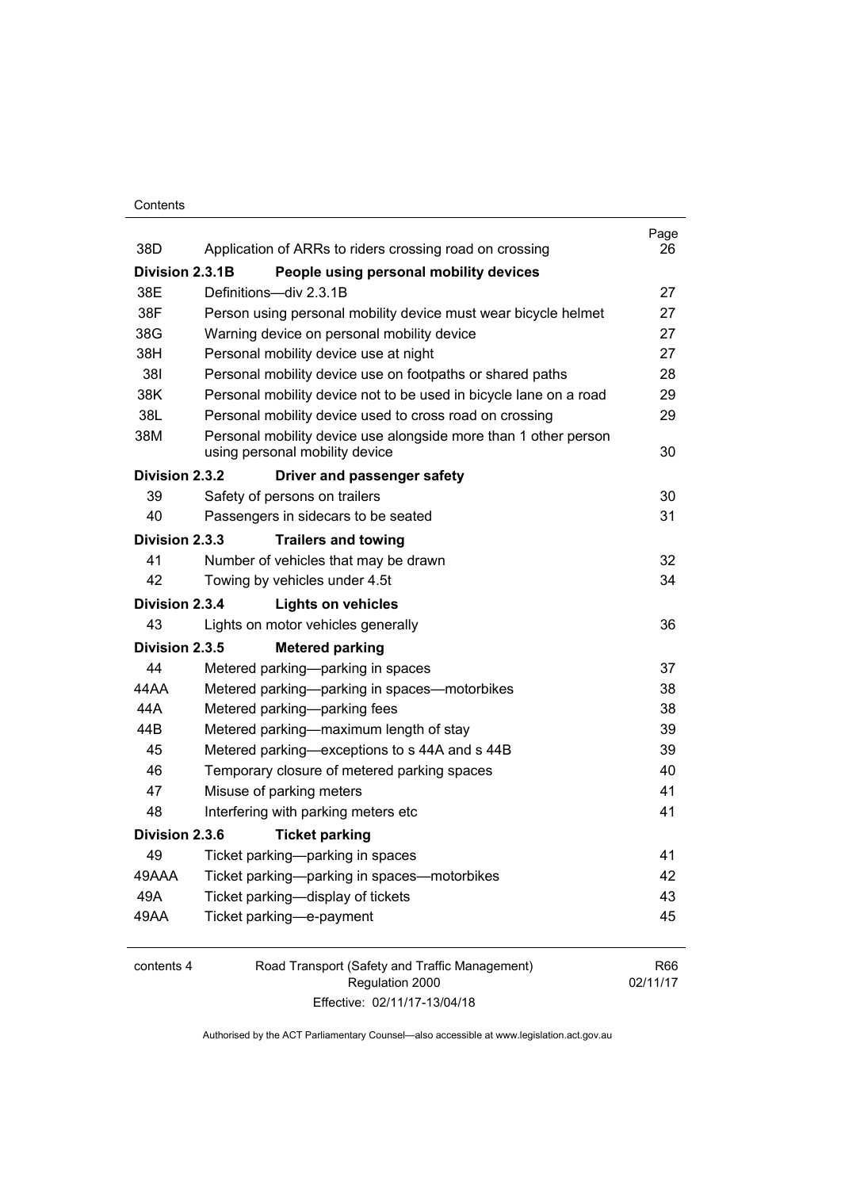| | | Page |
|---|---|---|
| 38D | Application of ARRs to riders crossing road on crossing | 26 |
| **Division 2.3.1B** | **People using personal mobility devices** | |
| 38E | Definitions—div 2.3.1B | 27 |
| 38F | Person using personal mobility device must wear bicycle helmet | 27 |
| 38G | Warning device on personal mobility device | 27 |
| 38H | Personal mobility device use at night | 27 |
| 38I | Personal mobility device use on footpaths or shared paths | 28 |
| 38K | Personal mobility device not to be used in bicycle lane on a road | 29 |
| 38L | Personal mobility device used to cross road on crossing | 29 |
| 38M | Personal mobility device use alongside more than 1 other person using personal mobility device | 30 |
| **Division 2.3.2** | **Driver and passenger safety** | |
| 39 | Safety of persons on trailers | 30 |
| 40 | Passengers in sidecars to be seated | 31 |
| **Division 2.3.3** | **Trailers and towing** | |
| 41 | Number of vehicles that may be drawn | 32 |
| 42 | Towing by vehicles under 4.5t | 34 |
| **Division 2.3.4** | **Lights on vehicles** | |
| 43 | Lights on motor vehicles generally | 36 |
| **Division 2.3.5** | **Metered parking** | |
| 44 | Metered parking—parking in spaces | 37 |
| 44AA | Metered parking—parking in spaces—motorbikes | 38 |
| 44A | Metered parking—parking fees | 38 |
| 44B | Metered parking—maximum length of stay | 39 |
| 45 | Metered parking—exceptions to s 44A and s 44B | 39 |
| 46 | Temporary closure of metered parking spaces | 40 |
| 47 | Misuse of parking meters | 41 |
| 48 | Interfering with parking meters etc | 41 |
| **Division 2.3.6** | **Ticket parking** | |
| 49 | Ticket parking—parking in spaces | 41 |
| 49AAA | Ticket parking—parking in spaces—motorbikes | 42 |
| 49A | Ticket parking—display of tickets | 43 |
| 49AA | Ticket parking—e-payment | 45 |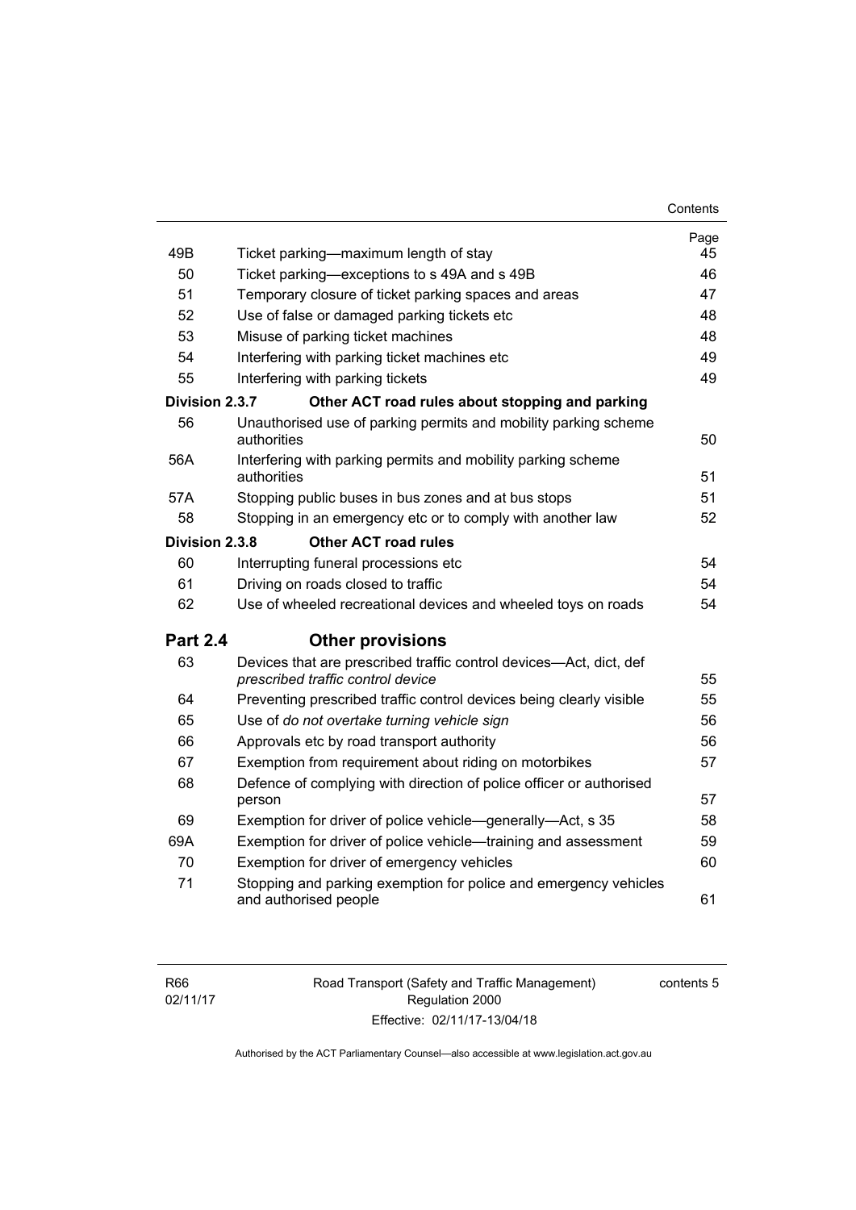| | | Page |
|---|---|---|
| 49B | Ticket parking—maximum length of stay | 45 |
| 50 | Ticket parking—exceptions to s 49A and s 49B | 46 |
| 51 | Temporary closure of ticket parking spaces and areas | 47 |
| 52 | Use of false or damaged parking tickets etc | 48 |
| 53 | Misuse of parking ticket machines | 48 |
| 54 | Interfering with parking ticket machines etc | 49 |
| 55 | Interfering with parking tickets | 49 |
| **Division 2.3.7** | **Other ACT road rules about stopping and parking** | |
| 56 | Unauthorised use of parking permits and mobility parking scheme authorities | 50 |
| 56A | Interfering with parking permits and mobility parking scheme authorities | 51 |
| 57A | Stopping public buses in bus zones and at bus stops | 51 |
| 58 | Stopping in an emergency etc or to comply with another law | 52 |
| **Division 2.3.8** | **Other ACT road rules** | |
| 60 | Interrupting funeral processions etc | 54 |
| 61 | Driving on roads closed to traffic | 54 |
| 62 | Use of wheeled recreational devices and wheeled toys on roads | 54 |
| **Part 2.4** | **Other provisions** | |
| 63 | Devices that are prescribed traffic control devices—Act, dict, def *prescribed traffic control device* | 55 |
| 64 | Preventing prescribed traffic control devices being clearly visible | 55 |
| 65 | Use of *do not overtake turning vehicle sign* | 56 |
| 66 | Approvals etc by road transport authority | 56 |
| 67 | Exemption from requirement about riding on motorbikes | 57 |
| 68 | Defence of complying with direction of police officer or authorised person | 57 |
| 69 | Exemption for driver of police vehicle—generally—Act, s 35 | 58 |
| 69A | Exemption for driver of police vehicle—training and assessment | 59 |
| 70 | Exemption for driver of emergency vehicles | 60 |
| 71 | Stopping and parking exemption for police and emergency vehicles and authorised people | 61 |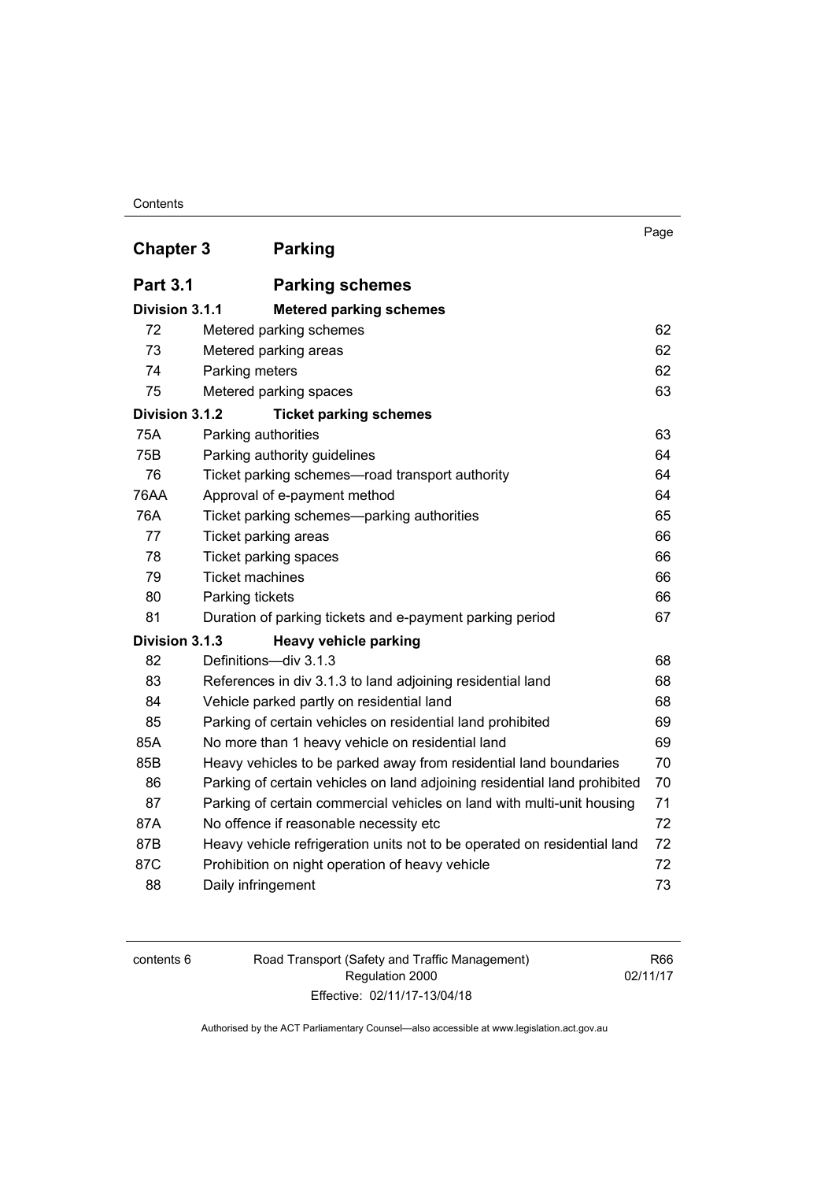| | | Page |
|---|---|---|
| **Chapter 3** | **Parking** | |
| **Part 3.1** | **Parking schemes** | |
| **Division 3.1.1** | **Metered parking schemes** | |
| 72 | Metered parking schemes | 62 |
| 73 | Metered parking areas | 62 |
| 74 | Parking meters | 62 |
| 75 | Metered parking spaces | 63 |
| **Division 3.1.2** | **Ticket parking schemes** | |
| 75A | Parking authorities | 63 |
| 75B | Parking authority guidelines | 64 |
| 76 | Ticket parking schemes—road transport authority | 64 |
| 76AA | Approval of e-payment method | 64 |
| 76A | Ticket parking schemes—parking authorities | 65 |
| 77 | Ticket parking areas | 66 |
| 78 | Ticket parking spaces | 66 |
| 79 | Ticket machines | 66 |
| 80 | Parking tickets | 66 |
| 81 | Duration of parking tickets and e-payment parking period | 67 |
| **Division 3.1.3** | **Heavy vehicle parking** | |
| 82 | Definitions—div 3.1.3 | 68 |
| 83 | References in div 3.1.3 to land adjoining residential land | 68 |
| 84 | Vehicle parked partly on residential land | 68 |
| 85 | Parking of certain vehicles on residential land prohibited | 69 |
| 85A | No more than 1 heavy vehicle on residential land | 69 |
| 85B | Heavy vehicles to be parked away from residential land boundaries | 70 |
| 86 | Parking of certain vehicles on land adjoining residential land prohibited | 70 |
| 87 | Parking of certain commercial vehicles on land with multi-unit housing | 71 |
| 87A | No offence if reasonable necessity etc | 72 |
| 87B | Heavy vehicle refrigeration units not to be operated on residential land | 72 |
| 87C | Prohibition on night operation of heavy vehicle | 72 |
| 88 | Daily infringement | 73 |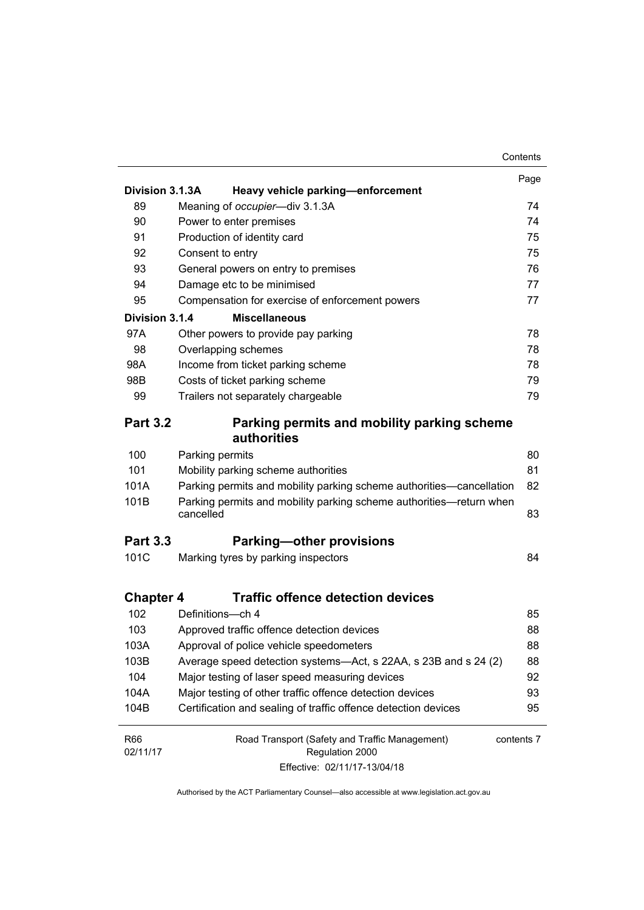| | | Page |
|---|---|---|
| **Division 3.1.3A** | **Heavy vehicle parking—enforcement** | |
| 89 | Meaning of *occupier*—div 3.1.3A | 74 |
| 90 | Power to enter premises | 74 |
| 91 | Production of identity card | 75 |
| 92 | Consent to entry | 75 |
| 93 | General powers on entry to premises | 76 |
| 94 | Damage etc to be minimised | 77 |
| 95 | Compensation for exercise of enforcement powers | 77 |
| **Division 3.1.4** | **Miscellaneous** | |
| 97A | Other powers to provide pay parking | 78 |
| 98 | Overlapping schemes | 78 |
| 98A | Income from ticket parking scheme | 78 |
| 98B | Costs of ticket parking scheme | 79 |
| 99 | Trailers not separately chargeable | 79 |
| **Part 3.2** | **Parking permits and mobility parking scheme authorities** | |
| 100 | Parking permits | 80 |
| 101 | Mobility parking scheme authorities | 81 |
| 101A | Parking permits and mobility parking scheme authorities—cancellation | 82 |
| 101B | Parking permits and mobility parking scheme authorities—return when cancelled | 83 |
| **Part 3.3** | **Parking—other provisions** | |
| 101C | Marking tyres by parking inspectors | 84 |
| **Chapter 4** | **Traffic offence detection devices** | |
| 102 | Definitions—ch 4 | 85 |
| 103 | Approved traffic offence detection devices | 88 |
| 103A | Approval of police vehicle speedometers | 88 |
| 103B | Average speed detection systems—Act, s 22AA, s 23B and s 24 (2) | 88 |
| 104 | Major testing of laser speed measuring devices | 92 |
| 104A | Major testing of other traffic offence detection devices | 93 |
| 104B | Certification and sealing of traffic offence detection devices | 95 |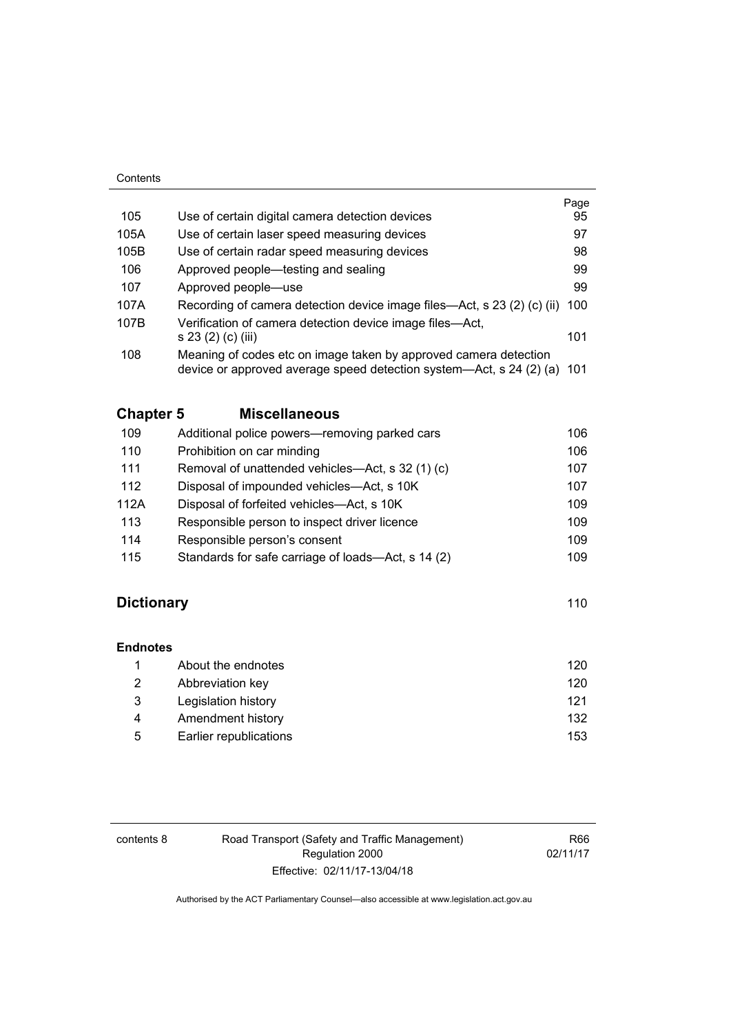| | | Page |
|---|---|---|
| 105 | Use of certain digital camera detection devices | 95 |
| 105A | Use of certain laser speed measuring devices | 97 |
| 105B | Use of certain radar speed measuring devices | 98 |
| 106 | Approved people—testing and sealing | 99 |
| 107 | Approved people—use | 99 |
| 107A | Recording of camera detection device image files—Act, s 23 (2) (c) (ii) | 100 |
| 107B | Verification of camera detection device image files—Act, s 23 (2) (c) (iii) | 101 |
| 108 | Meaning of codes etc on image taken by approved camera detection device or approved average speed detection system—Act, s 24 (2) (a) | 101 |

## Chapter 5 Miscellaneous

| | | |
|---|---|---|
| 109 | Additional police powers—removing parked cars | 106 |
| 110 | Prohibition on car minding | 106 |
| 111 | Removal of unattended vehicles—Act, s 32 (1) (c) | 107 |
| 112 | Disposal of impounded vehicles—Act, s 10K | 107 |
| 112A | Disposal of forfeited vehicles—Act, s 10K | 109 |
| 113 | Responsible person to inspect driver licence | 109 |
| 114 | Responsible person's consent | 109 |
| 115 | Standards for safe carriage of loads—Act, s 14 (2) | 109 |

## Dictionary 110

### Endnotes

| | | |
|---|---|---|
| 1 | About the endnotes | 120 |
| 2 | Abbreviation key | 120 |
| 3 | Legislation history | 121 |
| 4 | Amendment history | 132 |
| 5 | Earlier republications | 153 |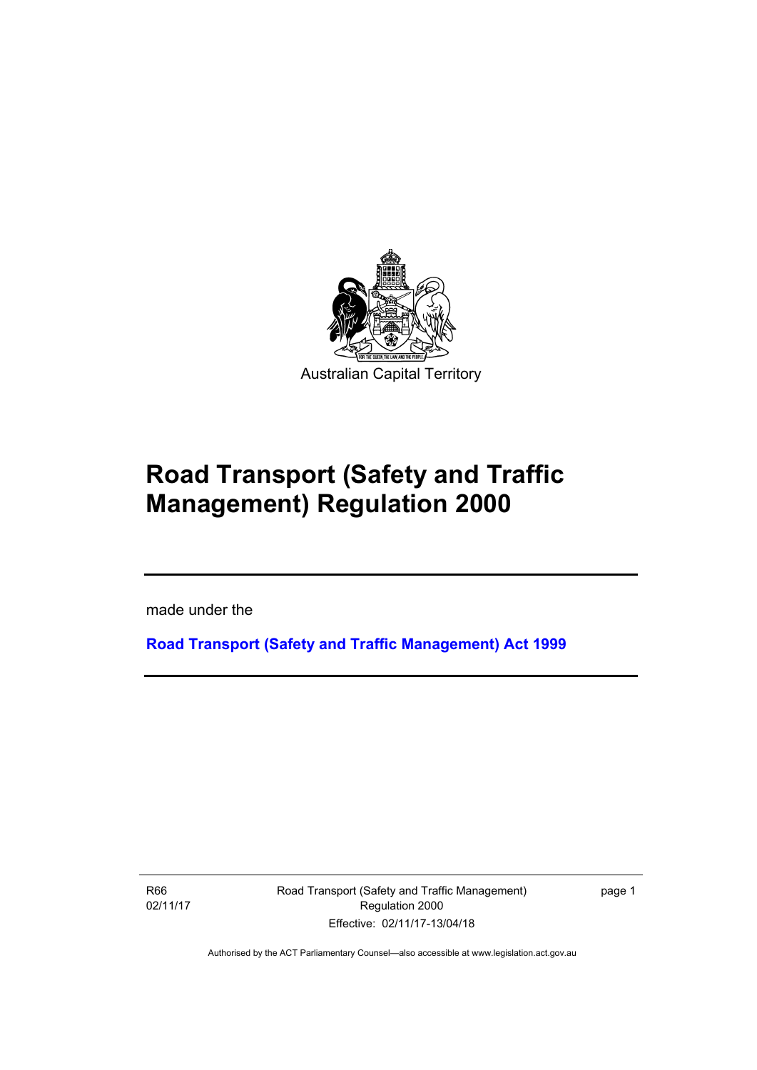Australian Capital Territory

# Road Transport (Safety and Traffic Management) Regulation 2000

made under the

**Road Transport (Safety and Traffic Management) Act 1999**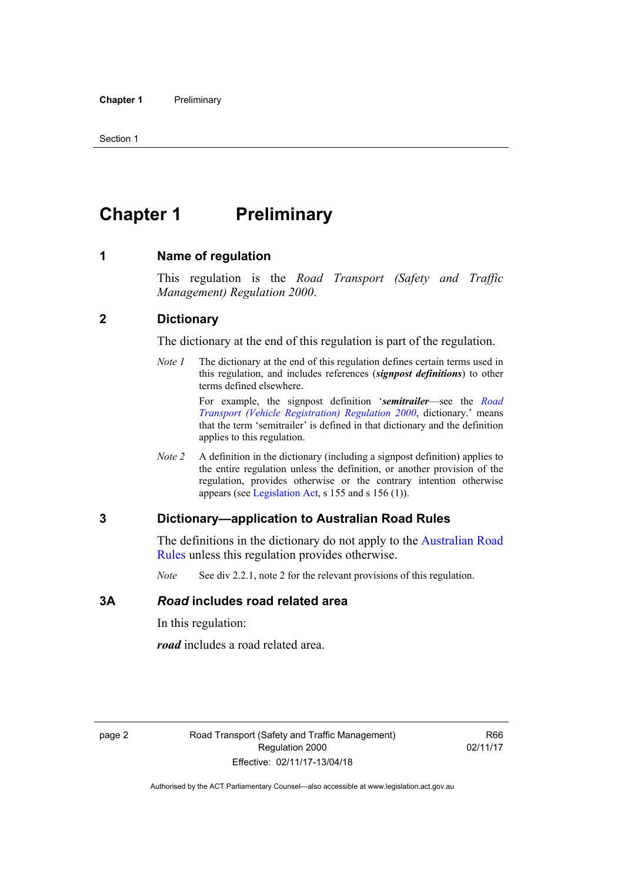# Chapter 1 Preliminary

## 1 Name of regulation

This regulation is the *Road Transport (Safety and Traffic Management) Regulation 2000*.

## 2 Dictionary

The dictionary at the end of this regulation is part of the regulation.

*Note 1* The dictionary at the end of this regulation defines certain terms used in this regulation, and includes references (***signpost definitions***) to other terms defined elsewhere.

For example, the signpost definition '***semitrailer***—see the *Road Transport (Vehicle Registration) Regulation 2000*, dictionary.' means that the term 'semitrailer' is defined in that dictionary and the definition applies to this regulation.

*Note 2* A definition in the dictionary (including a signpost definition) applies to the entire regulation unless the definition, or another provision of the regulation, provides otherwise or the contrary intention otherwise appears (see Legislation Act, s 155 and s 156 (1)).

## 3 Dictionary—application to Australian Road Rules

The definitions in the dictionary do not apply to the Australian Road Rules unless this regulation provides otherwise.

*Note* See div 2.2.1, note 2 for the relevant provisions of this regulation.

## 3A *Road* includes road related area

In this regulation:

***road*** includes a road related area.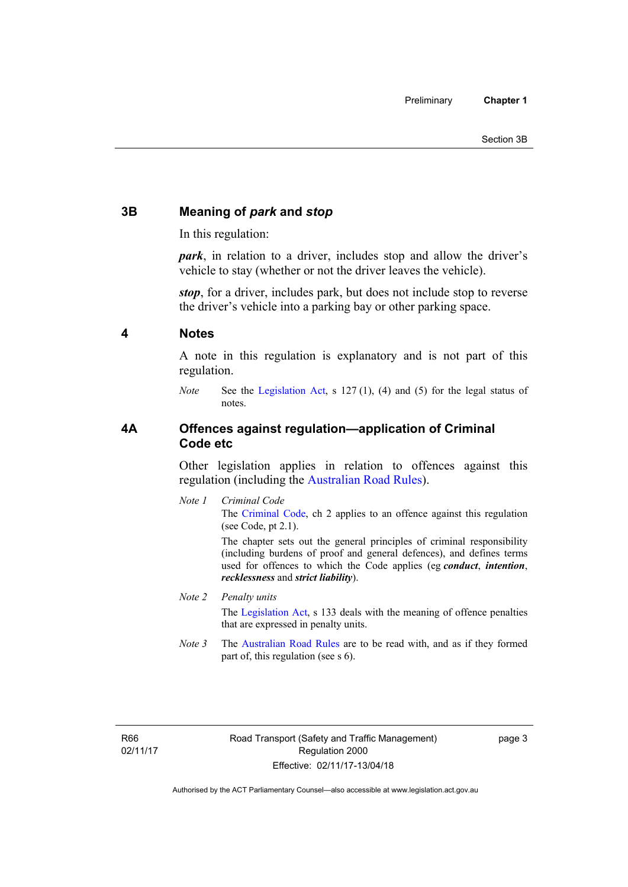## 3B Meaning of *park* and *stop*

In this regulation:

***park***, in relation to a driver, includes stop and allow the driver's vehicle to stay (whether or not the driver leaves the vehicle).

***stop***, for a driver, includes park, but does not include stop to reverse the driver's vehicle into a parking bay or other parking space.

## 4 Notes

A note in this regulation is explanatory and is not part of this regulation.

*Note* See the Legislation Act, s 127 (1), (4) and (5) for the legal status of notes.

## 4A Offences against regulation—application of Criminal Code etc

Other legislation applies in relation to offences against this regulation (including the Australian Road Rules).

*Note 1* *Criminal Code*

The Criminal Code, ch 2 applies to an offence against this regulation (see Code, pt 2.1).

The chapter sets out the general principles of criminal responsibility (including burdens of proof and general defences), and defines terms used for offences to which the Code applies (eg ***conduct***, ***intention***, ***recklessness*** and ***strict liability***).

*Note 2* *Penalty units*

The Legislation Act, s 133 deals with the meaning of offence penalties that are expressed in penalty units.

*Note 3* The Australian Road Rules are to be read with, and as if they formed part of, this regulation (see s 6).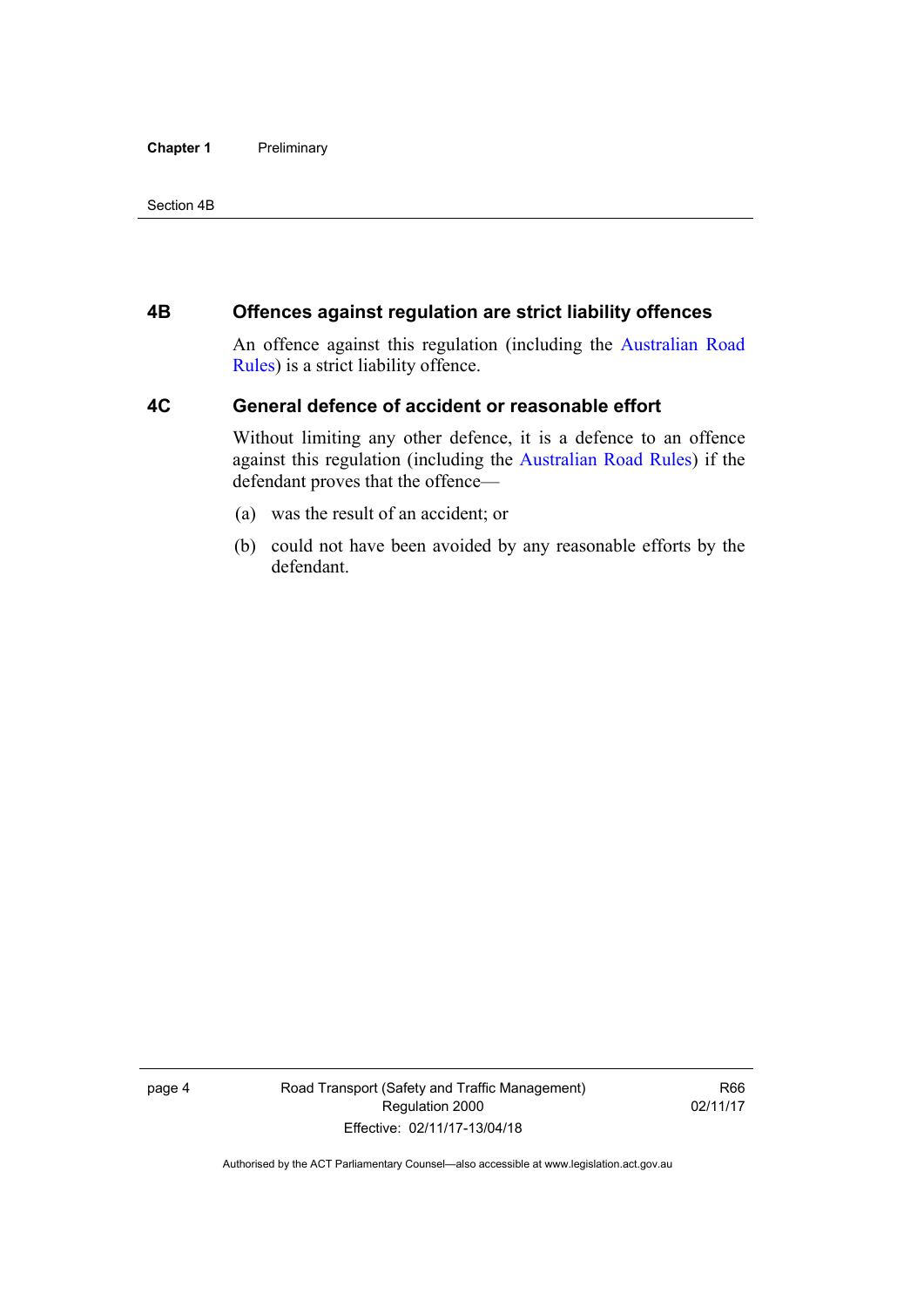## 4B Offences against regulation are strict liability offences

An offence against this regulation (including the Australian Road Rules) is a strict liability offence.

## 4C General defence of accident or reasonable effort

Without limiting any other defence, it is a defence to an offence against this regulation (including the Australian Road Rules) if the defendant proves that the offence—

(a) was the result of an accident; or

(b) could not have been avoided by any reasonable efforts by the defendant.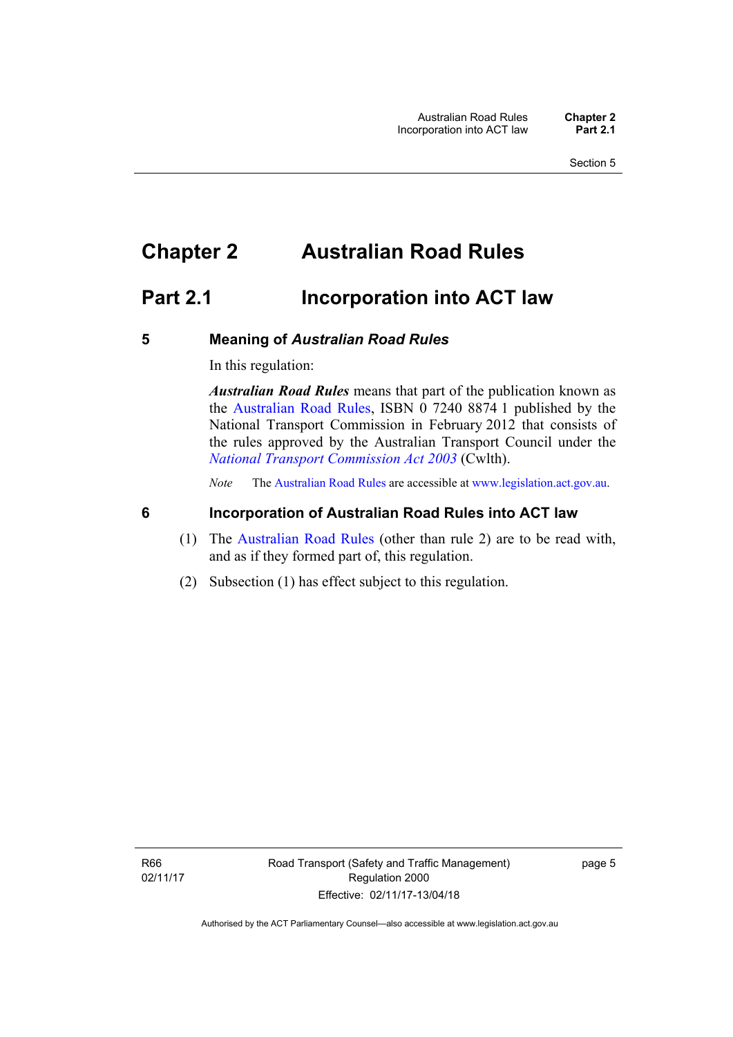# Chapter 2 Australian Road Rules

## Part 2.1 Incorporation into ACT law

### 5 Meaning of *Australian Road Rules*

In this regulation:

***Australian Road Rules*** means that part of the publication known as the Australian Road Rules, ISBN 0 7240 8874 1 published by the National Transport Commission in February 2012 that consists of the rules approved by the Australian Transport Council under the *National Transport Commission Act 2003* (Cwlth).

*Note* The Australian Road Rules are accessible at www.legislation.act.gov.au.

### 6 Incorporation of Australian Road Rules into ACT law

(1) The Australian Road Rules (other than rule 2) are to be read with, and as if they formed part of, this regulation.

(2) Subsection (1) has effect subject to this regulation.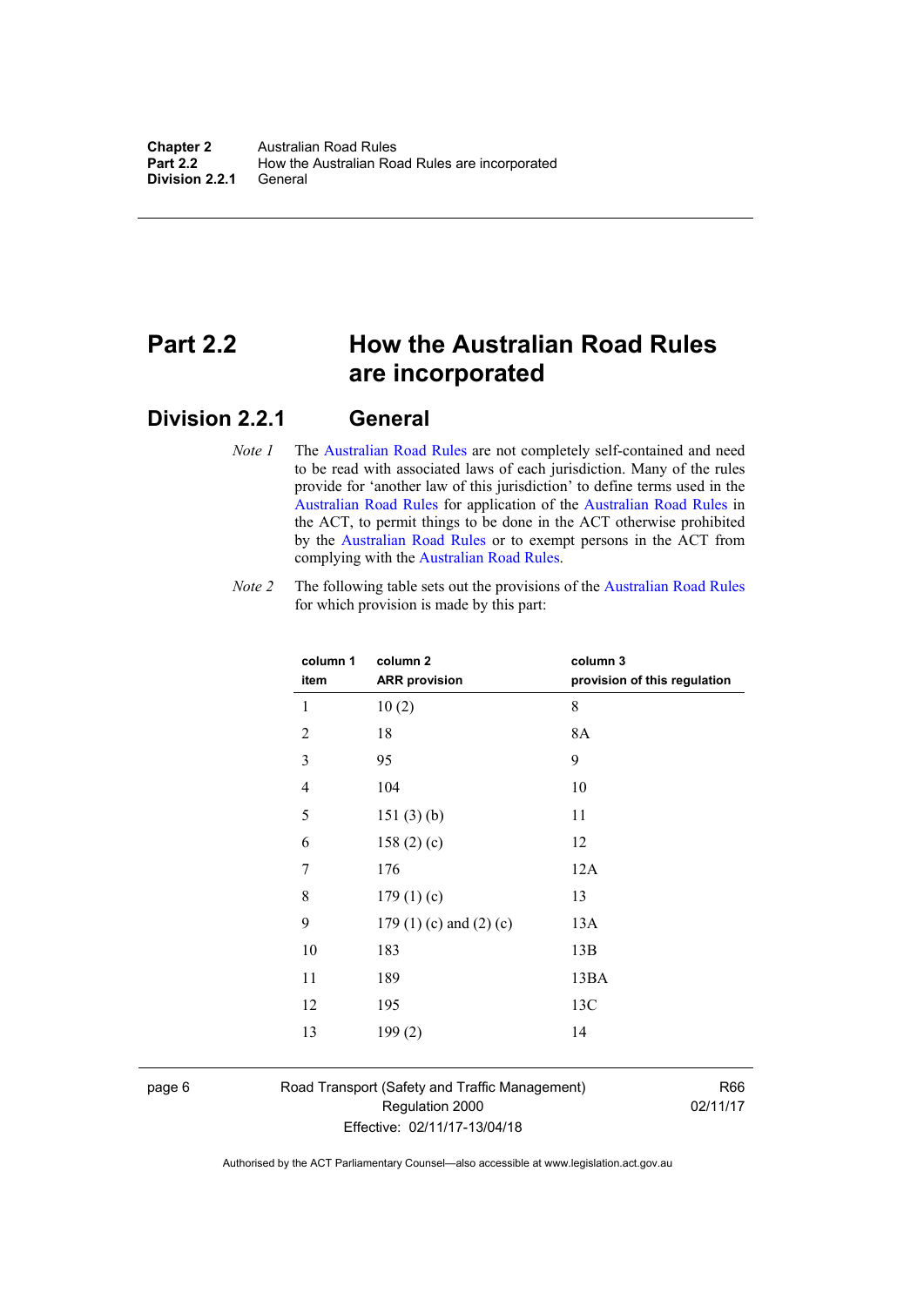# Part 2.2 How the Australian Road Rules are incorporated

## Division 2.2.1 General

*Note 1* The Australian Road Rules are not completely self-contained and need to be read with associated laws of each jurisdiction. Many of the rules provide for 'another law of this jurisdiction' to define terms used in the Australian Road Rules for application of the Australian Road Rules in the ACT, to permit things to be done in the ACT otherwise prohibited by the Australian Road Rules or to exempt persons in the ACT from complying with the Australian Road Rules.

*Note 2* The following table sets out the provisions of the Australian Road Rules for which provision is made by this part:

| column 1 item | column 2 ARR provision | column 3 provision of this regulation |
|---|---|---|
| 1 | 10 (2) | 8 |
| 2 | 18 | 8A |
| 3 | 95 | 9 |
| 4 | 104 | 10 |
| 5 | 151 (3) (b) | 11 |
| 6 | 158 (2) (c) | 12 |
| 7 | 176 | 12A |
| 8 | 179 (1) (c) | 13 |
| 9 | 179 (1) (c) and (2) (c) | 13A |
| 10 | 183 | 13B |
| 11 | 189 | 13BA |
| 12 | 195 | 13C |
| 13 | 199 (2) | 14 |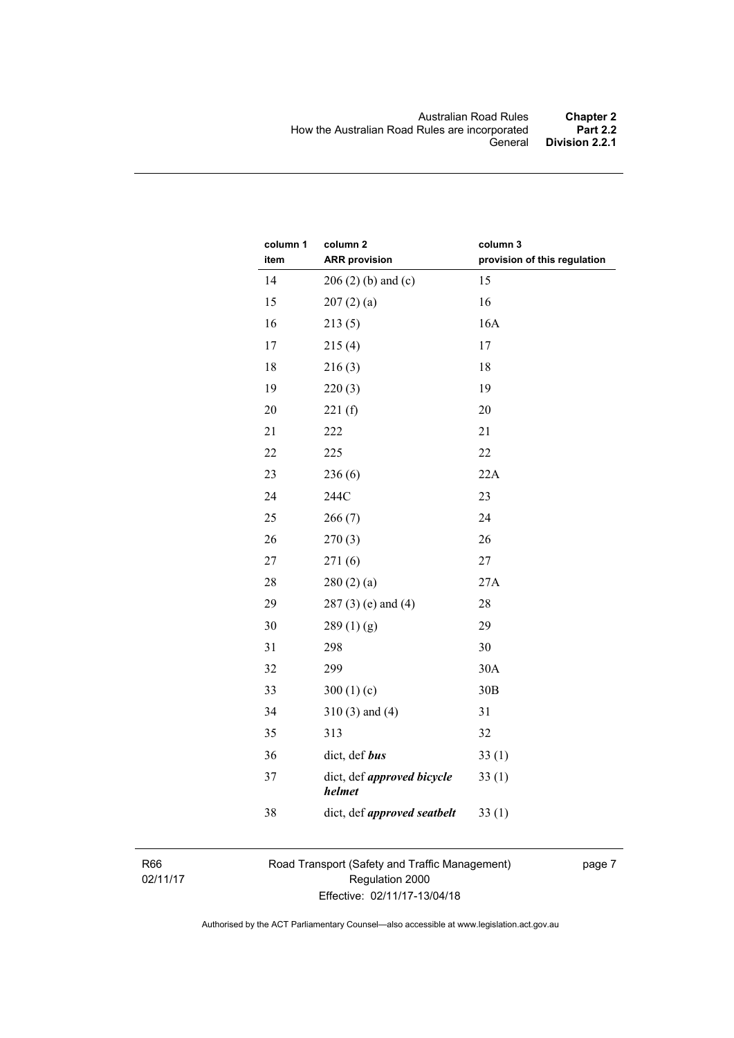| column 1 item | column 2 ARR provision | column 3 provision of this regulation |
|---|---|---|
| 14 | 206 (2) (b) and (c) | 15 |
| 15 | 207 (2) (a) | 16 |
| 16 | 213 (5) | 16A |
| 17 | 215 (4) | 17 |
| 18 | 216 (3) | 18 |
| 19 | 220 (3) | 19 |
| 20 | 221 (f) | 20 |
| 21 | 222 | 21 |
| 22 | 225 | 22 |
| 23 | 236 (6) | 22A |
| 24 | 244C | 23 |
| 25 | 266 (7) | 24 |
| 26 | 270 (3) | 26 |
| 27 | 271 (6) | 27 |
| 28 | 280 (2) (a) | 27A |
| 29 | 287 (3) (e) and (4) | 28 |
| 30 | 289 (1) (g) | 29 |
| 31 | 298 | 30 |
| 32 | 299 | 30A |
| 33 | 300 (1) (c) | 30B |
| 34 | 310 (3) and (4) | 31 |
| 35 | 313 | 32 |
| 36 | dict, def ***bus*** | 33 (1) |
| 37 | dict, def ***approved bicycle helmet*** | 33 (1) |
| 38 | dict, def ***approved seatbelt*** | 33 (1) |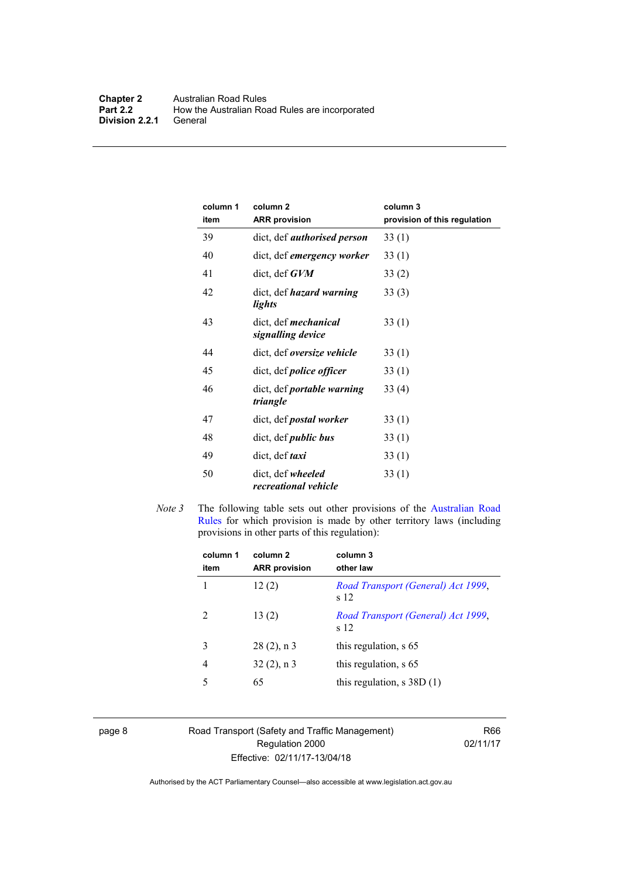| column 1<br>item | column 2<br>ARR provision | column 3<br>provision of this regulation |
|---|---|---|
| 39 | dict, def ***authorised person*** | 33 (1) |
| 40 | dict, def ***emergency worker*** | 33 (1) |
| 41 | dict, def ***GVM*** | 33 (2) |
| 42 | dict, def ***hazard warning lights*** | 33 (3) |
| 43 | dict, def ***mechanical signalling device*** | 33 (1) |
| 44 | dict, def ***oversize vehicle*** | 33 (1) |
| 45 | dict, def ***police officer*** | 33 (1) |
| 46 | dict, def ***portable warning triangle*** | 33 (4) |
| 47 | dict, def ***postal worker*** | 33 (1) |
| 48 | dict, def ***public bus*** | 33 (1) |
| 49 | dict, def ***taxi*** | 33 (1) |
| 50 | dict, def ***wheeled recreational vehicle*** | 33 (1) |

*Note 3* The following table sets out other provisions of the Australian Road Rules for which provision is made by other territory laws (including provisions in other parts of this regulation):

| column 1<br>item | column 2<br>ARR provision | column 3<br>other law |
|---|---|---|
| 1 | 12 (2) | *Road Transport (General) Act 1999*, s 12 |
| 2 | 13 (2) | *Road Transport (General) Act 1999*, s 12 |
| 3 | 28 (2), n 3 | this regulation, s 65 |
| 4 | 32 (2), n 3 | this regulation, s 65 |
| 5 | 65 | this regulation, s 38D (1) |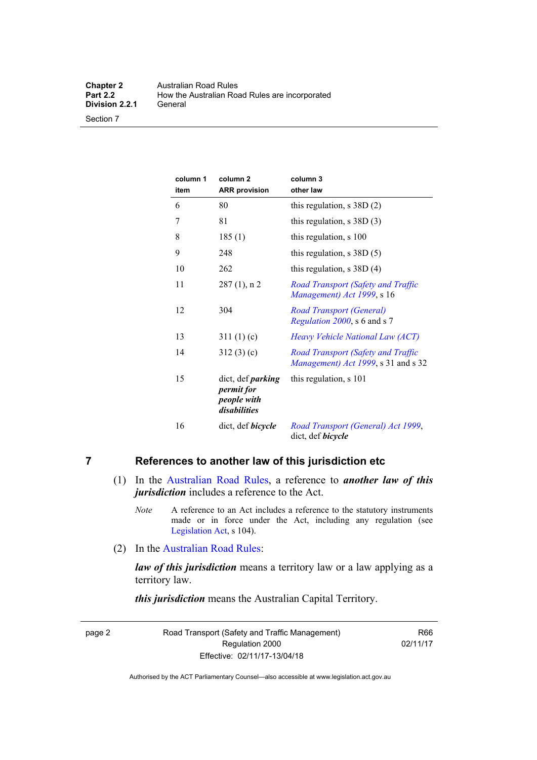| column 1 item | column 2 ARR provision | column 3 other law |
|---|---|---|
| 6 | 80 | this regulation, s 38D (2) |
| 7 | 81 | this regulation, s 38D (3) |
| 8 | 185 (1) | this regulation, s 100 |
| 9 | 248 | this regulation, s 38D (5) |
| 10 | 262 | this regulation, s 38D (4) |
| 11 | 287 (1), n 2 | *Road Transport (Safety and Traffic Management) Act 1999*, s 16 |
| 12 | 304 | *Road Transport (General) Regulation 2000*, s 6 and s 7 |
| 13 | 311 (1) (c) | *Heavy Vehicle National Law (ACT)* |
| 14 | 312 (3) (c) | *Road Transport (Safety and Traffic Management) Act 1999*, s 31 and s 32 |
| 15 | dict, def ***parking permit for people with disabilities*** | this regulation, s 101 |
| 16 | dict, def ***bicycle*** | *Road Transport (General) Act 1999*, dict, def ***bicycle*** |

## 7 References to another law of this jurisdiction etc

(1) In the Australian Road Rules, a reference to ***another law of this jurisdiction*** includes a reference to the Act.

*Note* A reference to an Act includes a reference to the statutory instruments made or in force under the Act, including any regulation (see Legislation Act, s 104).

(2) In the Australian Road Rules:

***law of this jurisdiction*** means a territory law or a law applying as a territory law.

***this jurisdiction*** means the Australian Capital Territory.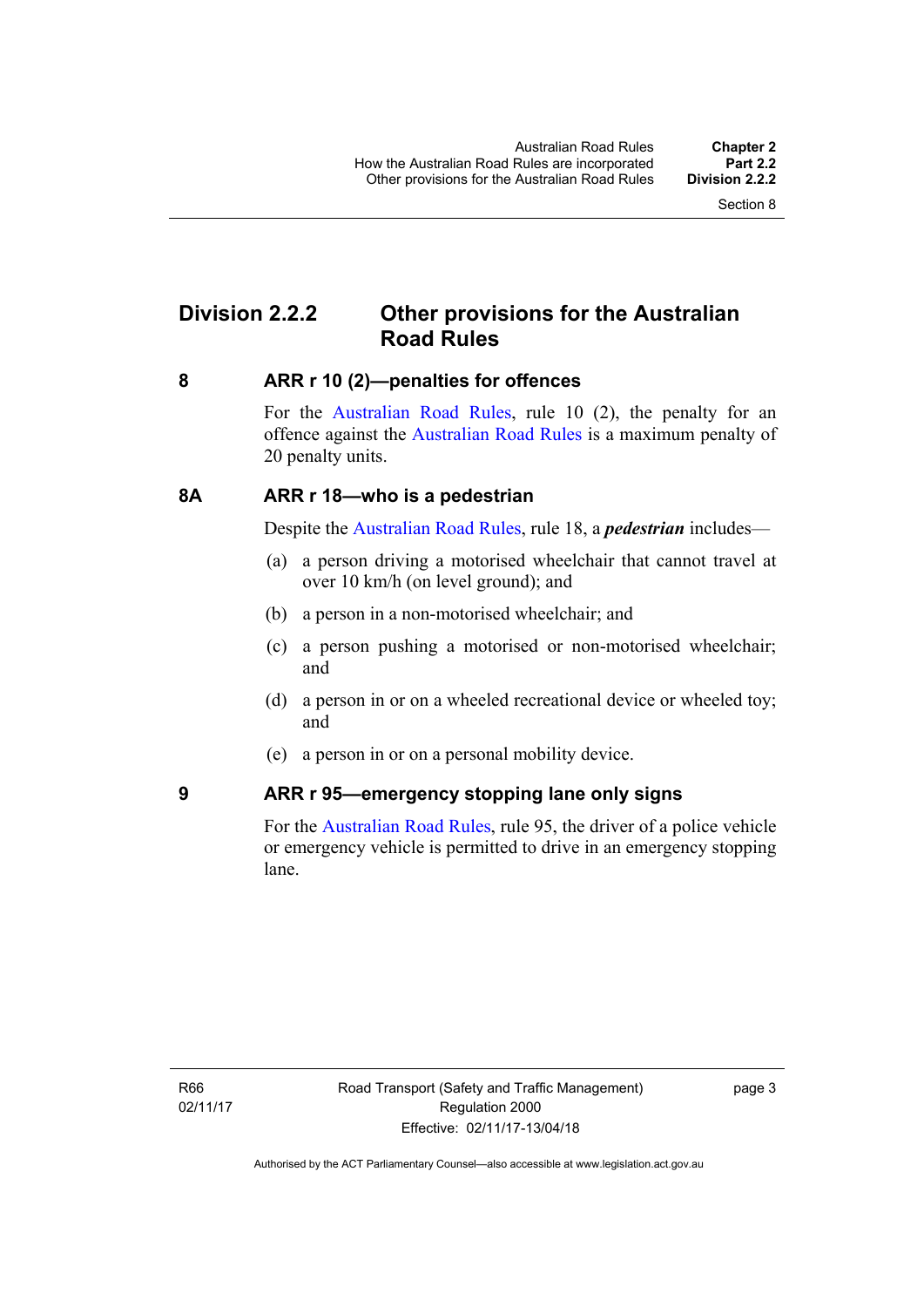## Division 2.2.2 Other provisions for the Australian Road Rules

### 8 ARR r 10 (2)—penalties for offences

For the Australian Road Rules, rule 10 (2), the penalty for an offence against the Australian Road Rules is a maximum penalty of 20 penalty units.

### 8A ARR r 18—who is a pedestrian

Despite the Australian Road Rules, rule 18, a ***pedestrian*** includes—

(a) a person driving a motorised wheelchair that cannot travel at over 10 km/h (on level ground); and

(b) a person in a non-motorised wheelchair; and

(c) a person pushing a motorised or non-motorised wheelchair; and

(d) a person in or on a wheeled recreational device or wheeled toy; and

(e) a person in or on a personal mobility device.

### 9 ARR r 95—emergency stopping lane only signs

For the Australian Road Rules, rule 95, the driver of a police vehicle or emergency vehicle is permitted to drive in an emergency stopping lane.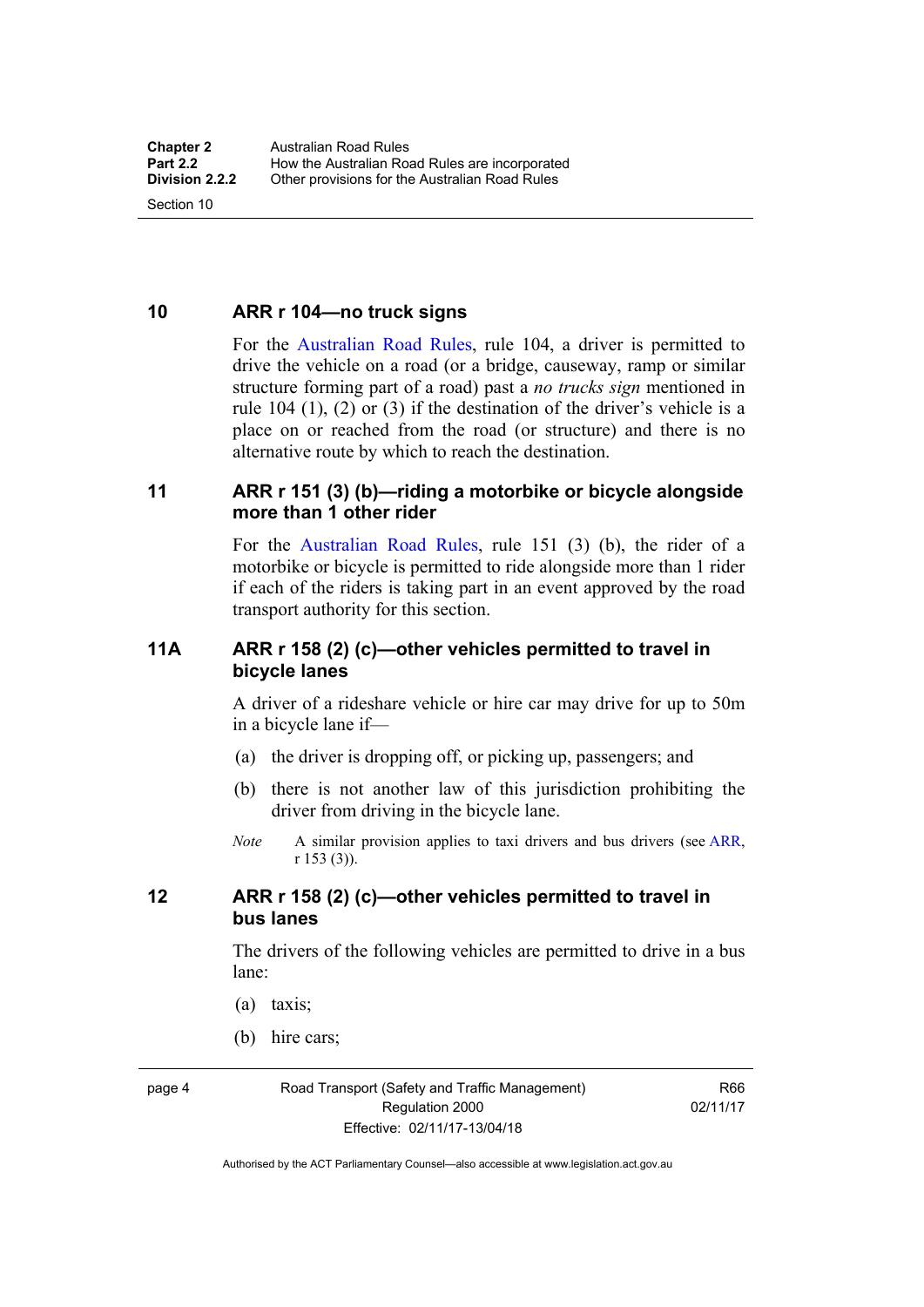## 10 ARR r 104—no truck signs

For the Australian Road Rules, rule 104, a driver is permitted to drive the vehicle on a road (or a bridge, causeway, ramp or similar structure forming part of a road) past a *no trucks sign* mentioned in rule 104 (1), (2) or (3) if the destination of the driver's vehicle is a place on or reached from the road (or structure) and there is no alternative route by which to reach the destination.

## 11 ARR r 151 (3) (b)—riding a motorbike or bicycle alongside more than 1 other rider

For the Australian Road Rules, rule 151 (3) (b), the rider of a motorbike or bicycle is permitted to ride alongside more than 1 rider if each of the riders is taking part in an event approved by the road transport authority for this section.

## 11A ARR r 158 (2) (c)—other vehicles permitted to travel in bicycle lanes

A driver of a rideshare vehicle or hire car may drive for up to 50m in a bicycle lane if—

(a) the driver is dropping off, or picking up, passengers; and

(b) there is not another law of this jurisdiction prohibiting the driver from driving in the bicycle lane.

*Note* A similar provision applies to taxi drivers and bus drivers (see ARR, r 153 (3)).

## 12 ARR r 158 (2) (c)—other vehicles permitted to travel in bus lanes

The drivers of the following vehicles are permitted to drive in a bus lane:

(a) taxis;

(b) hire cars;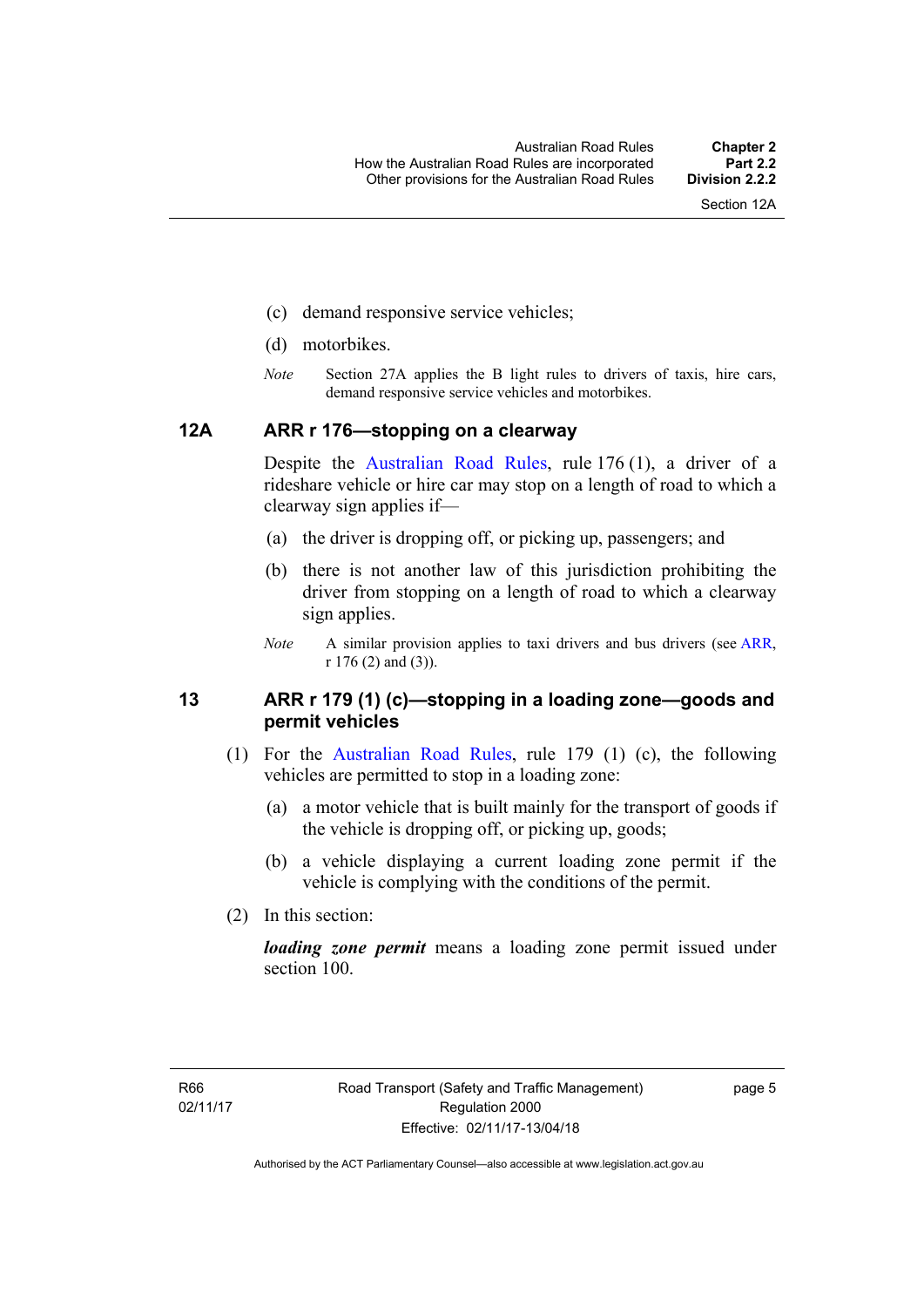(c) demand responsive service vehicles;

(d) motorbikes.

*Note* Section 27A applies the B light rules to drivers of taxis, hire cars, demand responsive service vehicles and motorbikes.

## 12A ARR r 176—stopping on a clearway

Despite the Australian Road Rules, rule 176 (1), a driver of a rideshare vehicle or hire car may stop on a length of road to which a clearway sign applies if—

(a) the driver is dropping off, or picking up, passengers; and

(b) there is not another law of this jurisdiction prohibiting the driver from stopping on a length of road to which a clearway sign applies.

*Note* A similar provision applies to taxi drivers and bus drivers (see ARR, r 176 (2) and (3)).

## 13 ARR r 179 (1) (c)—stopping in a loading zone—goods and permit vehicles

(1) For the Australian Road Rules, rule 179 (1) (c), the following vehicles are permitted to stop in a loading zone:

(a) a motor vehicle that is built mainly for the transport of goods if the vehicle is dropping off, or picking up, goods;

(b) a vehicle displaying a current loading zone permit if the vehicle is complying with the conditions of the permit.

(2) In this section:

***loading zone permit*** means a loading zone permit issued under section 100.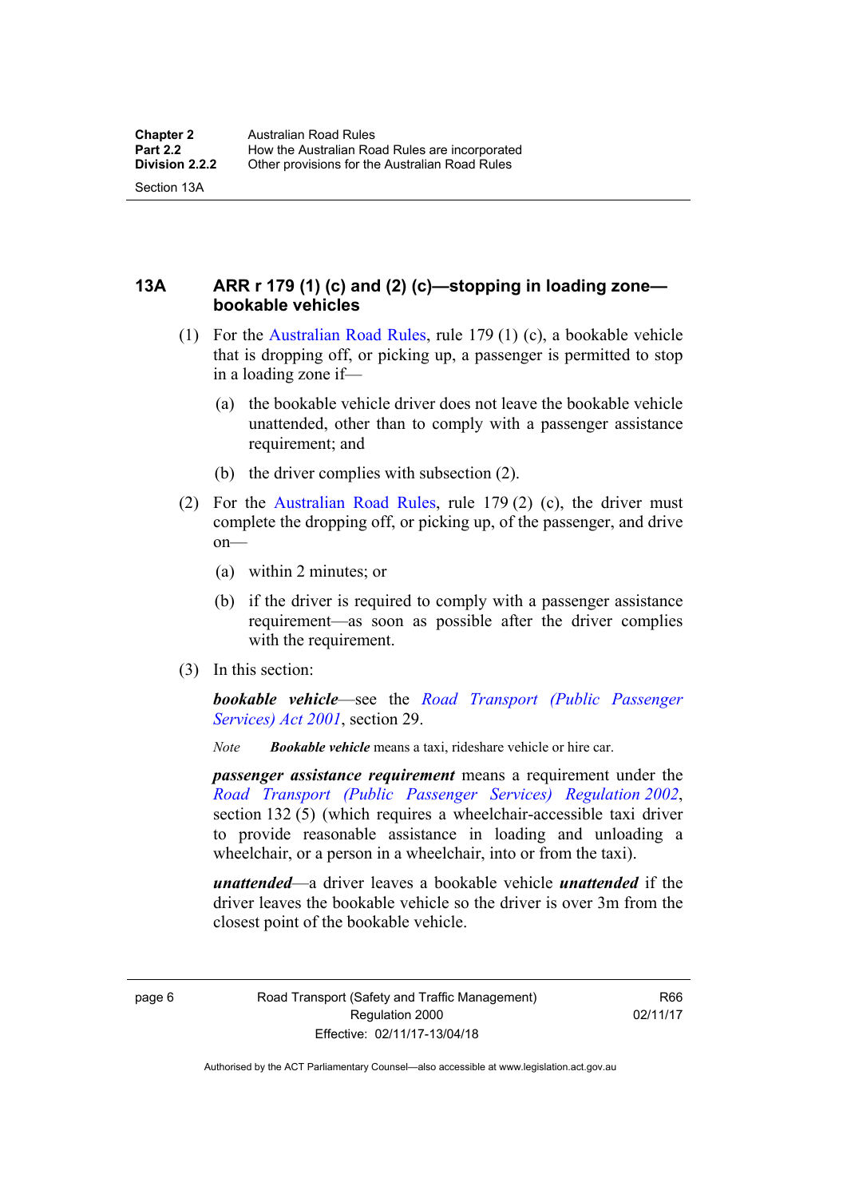### 13A ARR r 179 (1) (c) and (2) (c)—stopping in loading zone—bookable vehicles

(1) For the Australian Road Rules, rule 179 (1) (c), a bookable vehicle that is dropping off, or picking up, a passenger is permitted to stop in a loading zone if—

(a) the bookable vehicle driver does not leave the bookable vehicle unattended, other than to comply with a passenger assistance requirement; and

(b) the driver complies with subsection (2).

(2) For the Australian Road Rules, rule 179 (2) (c), the driver must complete the dropping off, or picking up, of the passenger, and drive on—

(a) within 2 minutes; or

(b) if the driver is required to comply with a passenger assistance requirement—as soon as possible after the driver complies with the requirement.

(3) In this section:

***bookable vehicle***—see the *Road Transport (Public Passenger Services) Act 2001*, section 29.

*Note* ***Bookable vehicle*** means a taxi, rideshare vehicle or hire car.

***passenger assistance requirement*** means a requirement under the *Road Transport (Public Passenger Services) Regulation 2002*, section 132 (5) (which requires a wheelchair-accessible taxi driver to provide reasonable assistance in loading and unloading a wheelchair, or a person in a wheelchair, into or from the taxi).

***unattended***—a driver leaves a bookable vehicle ***unattended*** if the driver leaves the bookable vehicle so the driver is over 3m from the closest point of the bookable vehicle.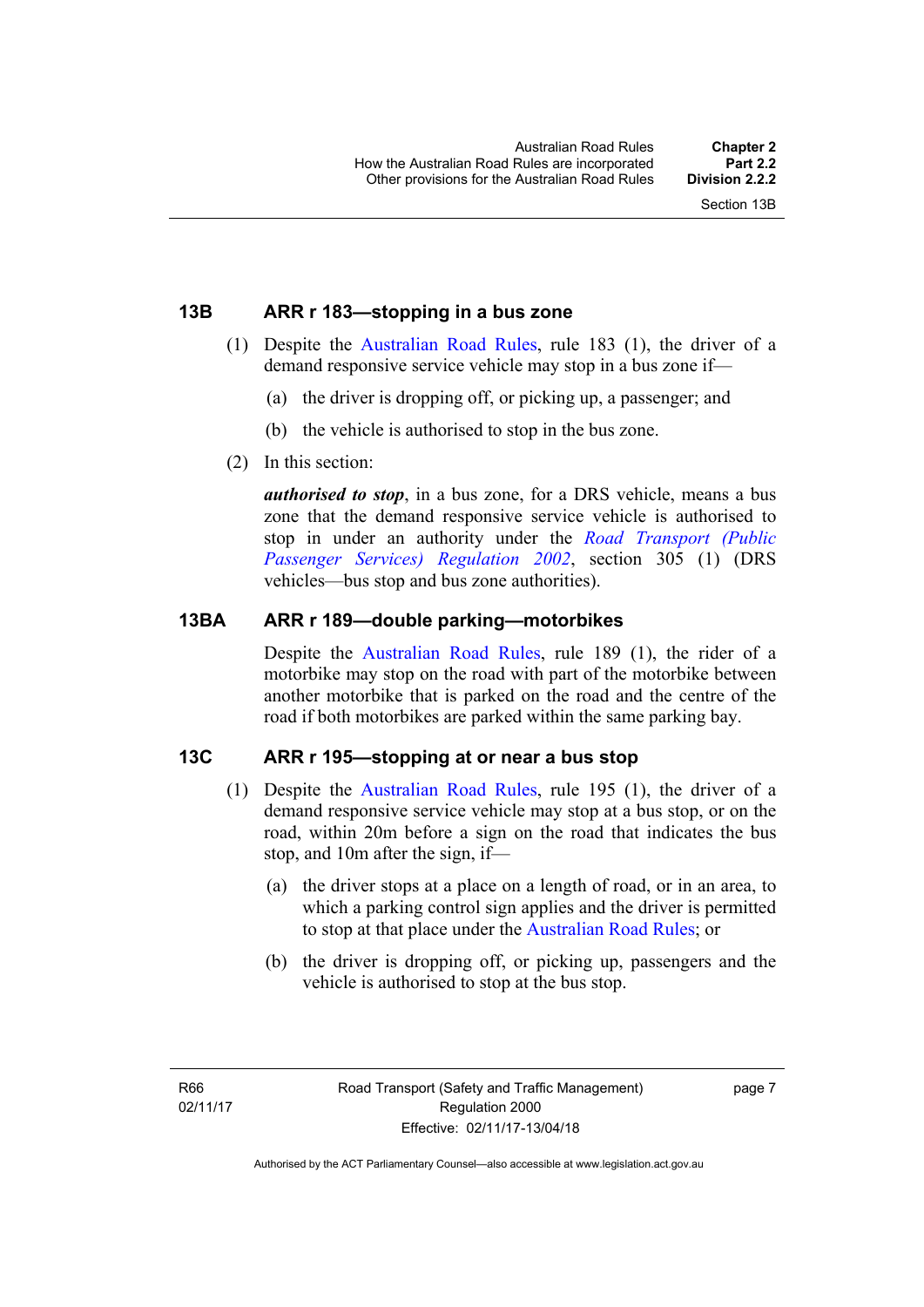### 13B ARR r 183—stopping in a bus zone

(1) Despite the Australian Road Rules, rule 183 (1), the driver of a demand responsive service vehicle may stop in a bus zone if—

(a) the driver is dropping off, or picking up, a passenger; and

(b) the vehicle is authorised to stop in the bus zone.

(2) In this section:

***authorised to stop***, in a bus zone, for a DRS vehicle, means a bus zone that the demand responsive service vehicle is authorised to stop in under an authority under the *Road Transport (Public Passenger Services) Regulation 2002*, section 305 (1) (DRS vehicles—bus stop and bus zone authorities).

### 13BA ARR r 189—double parking—motorbikes

Despite the Australian Road Rules, rule 189 (1), the rider of a motorbike may stop on the road with part of the motorbike between another motorbike that is parked on the road and the centre of the road if both motorbikes are parked within the same parking bay.

### 13C ARR r 195—stopping at or near a bus stop

(1) Despite the Australian Road Rules, rule 195 (1), the driver of a demand responsive service vehicle may stop at a bus stop, or on the road, within 20m before a sign on the road that indicates the bus stop, and 10m after the sign, if—

(a) the driver stops at a place on a length of road, or in an area, to which a parking control sign applies and the driver is permitted to stop at that place under the Australian Road Rules; or

(b) the driver is dropping off, or picking up, passengers and the vehicle is authorised to stop at the bus stop.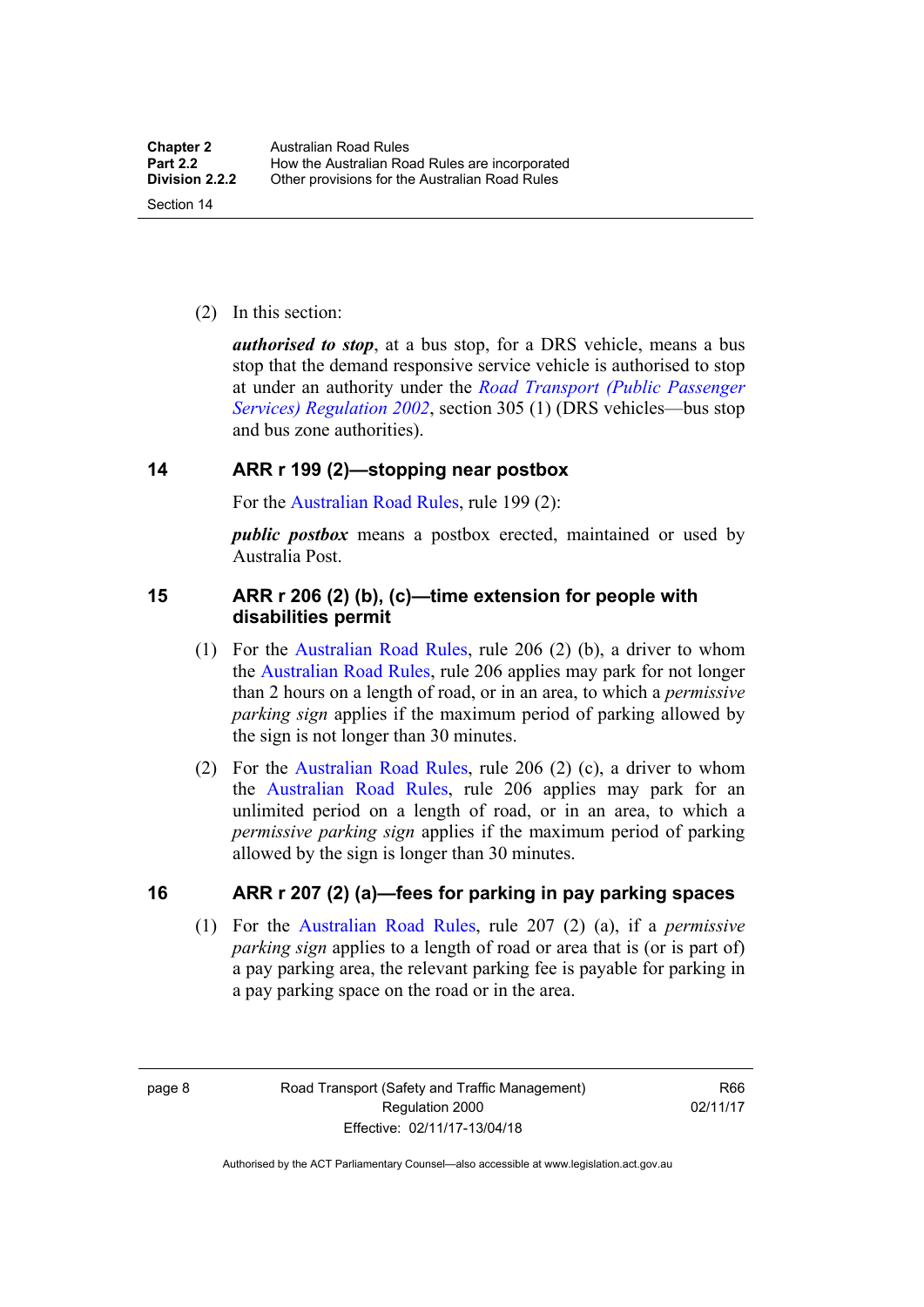(2) In this section:

***authorised to stop***, at a bus stop, for a DRS vehicle, means a bus stop that the demand responsive service vehicle is authorised to stop at under an authority under the *Road Transport (Public Passenger Services) Regulation 2002*, section 305 (1) (DRS vehicles—bus stop and bus zone authorities).

## 14 ARR r 199 (2)—stopping near postbox

For the Australian Road Rules, rule 199 (2):

***public postbox*** means a postbox erected, maintained or used by Australia Post.

## 15 ARR r 206 (2) (b), (c)—time extension for people with disabilities permit

(1) For the Australian Road Rules, rule 206 (2) (b), a driver to whom the Australian Road Rules, rule 206 applies may park for not longer than 2 hours on a length of road, or in an area, to which a *permissive parking sign* applies if the maximum period of parking allowed by the sign is not longer than 30 minutes.

(2) For the Australian Road Rules, rule 206 (2) (c), a driver to whom the Australian Road Rules, rule 206 applies may park for an unlimited period on a length of road, or in an area, to which a *permissive parking sign* applies if the maximum period of parking allowed by the sign is longer than 30 minutes.

## 16 ARR r 207 (2) (a)—fees for parking in pay parking spaces

(1) For the Australian Road Rules, rule 207 (2) (a), if a *permissive parking sign* applies to a length of road or area that is (or is part of) a pay parking area, the relevant parking fee is payable for parking in a pay parking space on the road or in the area.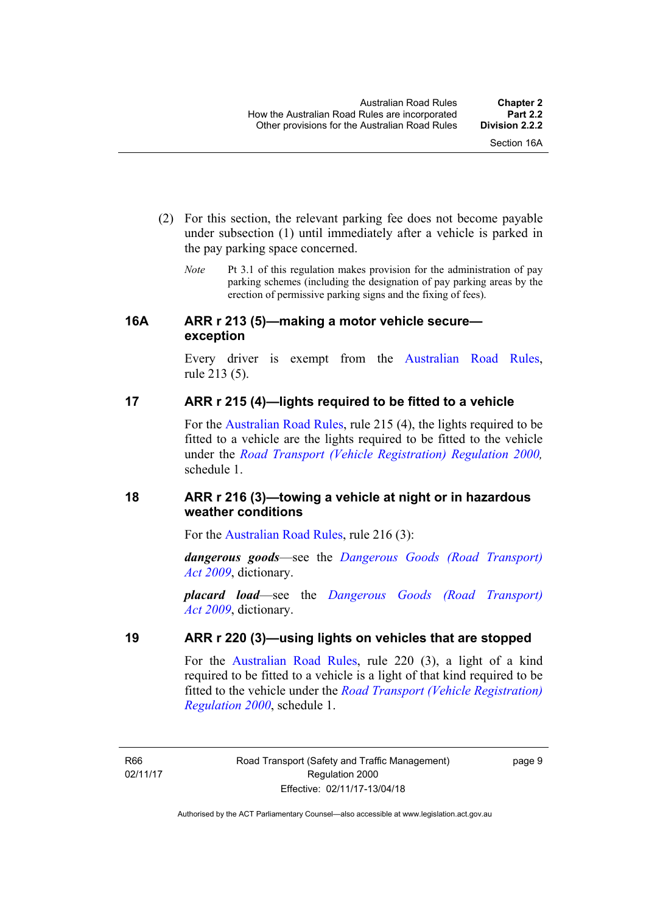(2) For this section, the relevant parking fee does not become payable under subsection (1) until immediately after a vehicle is parked in the pay parking space concerned.

*Note* Pt 3.1 of this regulation makes provision for the administration of pay parking schemes (including the designation of pay parking areas by the erection of permissive parking signs and the fixing of fees).

## 16A ARR r 213 (5)—making a motor vehicle secure—exception

Every driver is exempt from the Australian Road Rules, rule 213 (5).

## 17 ARR r 215 (4)—lights required to be fitted to a vehicle

For the Australian Road Rules, rule 215 (4), the lights required to be fitted to a vehicle are the lights required to be fitted to the vehicle under the *Road Transport (Vehicle Registration) Regulation 2000,* schedule 1.

## 18 ARR r 216 (3)—towing a vehicle at night or in hazardous weather conditions

For the Australian Road Rules, rule 216 (3):

***dangerous goods***—see the *Dangerous Goods (Road Transport) Act 2009*, dictionary.

***placard load***—see the *Dangerous Goods (Road Transport) Act 2009*, dictionary.

## 19 ARR r 220 (3)—using lights on vehicles that are stopped

For the Australian Road Rules, rule 220 (3), a light of a kind required to be fitted to a vehicle is a light of that kind required to be fitted to the vehicle under the *Road Transport (Vehicle Registration) Regulation 2000*, schedule 1.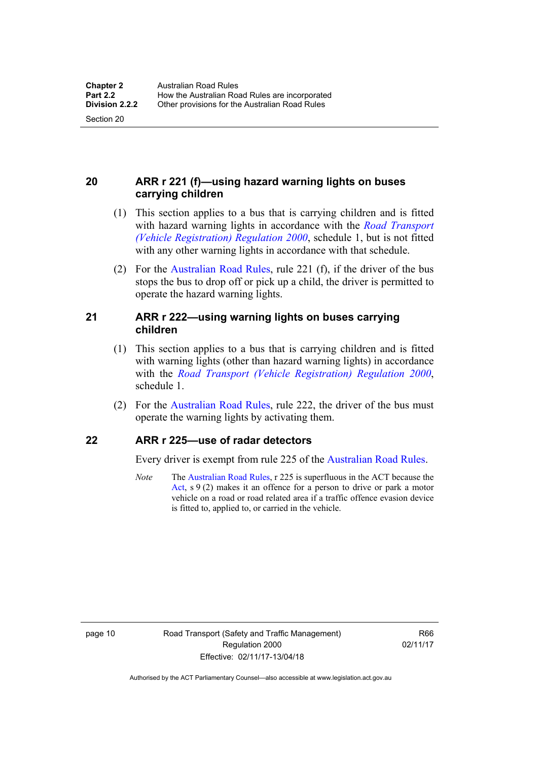## 20 ARR r 221 (f)—using hazard warning lights on buses carrying children

(1) This section applies to a bus that is carrying children and is fitted with hazard warning lights in accordance with the *Road Transport (Vehicle Registration) Regulation 2000*, schedule 1, but is not fitted with any other warning lights in accordance with that schedule.

(2) For the Australian Road Rules, rule 221 (f), if the driver of the bus stops the bus to drop off or pick up a child, the driver is permitted to operate the hazard warning lights.

## 21 ARR r 222—using warning lights on buses carrying children

(1) This section applies to a bus that is carrying children and is fitted with warning lights (other than hazard warning lights) in accordance with the *Road Transport (Vehicle Registration) Regulation 2000*, schedule 1.

(2) For the Australian Road Rules, rule 222, the driver of the bus must operate the warning lights by activating them.

## 22 ARR r 225—use of radar detectors

Every driver is exempt from rule 225 of the Australian Road Rules.

*Note* The Australian Road Rules, r 225 is superfluous in the ACT because the Act, s 9 (2) makes it an offence for a person to drive or park a motor vehicle on a road or road related area if a traffic offence evasion device is fitted to, applied to, or carried in the vehicle.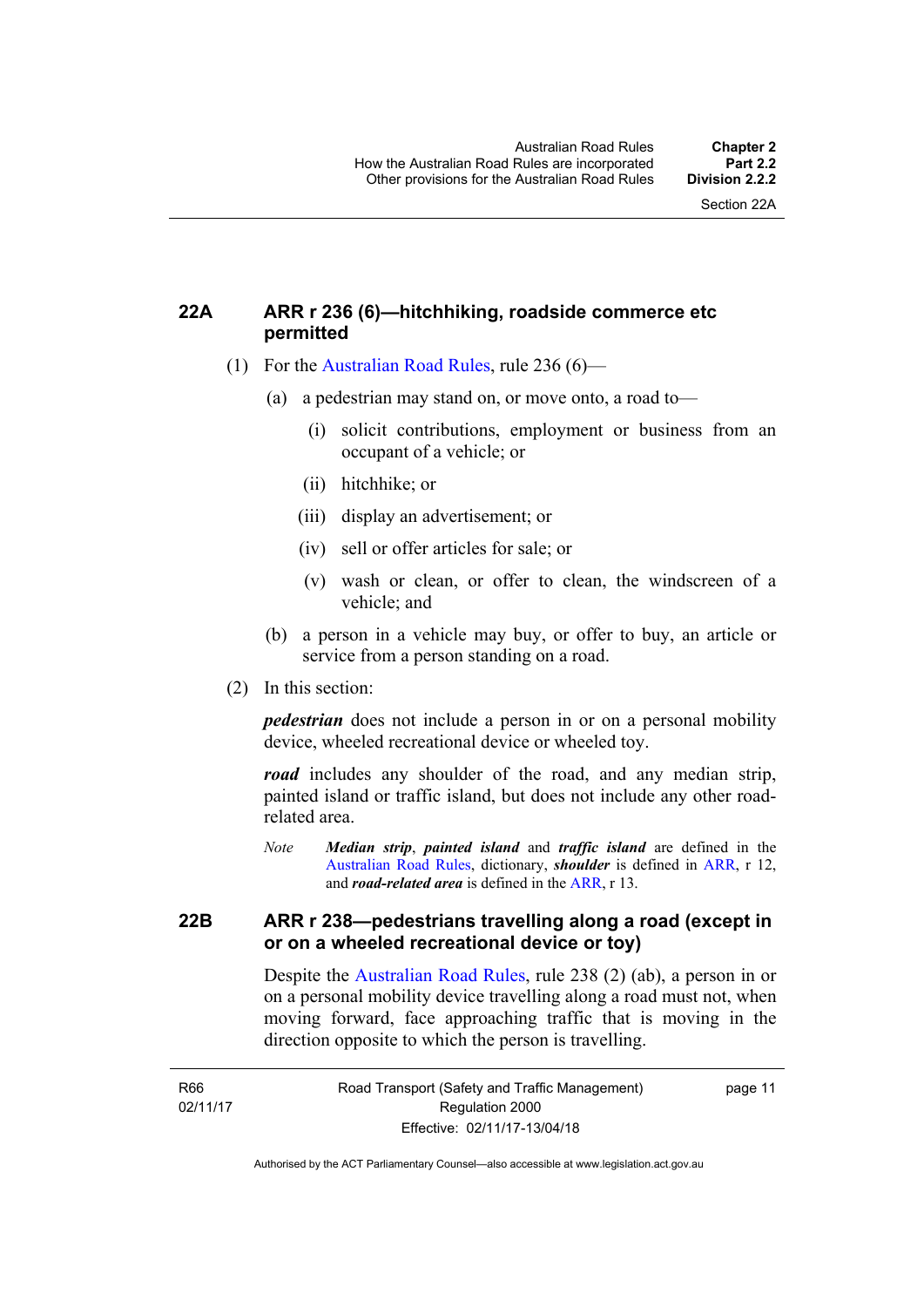### 22A ARR r 236 (6)—hitchhiking, roadside commerce etc permitted

(1) For the Australian Road Rules, rule 236 (6)—

(a) a pedestrian may stand on, or move onto, a road to—

(i) solicit contributions, employment or business from an occupant of a vehicle; or

(ii) hitchhike; or

(iii) display an advertisement; or

(iv) sell or offer articles for sale; or

(v) wash or clean, or offer to clean, the windscreen of a vehicle; and

(b) a person in a vehicle may buy, or offer to buy, an article or service from a person standing on a road.

(2) In this section:

***pedestrian*** does not include a person in or on a personal mobility device, wheeled recreational device or wheeled toy.

***road*** includes any shoulder of the road, and any median strip, painted island or traffic island, but does not include any other road-related area.

*Note* ***Median strip***, ***painted island*** and ***traffic island*** are defined in the Australian Road Rules, dictionary, ***shoulder*** is defined in ARR, r 12, and ***road-related area*** is defined in the ARR, r 13.

### 22B ARR r 238—pedestrians travelling along a road (except in or on a wheeled recreational device or toy)

Despite the Australian Road Rules, rule 238 (2) (ab), a person in or on a personal mobility device travelling along a road must not, when moving forward, face approaching traffic that is moving in the direction opposite to which the person is travelling.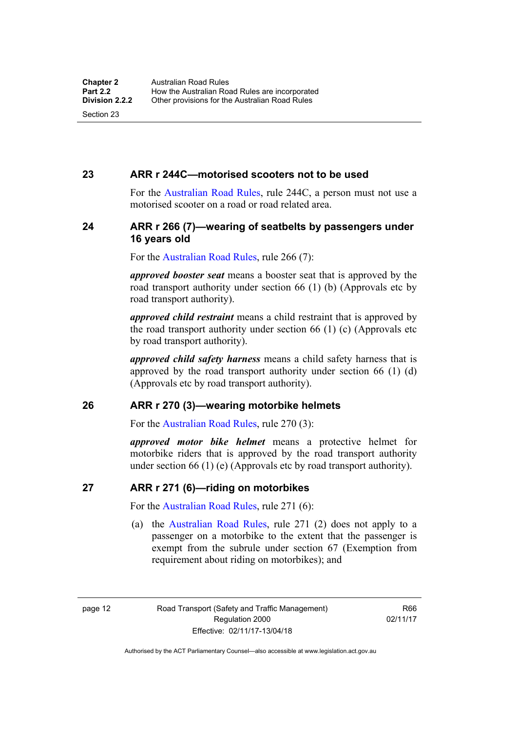## 23 ARR r 244C—motorised scooters not to be used

For the Australian Road Rules, rule 244C, a person must not use a motorised scooter on a road or road related area.

## 24 ARR r 266 (7)—wearing of seatbelts by passengers under 16 years old

For the Australian Road Rules, rule 266 (7):

***approved booster seat*** means a booster seat that is approved by the road transport authority under section 66 (1) (b) (Approvals etc by road transport authority).

***approved child restraint*** means a child restraint that is approved by the road transport authority under section 66 (1) (c) (Approvals etc by road transport authority).

***approved child safety harness*** means a child safety harness that is approved by the road transport authority under section 66 (1) (d) (Approvals etc by road transport authority).

## 26 ARR r 270 (3)—wearing motorbike helmets

For the Australian Road Rules, rule 270 (3):

***approved motor bike helmet*** means a protective helmet for motorbike riders that is approved by the road transport authority under section 66 (1) (e) (Approvals etc by road transport authority).

## 27 ARR r 271 (6)—riding on motorbikes

For the Australian Road Rules, rule 271 (6):

(a) the Australian Road Rules, rule 271 (2) does not apply to a passenger on a motorbike to the extent that the passenger is exempt from the subrule under section 67 (Exemption from requirement about riding on motorbikes); and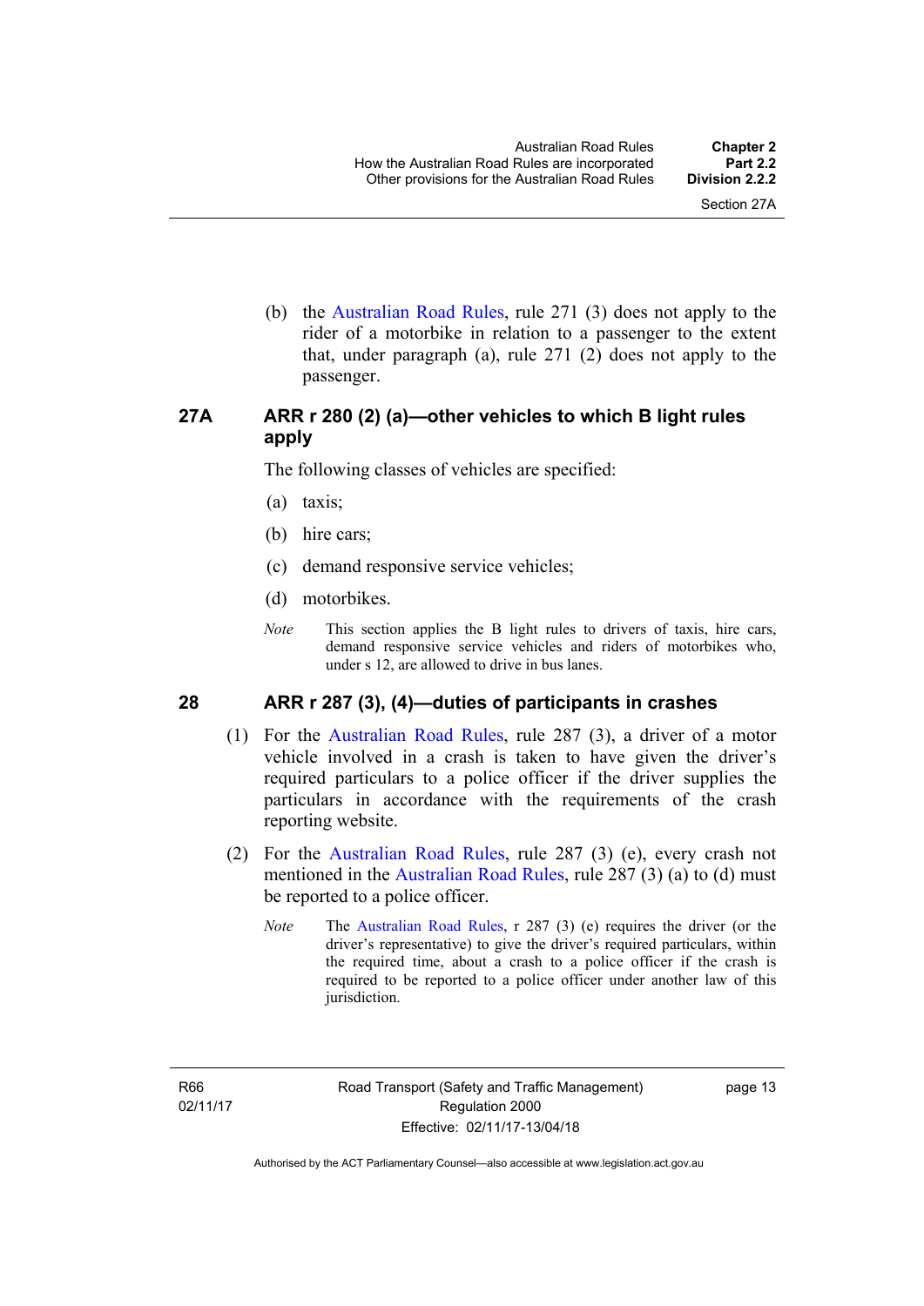(b) the Australian Road Rules, rule 271 (3) does not apply to the rider of a motorbike in relation to a passenger to the extent that, under paragraph (a), rule 271 (2) does not apply to the passenger.

### 27A ARR r 280 (2) (a)—other vehicles to which B light rules apply

The following classes of vehicles are specified:

(a) taxis;

(b) hire cars;

(c) demand responsive service vehicles;

(d) motorbikes.

*Note* This section applies the B light rules to drivers of taxis, hire cars, demand responsive service vehicles and riders of motorbikes who, under s 12, are allowed to drive in bus lanes.

### 28 ARR r 287 (3), (4)—duties of participants in crashes

(1) For the Australian Road Rules, rule 287 (3), a driver of a motor vehicle involved in a crash is taken to have given the driver's required particulars to a police officer if the driver supplies the particulars in accordance with the requirements of the crash reporting website.

(2) For the Australian Road Rules, rule 287 (3) (e), every crash not mentioned in the Australian Road Rules, rule 287 (3) (a) to (d) must be reported to a police officer.

*Note* The Australian Road Rules, r 287 (3) (e) requires the driver (or the driver's representative) to give the driver's required particulars, within the required time, about a crash to a police officer if the crash is required to be reported to a police officer under another law of this jurisdiction.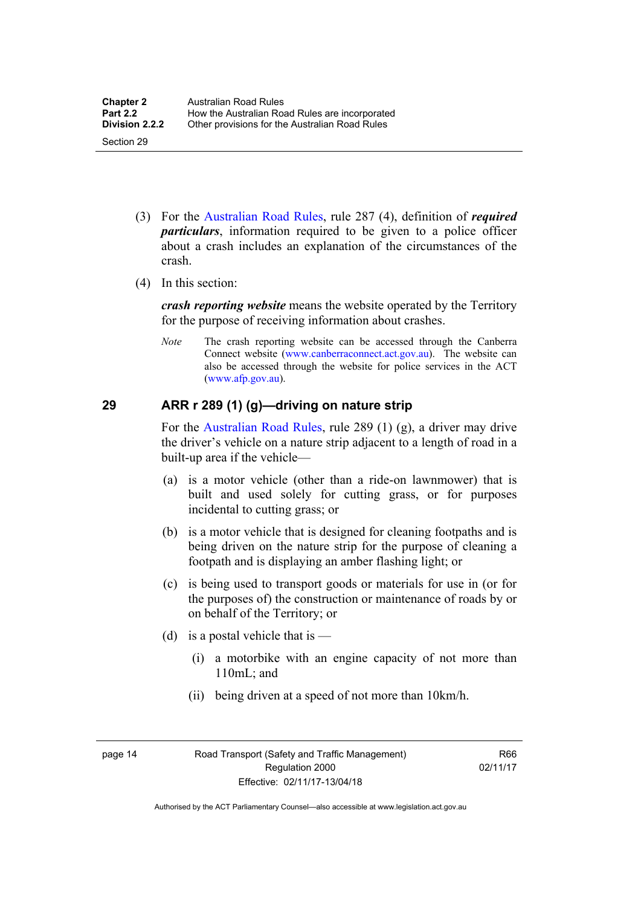(3) For the Australian Road Rules, rule 287 (4), definition of ***required particulars***, information required to be given to a police officer about a crash includes an explanation of the circumstances of the crash.

(4) In this section:

***crash reporting website*** means the website operated by the Territory for the purpose of receiving information about crashes.

*Note* The crash reporting website can be accessed through the Canberra Connect website (www.canberraconnect.act.gov.au). The website can also be accessed through the website for police services in the ACT (www.afp.gov.au).

## 29 ARR r 289 (1) (g)—driving on nature strip

For the Australian Road Rules, rule 289 (1) (g), a driver may drive the driver's vehicle on a nature strip adjacent to a length of road in a built-up area if the vehicle—

(a) is a motor vehicle (other than a ride-on lawnmower) that is built and used solely for cutting grass, or for purposes incidental to cutting grass; or

(b) is a motor vehicle that is designed for cleaning footpaths and is being driven on the nature strip for the purpose of cleaning a footpath and is displaying an amber flashing light; or

(c) is being used to transport goods or materials for use in (or for the purposes of) the construction or maintenance of roads by or on behalf of the Territory; or

(d) is a postal vehicle that is —

(i) a motorbike with an engine capacity of not more than 110mL; and

(ii) being driven at a speed of not more than 10km/h.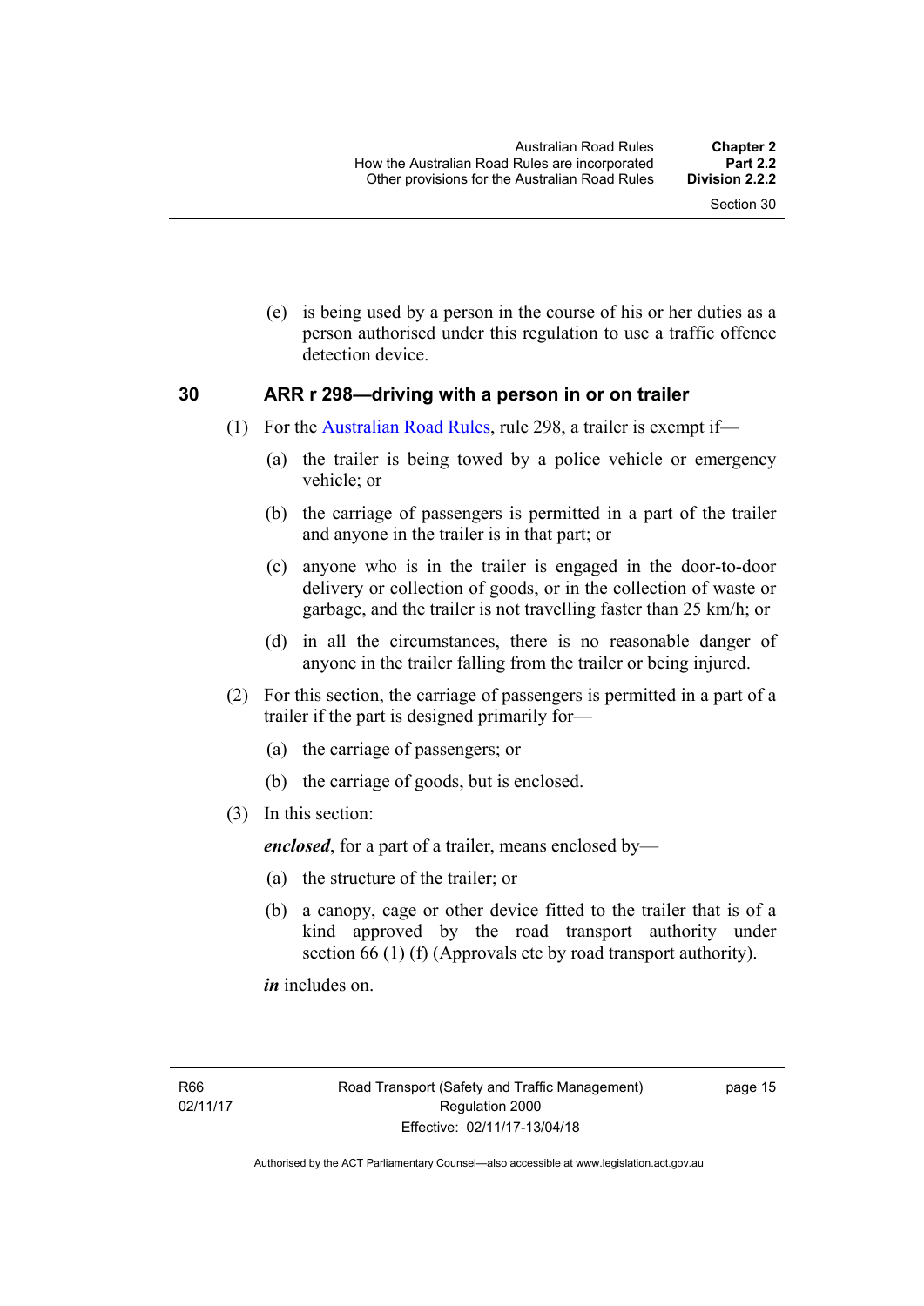(e) is being used by a person in the course of his or her duties as a person authorised under this regulation to use a traffic offence detection device.

### 30 ARR r 298—driving with a person in or on trailer

(1) For the Australian Road Rules, rule 298, a trailer is exempt if—

(a) the trailer is being towed by a police vehicle or emergency vehicle; or

(b) the carriage of passengers is permitted in a part of the trailer and anyone in the trailer is in that part; or

(c) anyone who is in the trailer is engaged in the door-to-door delivery or collection of goods, or in the collection of waste or garbage, and the trailer is not travelling faster than 25 km/h; or

(d) in all the circumstances, there is no reasonable danger of anyone in the trailer falling from the trailer or being injured.

(2) For this section, the carriage of passengers is permitted in a part of a trailer if the part is designed primarily for—

(a) the carriage of passengers; or

(b) the carriage of goods, but is enclosed.

(3) In this section:

***enclosed***, for a part of a trailer, means enclosed by—

(a) the structure of the trailer; or

(b) a canopy, cage or other device fitted to the trailer that is of a kind approved by the road transport authority under section 66 (1) (f) (Approvals etc by road transport authority).

***in*** includes on.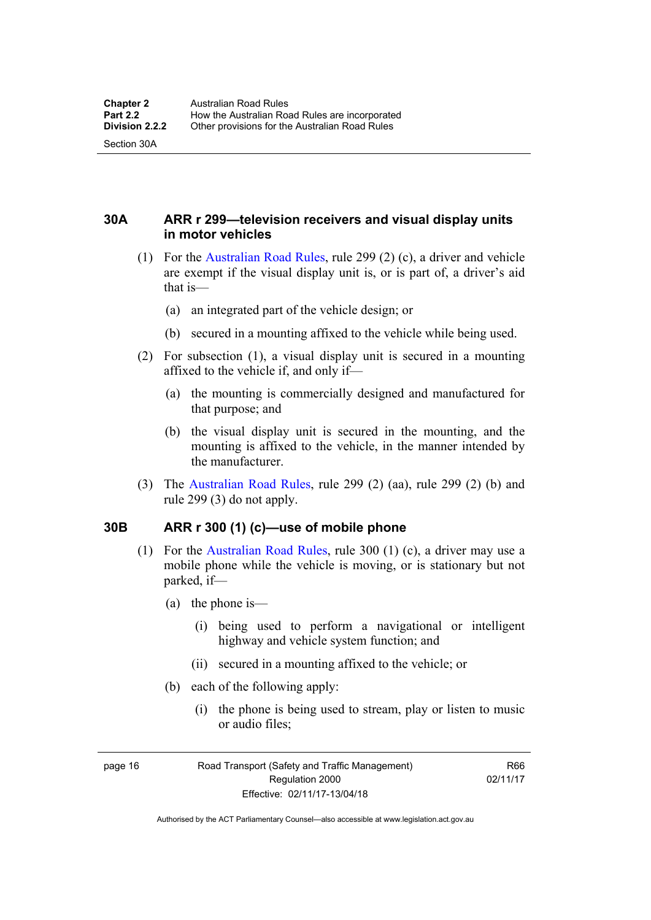### 30A ARR r 299—television receivers and visual display units in motor vehicles

(1) For the Australian Road Rules, rule 299 (2) (c), a driver and vehicle are exempt if the visual display unit is, or is part of, a driver's aid that is—

(a) an integrated part of the vehicle design; or

(b) secured in a mounting affixed to the vehicle while being used.

(2) For subsection (1), a visual display unit is secured in a mounting affixed to the vehicle if, and only if—

(a) the mounting is commercially designed and manufactured for that purpose; and

(b) the visual display unit is secured in the mounting, and the mounting is affixed to the vehicle, in the manner intended by the manufacturer.

(3) The Australian Road Rules, rule 299 (2) (aa), rule 299 (2) (b) and rule 299 (3) do not apply.

### 30B ARR r 300 (1) (c)—use of mobile phone

(1) For the Australian Road Rules, rule 300 (1) (c), a driver may use a mobile phone while the vehicle is moving, or is stationary but not parked, if—

(a) the phone is—

(i) being used to perform a navigational or intelligent highway and vehicle system function; and

(ii) secured in a mounting affixed to the vehicle; or

(b) each of the following apply:

(i) the phone is being used to stream, play or listen to music or audio files;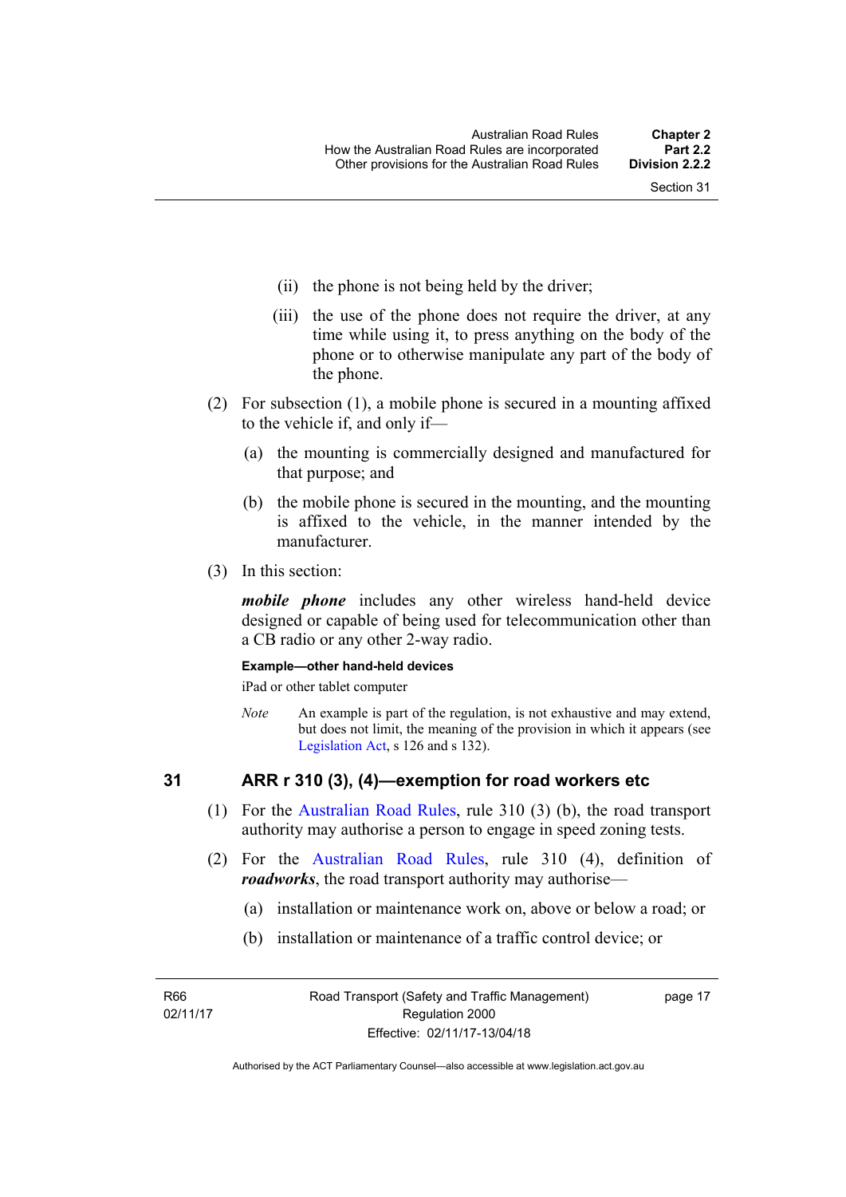(ii) the phone is not being held by the driver;

(iii) the use of the phone does not require the driver, at any time while using it, to press anything on the body of the phone or to otherwise manipulate any part of the body of the phone.

(2) For subsection (1), a mobile phone is secured in a mounting affixed to the vehicle if, and only if—

(a) the mounting is commercially designed and manufactured for that purpose; and

(b) the mobile phone is secured in the mounting, and the mounting is affixed to the vehicle, in the manner intended by the manufacturer.

(3) In this section:

***mobile phone*** includes any other wireless hand-held device designed or capable of being used for telecommunication other than a CB radio or any other 2-way radio.

**Example—other hand-held devices**

iPad or other tablet computer

*Note* An example is part of the regulation, is not exhaustive and may extend, but does not limit, the meaning of the provision in which it appears (see Legislation Act, s 126 and s 132).

## 31 ARR r 310 (3), (4)—exemption for road workers etc

(1) For the Australian Road Rules, rule 310 (3) (b), the road transport authority may authorise a person to engage in speed zoning tests.

(2) For the Australian Road Rules, rule 310 (4), definition of ***roadworks***, the road transport authority may authorise—

(a) installation or maintenance work on, above or below a road; or

(b) installation or maintenance of a traffic control device; or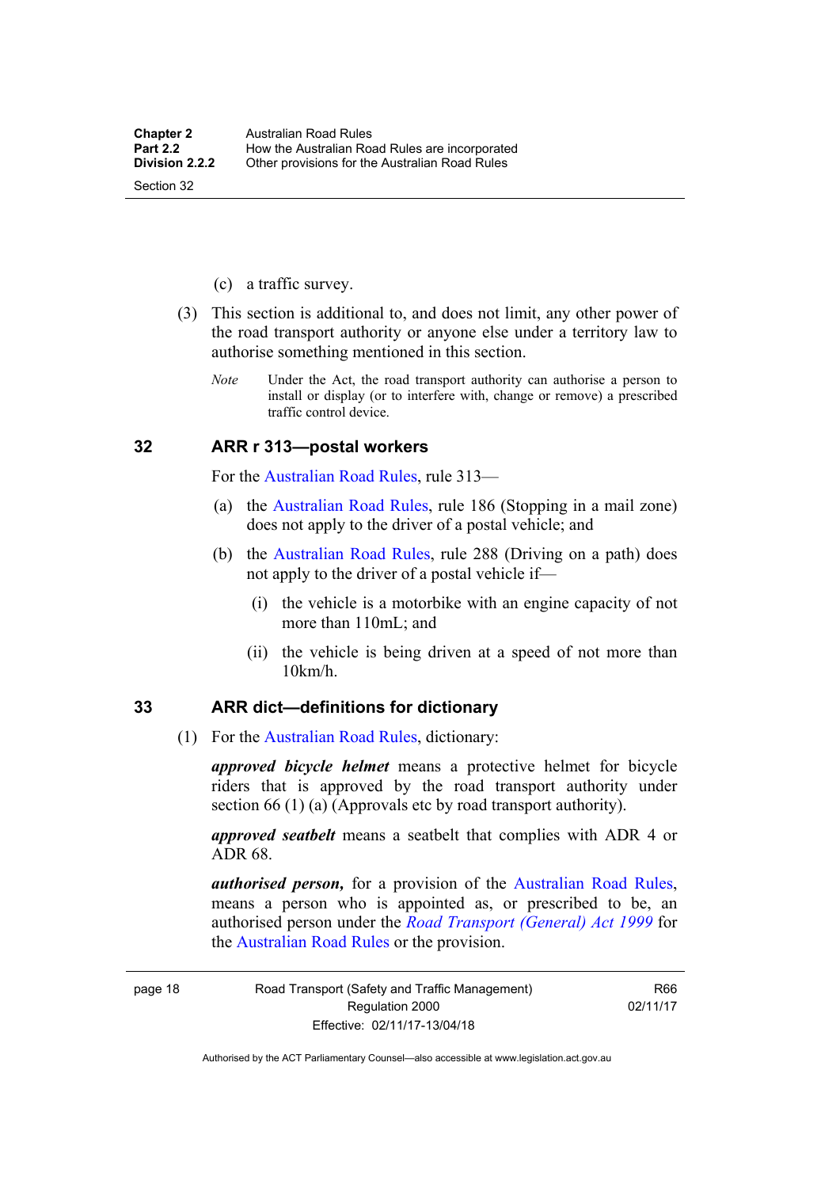(c) a traffic survey.

(3) This section is additional to, and does not limit, any other power of the road transport authority or anyone else under a territory law to authorise something mentioned in this section.

*Note* Under the Act, the road transport authority can authorise a person to install or display (or to interfere with, change or remove) a prescribed traffic control device.

## 32 ARR r 313—postal workers

For the Australian Road Rules, rule 313—

(a) the Australian Road Rules, rule 186 (Stopping in a mail zone) does not apply to the driver of a postal vehicle; and

(b) the Australian Road Rules, rule 288 (Driving on a path) does not apply to the driver of a postal vehicle if—

(i) the vehicle is a motorbike with an engine capacity of not more than 110mL; and

(ii) the vehicle is being driven at a speed of not more than 10km/h.

## 33 ARR dict—definitions for dictionary

(1) For the Australian Road Rules, dictionary:

***approved bicycle helmet*** means a protective helmet for bicycle riders that is approved by the road transport authority under section 66 (1) (a) (Approvals etc by road transport authority).

***approved seatbelt*** means a seatbelt that complies with ADR 4 or ADR 68.

***authorised person,*** for a provision of the Australian Road Rules, means a person who is appointed as, or prescribed to be, an authorised person under the *Road Transport (General) Act 1999* for the Australian Road Rules or the provision.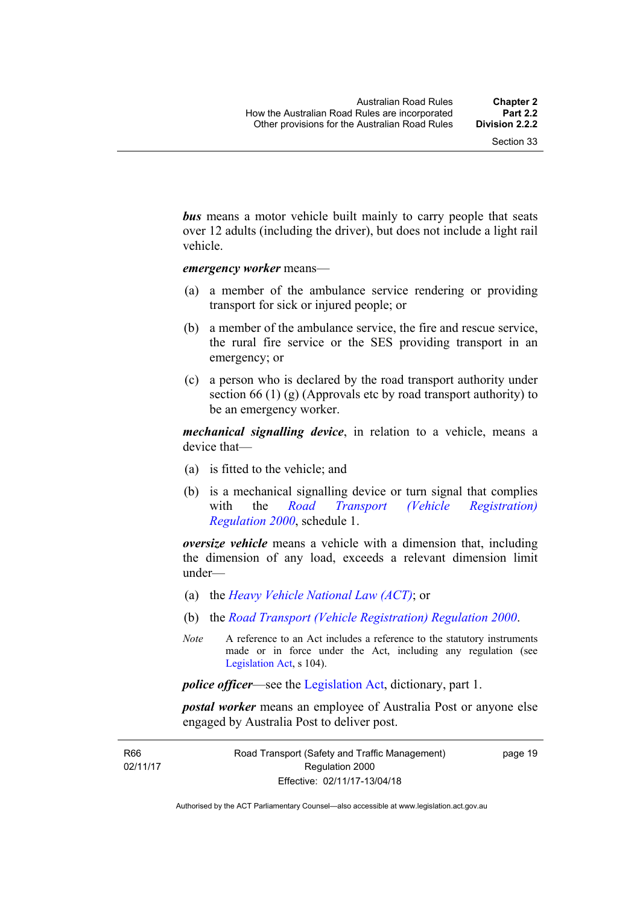***bus*** means a motor vehicle built mainly to carry people that seats over 12 adults (including the driver), but does not include a light rail vehicle.

***emergency worker*** means—

(a) a member of the ambulance service rendering or providing transport for sick or injured people; or

(b) a member of the ambulance service, the fire and rescue service, the rural fire service or the SES providing transport in an emergency; or

(c) a person who is declared by the road transport authority under section 66 (1) (g) (Approvals etc by road transport authority) to be an emergency worker.

***mechanical signalling device***, in relation to a vehicle, means a device that—

(a) is fitted to the vehicle; and

(b) is a mechanical signalling device or turn signal that complies with the *Road Transport (Vehicle Registration) Regulation 2000*, schedule 1.

***oversize vehicle*** means a vehicle with a dimension that, including the dimension of any load, exceeds a relevant dimension limit under—

(a) the *Heavy Vehicle National Law (ACT)*; or

(b) the *Road Transport (Vehicle Registration) Regulation 2000*.

*Note* A reference to an Act includes a reference to the statutory instruments made or in force under the Act, including any regulation (see Legislation Act, s 104).

***police officer***—see the Legislation Act, dictionary, part 1.

***postal worker*** means an employee of Australia Post or anyone else engaged by Australia Post to deliver post.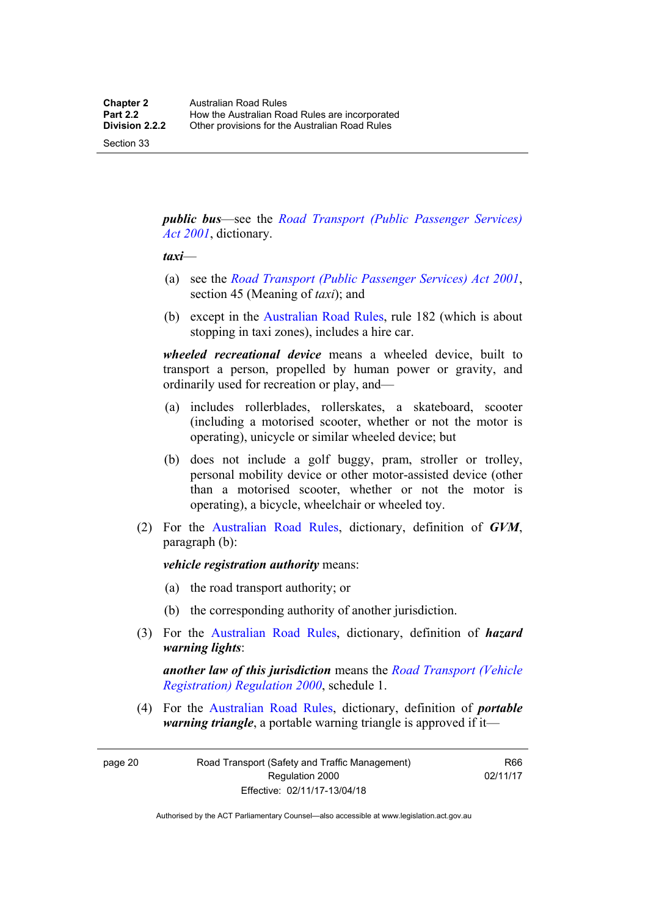***public bus***—see the *Road Transport (Public Passenger Services) Act 2001*, dictionary.

***taxi***—

(a) see the *Road Transport (Public Passenger Services) Act 2001*, section 45 (Meaning of *taxi*); and

(b) except in the Australian Road Rules, rule 182 (which is about stopping in taxi zones), includes a hire car.

***wheeled recreational device*** means a wheeled device, built to transport a person, propelled by human power or gravity, and ordinarily used for recreation or play, and—

(a) includes rollerblades, rollerskates, a skateboard, scooter (including a motorised scooter, whether or not the motor is operating), unicycle or similar wheeled device; but

(b) does not include a golf buggy, pram, stroller or trolley, personal mobility device or other motor-assisted device (other than a motorised scooter, whether or not the motor is operating), a bicycle, wheelchair or wheeled toy.

(2) For the Australian Road Rules, dictionary, definition of ***GVM***, paragraph (b):

***vehicle registration authority*** means:

(a) the road transport authority; or

(b) the corresponding authority of another jurisdiction.

(3) For the Australian Road Rules, dictionary, definition of ***hazard warning lights***:

***another law of this jurisdiction*** means the *Road Transport (Vehicle Registration) Regulation 2000*, schedule 1.

(4) For the Australian Road Rules, dictionary, definition of ***portable warning triangle***, a portable warning triangle is approved if it—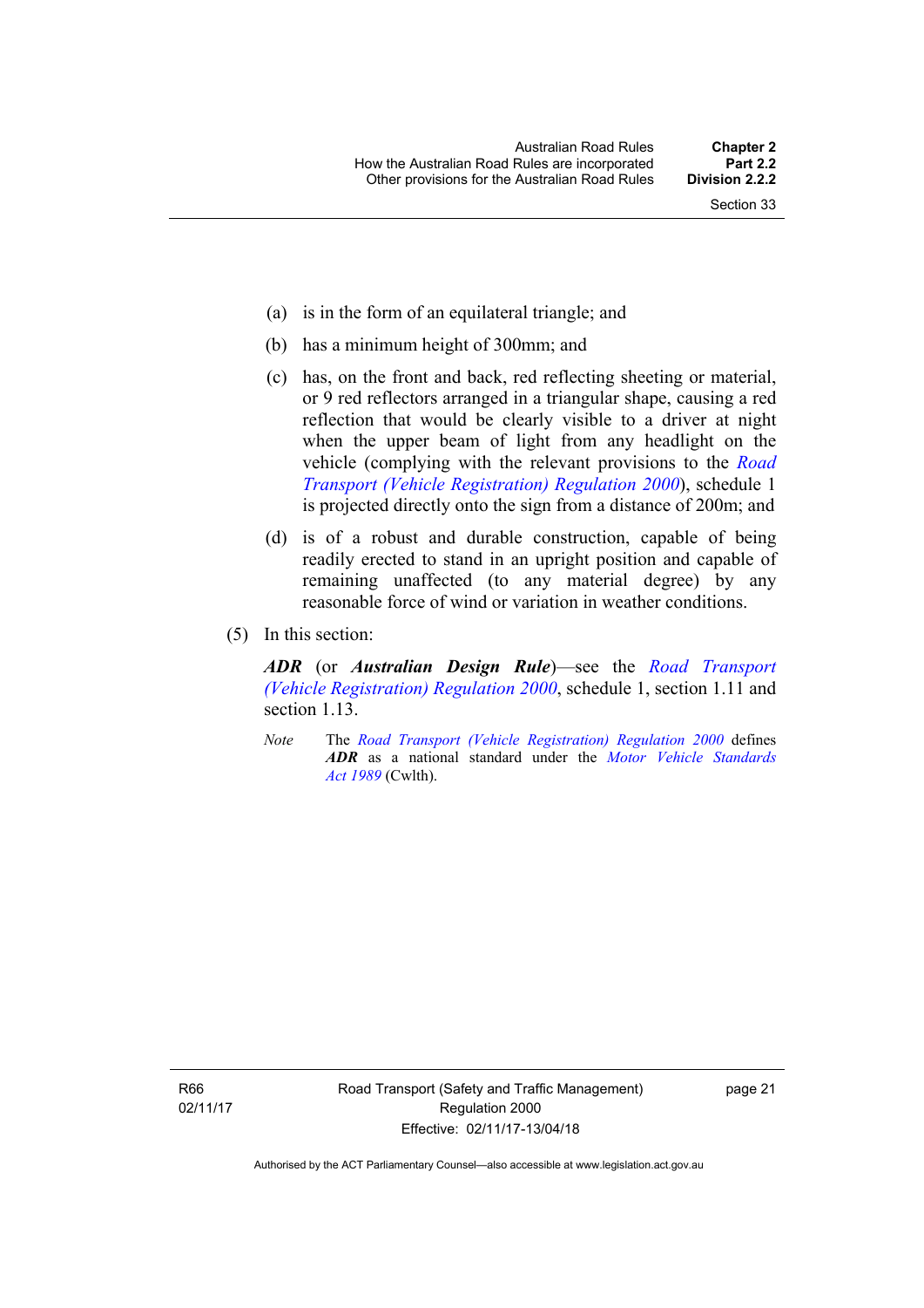(a) is in the form of an equilateral triangle; and

(b) has a minimum height of 300mm; and

(c) has, on the front and back, red reflecting sheeting or material, or 9 red reflectors arranged in a triangular shape, causing a red reflection that would be clearly visible to a driver at night when the upper beam of light from any headlight on the vehicle (complying with the relevant provisions to the *Road Transport (Vehicle Registration) Regulation 2000*), schedule 1 is projected directly onto the sign from a distance of 200m; and

(d) is of a robust and durable construction, capable of being readily erected to stand in an upright position and capable of remaining unaffected (to any material degree) by any reasonable force of wind or variation in weather conditions.

(5) In this section:

***ADR*** (or ***Australian Design Rule***)—see the *Road Transport (Vehicle Registration) Regulation 2000*, schedule 1, section 1.11 and section 1.13.

*Note* The *Road Transport (Vehicle Registration) Regulation 2000* defines ***ADR*** as a national standard under the *Motor Vehicle Standards Act 1989* (Cwlth).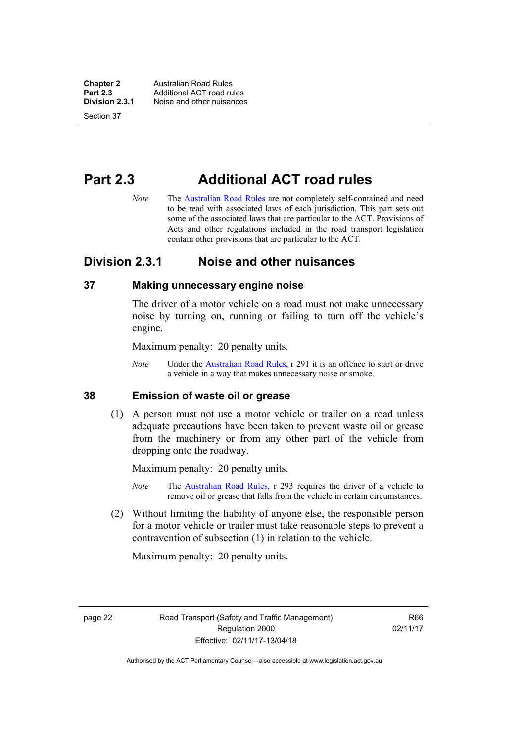# Part 2.3 Additional ACT road rules

*Note* The Australian Road Rules are not completely self-contained and need to be read with associated laws of each jurisdiction. This part sets out some of the associated laws that are particular to the ACT. Provisions of Acts and other regulations included in the road transport legislation contain other provisions that are particular to the ACT.

## Division 2.3.1 Noise and other nuisances

### 37 Making unnecessary engine noise

The driver of a motor vehicle on a road must not make unnecessary noise by turning on, running or failing to turn off the vehicle's engine.

Maximum penalty: 20 penalty units.

*Note* Under the Australian Road Rules, r 291 it is an offence to start or drive a vehicle in a way that makes unnecessary noise or smoke.

### 38 Emission of waste oil or grease

(1) A person must not use a motor vehicle or trailer on a road unless adequate precautions have been taken to prevent waste oil or grease from the machinery or from any other part of the vehicle from dropping onto the roadway.

Maximum penalty: 20 penalty units.

*Note* The Australian Road Rules, r 293 requires the driver of a vehicle to remove oil or grease that falls from the vehicle in certain circumstances.

(2) Without limiting the liability of anyone else, the responsible person for a motor vehicle or trailer must take reasonable steps to prevent a contravention of subsection (1) in relation to the vehicle.

Maximum penalty: 20 penalty units.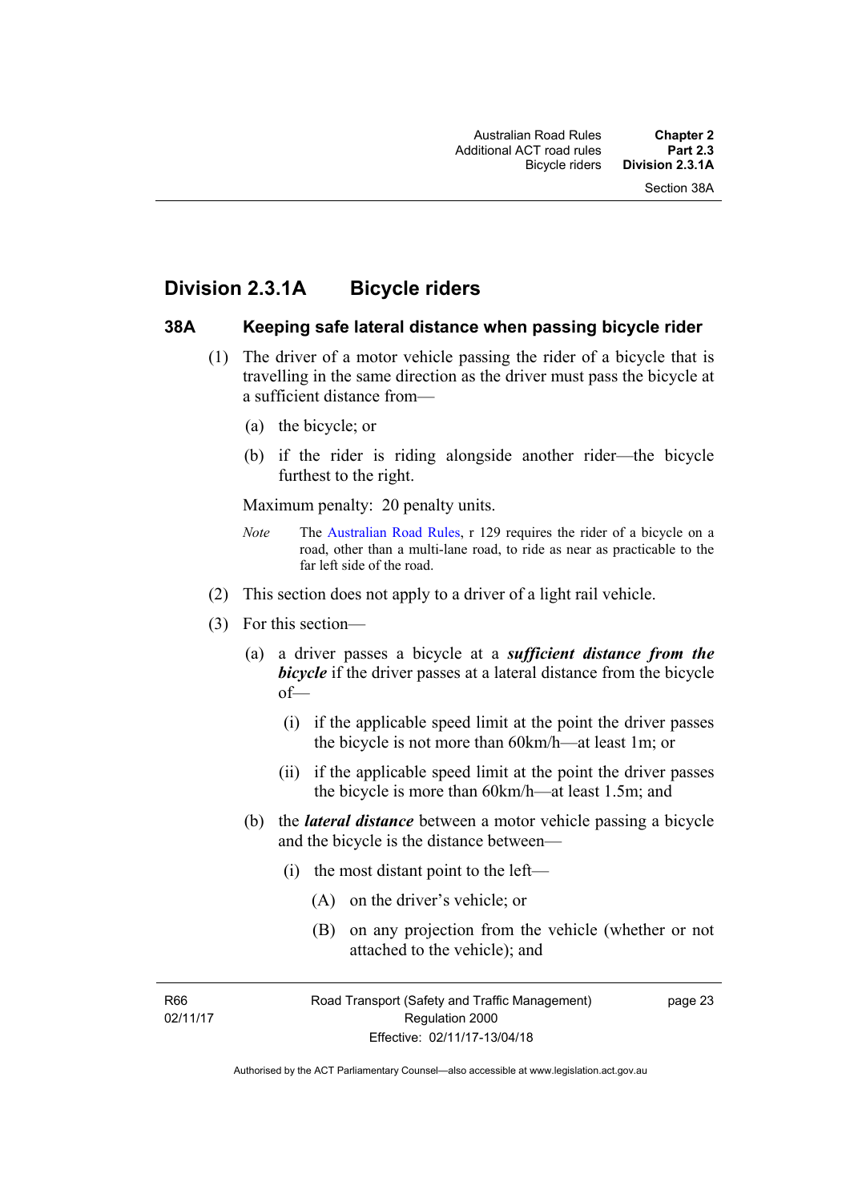## Division 2.3.1A Bicycle riders

### 38A Keeping safe lateral distance when passing bicycle rider

(1) The driver of a motor vehicle passing the rider of a bicycle that is travelling in the same direction as the driver must pass the bicycle at a sufficient distance from—

(a) the bicycle; or

(b) if the rider is riding alongside another rider—the bicycle furthest to the right.

Maximum penalty: 20 penalty units.

*Note* The Australian Road Rules, r 129 requires the rider of a bicycle on a road, other than a multi-lane road, to ride as near as practicable to the far left side of the road.

(2) This section does not apply to a driver of a light rail vehicle.

(3) For this section—

(a) a driver passes a bicycle at a ***sufficient distance from the bicycle*** if the driver passes at a lateral distance from the bicycle of—

(i) if the applicable speed limit at the point the driver passes the bicycle is not more than 60km/h—at least 1m; or

(ii) if the applicable speed limit at the point the driver passes the bicycle is more than 60km/h—at least 1.5m; and

(b) the ***lateral distance*** between a motor vehicle passing a bicycle and the bicycle is the distance between—

(i) the most distant point to the left—

(A) on the driver's vehicle; or

(B) on any projection from the vehicle (whether or not attached to the vehicle); and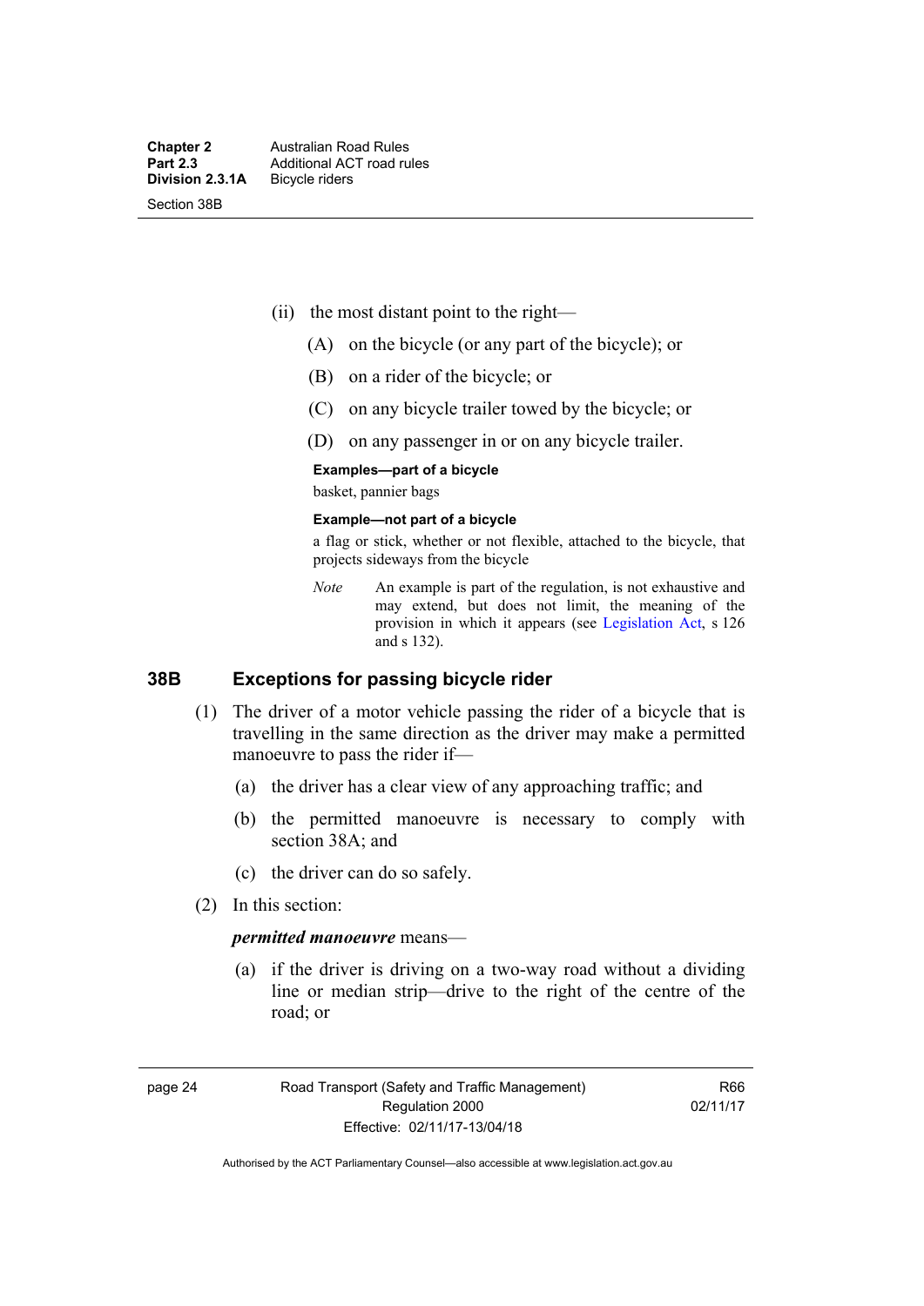(ii) the most distant point to the right—

(A) on the bicycle (or any part of the bicycle); or

(B) on a rider of the bicycle; or

(C) on any bicycle trailer towed by the bicycle; or

(D) on any passenger in or on any bicycle trailer.

**Examples—part of a bicycle**

basket, pannier bags

**Example—not part of a bicycle**

a flag or stick, whether or not flexible, attached to the bicycle, that projects sideways from the bicycle

*Note* An example is part of the regulation, is not exhaustive and may extend, but does not limit, the meaning of the provision in which it appears (see Legislation Act, s 126 and s 132).

## 38B Exceptions for passing bicycle rider

(1) The driver of a motor vehicle passing the rider of a bicycle that is travelling in the same direction as the driver may make a permitted manoeuvre to pass the rider if—

(a) the driver has a clear view of any approaching traffic; and

(b) the permitted manoeuvre is necessary to comply with section 38A; and

(c) the driver can do so safely.

(2) In this section:

***permitted manoeuvre*** means—

(a) if the driver is driving on a two-way road without a dividing line or median strip—drive to the right of the centre of the road; or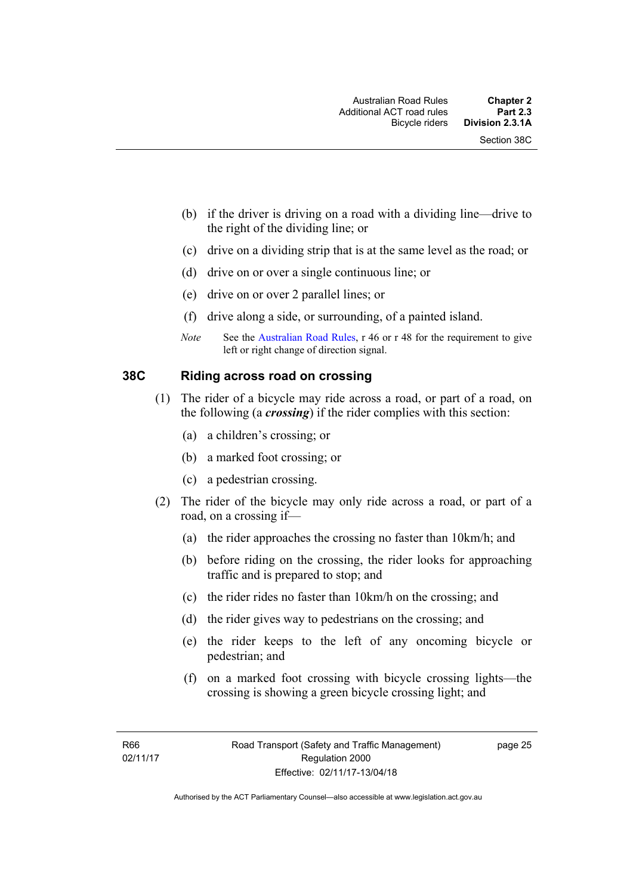(b) if the driver is driving on a road with a dividing line—drive to the right of the dividing line; or

(c) drive on a dividing strip that is at the same level as the road; or

(d) drive on or over a single continuous line; or

(e) drive on or over 2 parallel lines; or

(f) drive along a side, or surrounding, of a painted island.

*Note* See the Australian Road Rules, r 46 or r 48 for the requirement to give left or right change of direction signal.

### 38C Riding across road on crossing

(1) The rider of a bicycle may ride across a road, or part of a road, on the following (a ***crossing***) if the rider complies with this section:

(a) a children's crossing; or

(b) a marked foot crossing; or

(c) a pedestrian crossing.

(2) The rider of the bicycle may only ride across a road, or part of a road, on a crossing if—

(a) the rider approaches the crossing no faster than 10km/h; and

(b) before riding on the crossing, the rider looks for approaching traffic and is prepared to stop; and

(c) the rider rides no faster than 10km/h on the crossing; and

(d) the rider gives way to pedestrians on the crossing; and

(e) the rider keeps to the left of any oncoming bicycle or pedestrian; and

(f) on a marked foot crossing with bicycle crossing lights—the crossing is showing a green bicycle crossing light; and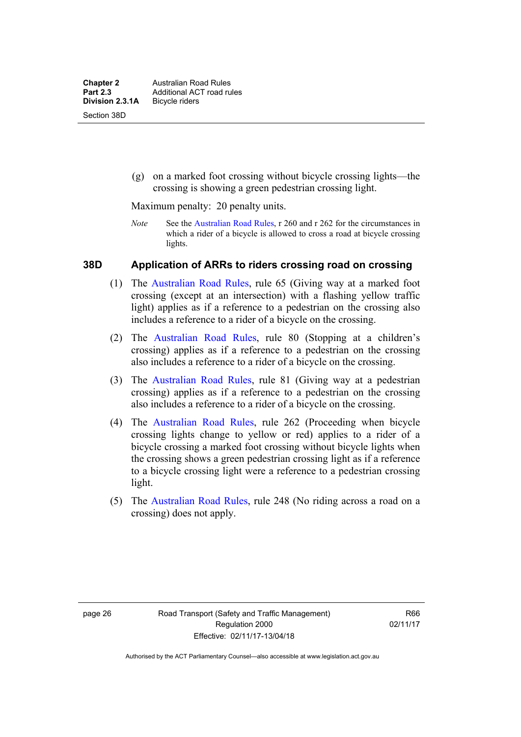(g) on a marked foot crossing without bicycle crossing lights—the crossing is showing a green pedestrian crossing light.

Maximum penalty: 20 penalty units.

*Note* See the Australian Road Rules, r 260 and r 262 for the circumstances in which a rider of a bicycle is allowed to cross a road at bicycle crossing lights.

### 38D Application of ARRs to riders crossing road on crossing

(1) The Australian Road Rules, rule 65 (Giving way at a marked foot crossing (except at an intersection) with a flashing yellow traffic light) applies as if a reference to a pedestrian on the crossing also includes a reference to a rider of a bicycle on the crossing.

(2) The Australian Road Rules, rule 80 (Stopping at a children's crossing) applies as if a reference to a pedestrian on the crossing also includes a reference to a rider of a bicycle on the crossing.

(3) The Australian Road Rules, rule 81 (Giving way at a pedestrian crossing) applies as if a reference to a pedestrian on the crossing also includes a reference to a rider of a bicycle on the crossing.

(4) The Australian Road Rules, rule 262 (Proceeding when bicycle crossing lights change to yellow or red) applies to a rider of a bicycle crossing a marked foot crossing without bicycle lights when the crossing shows a green pedestrian crossing light as if a reference to a bicycle crossing light were a reference to a pedestrian crossing light.

(5) The Australian Road Rules, rule 248 (No riding across a road on a crossing) does not apply.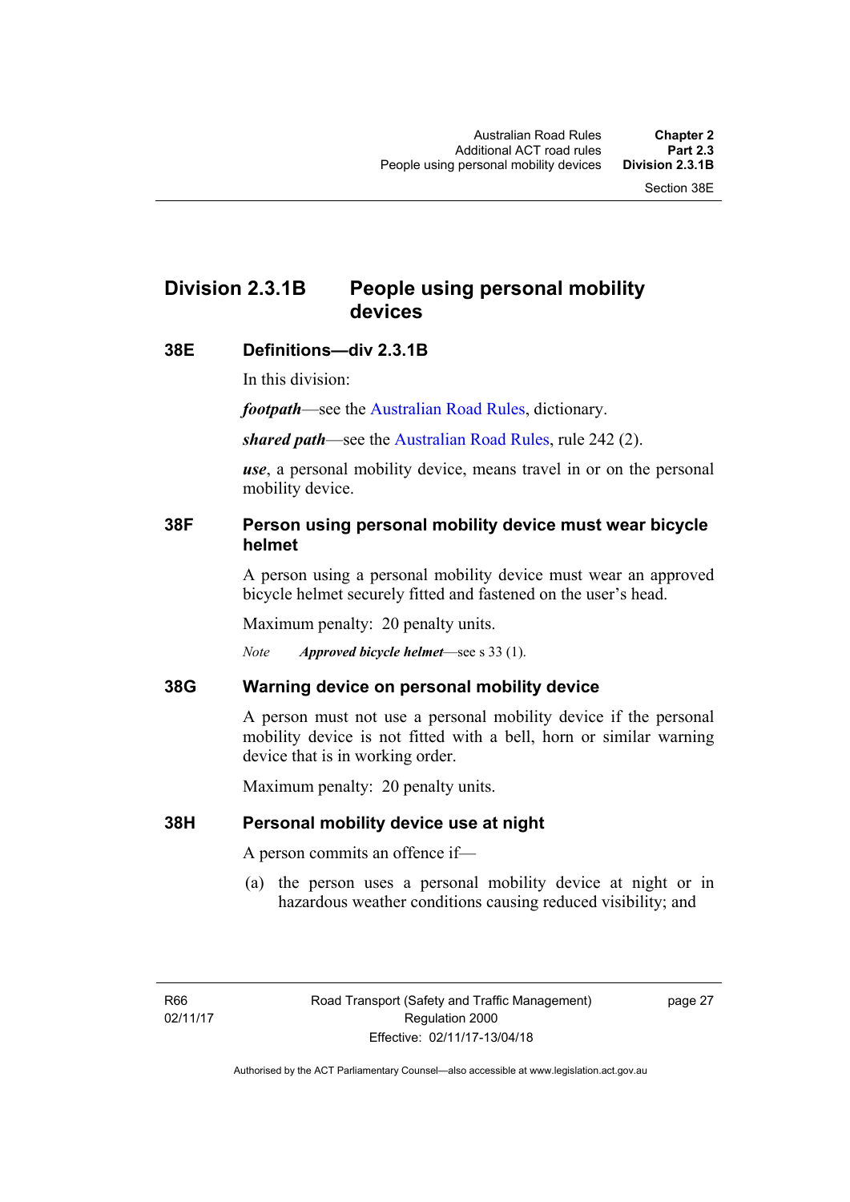## Division 2.3.1B People using personal mobility devices

### 38E Definitions—div 2.3.1B

In this division:

***footpath***—see the Australian Road Rules, dictionary.

***shared path***—see the Australian Road Rules, rule 242 (2).

***use***, a personal mobility device, means travel in or on the personal mobility device.

### 38F Person using personal mobility device must wear bicycle helmet

A person using a personal mobility device must wear an approved bicycle helmet securely fitted and fastened on the user's head.

Maximum penalty: 20 penalty units.

*Note* ***Approved bicycle helmet***—see s 33 (1).

### 38G Warning device on personal mobility device

A person must not use a personal mobility device if the personal mobility device is not fitted with a bell, horn or similar warning device that is in working order.

Maximum penalty: 20 penalty units.

### 38H Personal mobility device use at night

A person commits an offence if—

(a) the person uses a personal mobility device at night or in hazardous weather conditions causing reduced visibility; and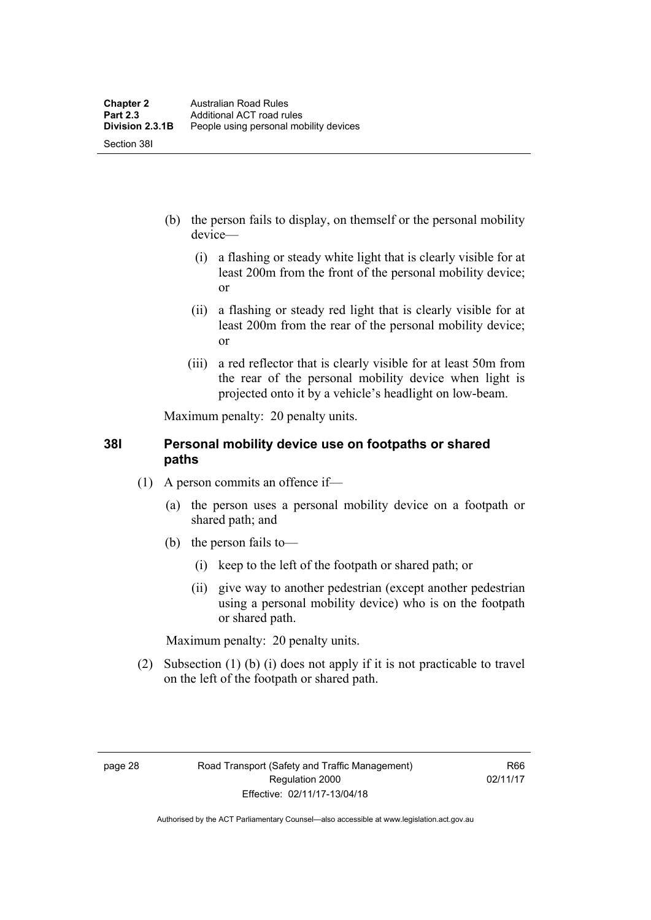(b) the person fails to display, on themself or the personal mobility device—

(i) a flashing or steady white light that is clearly visible for at least 200m from the front of the personal mobility device; or

(ii) a flashing or steady red light that is clearly visible for at least 200m from the rear of the personal mobility device; or

(iii) a red reflector that is clearly visible for at least 50m from the rear of the personal mobility device when light is projected onto it by a vehicle's headlight on low-beam.

Maximum penalty: 20 penalty units.

## 38I Personal mobility device use on footpaths or shared paths

(1) A person commits an offence if—

(a) the person uses a personal mobility device on a footpath or shared path; and

(b) the person fails to—

(i) keep to the left of the footpath or shared path; or

(ii) give way to another pedestrian (except another pedestrian using a personal mobility device) who is on the footpath or shared path.

Maximum penalty: 20 penalty units.

(2) Subsection (1) (b) (i) does not apply if it is not practicable to travel on the left of the footpath or shared path.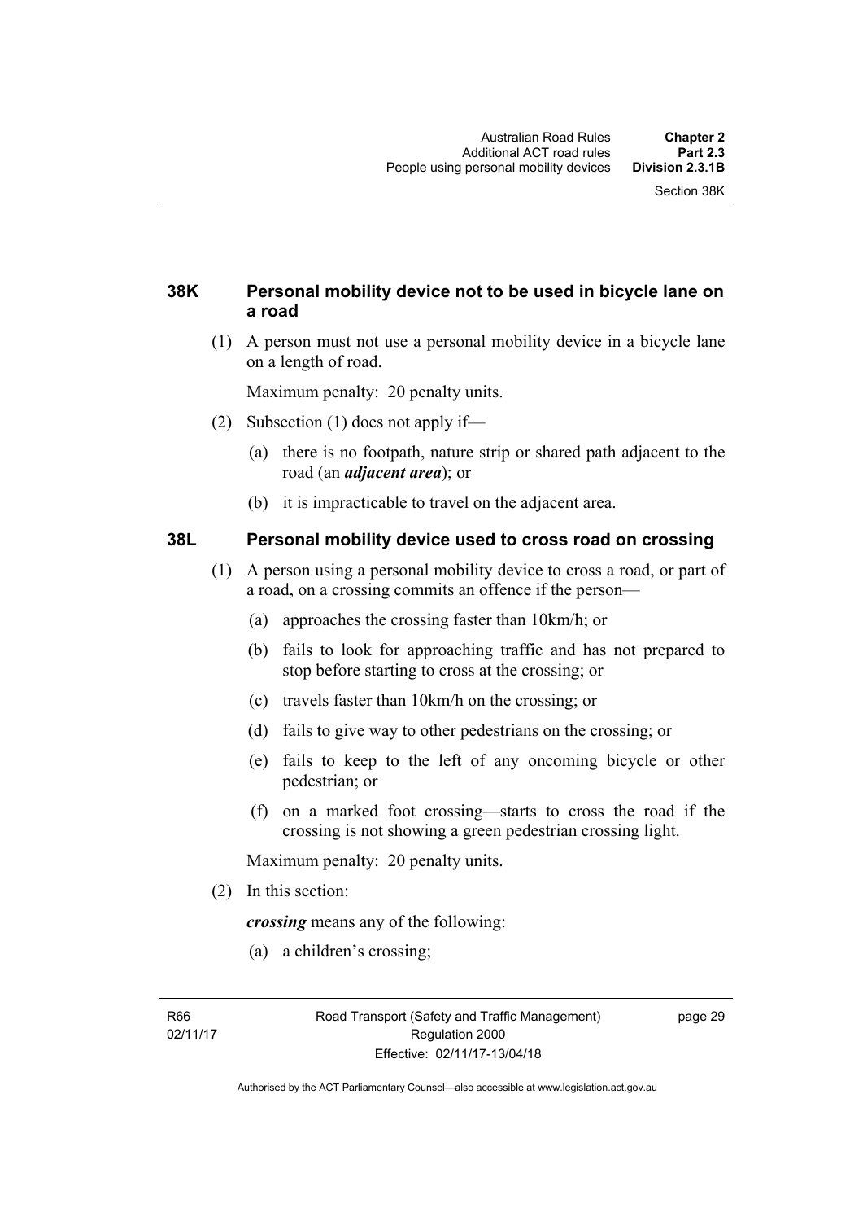### 38K Personal mobility device not to be used in bicycle lane on a road

(1) A person must not use a personal mobility device in a bicycle lane on a length of road.

Maximum penalty: 20 penalty units.

(2) Subsection (1) does not apply if—

(a) there is no footpath, nature strip or shared path adjacent to the road (an ***adjacent area***); or

(b) it is impracticable to travel on the adjacent area.

### 38L Personal mobility device used to cross road on crossing

(1) A person using a personal mobility device to cross a road, or part of a road, on a crossing commits an offence if the person—

(a) approaches the crossing faster than 10km/h; or

(b) fails to look for approaching traffic and has not prepared to stop before starting to cross at the crossing; or

(c) travels faster than 10km/h on the crossing; or

(d) fails to give way to other pedestrians on the crossing; or

(e) fails to keep to the left of any oncoming bicycle or other pedestrian; or

(f) on a marked foot crossing—starts to cross the road if the crossing is not showing a green pedestrian crossing light.

Maximum penalty: 20 penalty units.

(2) In this section:

***crossing*** means any of the following:

(a) a children's crossing;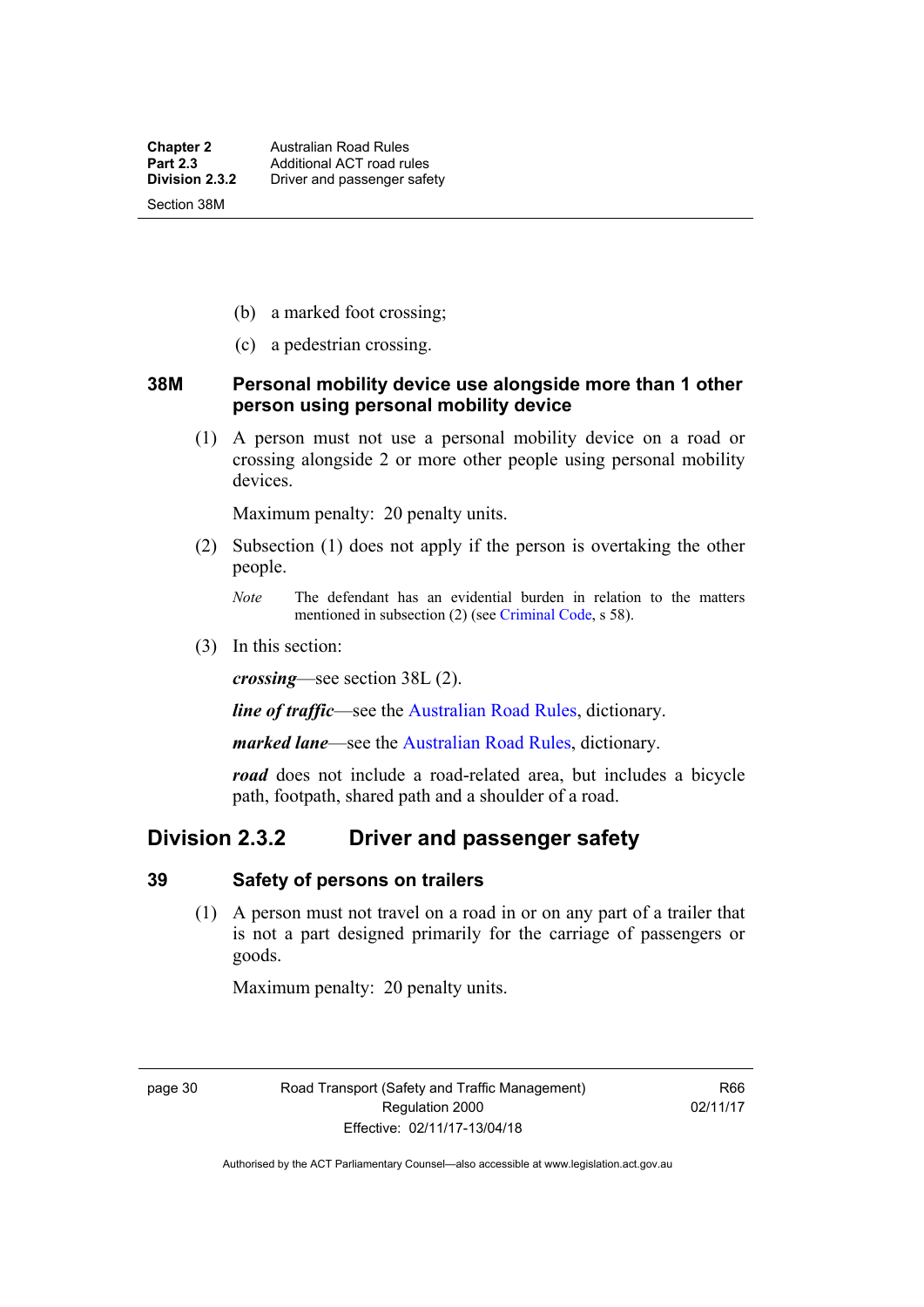(b) a marked foot crossing;

(c) a pedestrian crossing.

### 38M Personal mobility device use alongside more than 1 other person using personal mobility device

(1) A person must not use a personal mobility device on a road or crossing alongside 2 or more other people using personal mobility devices.

Maximum penalty: 20 penalty units.

(2) Subsection (1) does not apply if the person is overtaking the other people.

*Note* The defendant has an evidential burden in relation to the matters mentioned in subsection (2) (see Criminal Code, s 58).

(3) In this section:

***crossing***—see section 38L (2).

***line of traffic***—see the Australian Road Rules, dictionary.

***marked lane***—see the Australian Road Rules, dictionary.

***road*** does not include a road-related area, but includes a bicycle path, footpath, shared path and a shoulder of a road.

## Division 2.3.2 Driver and passenger safety

### 39 Safety of persons on trailers

(1) A person must not travel on a road in or on any part of a trailer that is not a part designed primarily for the carriage of passengers or goods.

Maximum penalty: 20 penalty units.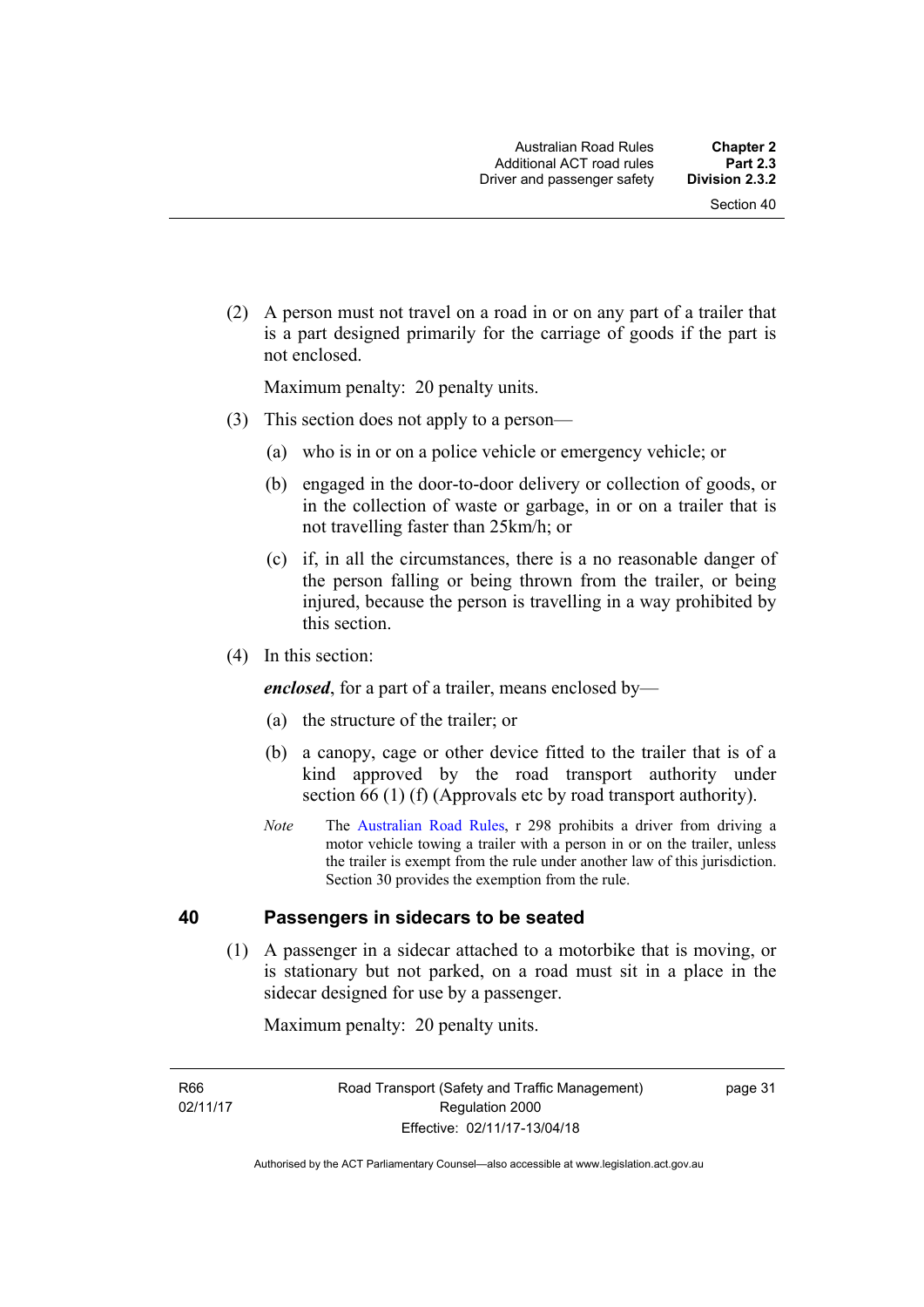(2) A person must not travel on a road in or on any part of a trailer that is a part designed primarily for the carriage of goods if the part is not enclosed.

Maximum penalty: 20 penalty units.

(3) This section does not apply to a person—

(a) who is in or on a police vehicle or emergency vehicle; or

(b) engaged in the door-to-door delivery or collection of goods, or in the collection of waste or garbage, in or on a trailer that is not travelling faster than 25km/h; or

(c) if, in all the circumstances, there is a no reasonable danger of the person falling or being thrown from the trailer, or being injured, because the person is travelling in a way prohibited by this section.

(4) In this section:

***enclosed***, for a part of a trailer, means enclosed by—

(a) the structure of the trailer; or

(b) a canopy, cage or other device fitted to the trailer that is of a kind approved by the road transport authority under section 66 (1) (f) (Approvals etc by road transport authority).

*Note* The Australian Road Rules, r 298 prohibits a driver from driving a motor vehicle towing a trailer with a person in or on the trailer, unless the trailer is exempt from the rule under another law of this jurisdiction. Section 30 provides the exemption from the rule.

## 40 Passengers in sidecars to be seated

(1) A passenger in a sidecar attached to a motorbike that is moving, or is stationary but not parked, on a road must sit in a place in the sidecar designed for use by a passenger.

Maximum penalty: 20 penalty units.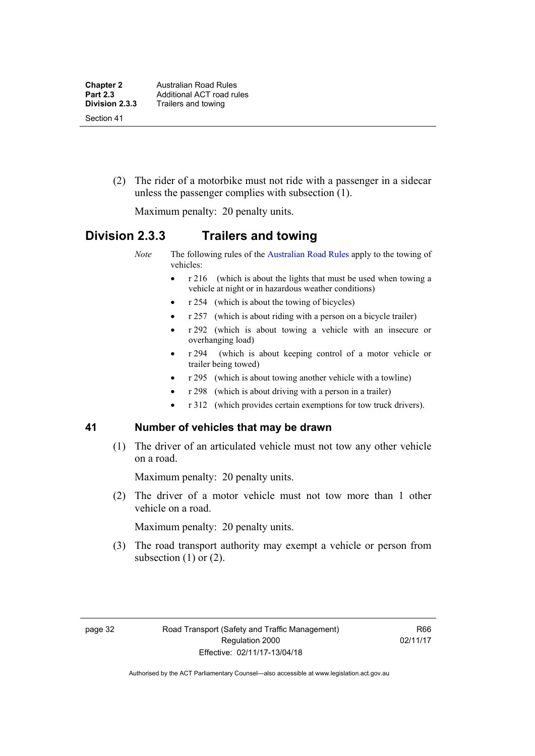(2) The rider of a motorbike must not ride with a passenger in a sidecar unless the passenger complies with subsection (1).

Maximum penalty: 20 penalty units.

## Division 2.3.3 Trailers and towing

*Note* The following rules of the Australian Road Rules apply to the towing of vehicles:

- r 216 (which is about the lights that must be used when towing a vehicle at night or in hazardous weather conditions)
- r 254 (which is about the towing of bicycles)
- r 257 (which is about riding with a person on a bicycle trailer)
- r 292 (which is about towing a vehicle with an insecure or overhanging load)
- r 294 (which is about keeping control of a motor vehicle or trailer being towed)
- r 295 (which is about towing another vehicle with a towline)
- r 298 (which is about driving with a person in a trailer)
- r 312 (which provides certain exemptions for tow truck drivers).

### 41 Number of vehicles that may be drawn

(1) The driver of an articulated vehicle must not tow any other vehicle on a road.

Maximum penalty: 20 penalty units.

(2) The driver of a motor vehicle must not tow more than 1 other vehicle on a road.

Maximum penalty: 20 penalty units.

(3) The road transport authority may exempt a vehicle or person from subsection (1) or (2).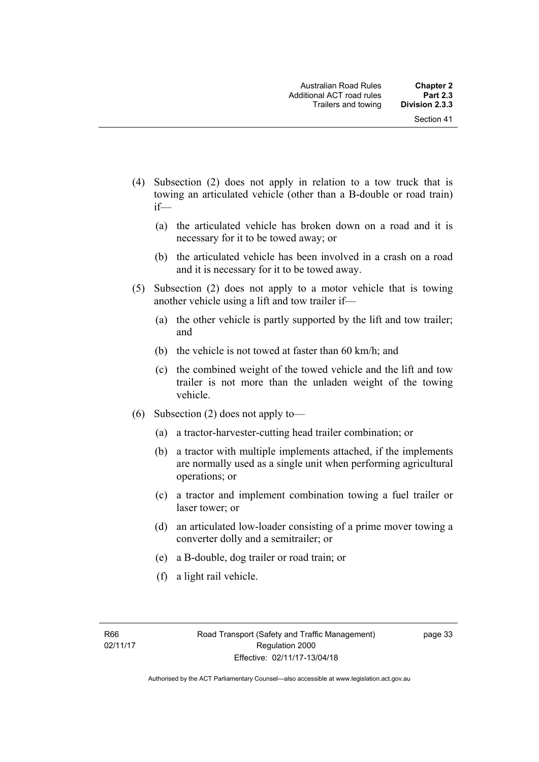(4) Subsection (2) does not apply in relation to a tow truck that is towing an articulated vehicle (other than a B-double or road train) if—

   (a) the articulated vehicle has broken down on a road and it is necessary for it to be towed away; or

   (b) the articulated vehicle has been involved in a crash on a road and it is necessary for it to be towed away.

(5) Subsection (2) does not apply to a motor vehicle that is towing another vehicle using a lift and tow trailer if—

   (a) the other vehicle is partly supported by the lift and tow trailer; and

   (b) the vehicle is not towed at faster than 60 km/h; and

   (c) the combined weight of the towed vehicle and the lift and tow trailer is not more than the unladen weight of the towing vehicle.

(6) Subsection (2) does not apply to—

   (a) a tractor-harvester-cutting head trailer combination; or

   (b) a tractor with multiple implements attached, if the implements are normally used as a single unit when performing agricultural operations; or

   (c) a tractor and implement combination towing a fuel trailer or laser tower; or

   (d) an articulated low-loader consisting of a prime mover towing a converter dolly and a semitrailer; or

   (e) a B-double, dog trailer or road train; or

   (f) a light rail vehicle.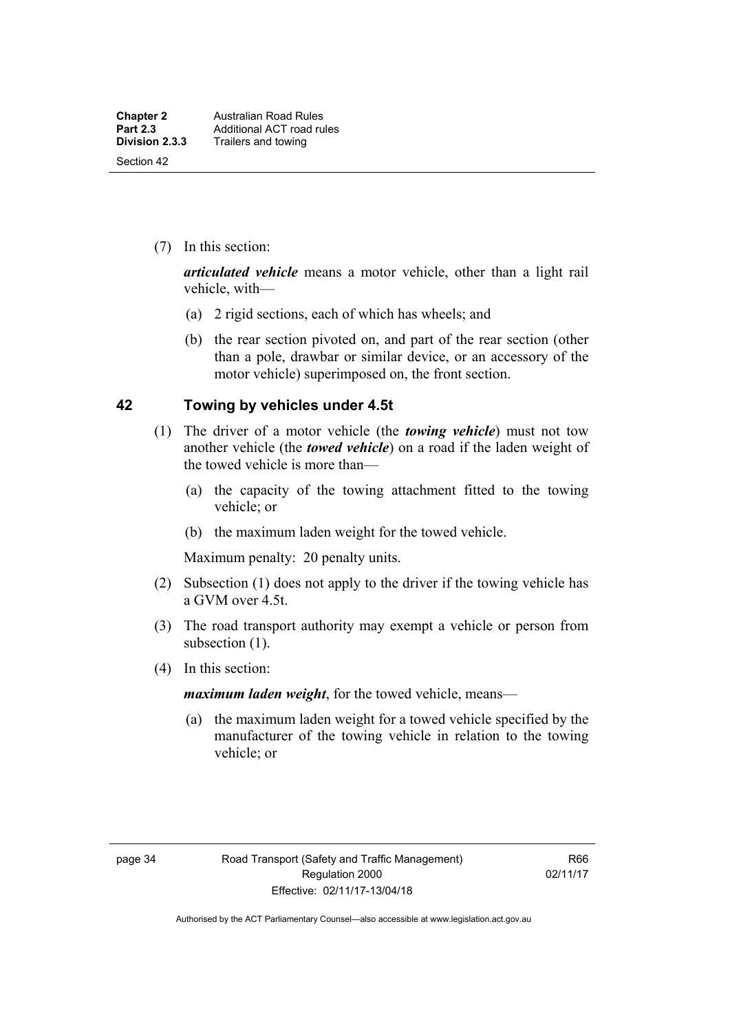(7) In this section:

***articulated vehicle*** means a motor vehicle, other than a light rail vehicle, with—

(a) 2 rigid sections, each of which has wheels; and

(b) the rear section pivoted on, and part of the rear section (other than a pole, drawbar or similar device, or an accessory of the motor vehicle) superimposed on, the front section.

## 42 Towing by vehicles under 4.5t

(1) The driver of a motor vehicle (the ***towing vehicle***) must not tow another vehicle (the ***towed vehicle***) on a road if the laden weight of the towed vehicle is more than—

(a) the capacity of the towing attachment fitted to the towing vehicle; or

(b) the maximum laden weight for the towed vehicle.

Maximum penalty: 20 penalty units.

(2) Subsection (1) does not apply to the driver if the towing vehicle has a GVM over 4.5t.

(3) The road transport authority may exempt a vehicle or person from subsection (1).

(4) In this section:

***maximum laden weight***, for the towed vehicle, means—

(a) the maximum laden weight for a towed vehicle specified by the manufacturer of the towing vehicle in relation to the towing vehicle; or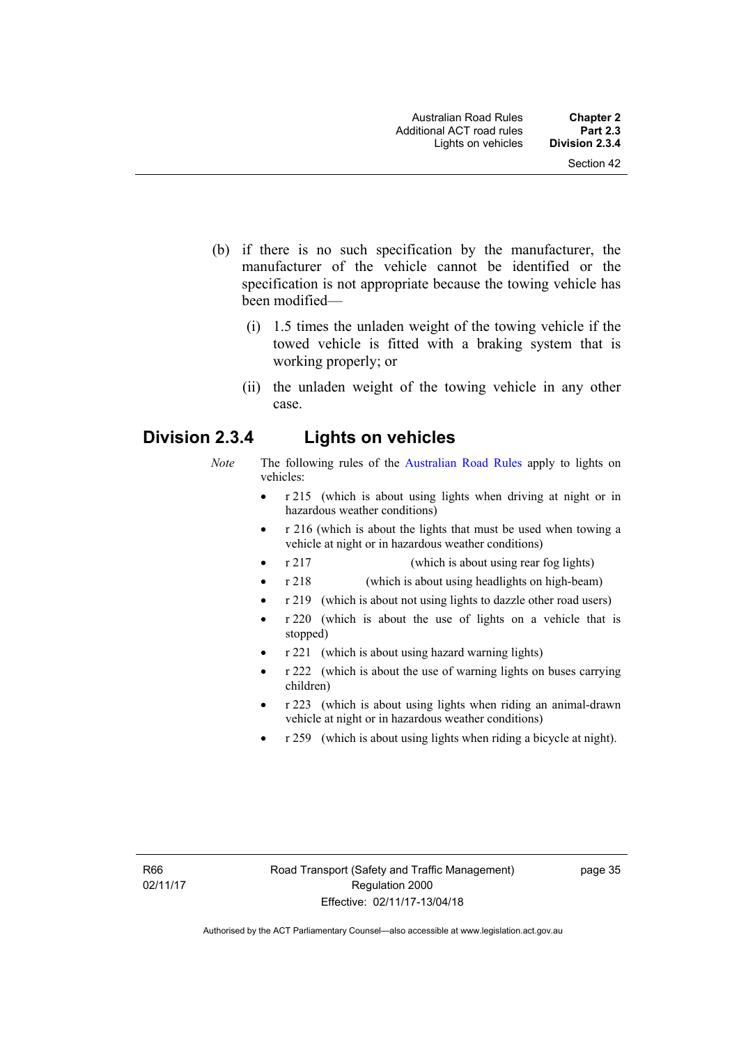(b) if there is no such specification by the manufacturer, the manufacturer of the vehicle cannot be identified or the specification is not appropriate because the towing vehicle has been modified—

(i) 1.5 times the unladen weight of the towing vehicle if the towed vehicle is fitted with a braking system that is working properly; or

(ii) the unladen weight of the towing vehicle in any other case.

## Division 2.3.4 Lights on vehicles

*Note* The following rules of the Australian Road Rules apply to lights on vehicles:

- r 215 (which is about using lights when driving at night or in hazardous weather conditions)
- r 216 (which is about the lights that must be used when towing a vehicle at night or in hazardous weather conditions)
- r 217 (which is about using rear fog lights)
- r 218 (which is about using headlights on high-beam)
- r 219 (which is about not using lights to dazzle other road users)
- r 220 (which is about the use of lights on a vehicle that is stopped)
- r 221 (which is about using hazard warning lights)
- r 222 (which is about the use of warning lights on buses carrying children)
- r 223 (which is about using lights when riding an animal-drawn vehicle at night or in hazardous weather conditions)
- r 259 (which is about using lights when riding a bicycle at night).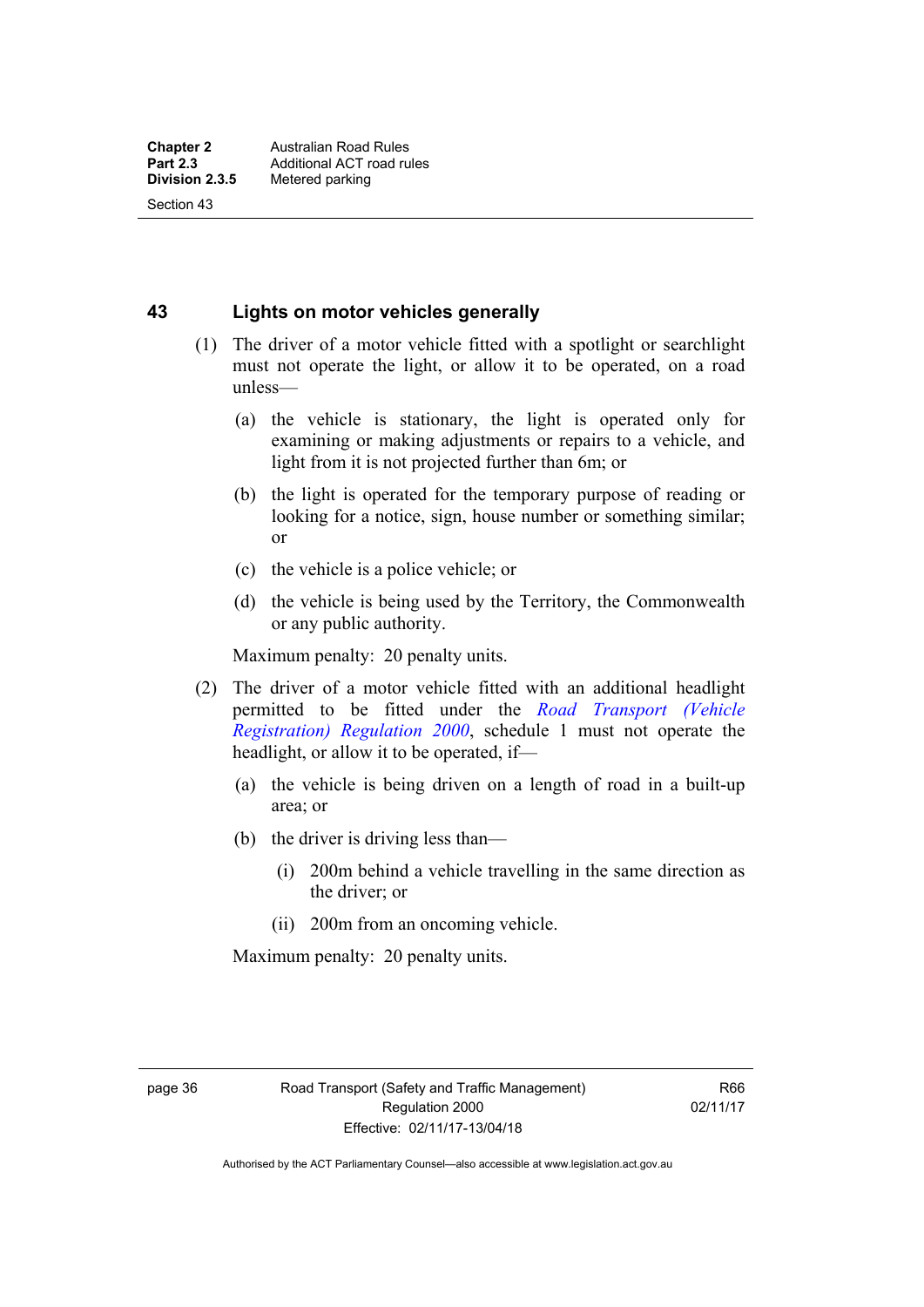### 43 Lights on motor vehicles generally

(1) The driver of a motor vehicle fitted with a spotlight or searchlight must not operate the light, or allow it to be operated, on a road unless—

(a) the vehicle is stationary, the light is operated only for examining or making adjustments or repairs to a vehicle, and light from it is not projected further than 6m; or

(b) the light is operated for the temporary purpose of reading or looking for a notice, sign, house number or something similar; or

(c) the vehicle is a police vehicle; or

(d) the vehicle is being used by the Territory, the Commonwealth or any public authority.

Maximum penalty: 20 penalty units.

(2) The driver of a motor vehicle fitted with an additional headlight permitted to be fitted under the *Road Transport (Vehicle Registration) Regulation 2000*, schedule 1 must not operate the headlight, or allow it to be operated, if—

(a) the vehicle is being driven on a length of road in a built-up area; or

(b) the driver is driving less than—

(i) 200m behind a vehicle travelling in the same direction as the driver; or

(ii) 200m from an oncoming vehicle.

Maximum penalty: 20 penalty units.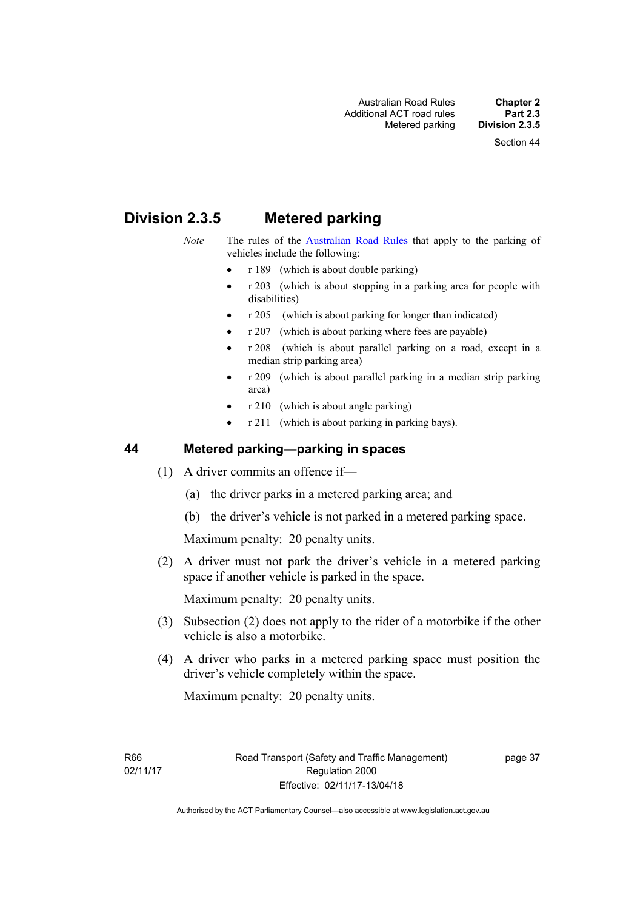## Division 2.3.5 Metered parking

*Note* The rules of the Australian Road Rules that apply to the parking of vehicles include the following:

- r 189 (which is about double parking)
- r 203 (which is about stopping in a parking area for people with disabilities)
- r 205 (which is about parking for longer than indicated)
- r 207 (which is about parking where fees are payable)
- r 208 (which is about parallel parking on a road, except in a median strip parking area)
- r 209 (which is about parallel parking in a median strip parking area)
- r 210 (which is about angle parking)
- r 211 (which is about parking in parking bays).

### 44 Metered parking—parking in spaces

(1) A driver commits an offence if—

(a) the driver parks in a metered parking area; and

(b) the driver's vehicle is not parked in a metered parking space.

Maximum penalty: 20 penalty units.

(2) A driver must not park the driver's vehicle in a metered parking space if another vehicle is parked in the space.

Maximum penalty: 20 penalty units.

(3) Subsection (2) does not apply to the rider of a motorbike if the other vehicle is also a motorbike.

(4) A driver who parks in a metered parking space must position the driver's vehicle completely within the space.

Maximum penalty: 20 penalty units.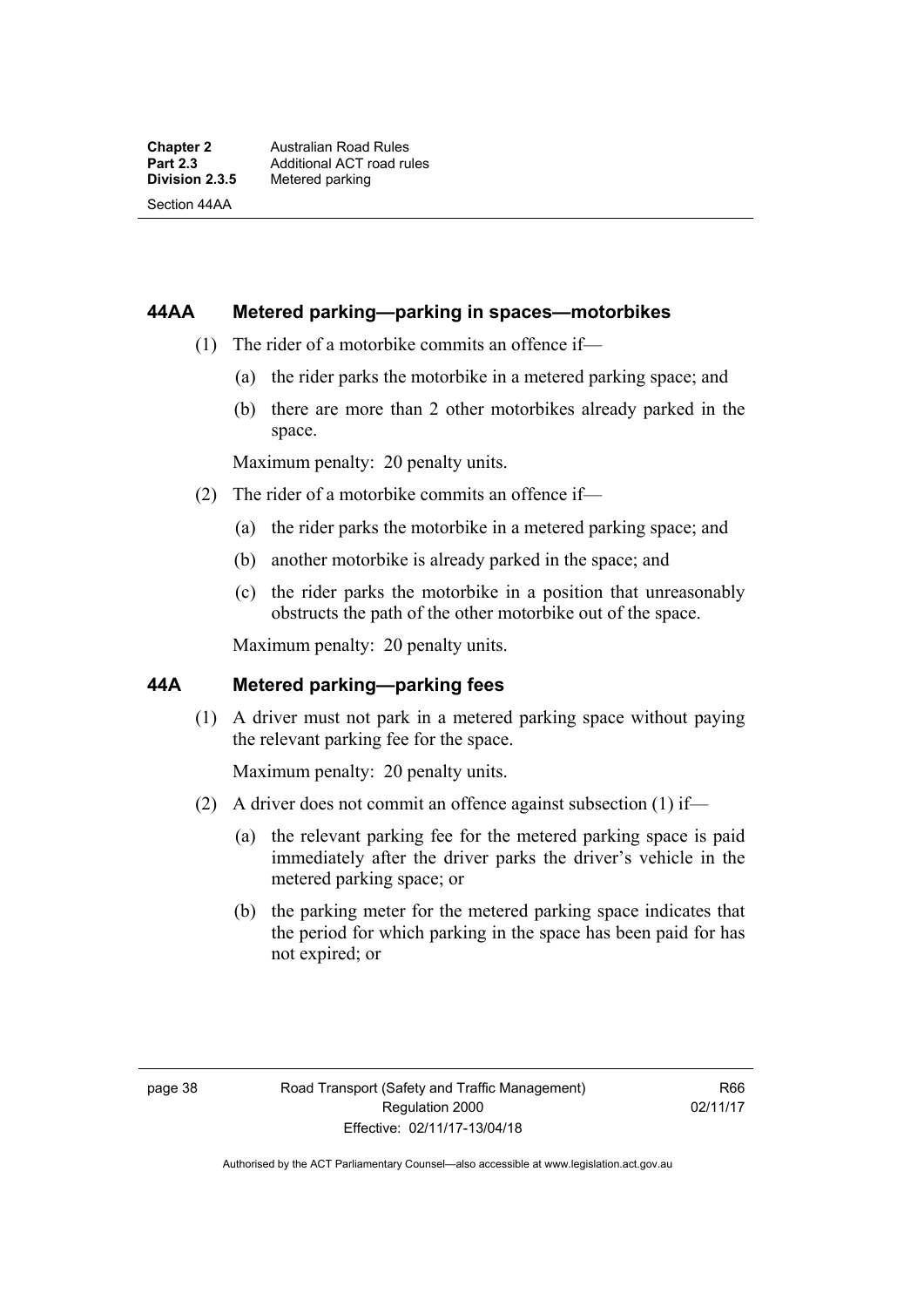### 44AA Metered parking—parking in spaces—motorbikes

(1) The rider of a motorbike commits an offence if—

(a) the rider parks the motorbike in a metered parking space; and

(b) there are more than 2 other motorbikes already parked in the space.

Maximum penalty: 20 penalty units.

(2) The rider of a motorbike commits an offence if—

(a) the rider parks the motorbike in a metered parking space; and

(b) another motorbike is already parked in the space; and

(c) the rider parks the motorbike in a position that unreasonably obstructs the path of the other motorbike out of the space.

Maximum penalty: 20 penalty units.

### 44A Metered parking—parking fees

(1) A driver must not park in a metered parking space without paying the relevant parking fee for the space.

Maximum penalty: 20 penalty units.

(2) A driver does not commit an offence against subsection (1) if—

(a) the relevant parking fee for the metered parking space is paid immediately after the driver parks the driver's vehicle in the metered parking space; or

(b) the parking meter for the metered parking space indicates that the period for which parking in the space has been paid for has not expired; or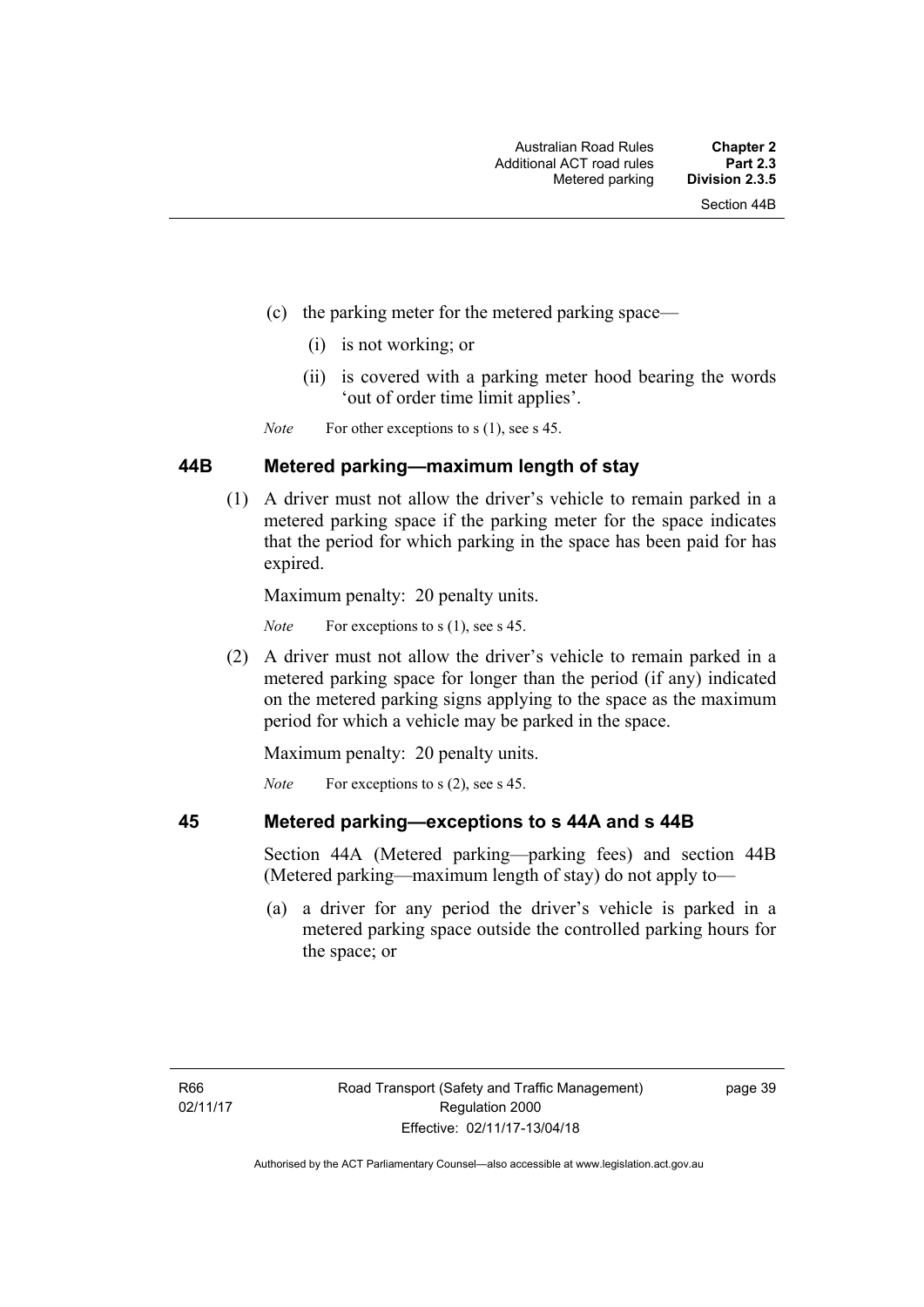(c) the parking meter for the metered parking space—

   (i) is not working; or

   (ii) is covered with a parking meter hood bearing the words 'out of order time limit applies'.

*Note* For other exceptions to s (1), see s 45.

## 44B Metered parking—maximum length of stay

(1) A driver must not allow the driver's vehicle to remain parked in a metered parking space if the parking meter for the space indicates that the period for which parking in the space has been paid for has expired.

Maximum penalty: 20 penalty units.

*Note* For exceptions to s (1), see s 45.

(2) A driver must not allow the driver's vehicle to remain parked in a metered parking space for longer than the period (if any) indicated on the metered parking signs applying to the space as the maximum period for which a vehicle may be parked in the space.

Maximum penalty: 20 penalty units.

*Note* For exceptions to s (2), see s 45.

## 45 Metered parking—exceptions to s 44A and s 44B

Section 44A (Metered parking—parking fees) and section 44B (Metered parking—maximum length of stay) do not apply to—

(a) a driver for any period the driver's vehicle is parked in a metered parking space outside the controlled parking hours for the space; or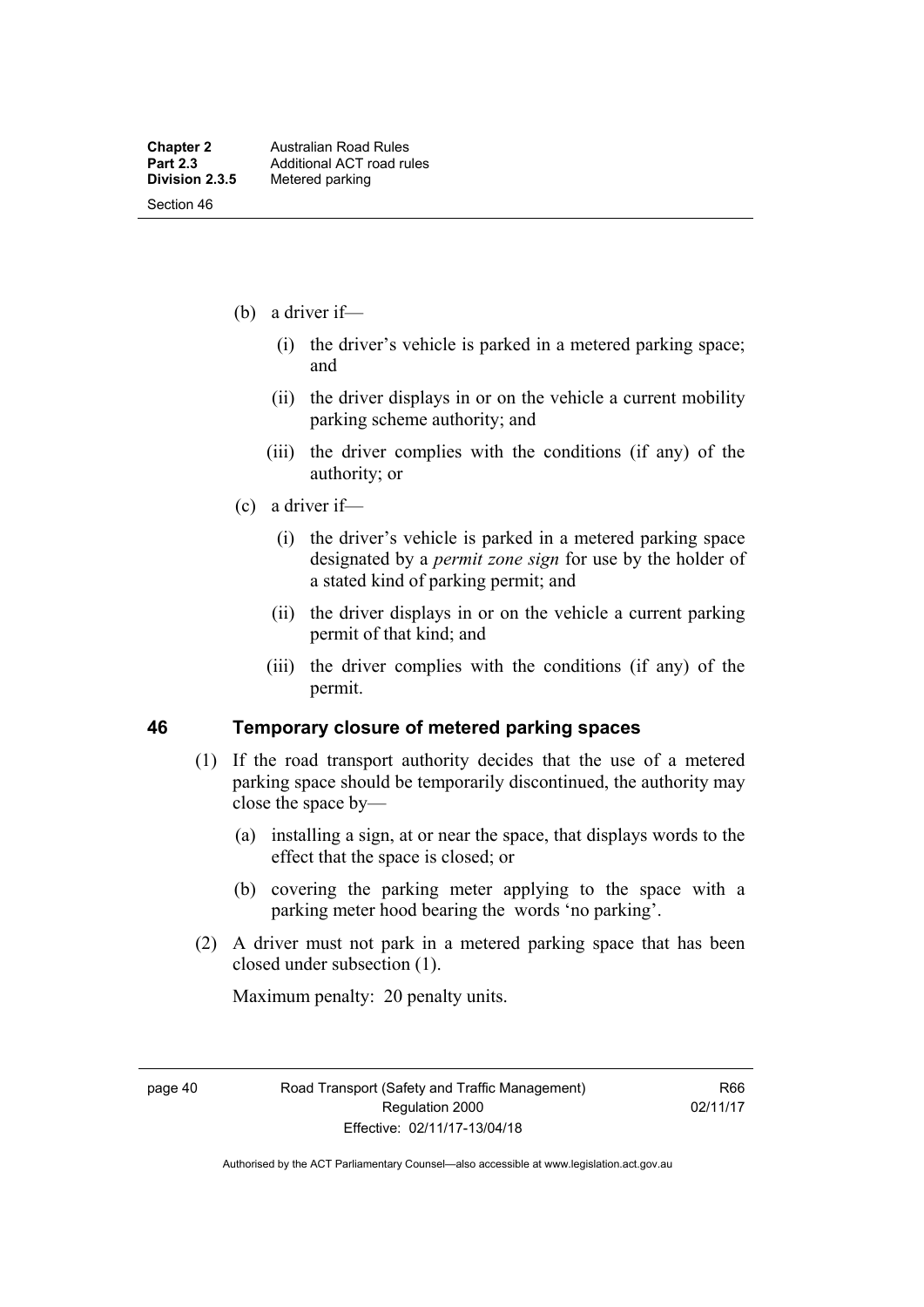(b) a driver if—

(i) the driver's vehicle is parked in a metered parking space; and

(ii) the driver displays in or on the vehicle a current mobility parking scheme authority; and

(iii) the driver complies with the conditions (if any) of the authority; or

(c) a driver if—

(i) the driver's vehicle is parked in a metered parking space designated by a *permit zone sign* for use by the holder of a stated kind of parking permit; and

(ii) the driver displays in or on the vehicle a current parking permit of that kind; and

(iii) the driver complies with the conditions (if any) of the permit.

### 46 Temporary closure of metered parking spaces

(1) If the road transport authority decides that the use of a metered parking space should be temporarily discontinued, the authority may close the space by—

(a) installing a sign, at or near the space, that displays words to the effect that the space is closed; or

(b) covering the parking meter applying to the space with a parking meter hood bearing the words 'no parking'.

(2) A driver must not park in a metered parking space that has been closed under subsection (1).

Maximum penalty: 20 penalty units.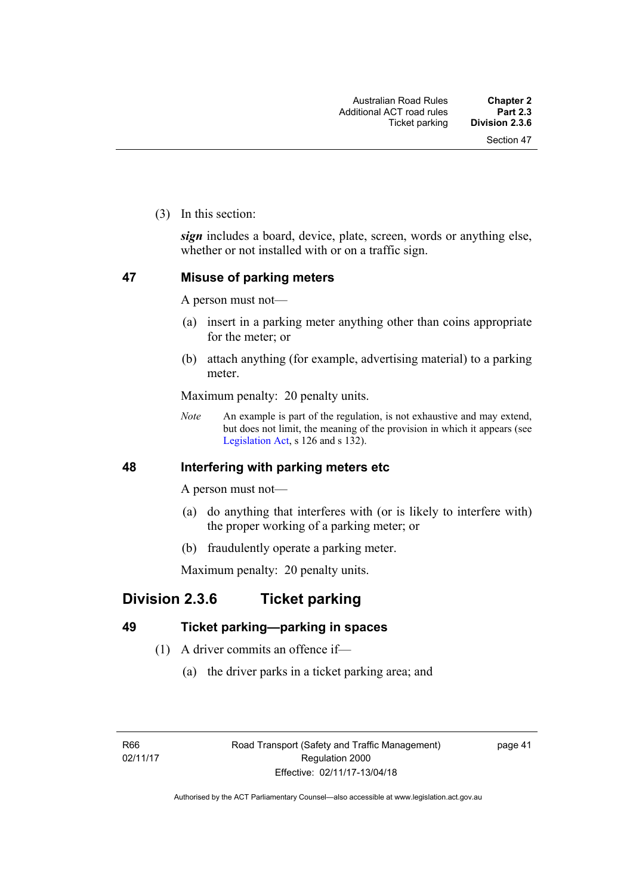(3) In this section:

***sign*** includes a board, device, plate, screen, words or anything else, whether or not installed with or on a traffic sign.

### 47 Misuse of parking meters

A person must not—

(a) insert in a parking meter anything other than coins appropriate for the meter; or

(b) attach anything (for example, advertising material) to a parking meter.

Maximum penalty: 20 penalty units.

*Note* An example is part of the regulation, is not exhaustive and may extend, but does not limit, the meaning of the provision in which it appears (see Legislation Act, s 126 and s 132).

### 48 Interfering with parking meters etc

A person must not—

(a) do anything that interferes with (or is likely to interfere with) the proper working of a parking meter; or

(b) fraudulently operate a parking meter.

Maximum penalty: 20 penalty units.

## Division 2.3.6 Ticket parking

### 49 Ticket parking—parking in spaces

(1) A driver commits an offence if—

(a) the driver parks in a ticket parking area; and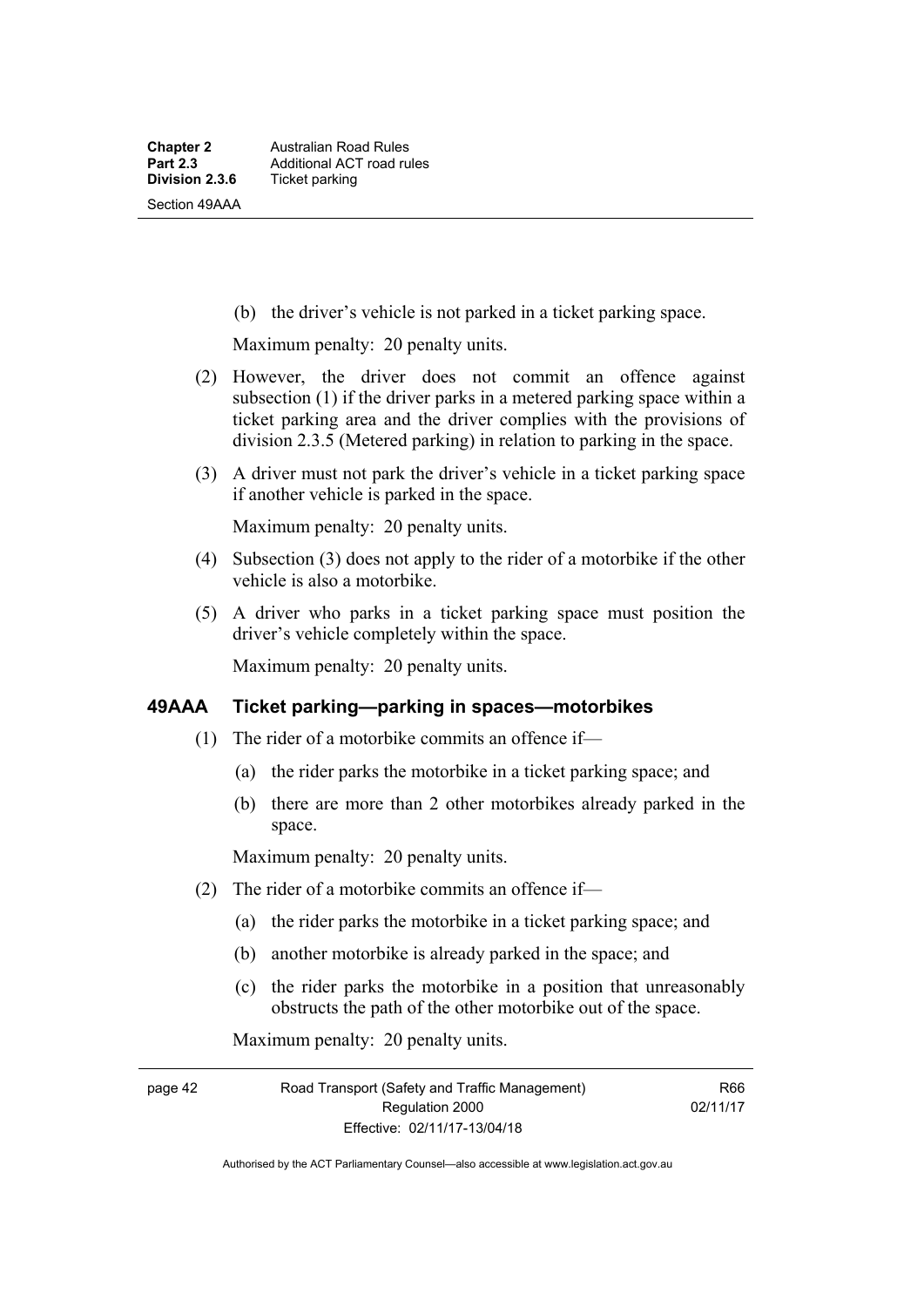(b) the driver's vehicle is not parked in a ticket parking space.

Maximum penalty: 20 penalty units.

(2) However, the driver does not commit an offence against subsection (1) if the driver parks in a metered parking space within a ticket parking area and the driver complies with the provisions of division 2.3.5 (Metered parking) in relation to parking in the space.

(3) A driver must not park the driver's vehicle in a ticket parking space if another vehicle is parked in the space.

Maximum penalty: 20 penalty units.

(4) Subsection (3) does not apply to the rider of a motorbike if the other vehicle is also a motorbike.

(5) A driver who parks in a ticket parking space must position the driver's vehicle completely within the space.

Maximum penalty: 20 penalty units.

### 49AAA Ticket parking—parking in spaces—motorbikes

(1) The rider of a motorbike commits an offence if—

(a) the rider parks the motorbike in a ticket parking space; and

(b) there are more than 2 other motorbikes already parked in the space.

Maximum penalty: 20 penalty units.

(2) The rider of a motorbike commits an offence if—

(a) the rider parks the motorbike in a ticket parking space; and

(b) another motorbike is already parked in the space; and

(c) the rider parks the motorbike in a position that unreasonably obstructs the path of the other motorbike out of the space.

Maximum penalty: 20 penalty units.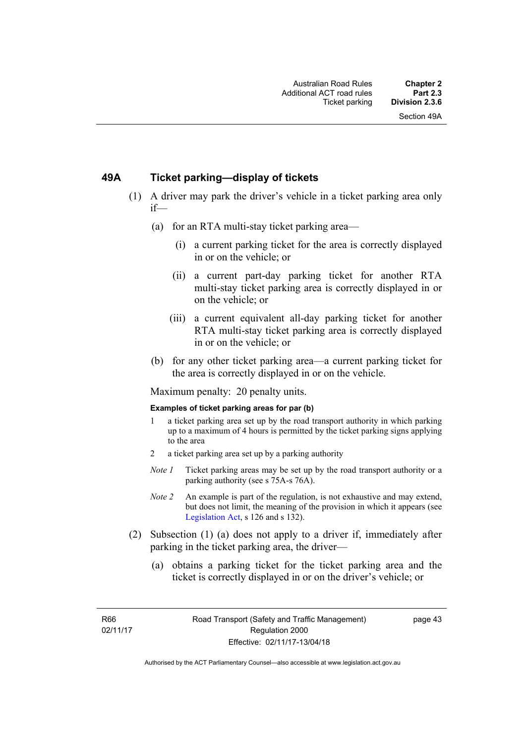## 49A Ticket parking—display of tickets

(1) A driver may park the driver's vehicle in a ticket parking area only if—

(a) for an RTA multi-stay ticket parking area—

(i) a current parking ticket for the area is correctly displayed in or on the vehicle; or

(ii) a current part-day parking ticket for another RTA multi-stay ticket parking area is correctly displayed in or on the vehicle; or

(iii) a current equivalent all-day parking ticket for another RTA multi-stay ticket parking area is correctly displayed in or on the vehicle; or

(b) for any other ticket parking area—a current parking ticket for the area is correctly displayed in or on the vehicle.

Maximum penalty: 20 penalty units.

**Examples of ticket parking areas for par (b)**

1 a ticket parking area set up by the road transport authority in which parking up to a maximum of 4 hours is permitted by the ticket parking signs applying to the area

2 a ticket parking area set up by a parking authority

*Note 1* Ticket parking areas may be set up by the road transport authority or a parking authority (see s 75A-s 76A).

*Note 2* An example is part of the regulation, is not exhaustive and may extend, but does not limit, the meaning of the provision in which it appears (see Legislation Act, s 126 and s 132).

(2) Subsection (1) (a) does not apply to a driver if, immediately after parking in the ticket parking area, the driver—

(a) obtains a parking ticket for the ticket parking area and the ticket is correctly displayed in or on the driver's vehicle; or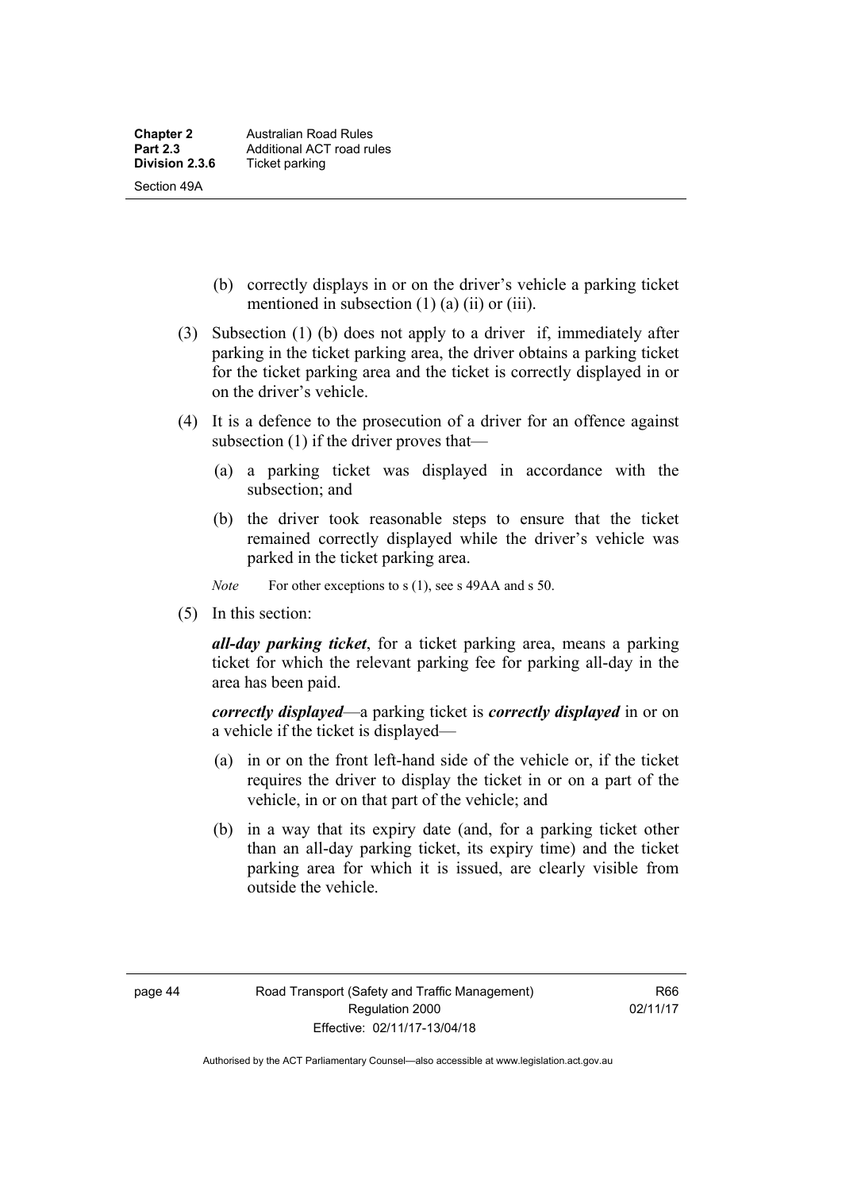(b) correctly displays in or on the driver's vehicle a parking ticket mentioned in subsection (1) (a) (ii) or (iii).

(3) Subsection (1) (b) does not apply to a driver if, immediately after parking in the ticket parking area, the driver obtains a parking ticket for the ticket parking area and the ticket is correctly displayed in or on the driver's vehicle.

(4) It is a defence to the prosecution of a driver for an offence against subsection (1) if the driver proves that—

(a) a parking ticket was displayed in accordance with the subsection; and

(b) the driver took reasonable steps to ensure that the ticket remained correctly displayed while the driver's vehicle was parked in the ticket parking area.

*Note* For other exceptions to s (1), see s 49AA and s 50.

(5) In this section:

***all-day parking ticket***, for a ticket parking area, means a parking ticket for which the relevant parking fee for parking all-day in the area has been paid.

***correctly displayed***—a parking ticket is ***correctly displayed*** in or on a vehicle if the ticket is displayed—

(a) in or on the front left-hand side of the vehicle or, if the ticket requires the driver to display the ticket in or on a part of the vehicle, in or on that part of the vehicle; and

(b) in a way that its expiry date (and, for a parking ticket other than an all-day parking ticket, its expiry time) and the ticket parking area for which it is issued, are clearly visible from outside the vehicle.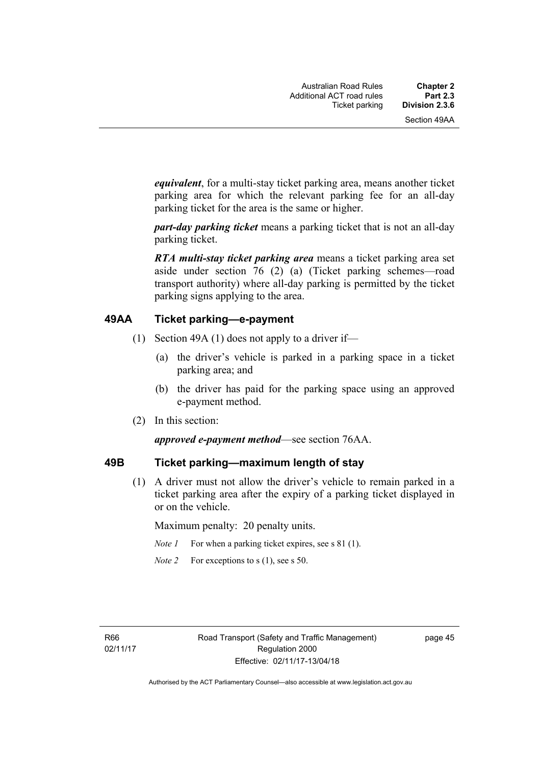***equivalent***, for a multi-stay ticket parking area, means another ticket parking area for which the relevant parking fee for an all-day parking ticket for the area is the same or higher.

***part-day parking ticket*** means a parking ticket that is not an all-day parking ticket.

***RTA multi-stay ticket parking area*** means a ticket parking area set aside under section 76 (2) (a) (Ticket parking schemes—road transport authority) where all-day parking is permitted by the ticket parking signs applying to the area.

## 49AA Ticket parking—e-payment

(1) Section 49A (1) does not apply to a driver if—

(a) the driver's vehicle is parked in a parking space in a ticket parking area; and

(b) the driver has paid for the parking space using an approved e-payment method.

(2) In this section:

***approved e-payment method***—see section 76AA.

## 49B Ticket parking—maximum length of stay

(1) A driver must not allow the driver's vehicle to remain parked in a ticket parking area after the expiry of a parking ticket displayed in or on the vehicle.

Maximum penalty: 20 penalty units.

*Note 1* For when a parking ticket expires, see s 81 (1).

*Note 2* For exceptions to s (1), see s 50.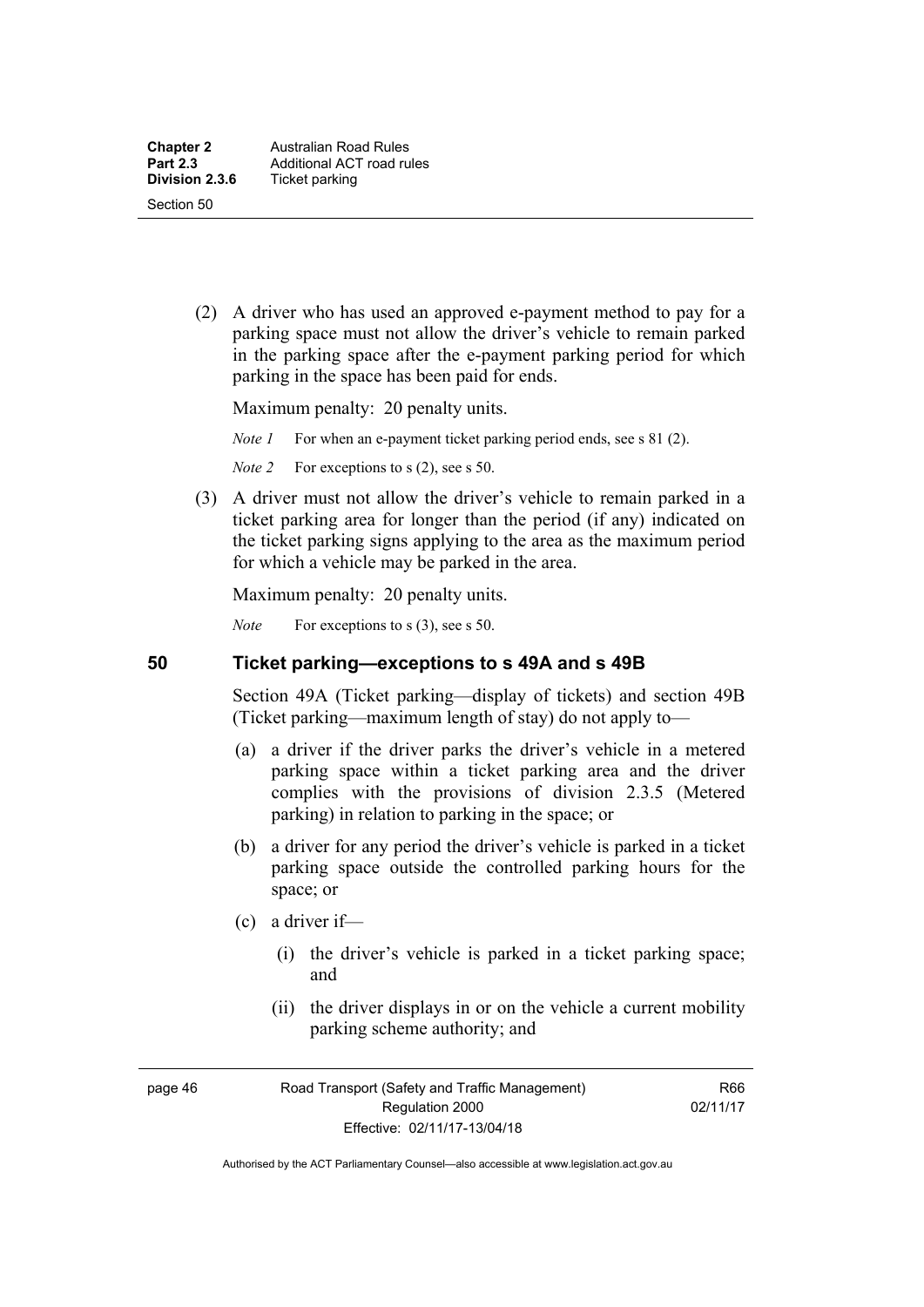(2) A driver who has used an approved e-payment method to pay for a parking space must not allow the driver's vehicle to remain parked in the parking space after the e-payment parking period for which parking in the space has been paid for ends.

Maximum penalty: 20 penalty units.

*Note 1* For when an e-payment ticket parking period ends, see s 81 (2).

*Note 2* For exceptions to s (2), see s 50.

(3) A driver must not allow the driver's vehicle to remain parked in a ticket parking area for longer than the period (if any) indicated on the ticket parking signs applying to the area as the maximum period for which a vehicle may be parked in the area.

Maximum penalty: 20 penalty units.

*Note* For exceptions to s (3), see s 50.

## 50 Ticket parking—exceptions to s 49A and s 49B

Section 49A (Ticket parking—display of tickets) and section 49B (Ticket parking—maximum length of stay) do not apply to—

(a) a driver if the driver parks the driver's vehicle in a metered parking space within a ticket parking area and the driver complies with the provisions of division 2.3.5 (Metered parking) in relation to parking in the space; or

(b) a driver for any period the driver's vehicle is parked in a ticket parking space outside the controlled parking hours for the space; or

(c) a driver if—

(i) the driver's vehicle is parked in a ticket parking space; and

(ii) the driver displays in or on the vehicle a current mobility parking scheme authority; and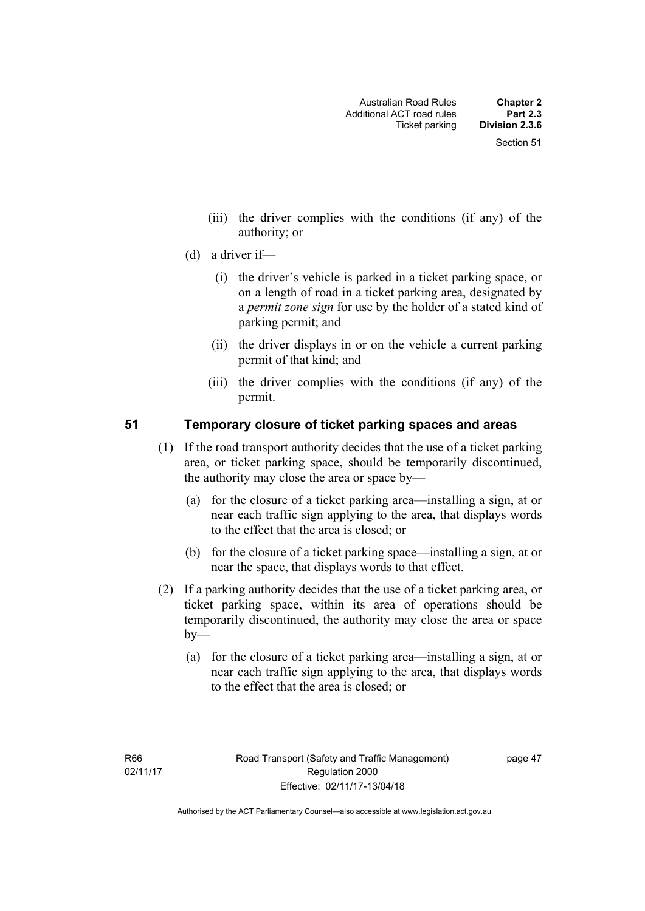(iii) the driver complies with the conditions (if any) of the authority; or

(d) a driver if—

(i) the driver's vehicle is parked in a ticket parking space, or on a length of road in a ticket parking area, designated by a *permit zone sign* for use by the holder of a stated kind of parking permit; and

(ii) the driver displays in or on the vehicle a current parking permit of that kind; and

(iii) the driver complies with the conditions (if any) of the permit.

## 51 Temporary closure of ticket parking spaces and areas

(1) If the road transport authority decides that the use of a ticket parking area, or ticket parking space, should be temporarily discontinued, the authority may close the area or space by—

(a) for the closure of a ticket parking area—installing a sign, at or near each traffic sign applying to the area, that displays words to the effect that the area is closed; or

(b) for the closure of a ticket parking space—installing a sign, at or near the space, that displays words to that effect.

(2) If a parking authority decides that the use of a ticket parking area, or ticket parking space, within its area of operations should be temporarily discontinued, the authority may close the area or space by—

(a) for the closure of a ticket parking area—installing a sign, at or near each traffic sign applying to the area, that displays words to the effect that the area is closed; or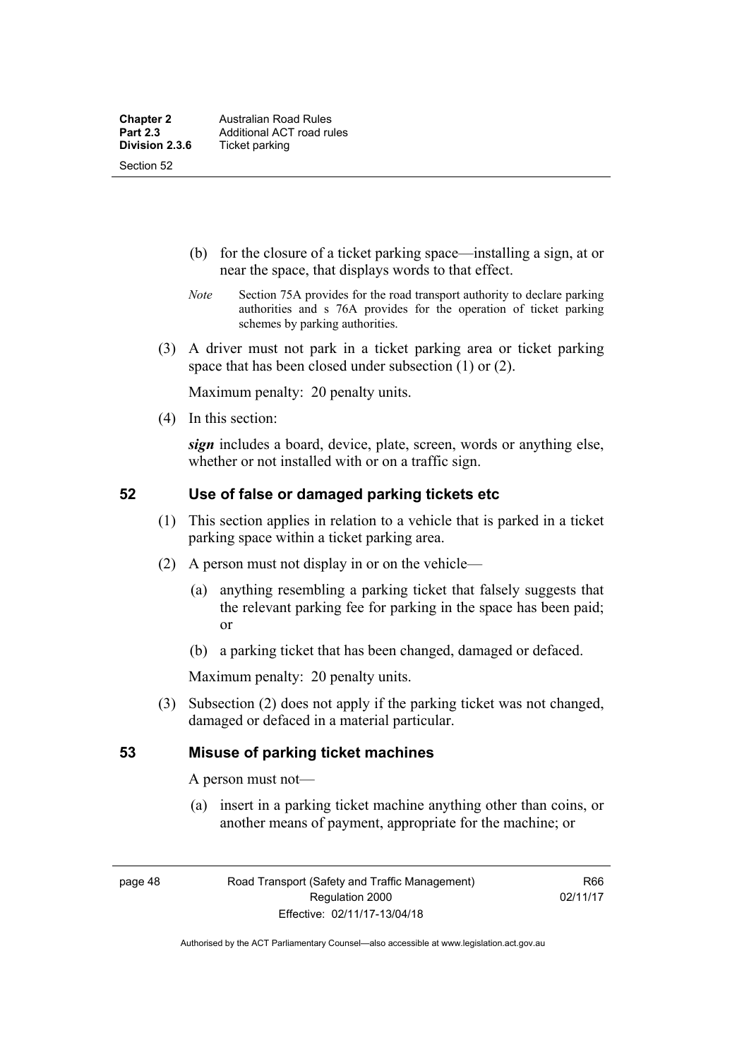(b) for the closure of a ticket parking space—installing a sign, at or near the space, that displays words to that effect.

*Note* Section 75A provides for the road transport authority to declare parking authorities and s 76A provides for the operation of ticket parking schemes by parking authorities.

(3) A driver must not park in a ticket parking area or ticket parking space that has been closed under subsection (1) or (2).

Maximum penalty: 20 penalty units.

(4) In this section:

***sign*** includes a board, device, plate, screen, words or anything else, whether or not installed with or on a traffic sign.

## 52 Use of false or damaged parking tickets etc

(1) This section applies in relation to a vehicle that is parked in a ticket parking space within a ticket parking area.

(2) A person must not display in or on the vehicle—

(a) anything resembling a parking ticket that falsely suggests that the relevant parking fee for parking in the space has been paid; or

(b) a parking ticket that has been changed, damaged or defaced.

Maximum penalty: 20 penalty units.

(3) Subsection (2) does not apply if the parking ticket was not changed, damaged or defaced in a material particular.

## 53 Misuse of parking ticket machines

A person must not—

(a) insert in a parking ticket machine anything other than coins, or another means of payment, appropriate for the machine; or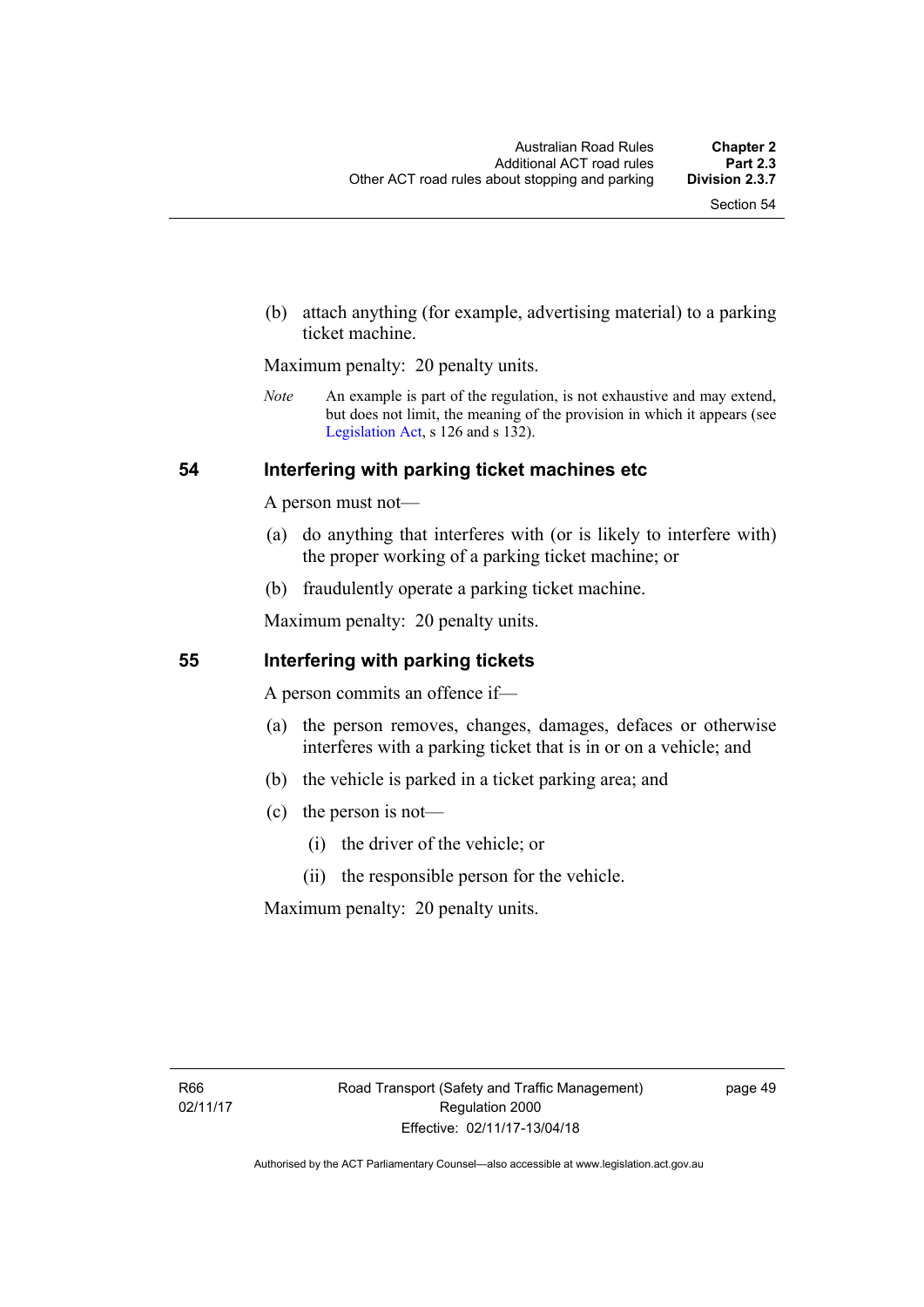(b) attach anything (for example, advertising material) to a parking ticket machine.

Maximum penalty: 20 penalty units.

*Note* An example is part of the regulation, is not exhaustive and may extend, but does not limit, the meaning of the provision in which it appears (see Legislation Act, s 126 and s 132).

## 54 Interfering with parking ticket machines etc

A person must not—

(a) do anything that interferes with (or is likely to interfere with) the proper working of a parking ticket machine; or

(b) fraudulently operate a parking ticket machine.

Maximum penalty: 20 penalty units.

## 55 Interfering with parking tickets

A person commits an offence if—

(a) the person removes, changes, damages, defaces or otherwise interferes with a parking ticket that is in or on a vehicle; and

(b) the vehicle is parked in a ticket parking area; and

(c) the person is not—

(i) the driver of the vehicle; or

(ii) the responsible person for the vehicle.

Maximum penalty: 20 penalty units.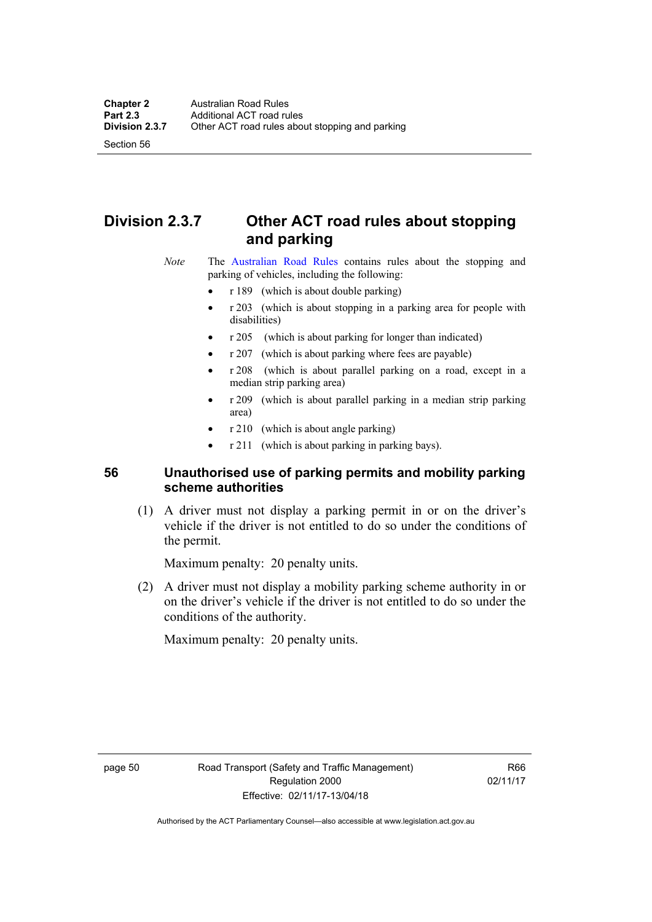## Division 2.3.7 Other ACT road rules about stopping and parking

*Note* The Australian Road Rules contains rules about the stopping and parking of vehicles, including the following:

- r 189 (which is about double parking)
- r 203 (which is about stopping in a parking area for people with disabilities)
- r 205 (which is about parking for longer than indicated)
- r 207 (which is about parking where fees are payable)
- r 208 (which is about parallel parking on a road, except in a median strip parking area)
- r 209 (which is about parallel parking in a median strip parking area)
- r 210 (which is about angle parking)
- r 211 (which is about parking in parking bays).

### 56 Unauthorised use of parking permits and mobility parking scheme authorities

(1) A driver must not display a parking permit in or on the driver's vehicle if the driver is not entitled to do so under the conditions of the permit.

Maximum penalty: 20 penalty units.

(2) A driver must not display a mobility parking scheme authority in or on the driver's vehicle if the driver is not entitled to do so under the conditions of the authority.

Maximum penalty: 20 penalty units.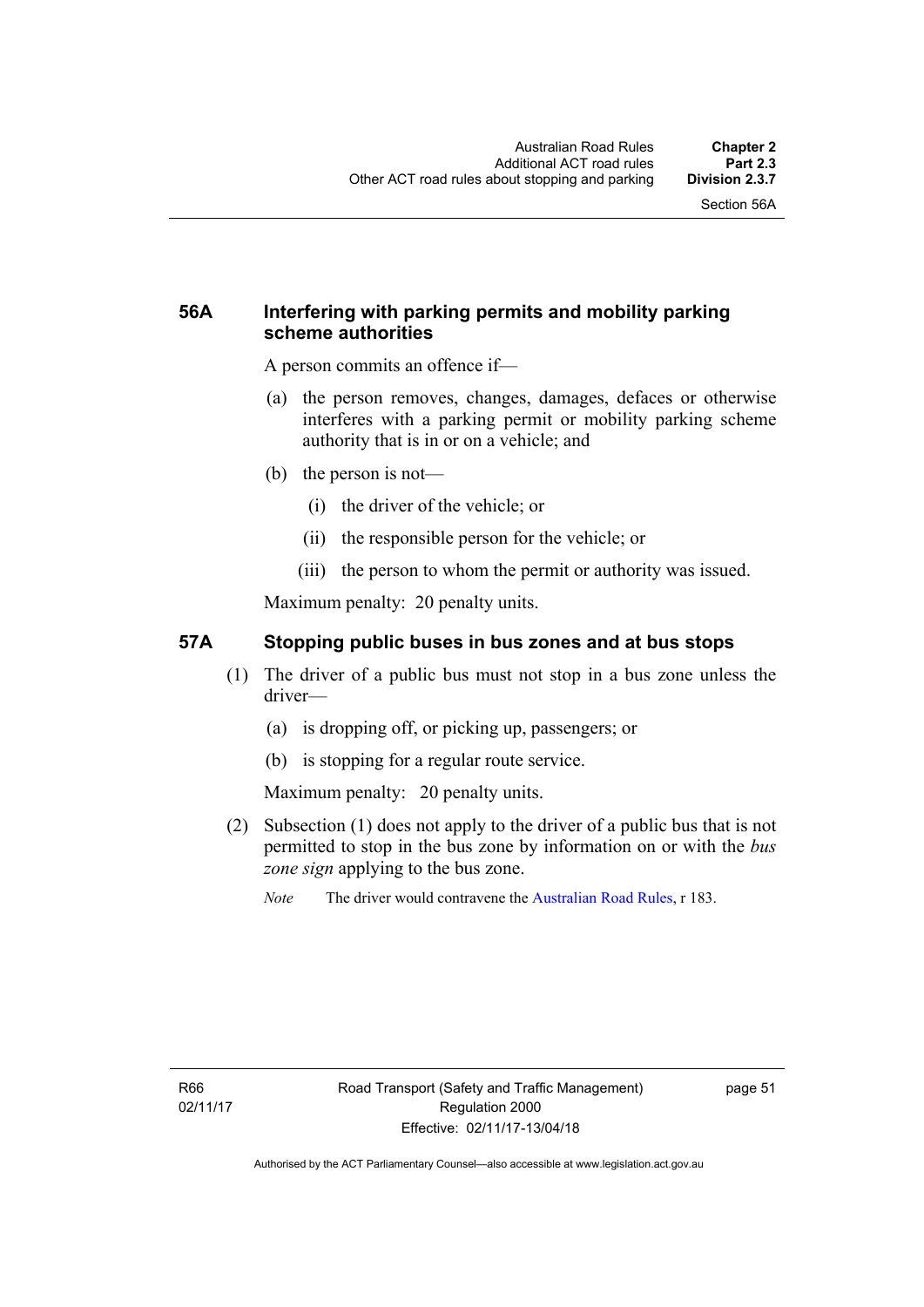### 56A Interfering with parking permits and mobility parking scheme authorities

A person commits an offence if—

(a) the person removes, changes, damages, defaces or otherwise interferes with a parking permit or mobility parking scheme authority that is in or on a vehicle; and

(b) the person is not—

(i) the driver of the vehicle; or

(ii) the responsible person for the vehicle; or

(iii) the person to whom the permit or authority was issued.

Maximum penalty: 20 penalty units.

### 57A Stopping public buses in bus zones and at bus stops

(1) The driver of a public bus must not stop in a bus zone unless the driver—

(a) is dropping off, or picking up, passengers; or

(b) is stopping for a regular route service.

Maximum penalty: 20 penalty units.

(2) Subsection (1) does not apply to the driver of a public bus that is not permitted to stop in the bus zone by information on or with the *bus zone sign* applying to the bus zone.

*Note* The driver would contravene the Australian Road Rules, r 183.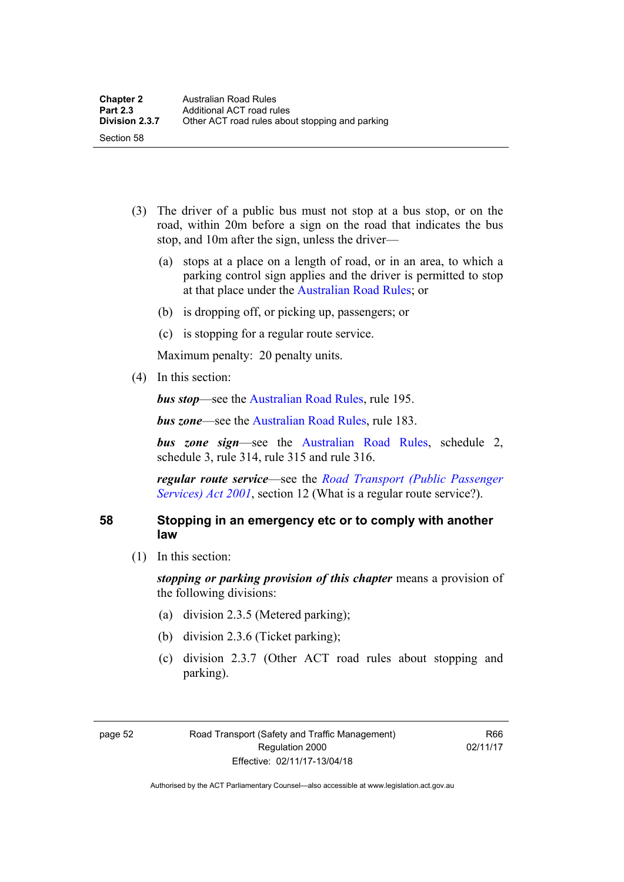(3) The driver of a public bus must not stop at a bus stop, or on the road, within 20m before a sign on the road that indicates the bus stop, and 10m after the sign, unless the driver—

(a) stops at a place on a length of road, or in an area, to which a parking control sign applies and the driver is permitted to stop at that place under the Australian Road Rules; or

(b) is dropping off, or picking up, passengers; or

(c) is stopping for a regular route service.

Maximum penalty: 20 penalty units.

(4) In this section:

***bus stop***—see the Australian Road Rules, rule 195.

***bus zone***—see the Australian Road Rules, rule 183.

***bus zone sign***—see the Australian Road Rules, schedule 2, schedule 3, rule 314, rule 315 and rule 316.

***regular route service***—see the *Road Transport (Public Passenger Services) Act 2001*, section 12 (What is a regular route service?).

## 58 Stopping in an emergency etc or to comply with another law

(1) In this section:

***stopping or parking provision of this chapter*** means a provision of the following divisions:

(a) division 2.3.5 (Metered parking);

(b) division 2.3.6 (Ticket parking);

(c) division 2.3.7 (Other ACT road rules about stopping and parking).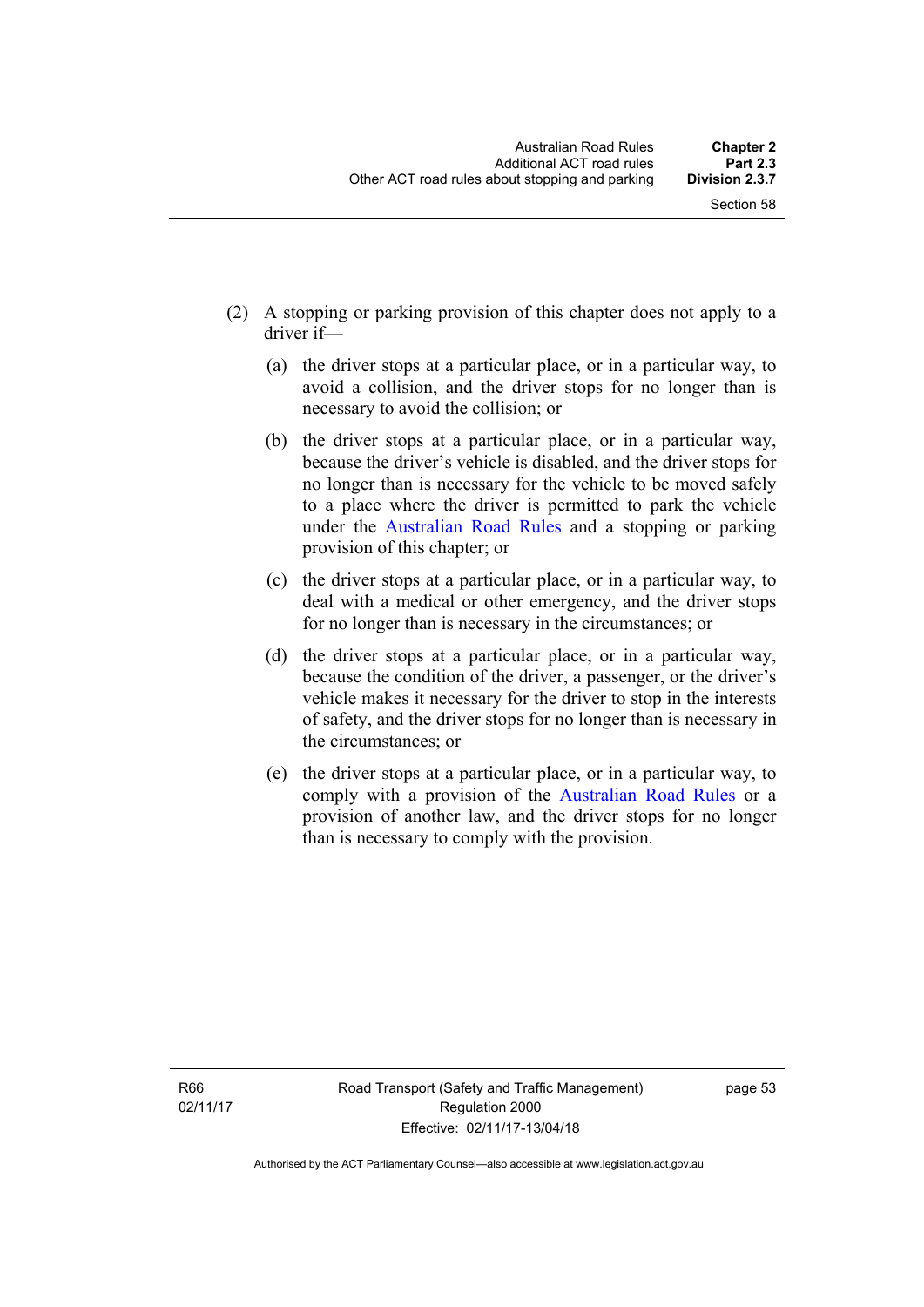(2) A stopping or parking provision of this chapter does not apply to a driver if—

  (a) the driver stops at a particular place, or in a particular way, to avoid a collision, and the driver stops for no longer than is necessary to avoid the collision; or

  (b) the driver stops at a particular place, or in a particular way, because the driver's vehicle is disabled, and the driver stops for no longer than is necessary for the vehicle to be moved safely to a place where the driver is permitted to park the vehicle under the Australian Road Rules and a stopping or parking provision of this chapter; or

  (c) the driver stops at a particular place, or in a particular way, to deal with a medical or other emergency, and the driver stops for no longer than is necessary in the circumstances; or

  (d) the driver stops at a particular place, or in a particular way, because the condition of the driver, a passenger, or the driver's vehicle makes it necessary for the driver to stop in the interests of safety, and the driver stops for no longer than is necessary in the circumstances; or

  (e) the driver stops at a particular place, or in a particular way, to comply with a provision of the Australian Road Rules or a provision of another law, and the driver stops for no longer than is necessary to comply with the provision.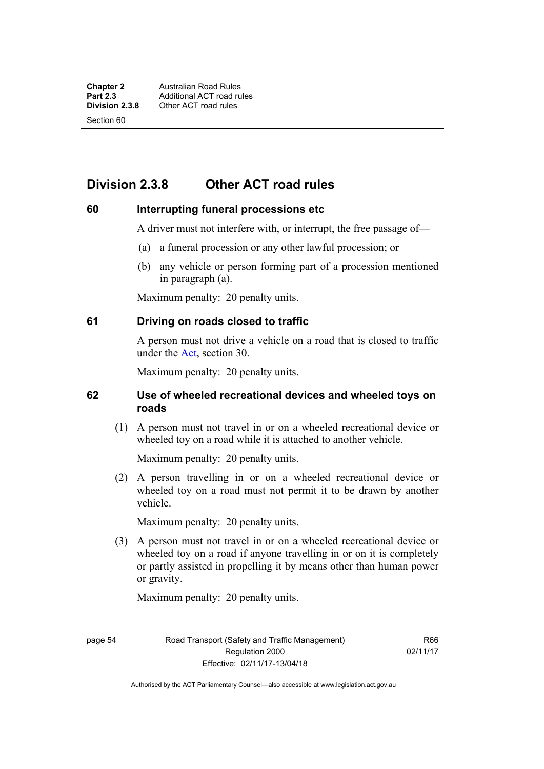## Division 2.3.8 Other ACT road rules

### 60 Interrupting funeral processions etc

A driver must not interfere with, or interrupt, the free passage of—

(a) a funeral procession or any other lawful procession; or

(b) any vehicle or person forming part of a procession mentioned in paragraph (a).

Maximum penalty: 20 penalty units.

### 61 Driving on roads closed to traffic

A person must not drive a vehicle on a road that is closed to traffic under the Act, section 30.

Maximum penalty: 20 penalty units.

### 62 Use of wheeled recreational devices and wheeled toys on roads

(1) A person must not travel in or on a wheeled recreational device or wheeled toy on a road while it is attached to another vehicle.

Maximum penalty: 20 penalty units.

(2) A person travelling in or on a wheeled recreational device or wheeled toy on a road must not permit it to be drawn by another vehicle.

Maximum penalty: 20 penalty units.

(3) A person must not travel in or on a wheeled recreational device or wheeled toy on a road if anyone travelling in or on it is completely or partly assisted in propelling it by means other than human power or gravity.

Maximum penalty: 20 penalty units.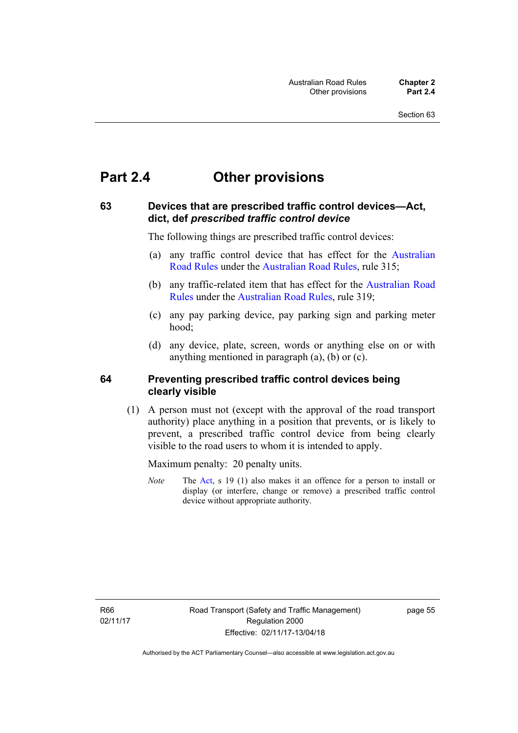# Part 2.4 Other provisions

## 63 Devices that are prescribed traffic control devices—Act, dict, def *prescribed traffic control device*

The following things are prescribed traffic control devices:

(a) any traffic control device that has effect for the Australian Road Rules under the Australian Road Rules, rule 315;

(b) any traffic-related item that has effect for the Australian Road Rules under the Australian Road Rules, rule 319;

(c) any pay parking device, pay parking sign and parking meter hood;

(d) any device, plate, screen, words or anything else on or with anything mentioned in paragraph (a), (b) or (c).

## 64 Preventing prescribed traffic control devices being clearly visible

(1) A person must not (except with the approval of the road transport authority) place anything in a position that prevents, or is likely to prevent, a prescribed traffic control device from being clearly visible to the road users to whom it is intended to apply.

Maximum penalty: 20 penalty units.

*Note* The Act, s 19 (1) also makes it an offence for a person to install or display (or interfere, change or remove) a prescribed traffic control device without appropriate authority.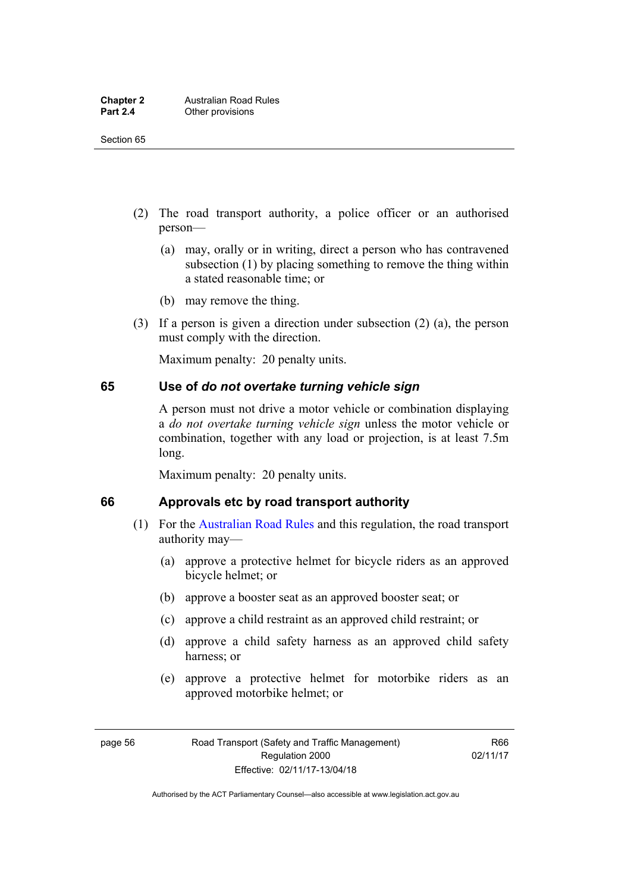(2) The road transport authority, a police officer or an authorised person—

(a) may, orally or in writing, direct a person who has contravened subsection (1) by placing something to remove the thing within a stated reasonable time; or

(b) may remove the thing.

(3) If a person is given a direction under subsection (2) (a), the person must comply with the direction.

Maximum penalty: 20 penalty units.

## 65 Use of *do not overtake turning vehicle sign*

A person must not drive a motor vehicle or combination displaying a *do not overtake turning vehicle sign* unless the motor vehicle or combination, together with any load or projection, is at least 7.5m long.

Maximum penalty: 20 penalty units.

## 66 Approvals etc by road transport authority

(1) For the Australian Road Rules and this regulation, the road transport authority may—

(a) approve a protective helmet for bicycle riders as an approved bicycle helmet; or

(b) approve a booster seat as an approved booster seat; or

(c) approve a child restraint as an approved child restraint; or

(d) approve a child safety harness as an approved child safety harness; or

(e) approve a protective helmet for motorbike riders as an approved motorbike helmet; or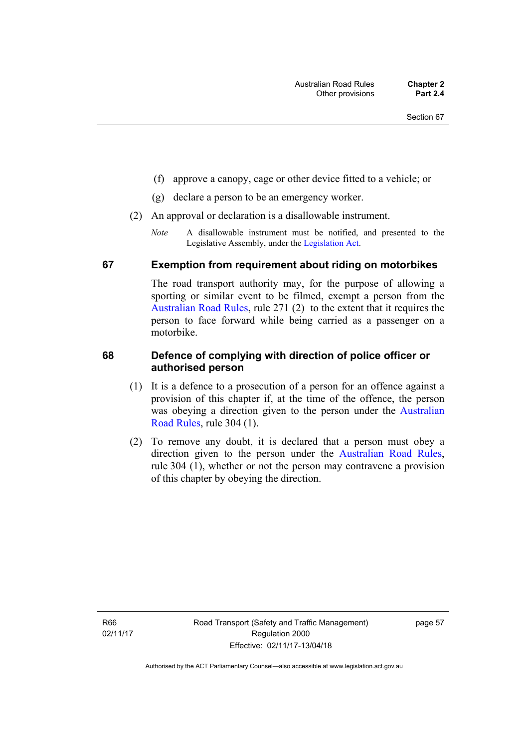(f) approve a canopy, cage or other device fitted to a vehicle; or

(g) declare a person to be an emergency worker.

(2) An approval or declaration is a disallowable instrument.

*Note* A disallowable instrument must be notified, and presented to the Legislative Assembly, under the Legislation Act.

## 67 Exemption from requirement about riding on motorbikes

The road transport authority may, for the purpose of allowing a sporting or similar event to be filmed, exempt a person from the Australian Road Rules, rule 271 (2) to the extent that it requires the person to face forward while being carried as a passenger on a motorbike.

## 68 Defence of complying with direction of police officer or authorised person

(1) It is a defence to a prosecution of a person for an offence against a provision of this chapter if, at the time of the offence, the person was obeying a direction given to the person under the Australian Road Rules, rule 304 (1).

(2) To remove any doubt, it is declared that a person must obey a direction given to the person under the Australian Road Rules, rule 304 (1), whether or not the person may contravene a provision of this chapter by obeying the direction.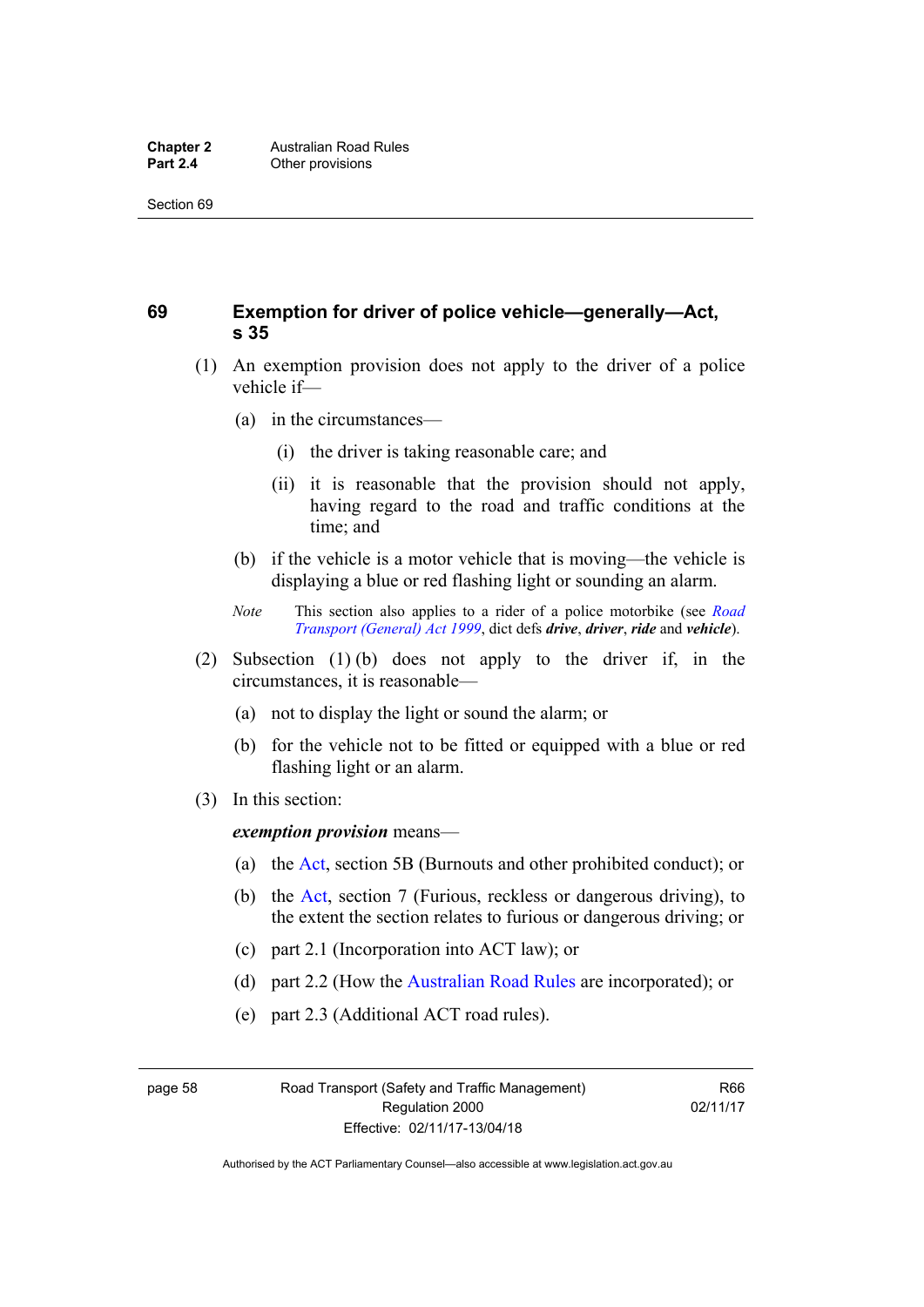## 69 Exemption for driver of police vehicle—generally—Act, s 35

(1) An exemption provision does not apply to the driver of a police vehicle if—

(a) in the circumstances—

(i) the driver is taking reasonable care; and

(ii) it is reasonable that the provision should not apply, having regard to the road and traffic conditions at the time; and

(b) if the vehicle is a motor vehicle that is moving—the vehicle is displaying a blue or red flashing light or sounding an alarm.

*Note* This section also applies to a rider of a police motorbike (see *Road Transport (General) Act 1999*, dict defs ***drive***, ***driver***, ***ride*** and ***vehicle***).

(2) Subsection (1) (b) does not apply to the driver if, in the circumstances, it is reasonable—

(a) not to display the light or sound the alarm; or

(b) for the vehicle not to be fitted or equipped with a blue or red flashing light or an alarm.

(3) In this section:

***exemption provision*** means—

(a) the Act, section 5B (Burnouts and other prohibited conduct); or

(b) the Act, section 7 (Furious, reckless or dangerous driving), to the extent the section relates to furious or dangerous driving; or

(c) part 2.1 (Incorporation into ACT law); or

(d) part 2.2 (How the Australian Road Rules are incorporated); or

(e) part 2.3 (Additional ACT road rules).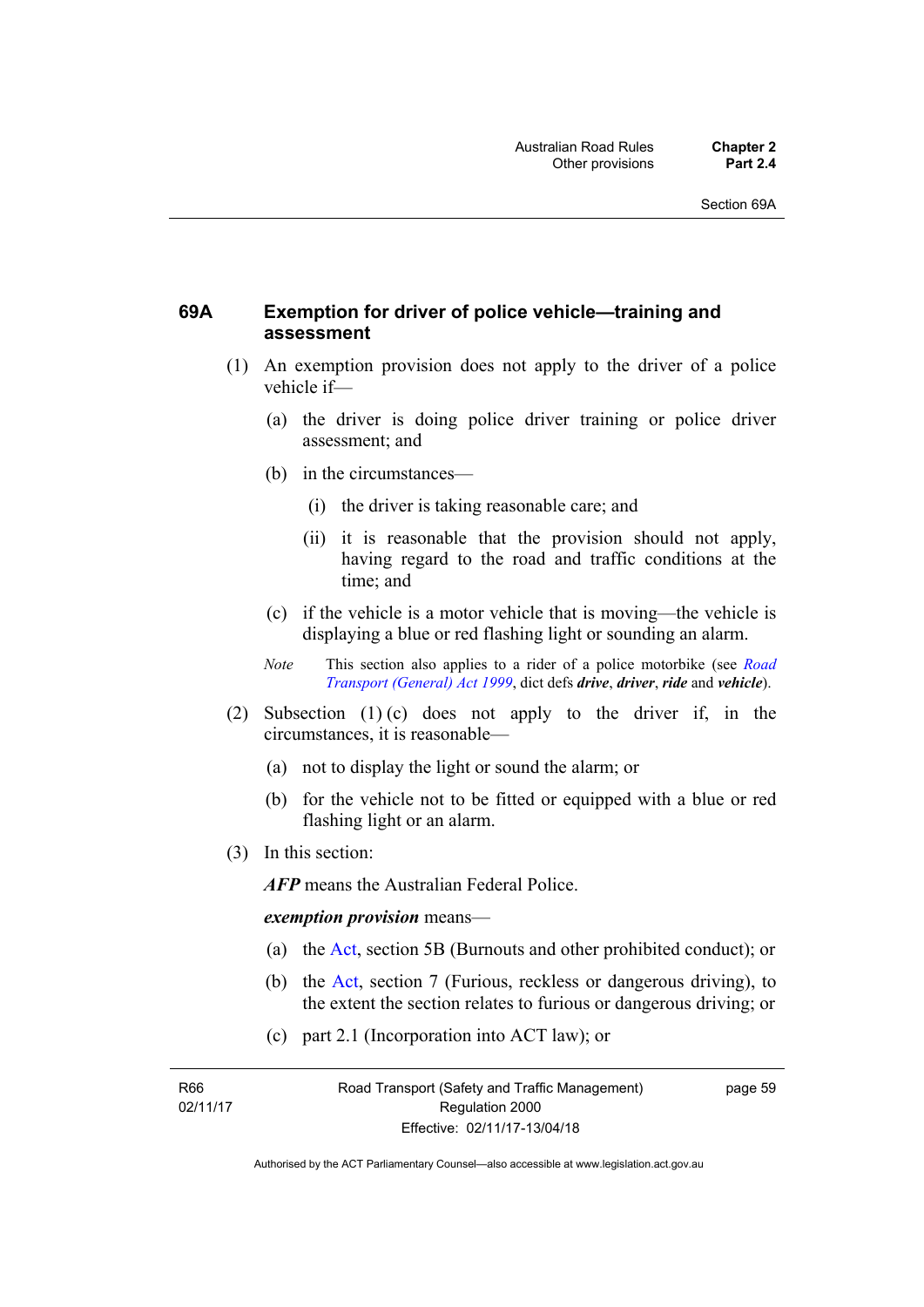### 69A Exemption for driver of police vehicle—training and assessment

(1) An exemption provision does not apply to the driver of a police vehicle if—

(a) the driver is doing police driver training or police driver assessment; and

(b) in the circumstances—

(i) the driver is taking reasonable care; and

(ii) it is reasonable that the provision should not apply, having regard to the road and traffic conditions at the time; and

(c) if the vehicle is a motor vehicle that is moving—the vehicle is displaying a blue or red flashing light or sounding an alarm.

*Note* This section also applies to a rider of a police motorbike (see *Road Transport (General) Act 1999*, dict defs ***drive***, ***driver***, ***ride*** and ***vehicle***).

(2) Subsection (1) (c) does not apply to the driver if, in the circumstances, it is reasonable—

(a) not to display the light or sound the alarm; or

(b) for the vehicle not to be fitted or equipped with a blue or red flashing light or an alarm.

(3) In this section:

***AFP*** means the Australian Federal Police.

***exemption provision*** means—

(a) the Act, section 5B (Burnouts and other prohibited conduct); or

(b) the Act, section 7 (Furious, reckless or dangerous driving), to the extent the section relates to furious or dangerous driving; or

(c) part 2.1 (Incorporation into ACT law); or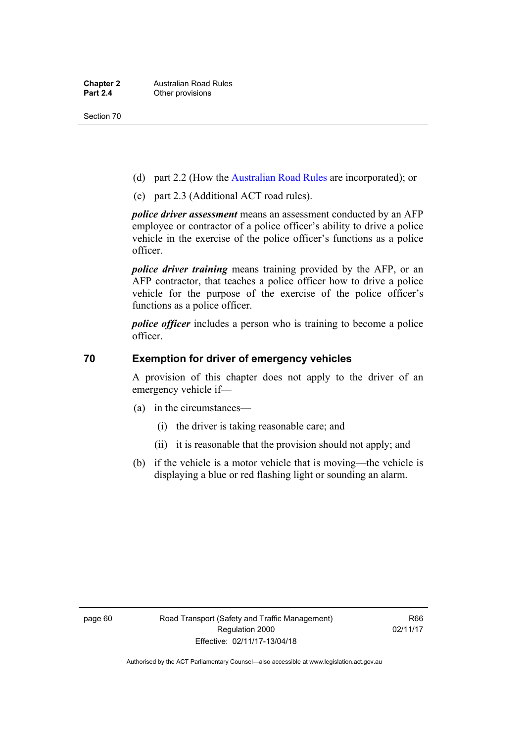(d) part 2.2 (How the Australian Road Rules are incorporated); or

(e) part 2.3 (Additional ACT road rules).

***police driver assessment*** means an assessment conducted by an AFP employee or contractor of a police officer's ability to drive a police vehicle in the exercise of the police officer's functions as a police officer.

***police driver training*** means training provided by the AFP, or an AFP contractor, that teaches a police officer how to drive a police vehicle for the purpose of the exercise of the police officer's functions as a police officer.

***police officer*** includes a person who is training to become a police officer.

## 70 Exemption for driver of emergency vehicles

A provision of this chapter does not apply to the driver of an emergency vehicle if—

(a) in the circumstances—

(i) the driver is taking reasonable care; and

(ii) it is reasonable that the provision should not apply; and

(b) if the vehicle is a motor vehicle that is moving—the vehicle is displaying a blue or red flashing light or sounding an alarm.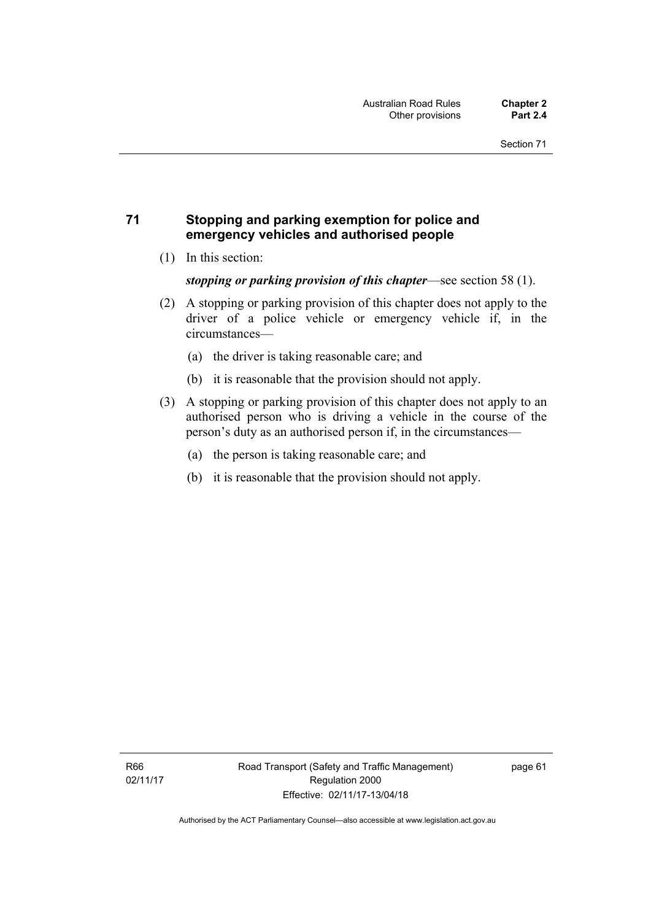## 71 Stopping and parking exemption for police and emergency vehicles and authorised people

(1) In this section:

***stopping or parking provision of this chapter***—see section 58 (1).

(2) A stopping or parking provision of this chapter does not apply to the driver of a police vehicle or emergency vehicle if, in the circumstances—

(a) the driver is taking reasonable care; and

(b) it is reasonable that the provision should not apply.

(3) A stopping or parking provision of this chapter does not apply to an authorised person who is driving a vehicle in the course of the person's duty as an authorised person if, in the circumstances—

(a) the person is taking reasonable care; and

(b) it is reasonable that the provision should not apply.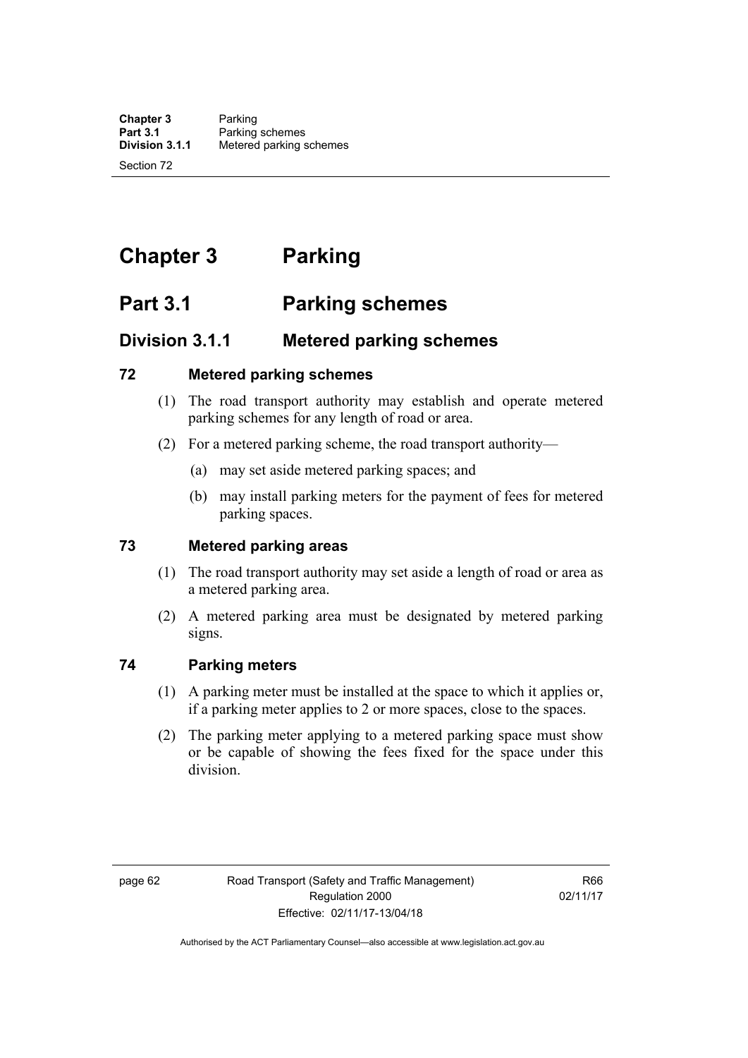# Chapter 3 Parking

## Part 3.1 Parking schemes

### Division 3.1.1 Metered parking schemes

#### 72 Metered parking schemes

(1) The road transport authority may establish and operate metered parking schemes for any length of road or area.

(2) For a metered parking scheme, the road transport authority—

(a) may set aside metered parking spaces; and

(b) may install parking meters for the payment of fees for metered parking spaces.

#### 73 Metered parking areas

(1) The road transport authority may set aside a length of road or area as a metered parking area.

(2) A metered parking area must be designated by metered parking signs.

#### 74 Parking meters

(1) A parking meter must be installed at the space to which it applies or, if a parking meter applies to 2 or more spaces, close to the spaces.

(2) The parking meter applying to a metered parking space must show or be capable of showing the fees fixed for the space under this division.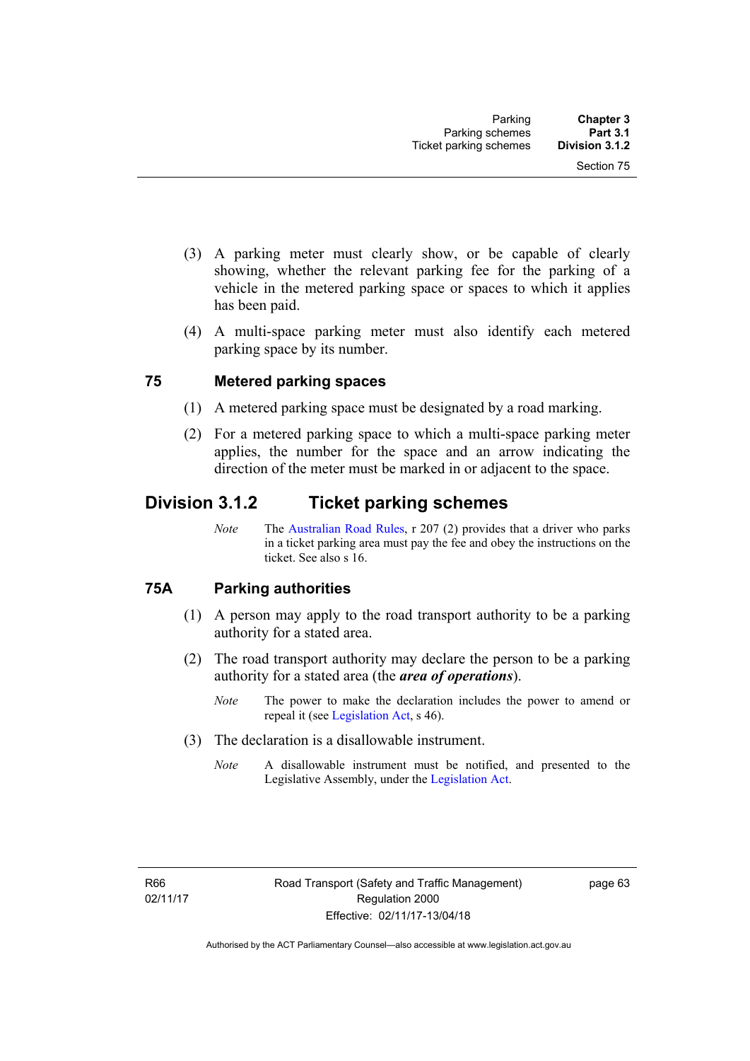(3) A parking meter must clearly show, or be capable of clearly showing, whether the relevant parking fee for the parking of a vehicle in the metered parking space or spaces to which it applies has been paid.

(4) A multi-space parking meter must also identify each metered parking space by its number.

### 75 Metered parking spaces

(1) A metered parking space must be designated by a road marking.

(2) For a metered parking space to which a multi-space parking meter applies, the number for the space and an arrow indicating the direction of the meter must be marked in or adjacent to the space.

## Division 3.1.2 Ticket parking schemes

*Note* The Australian Road Rules, r 207 (2) provides that a driver who parks in a ticket parking area must pay the fee and obey the instructions on the ticket. See also s 16.

### 75A Parking authorities

(1) A person may apply to the road transport authority to be a parking authority for a stated area.

(2) The road transport authority may declare the person to be a parking authority for a stated area (the ***area of operations***).

*Note* The power to make the declaration includes the power to amend or repeal it (see Legislation Act, s 46).

(3) The declaration is a disallowable instrument.

*Note* A disallowable instrument must be notified, and presented to the Legislative Assembly, under the Legislation Act.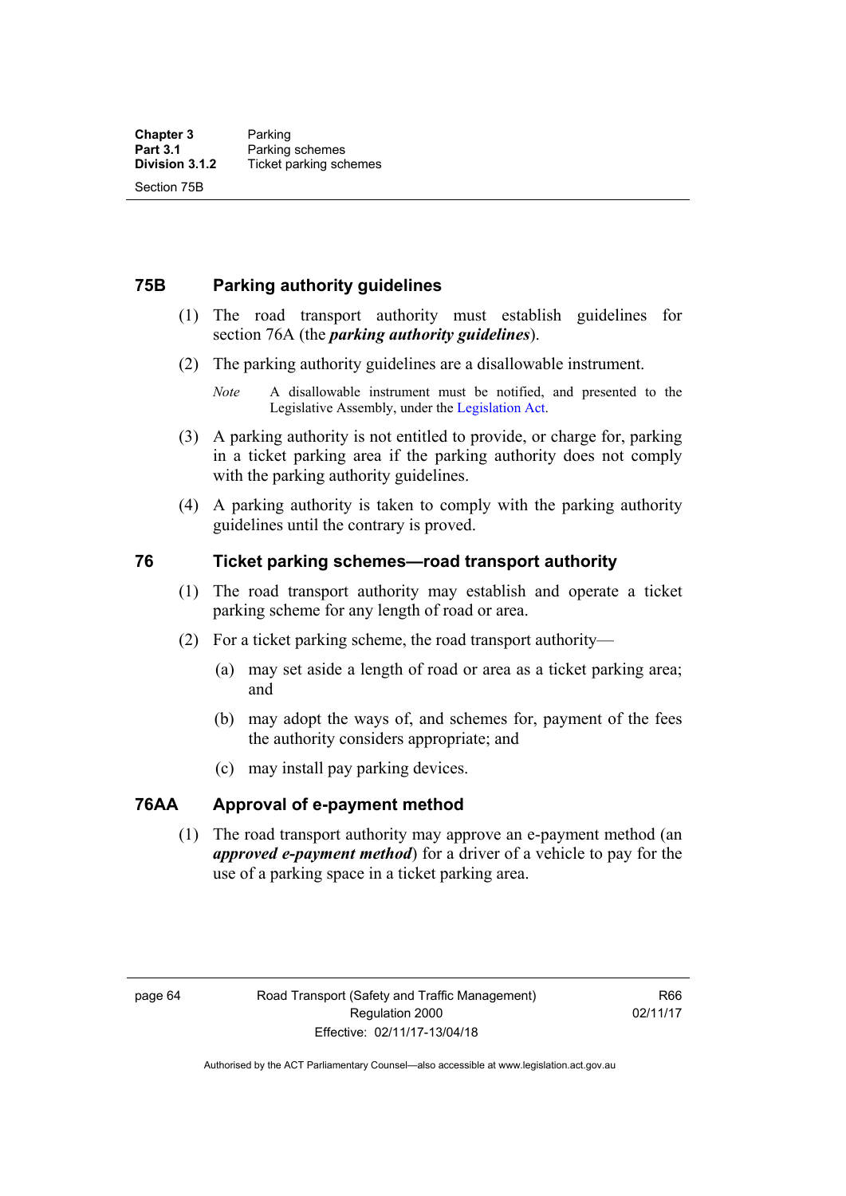## 75B Parking authority guidelines

(1) The road transport authority must establish guidelines for section 76A (the ***parking authority guidelines***).

(2) The parking authority guidelines are a disallowable instrument.

*Note* A disallowable instrument must be notified, and presented to the Legislative Assembly, under the Legislation Act.

(3) A parking authority is not entitled to provide, or charge for, parking in a ticket parking area if the parking authority does not comply with the parking authority guidelines.

(4) A parking authority is taken to comply with the parking authority guidelines until the contrary is proved.

## 76 Ticket parking schemes—road transport authority

(1) The road transport authority may establish and operate a ticket parking scheme for any length of road or area.

(2) For a ticket parking scheme, the road transport authority—

(a) may set aside a length of road or area as a ticket parking area; and

(b) may adopt the ways of, and schemes for, payment of the fees the authority considers appropriate; and

(c) may install pay parking devices.

## 76AA Approval of e-payment method

(1) The road transport authority may approve an e-payment method (an ***approved e-payment method***) for a driver of a vehicle to pay for the use of a parking space in a ticket parking area.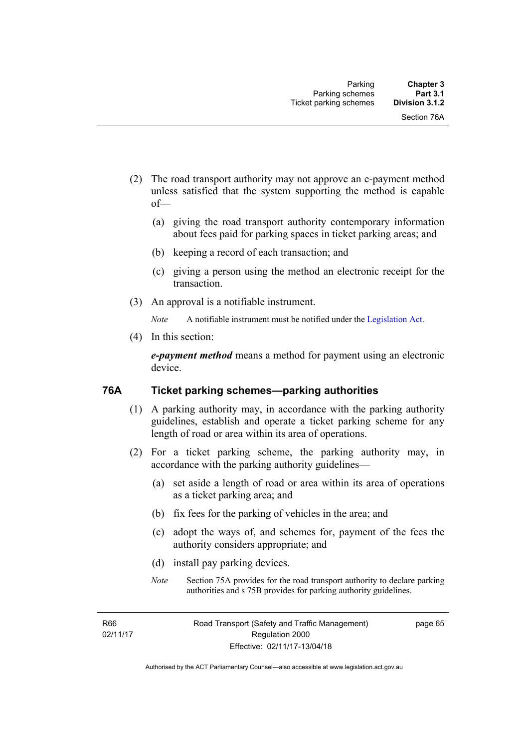(2) The road transport authority may not approve an e-payment method unless satisfied that the system supporting the method is capable of—

  (a) giving the road transport authority contemporary information about fees paid for parking spaces in ticket parking areas; and

  (b) keeping a record of each transaction; and

  (c) giving a person using the method an electronic receipt for the transaction.

(3) An approval is a notifiable instrument.

*Note* A notifiable instrument must be notified under the Legislation Act.

(4) In this section:

***e-payment method*** means a method for payment using an electronic device.

## 76A Ticket parking schemes—parking authorities

(1) A parking authority may, in accordance with the parking authority guidelines, establish and operate a ticket parking scheme for any length of road or area within its area of operations.

(2) For a ticket parking scheme, the parking authority may, in accordance with the parking authority guidelines—

  (a) set aside a length of road or area within its area of operations as a ticket parking area; and

  (b) fix fees for the parking of vehicles in the area; and

  (c) adopt the ways of, and schemes for, payment of the fees the authority considers appropriate; and

  (d) install pay parking devices.

*Note* Section 75A provides for the road transport authority to declare parking authorities and s 75B provides for parking authority guidelines.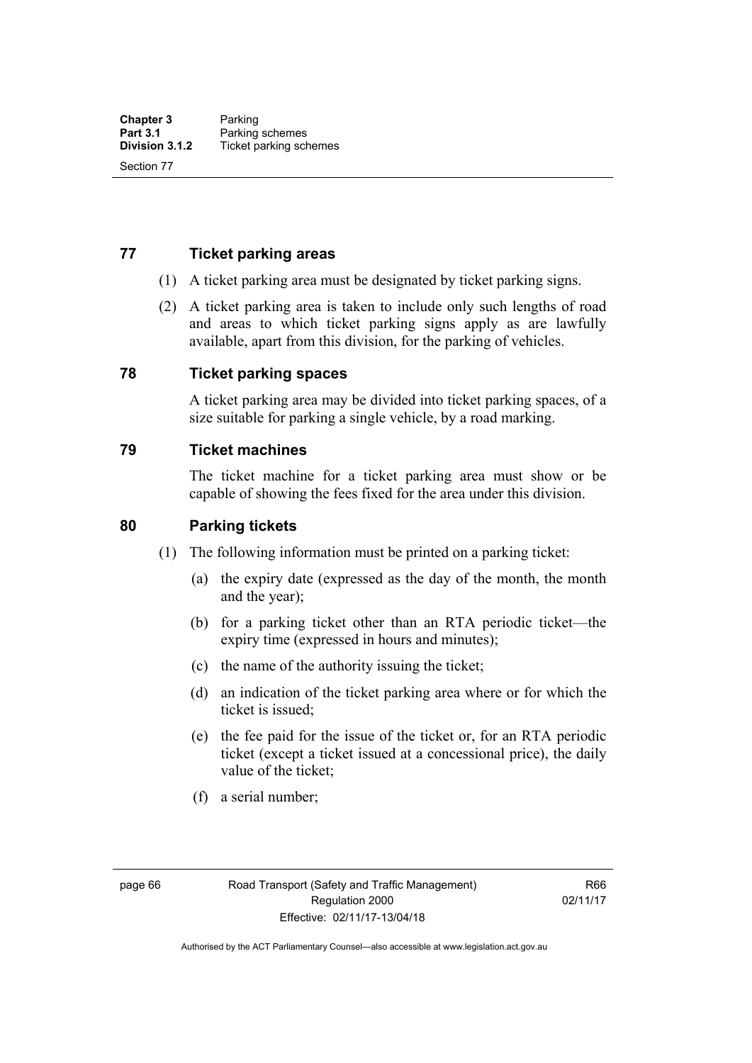## 77 Ticket parking areas

(1) A ticket parking area must be designated by ticket parking signs.

(2) A ticket parking area is taken to include only such lengths of road and areas to which ticket parking signs apply as are lawfully available, apart from this division, for the parking of vehicles.

## 78 Ticket parking spaces

A ticket parking area may be divided into ticket parking spaces, of a size suitable for parking a single vehicle, by a road marking.

## 79 Ticket machines

The ticket machine for a ticket parking area must show or be capable of showing the fees fixed for the area under this division.

## 80 Parking tickets

(1) The following information must be printed on a parking ticket:

(a) the expiry date (expressed as the day of the month, the month and the year);

(b) for a parking ticket other than an RTA periodic ticket—the expiry time (expressed in hours and minutes);

(c) the name of the authority issuing the ticket;

(d) an indication of the ticket parking area where or for which the ticket is issued;

(e) the fee paid for the issue of the ticket or, for an RTA periodic ticket (except a ticket issued at a concessional price), the daily value of the ticket;

(f) a serial number;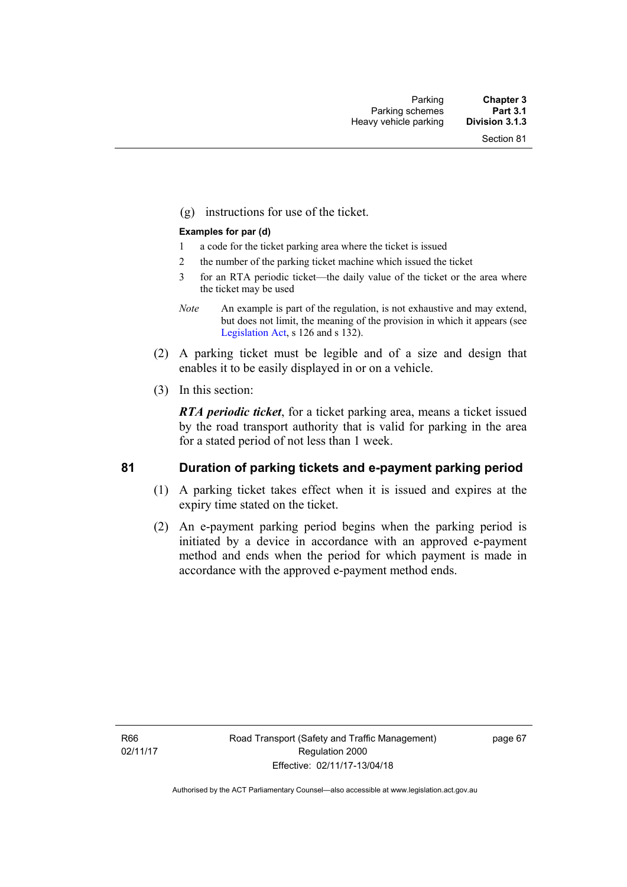(g) instructions for use of the ticket.

**Examples for par (d)**

1 a code for the ticket parking area where the ticket is issued

2 the number of the parking ticket machine which issued the ticket

3 for an RTA periodic ticket—the daily value of the ticket or the area where the ticket may be used

*Note* An example is part of the regulation, is not exhaustive and may extend, but does not limit, the meaning of the provision in which it appears (see Legislation Act, s 126 and s 132).

(2) A parking ticket must be legible and of a size and design that enables it to be easily displayed in or on a vehicle.

(3) In this section:

***RTA periodic ticket***, for a ticket parking area, means a ticket issued by the road transport authority that is valid for parking in the area for a stated period of not less than 1 week.

## 81 Duration of parking tickets and e-payment parking period

(1) A parking ticket takes effect when it is issued and expires at the expiry time stated on the ticket.

(2) An e-payment parking period begins when the parking period is initiated by a device in accordance with an approved e-payment method and ends when the period for which payment is made in accordance with the approved e-payment method ends.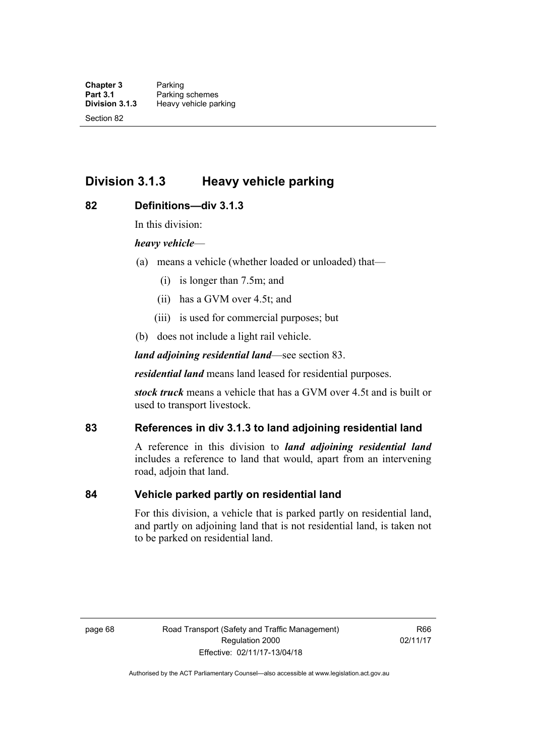## Division 3.1.3 Heavy vehicle parking

### 82 Definitions—div 3.1.3

In this division:

***heavy vehicle***—

(a) means a vehicle (whether loaded or unloaded) that—

(i) is longer than 7.5m; and

(ii) has a GVM over 4.5t; and

(iii) is used for commercial purposes; but

(b) does not include a light rail vehicle.

***land adjoining residential land***—see section 83.

***residential land*** means land leased for residential purposes.

***stock truck*** means a vehicle that has a GVM over 4.5t and is built or used to transport livestock.

### 83 References in div 3.1.3 to land adjoining residential land

A reference in this division to ***land adjoining residential land*** includes a reference to land that would, apart from an intervening road, adjoin that land.

### 84 Vehicle parked partly on residential land

For this division, a vehicle that is parked partly on residential land, and partly on adjoining land that is not residential land, is taken not to be parked on residential land.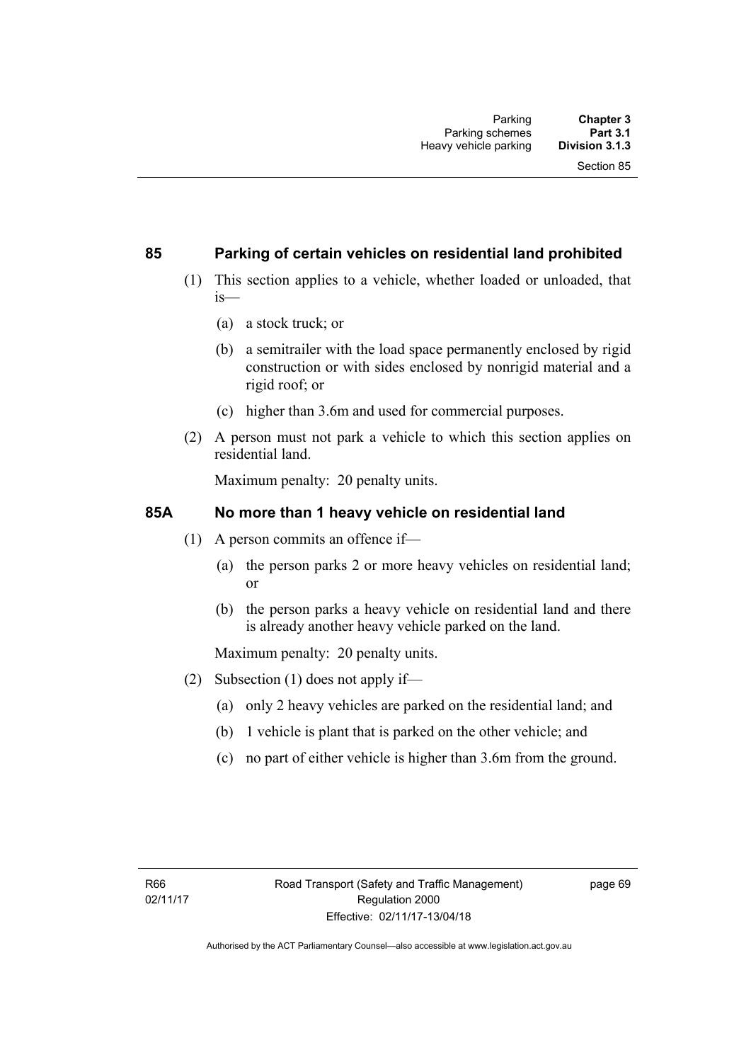## 85 Parking of certain vehicles on residential land prohibited

(1) This section applies to a vehicle, whether loaded or unloaded, that is—

(a) a stock truck; or

(b) a semitrailer with the load space permanently enclosed by rigid construction or with sides enclosed by nonrigid material and a rigid roof; or

(c) higher than 3.6m and used for commercial purposes.

(2) A person must not park a vehicle to which this section applies on residential land.

Maximum penalty: 20 penalty units.

## 85A No more than 1 heavy vehicle on residential land

(1) A person commits an offence if—

(a) the person parks 2 or more heavy vehicles on residential land; or

(b) the person parks a heavy vehicle on residential land and there is already another heavy vehicle parked on the land.

Maximum penalty: 20 penalty units.

(2) Subsection (1) does not apply if—

(a) only 2 heavy vehicles are parked on the residential land; and

(b) 1 vehicle is plant that is parked on the other vehicle; and

(c) no part of either vehicle is higher than 3.6m from the ground.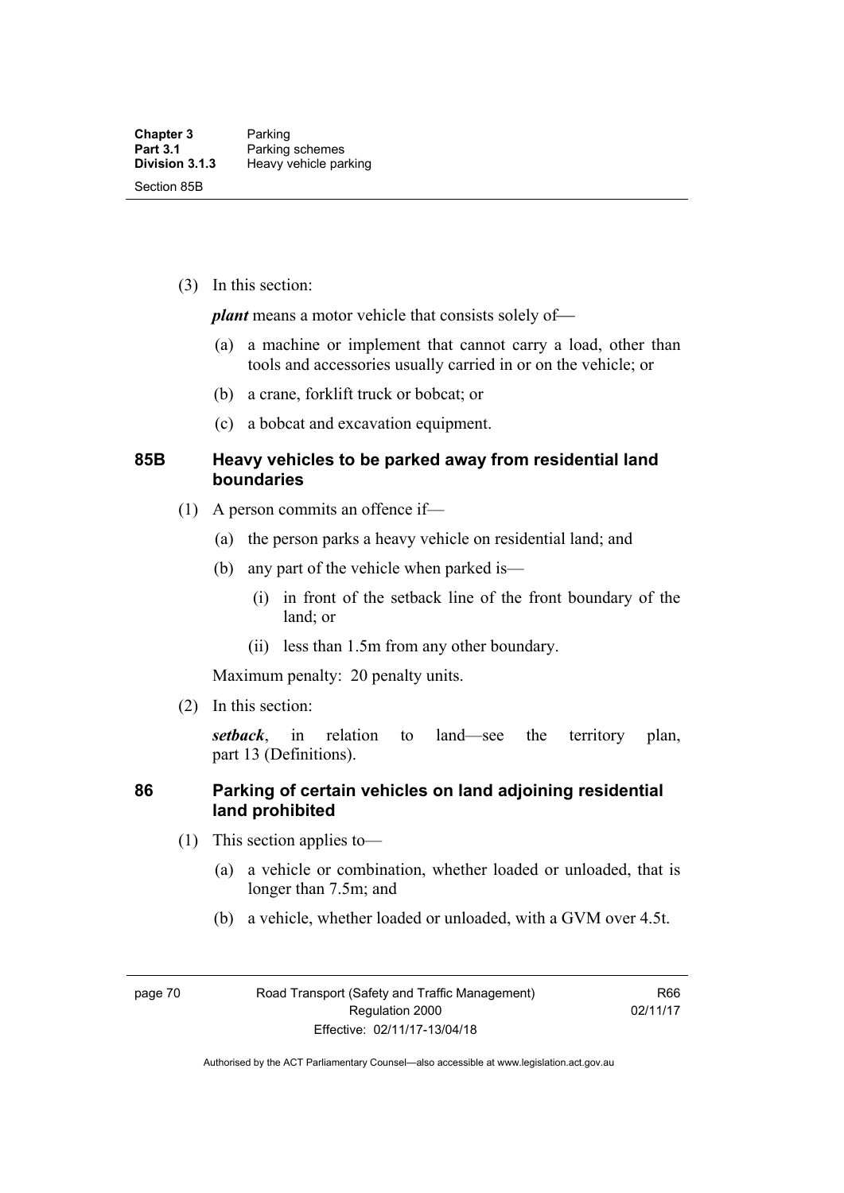(3) In this section:

***plant*** means a motor vehicle that consists solely of—

(a) a machine or implement that cannot carry a load, other than tools and accessories usually carried in or on the vehicle; or

(b) a crane, forklift truck or bobcat; or

(c) a bobcat and excavation equipment.

### 85B Heavy vehicles to be parked away from residential land boundaries

(1) A person commits an offence if—

(a) the person parks a heavy vehicle on residential land; and

(b) any part of the vehicle when parked is—

(i) in front of the setback line of the front boundary of the land; or

(ii) less than 1.5m from any other boundary.

Maximum penalty: 20 penalty units.

(2) In this section:

***setback***, in relation to land—see the territory plan, part 13 (Definitions).

### 86 Parking of certain vehicles on land adjoining residential land prohibited

(1) This section applies to—

(a) a vehicle or combination, whether loaded or unloaded, that is longer than 7.5m; and

(b) a vehicle, whether loaded or unloaded, with a GVM over 4.5t.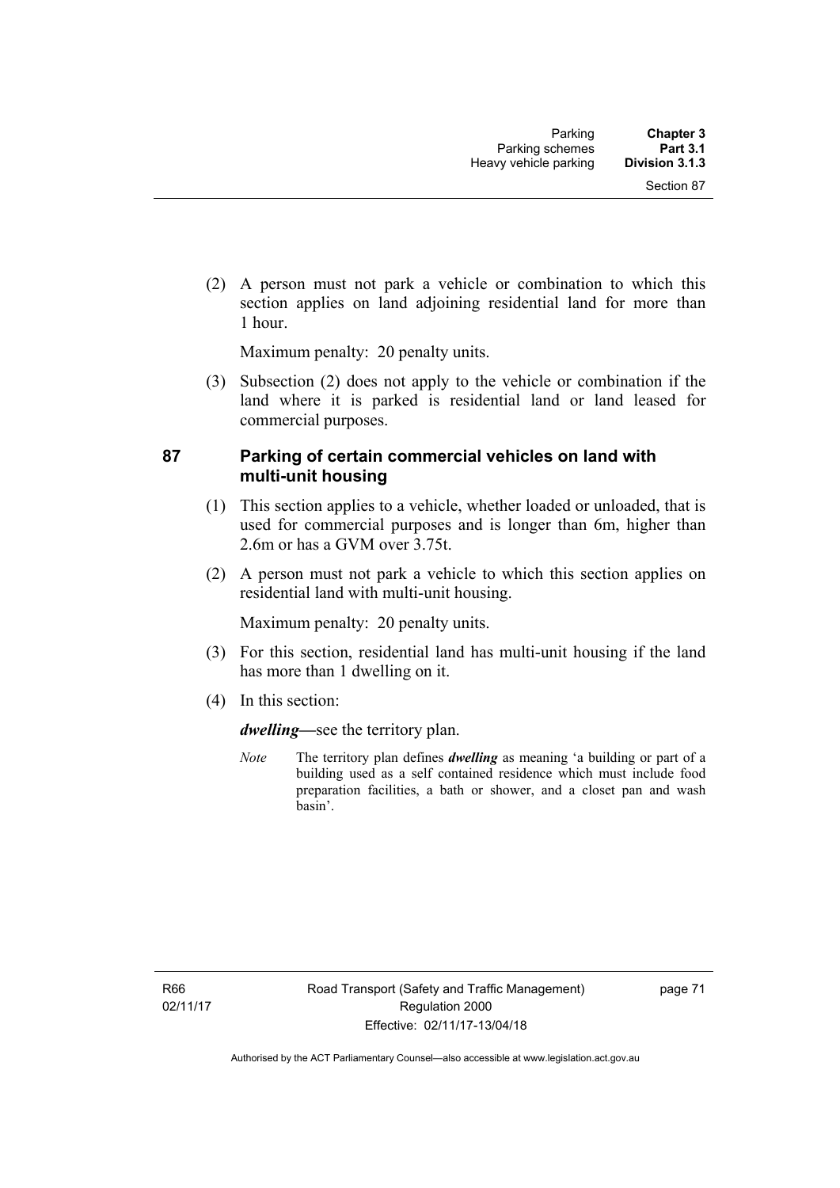(2) A person must not park a vehicle or combination to which this section applies on land adjoining residential land for more than 1 hour.

Maximum penalty: 20 penalty units.

(3) Subsection (2) does not apply to the vehicle or combination if the land where it is parked is residential land or land leased for commercial purposes.

## 87 Parking of certain commercial vehicles on land with multi-unit housing

(1) This section applies to a vehicle, whether loaded or unloaded, that is used for commercial purposes and is longer than 6m, higher than 2.6m or has a GVM over 3.75t.

(2) A person must not park a vehicle to which this section applies on residential land with multi-unit housing.

Maximum penalty: 20 penalty units.

(3) For this section, residential land has multi-unit housing if the land has more than 1 dwelling on it.

(4) In this section:

***dwelling***—see the territory plan.

*Note* The territory plan defines ***dwelling*** as meaning 'a building or part of a building used as a self contained residence which must include food preparation facilities, a bath or shower, and a closet pan and wash basin'.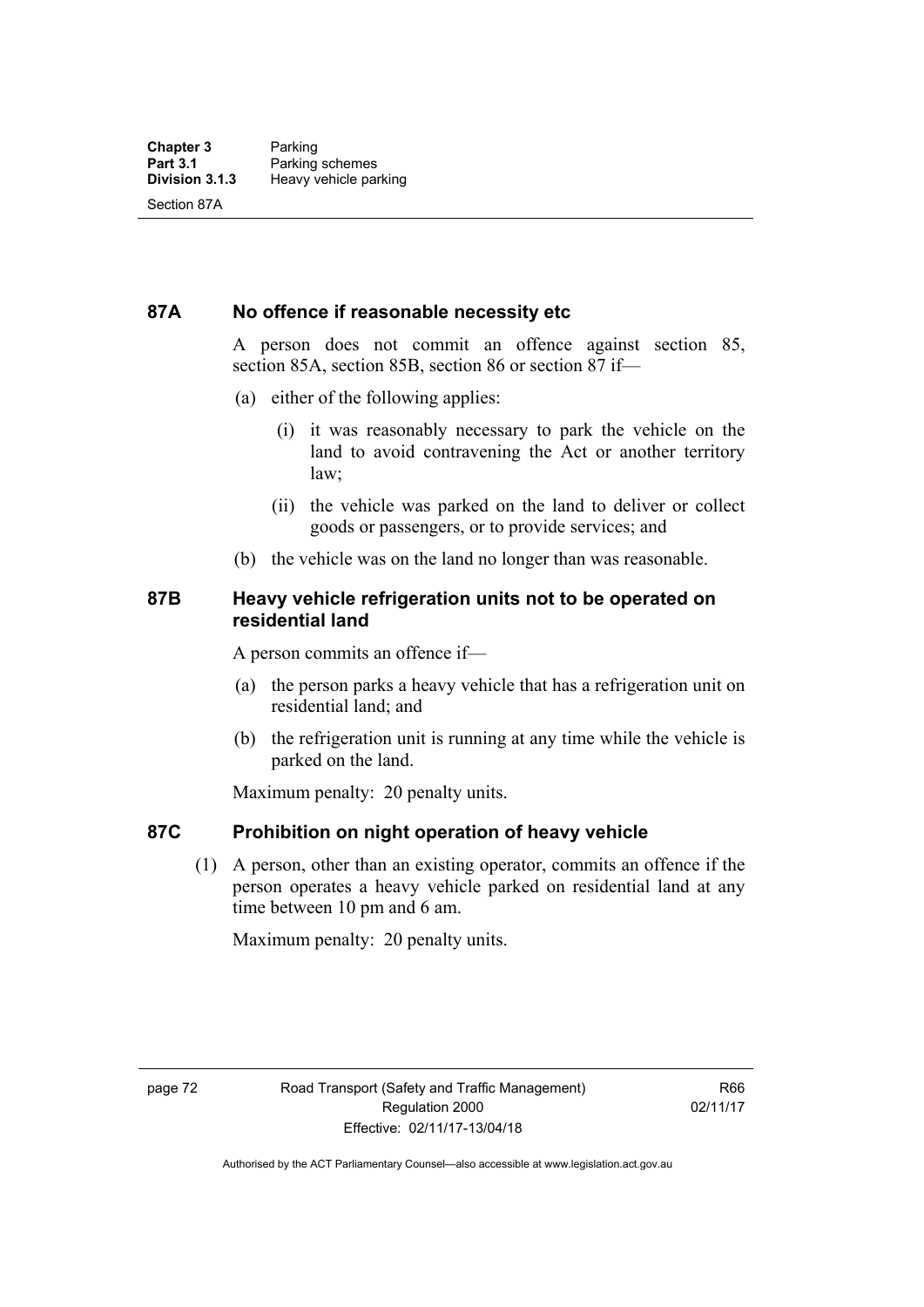## 87A No offence if reasonable necessity etc

A person does not commit an offence against section 85, section 85A, section 85B, section 86 or section 87 if—

(a) either of the following applies:

(i) it was reasonably necessary to park the vehicle on the land to avoid contravening the Act or another territory law;

(ii) the vehicle was parked on the land to deliver or collect goods or passengers, or to provide services; and

(b) the vehicle was on the land no longer than was reasonable.

## 87B Heavy vehicle refrigeration units not to be operated on residential land

A person commits an offence if—

(a) the person parks a heavy vehicle that has a refrigeration unit on residential land; and

(b) the refrigeration unit is running at any time while the vehicle is parked on the land.

Maximum penalty: 20 penalty units.

## 87C Prohibition on night operation of heavy vehicle

(1) A person, other than an existing operator, commits an offence if the person operates a heavy vehicle parked on residential land at any time between 10 pm and 6 am.

Maximum penalty: 20 penalty units.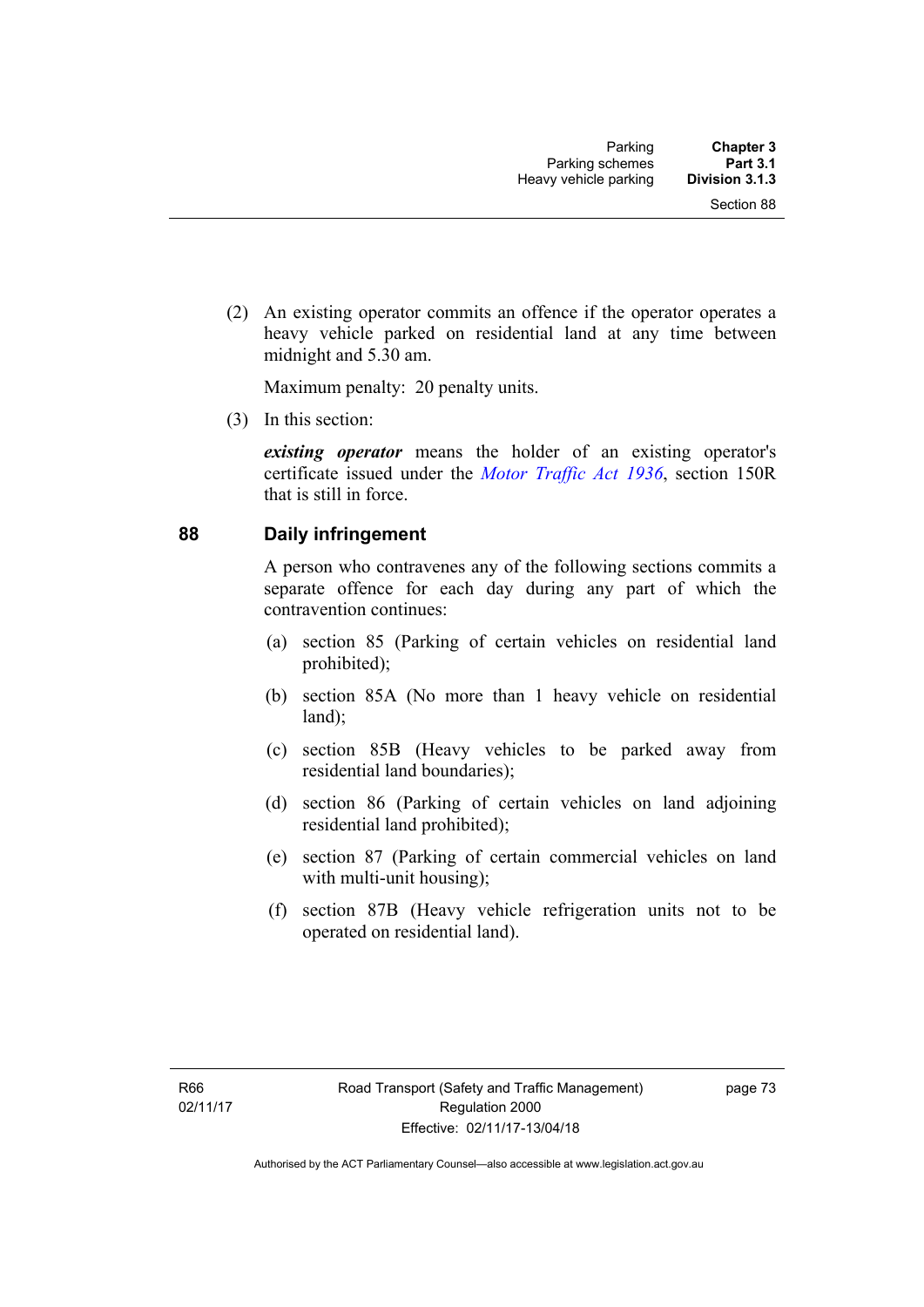(2) An existing operator commits an offence if the operator operates a heavy vehicle parked on residential land at any time between midnight and 5.30 am.

Maximum penalty: 20 penalty units.

(3) In this section:

***existing operator*** means the holder of an existing operator's certificate issued under the *Motor Traffic Act 1936*, section 150R that is still in force.

## 88 Daily infringement

A person who contravenes any of the following sections commits a separate offence for each day during any part of which the contravention continues:

(a) section 85 (Parking of certain vehicles on residential land prohibited);

(b) section 85A (No more than 1 heavy vehicle on residential land);

(c) section 85B (Heavy vehicles to be parked away from residential land boundaries);

(d) section 86 (Parking of certain vehicles on land adjoining residential land prohibited);

(e) section 87 (Parking of certain commercial vehicles on land with multi-unit housing);

(f) section 87B (Heavy vehicle refrigeration units not to be operated on residential land).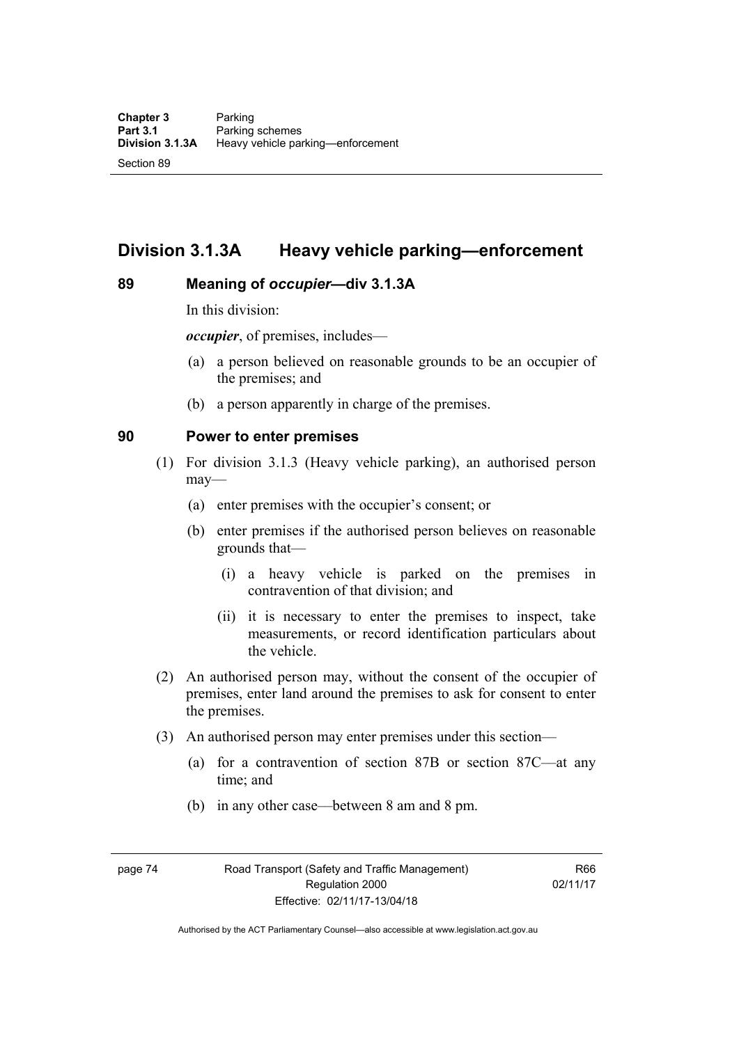## Division 3.1.3A Heavy vehicle parking—enforcement

### 89 Meaning of *occupier*—div 3.1.3A

In this division:

***occupier***, of premises, includes—

(a) a person believed on reasonable grounds to be an occupier of the premises; and

(b) a person apparently in charge of the premises.

### 90 Power to enter premises

(1) For division 3.1.3 (Heavy vehicle parking), an authorised person may—

(a) enter premises with the occupier's consent; or

(b) enter premises if the authorised person believes on reasonable grounds that—

(i) a heavy vehicle is parked on the premises in contravention of that division; and

(ii) it is necessary to enter the premises to inspect, take measurements, or record identification particulars about the vehicle.

(2) An authorised person may, without the consent of the occupier of premises, enter land around the premises to ask for consent to enter the premises.

(3) An authorised person may enter premises under this section—

(a) for a contravention of section 87B or section 87C—at any time; and

(b) in any other case—between 8 am and 8 pm.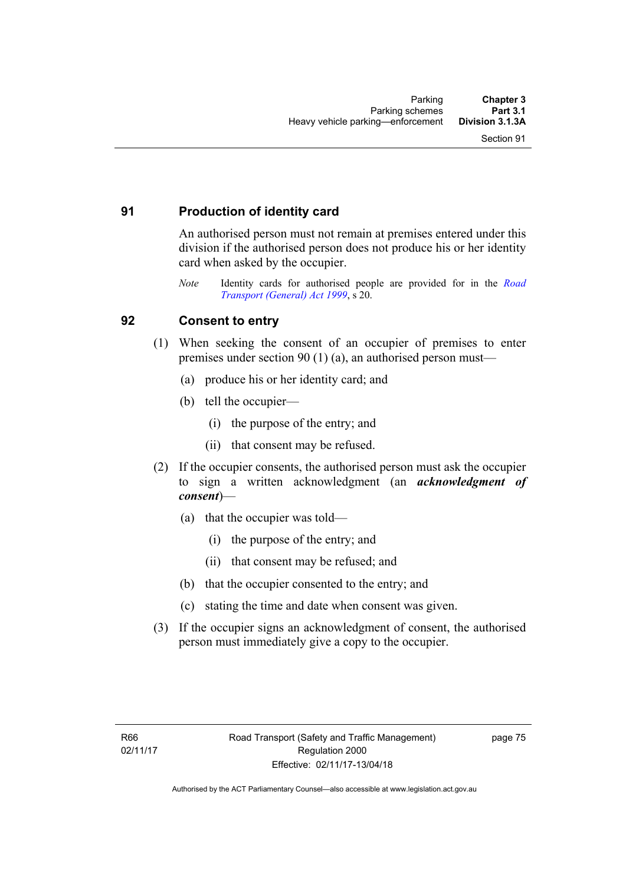## 91 Production of identity card

An authorised person must not remain at premises entered under this division if the authorised person does not produce his or her identity card when asked by the occupier.

*Note* Identity cards for authorised people are provided for in the *Road Transport (General) Act 1999*, s 20.

## 92 Consent to entry

(1) When seeking the consent of an occupier of premises to enter premises under section 90 (1) (a), an authorised person must—

(a) produce his or her identity card; and

(b) tell the occupier—

(i) the purpose of the entry; and

(ii) that consent may be refused.

(2) If the occupier consents, the authorised person must ask the occupier to sign a written acknowledgment (an ***acknowledgment of consent***)—

(a) that the occupier was told—

(i) the purpose of the entry; and

(ii) that consent may be refused; and

(b) that the occupier consented to the entry; and

(c) stating the time and date when consent was given.

(3) If the occupier signs an acknowledgment of consent, the authorised person must immediately give a copy to the occupier.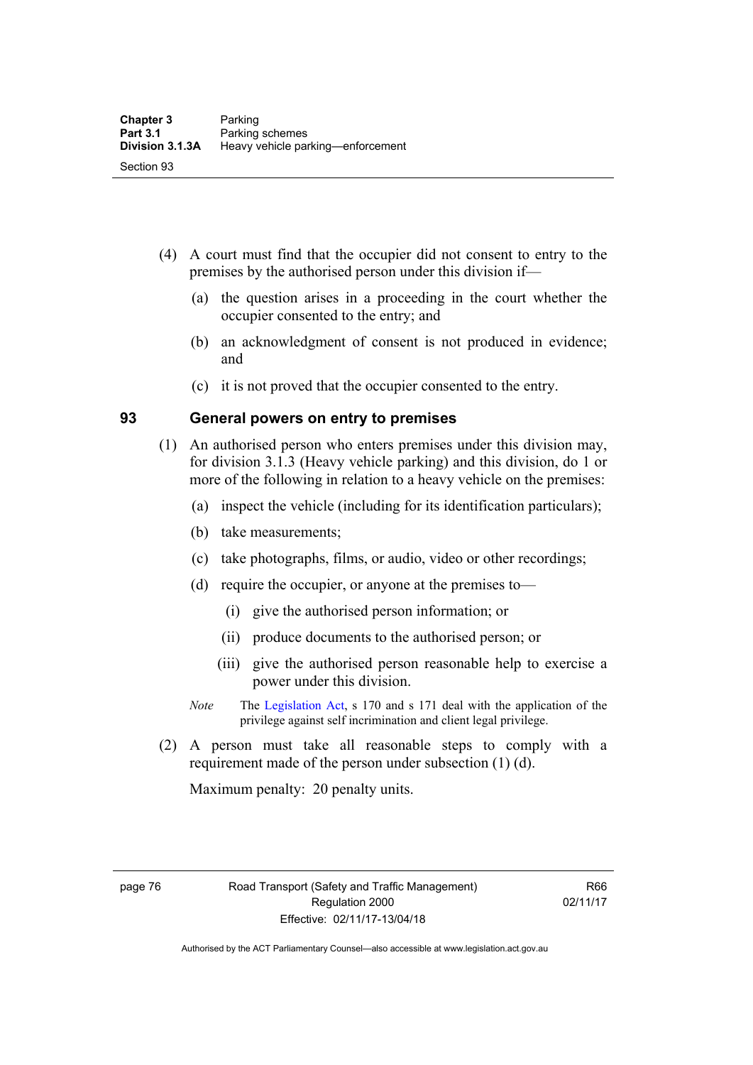(4) A court must find that the occupier did not consent to entry to the premises by the authorised person under this division if—

(a) the question arises in a proceeding in the court whether the occupier consented to the entry; and

(b) an acknowledgment of consent is not produced in evidence; and

(c) it is not proved that the occupier consented to the entry.

## 93 General powers on entry to premises

(1) An authorised person who enters premises under this division may, for division 3.1.3 (Heavy vehicle parking) and this division, do 1 or more of the following in relation to a heavy vehicle on the premises:

(a) inspect the vehicle (including for its identification particulars);

(b) take measurements;

(c) take photographs, films, or audio, video or other recordings;

(d) require the occupier, or anyone at the premises to—

(i) give the authorised person information; or

(ii) produce documents to the authorised person; or

(iii) give the authorised person reasonable help to exercise a power under this division.

*Note* The Legislation Act, s 170 and s 171 deal with the application of the privilege against self incrimination and client legal privilege.

(2) A person must take all reasonable steps to comply with a requirement made of the person under subsection (1) (d).

Maximum penalty: 20 penalty units.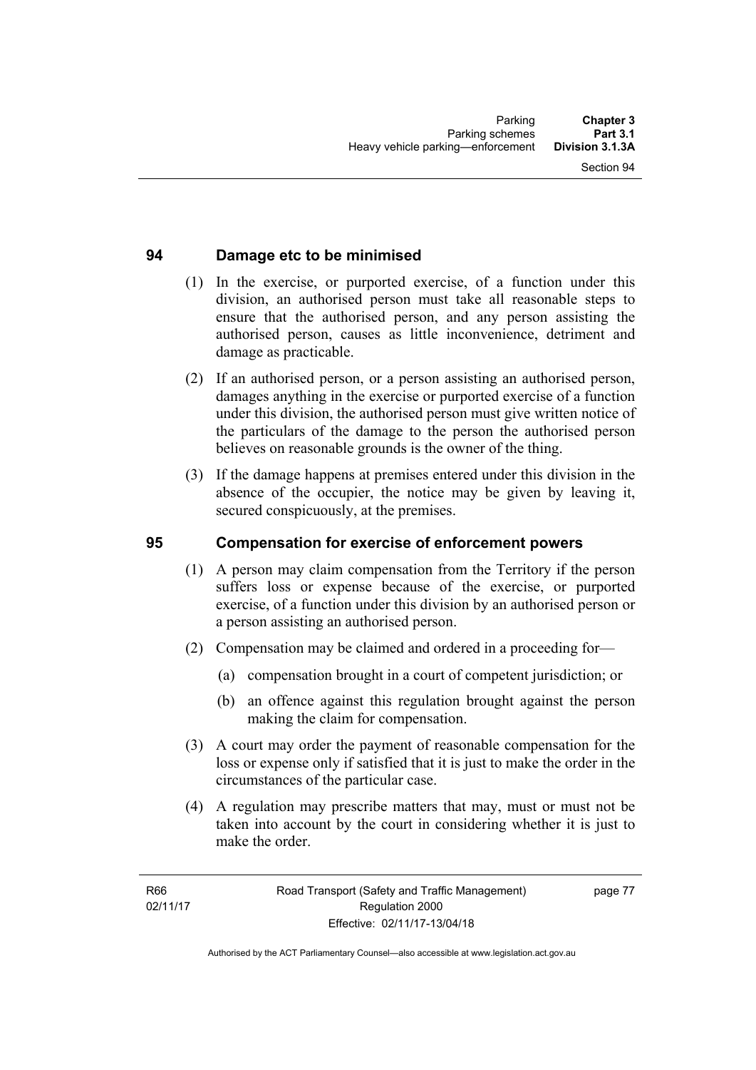## 94 Damage etc to be minimised

(1) In the exercise, or purported exercise, of a function under this division, an authorised person must take all reasonable steps to ensure that the authorised person, and any person assisting the authorised person, causes as little inconvenience, detriment and damage as practicable.

(2) If an authorised person, or a person assisting an authorised person, damages anything in the exercise or purported exercise of a function under this division, the authorised person must give written notice of the particulars of the damage to the person the authorised person believes on reasonable grounds is the owner of the thing.

(3) If the damage happens at premises entered under this division in the absence of the occupier, the notice may be given by leaving it, secured conspicuously, at the premises.

## 95 Compensation for exercise of enforcement powers

(1) A person may claim compensation from the Territory if the person suffers loss or expense because of the exercise, or purported exercise, of a function under this division by an authorised person or a person assisting an authorised person.

(2) Compensation may be claimed and ordered in a proceeding for—

(a) compensation brought in a court of competent jurisdiction; or

(b) an offence against this regulation brought against the person making the claim for compensation.

(3) A court may order the payment of reasonable compensation for the loss or expense only if satisfied that it is just to make the order in the circumstances of the particular case.

(4) A regulation may prescribe matters that may, must or must not be taken into account by the court in considering whether it is just to make the order.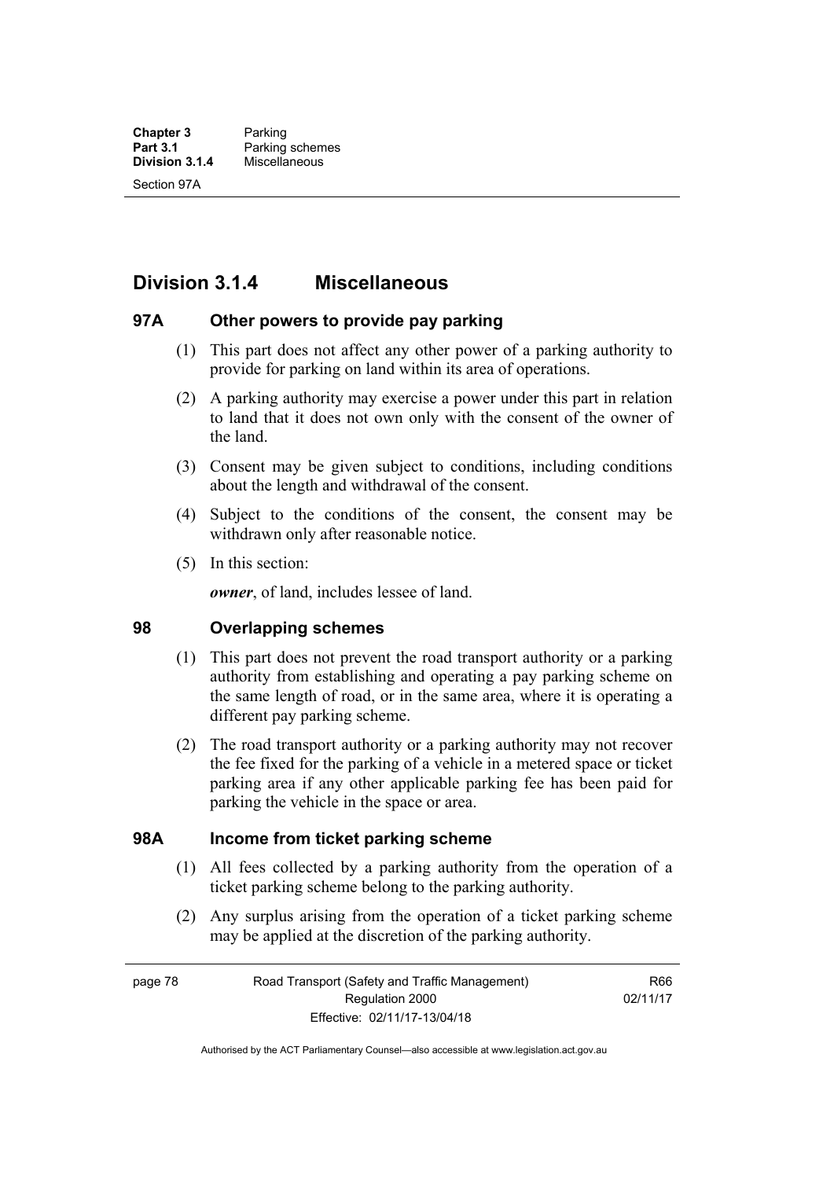## Division 3.1.4 Miscellaneous

### 97A Other powers to provide pay parking

(1) This part does not affect any other power of a parking authority to provide for parking on land within its area of operations.

(2) A parking authority may exercise a power under this part in relation to land that it does not own only with the consent of the owner of the land.

(3) Consent may be given subject to conditions, including conditions about the length and withdrawal of the consent.

(4) Subject to the conditions of the consent, the consent may be withdrawn only after reasonable notice.

(5) In this section:

***owner***, of land, includes lessee of land.

### 98 Overlapping schemes

(1) This part does not prevent the road transport authority or a parking authority from establishing and operating a pay parking scheme on the same length of road, or in the same area, where it is operating a different pay parking scheme.

(2) The road transport authority or a parking authority may not recover the fee fixed for the parking of a vehicle in a metered space or ticket parking area if any other applicable parking fee has been paid for parking the vehicle in the space or area.

### 98A Income from ticket parking scheme

(1) All fees collected by a parking authority from the operation of a ticket parking scheme belong to the parking authority.

(2) Any surplus arising from the operation of a ticket parking scheme may be applied at the discretion of the parking authority.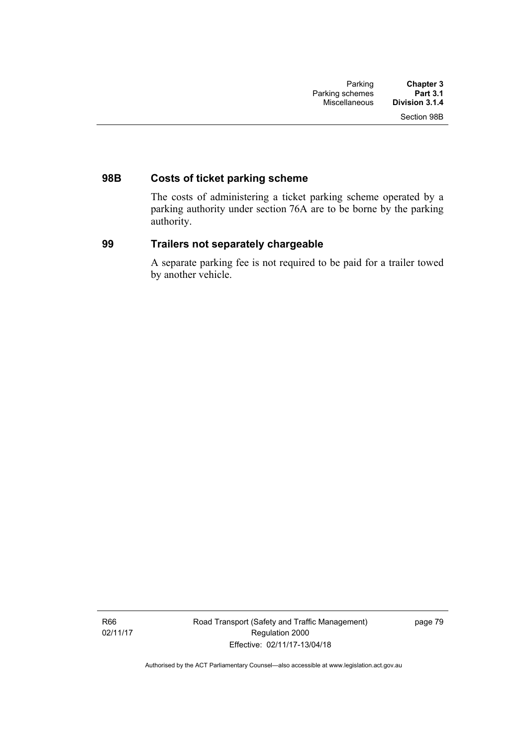## 98B Costs of ticket parking scheme

The costs of administering a ticket parking scheme operated by a parking authority under section 76A are to be borne by the parking authority.

## 99 Trailers not separately chargeable

A separate parking fee is not required to be paid for a trailer towed by another vehicle.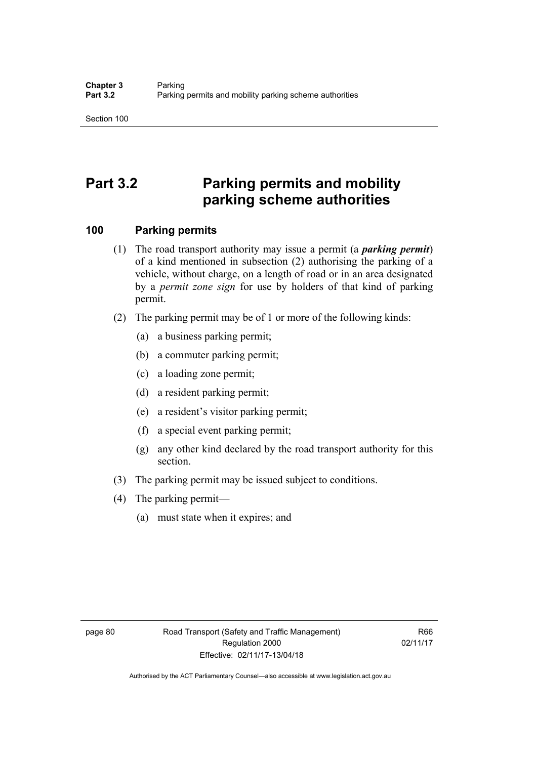# Part 3.2 Parking permits and mobility parking scheme authorities

## 100 Parking permits

(1) The road transport authority may issue a permit (a ***parking permit***) of a kind mentioned in subsection (2) authorising the parking of a vehicle, without charge, on a length of road or in an area designated by a *permit zone sign* for use by holders of that kind of parking permit.

(2) The parking permit may be of 1 or more of the following kinds:

(a) a business parking permit;

(b) a commuter parking permit;

(c) a loading zone permit;

(d) a resident parking permit;

(e) a resident's visitor parking permit;

(f) a special event parking permit;

(g) any other kind declared by the road transport authority for this section.

(3) The parking permit may be issued subject to conditions.

(4) The parking permit—

(a) must state when it expires; and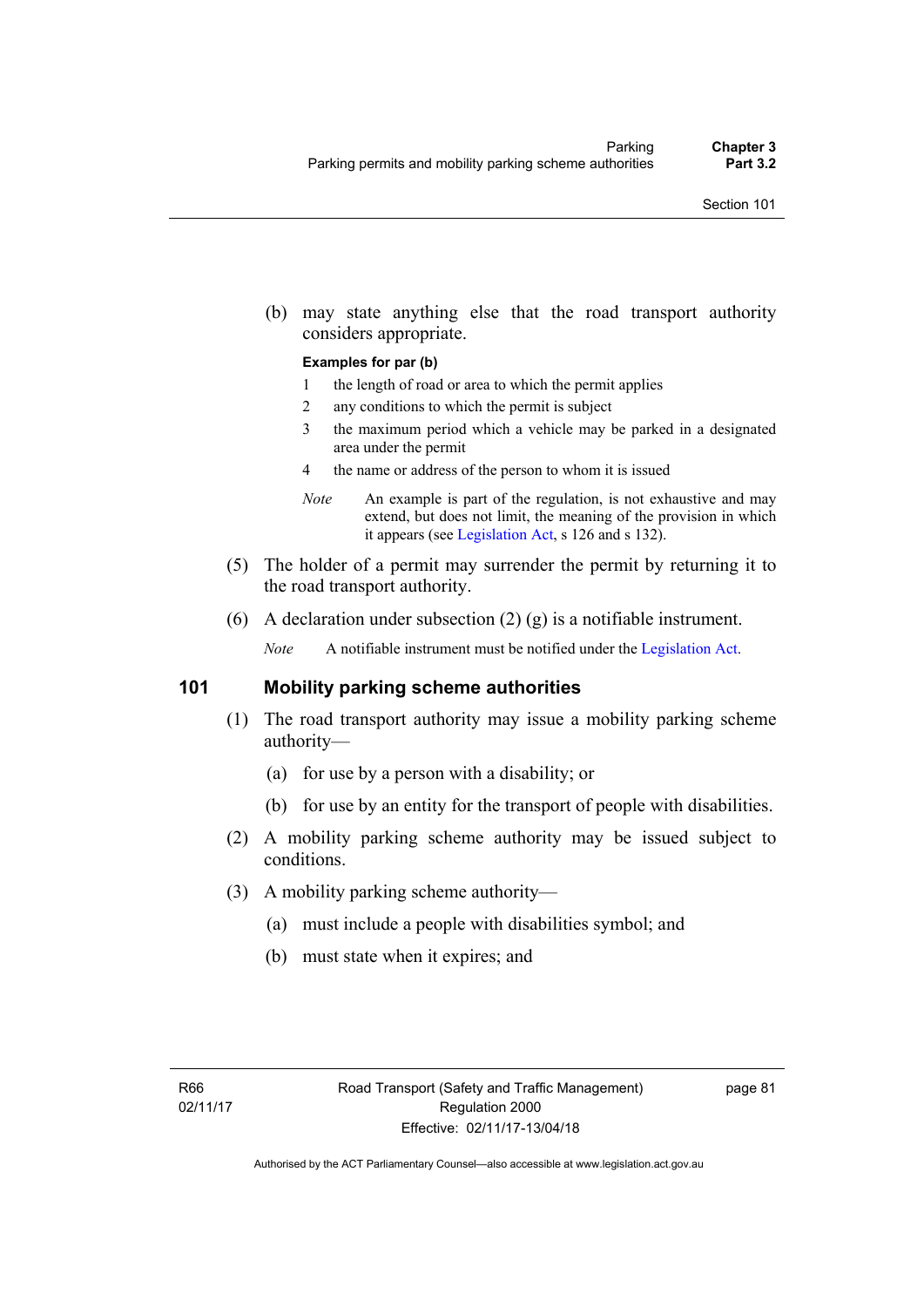(b) may state anything else that the road transport authority considers appropriate.

**Examples for par (b)**

1 the length of road or area to which the permit applies

2 any conditions to which the permit is subject

3 the maximum period which a vehicle may be parked in a designated area under the permit

4 the name or address of the person to whom it is issued

*Note* An example is part of the regulation, is not exhaustive and may extend, but does not limit, the meaning of the provision in which it appears (see Legislation Act, s 126 and s 132).

(5) The holder of a permit may surrender the permit by returning it to the road transport authority.

(6) A declaration under subsection (2) (g) is a notifiable instrument.

*Note* A notifiable instrument must be notified under the Legislation Act.

## 101 Mobility parking scheme authorities

(1) The road transport authority may issue a mobility parking scheme authority—

(a) for use by a person with a disability; or

(b) for use by an entity for the transport of people with disabilities.

(2) A mobility parking scheme authority may be issued subject to conditions.

(3) A mobility parking scheme authority—

(a) must include a people with disabilities symbol; and

(b) must state when it expires; and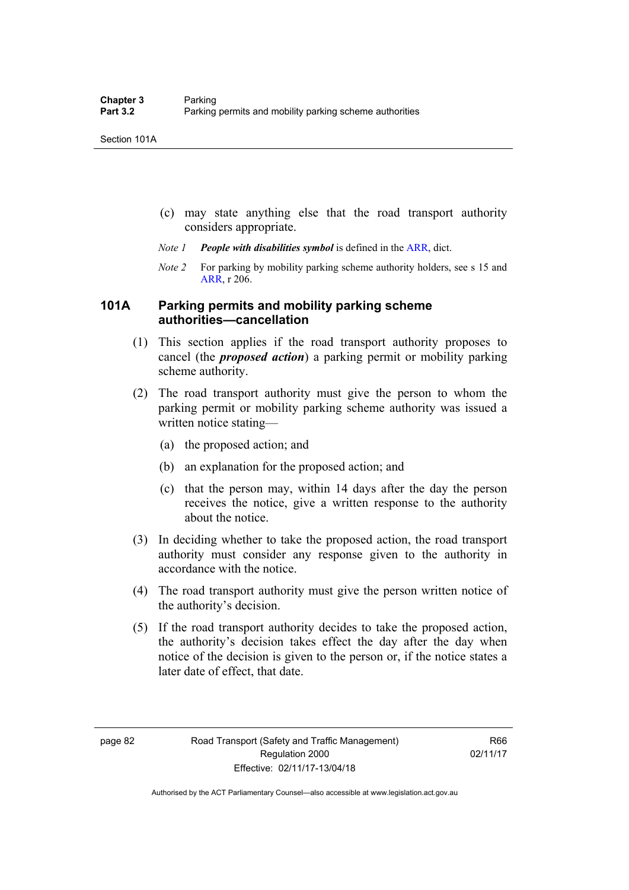(c) may state anything else that the road transport authority considers appropriate.

*Note 1* ***People with disabilities symbol*** is defined in the ARR, dict.

*Note 2* For parking by mobility parking scheme authority holders, see s 15 and ARR, r 206.

## 101A Parking permits and mobility parking scheme authorities—cancellation

(1) This section applies if the road transport authority proposes to cancel (the ***proposed action***) a parking permit or mobility parking scheme authority.

(2) The road transport authority must give the person to whom the parking permit or mobility parking scheme authority was issued a written notice stating—

(a) the proposed action; and

(b) an explanation for the proposed action; and

(c) that the person may, within 14 days after the day the person receives the notice, give a written response to the authority about the notice.

(3) In deciding whether to take the proposed action, the road transport authority must consider any response given to the authority in accordance with the notice.

(4) The road transport authority must give the person written notice of the authority's decision.

(5) If the road transport authority decides to take the proposed action, the authority's decision takes effect the day after the day when notice of the decision is given to the person or, if the notice states a later date of effect, that date.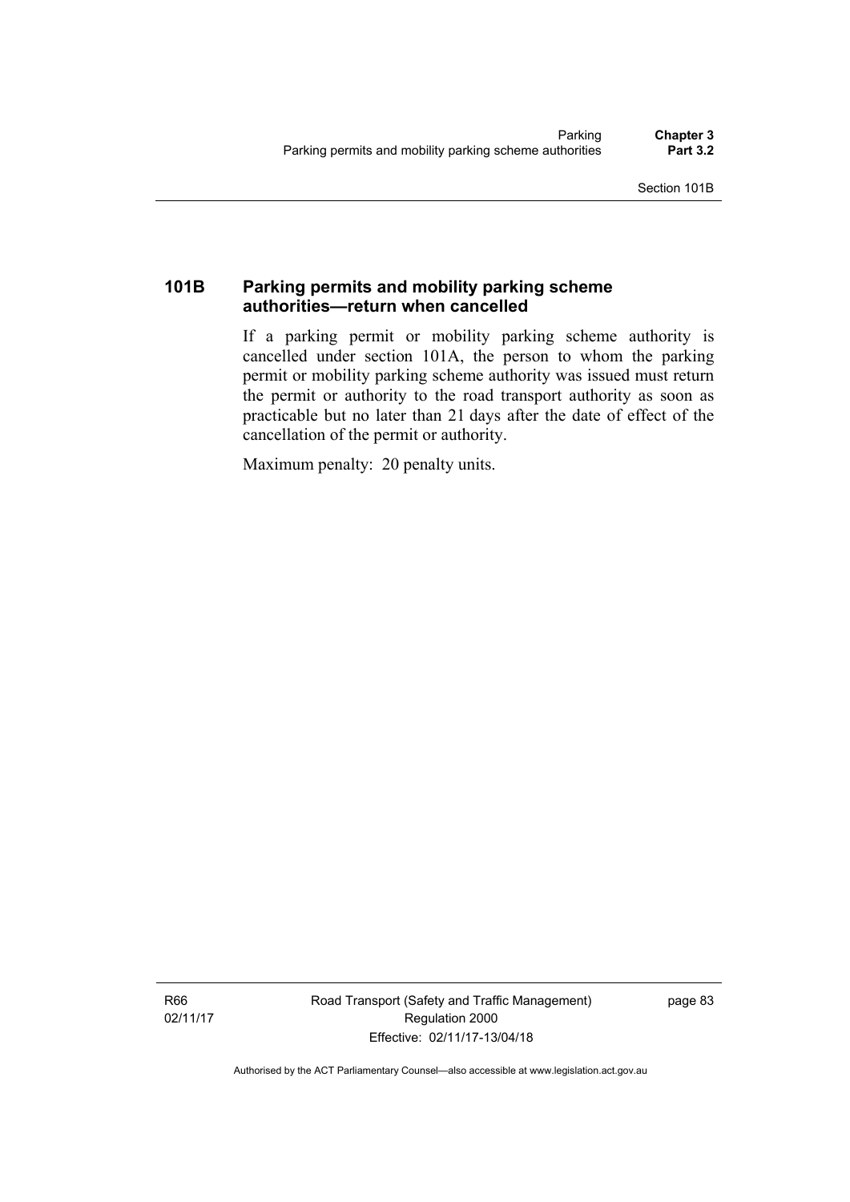### 101B Parking permits and mobility parking scheme authorities—return when cancelled

If a parking permit or mobility parking scheme authority is cancelled under section 101A, the person to whom the parking permit or mobility parking scheme authority was issued must return the permit or authority to the road transport authority as soon as practicable but no later than 21 days after the date of effect of the cancellation of the permit or authority.

Maximum penalty: 20 penalty units.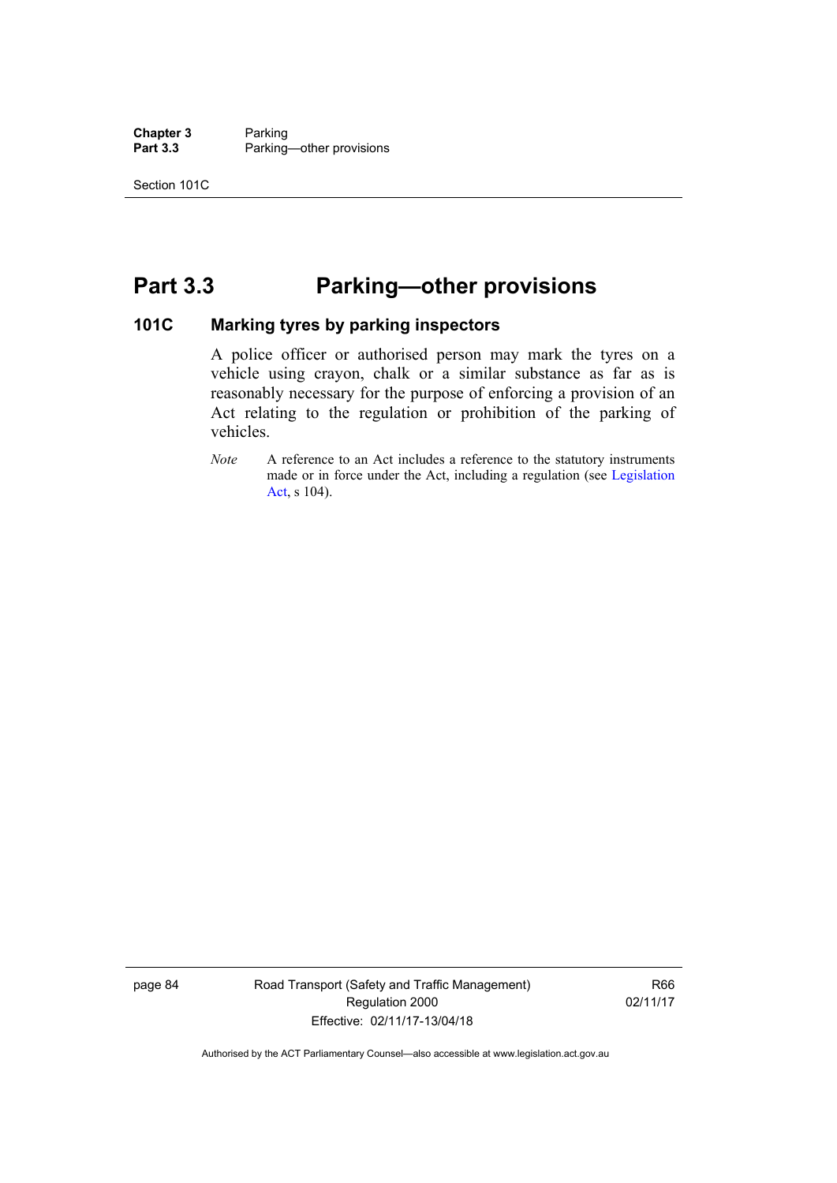# Part 3.3 Parking—other provisions

### 101C Marking tyres by parking inspectors

A police officer or authorised person may mark the tyres on a vehicle using crayon, chalk or a similar substance as far as is reasonably necessary for the purpose of enforcing a provision of an Act relating to the regulation or prohibition of the parking of vehicles.

*Note* A reference to an Act includes a reference to the statutory instruments made or in force under the Act, including a regulation (see Legislation Act, s 104).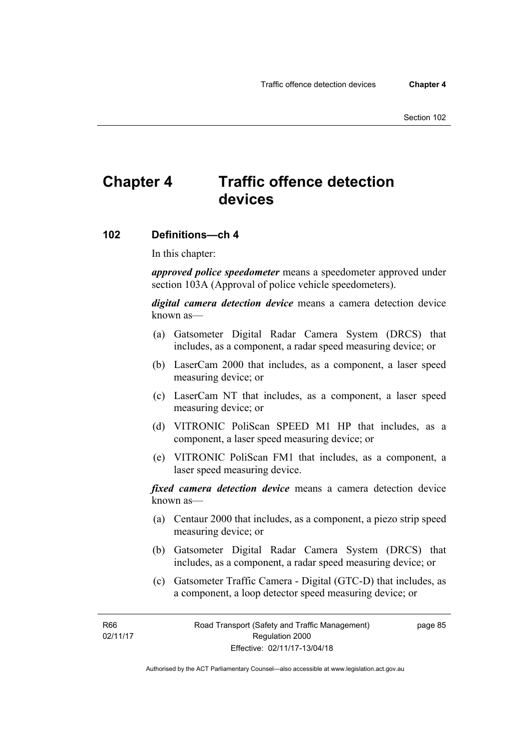# Chapter 4 Traffic offence detection devices

## 102 Definitions—ch 4

In this chapter:

***approved police speedometer*** means a speedometer approved under section 103A (Approval of police vehicle speedometers).

***digital camera detection device*** means a camera detection device known as—

(a) Gatsometer Digital Radar Camera System (DRCS) that includes, as a component, a radar speed measuring device; or

(b) LaserCam 2000 that includes, as a component, a laser speed measuring device; or

(c) LaserCam NT that includes, as a component, a laser speed measuring device; or

(d) VITRONIC PoliScan SPEED M1 HP that includes, as a component, a laser speed measuring device; or

(e) VITRONIC PoliScan FM1 that includes, as a component, a laser speed measuring device.

***fixed camera detection device*** means a camera detection device known as—

(a) Centaur 2000 that includes, as a component, a piezo strip speed measuring device; or

(b) Gatsometer Digital Radar Camera System (DRCS) that includes, as a component, a radar speed measuring device; or

(c) Gatsometer Traffic Camera - Digital (GTC-D) that includes, as a component, a loop detector speed measuring device; or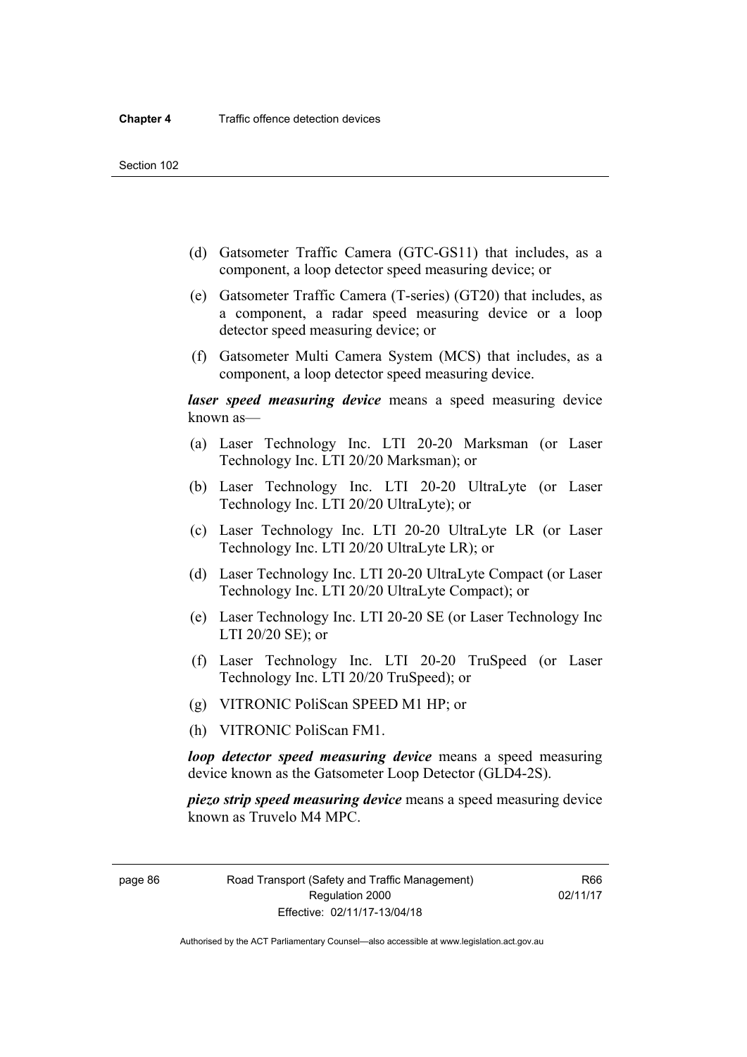(d) Gatsometer Traffic Camera (GTC-GS11) that includes, as a component, a loop detector speed measuring device; or

(e) Gatsometer Traffic Camera (T-series) (GT20) that includes, as a component, a radar speed measuring device or a loop detector speed measuring device; or

(f) Gatsometer Multi Camera System (MCS) that includes, as a component, a loop detector speed measuring device.

***laser speed measuring device*** means a speed measuring device known as—

(a) Laser Technology Inc. LTI 20-20 Marksman (or Laser Technology Inc. LTI 20/20 Marksman); or

(b) Laser Technology Inc. LTI 20-20 UltraLyte (or Laser Technology Inc. LTI 20/20 UltraLyte); or

(c) Laser Technology Inc. LTI 20-20 UltraLyte LR (or Laser Technology Inc. LTI 20/20 UltraLyte LR); or

(d) Laser Technology Inc. LTI 20-20 UltraLyte Compact (or Laser Technology Inc. LTI 20/20 UltraLyte Compact); or

(e) Laser Technology Inc. LTI 20-20 SE (or Laser Technology Inc LTI 20/20 SE); or

(f) Laser Technology Inc. LTI 20-20 TruSpeed (or Laser Technology Inc. LTI 20/20 TruSpeed); or

(g) VITRONIC PoliScan SPEED M1 HP; or

(h) VITRONIC PoliScan FM1.

***loop detector speed measuring device*** means a speed measuring device known as the Gatsometer Loop Detector (GLD4-2S).

***piezo strip speed measuring device*** means a speed measuring device known as Truvelo M4 MPC.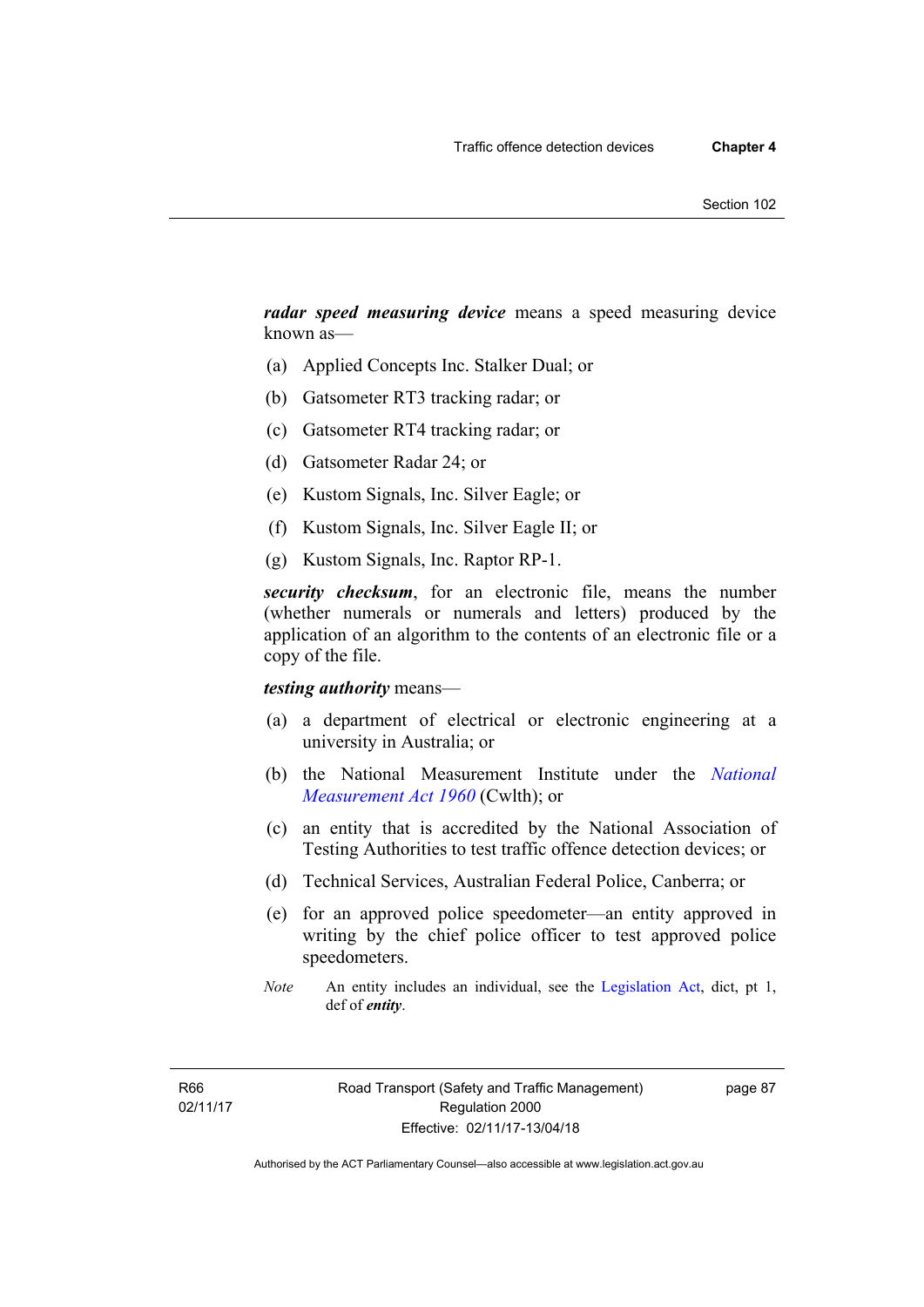***radar speed measuring device*** means a speed measuring device known as—

(a) Applied Concepts Inc. Stalker Dual; or

(b) Gatsometer RT3 tracking radar; or

(c) Gatsometer RT4 tracking radar; or

(d) Gatsometer Radar 24; or

(e) Kustom Signals, Inc. Silver Eagle; or

(f) Kustom Signals, Inc. Silver Eagle II; or

(g) Kustom Signals, Inc. Raptor RP-1.

***security checksum***, for an electronic file, means the number (whether numerals or numerals and letters) produced by the application of an algorithm to the contents of an electronic file or a copy of the file.

***testing authority*** means—

(a) a department of electrical or electronic engineering at a university in Australia; or

(b) the National Measurement Institute under the *National Measurement Act 1960* (Cwlth); or

(c) an entity that is accredited by the National Association of Testing Authorities to test traffic offence detection devices; or

(d) Technical Services, Australian Federal Police, Canberra; or

(e) for an approved police speedometer—an entity approved in writing by the chief police officer to test approved police speedometers.

*Note* An entity includes an individual, see the Legislation Act, dict, pt 1, def of ***entity***.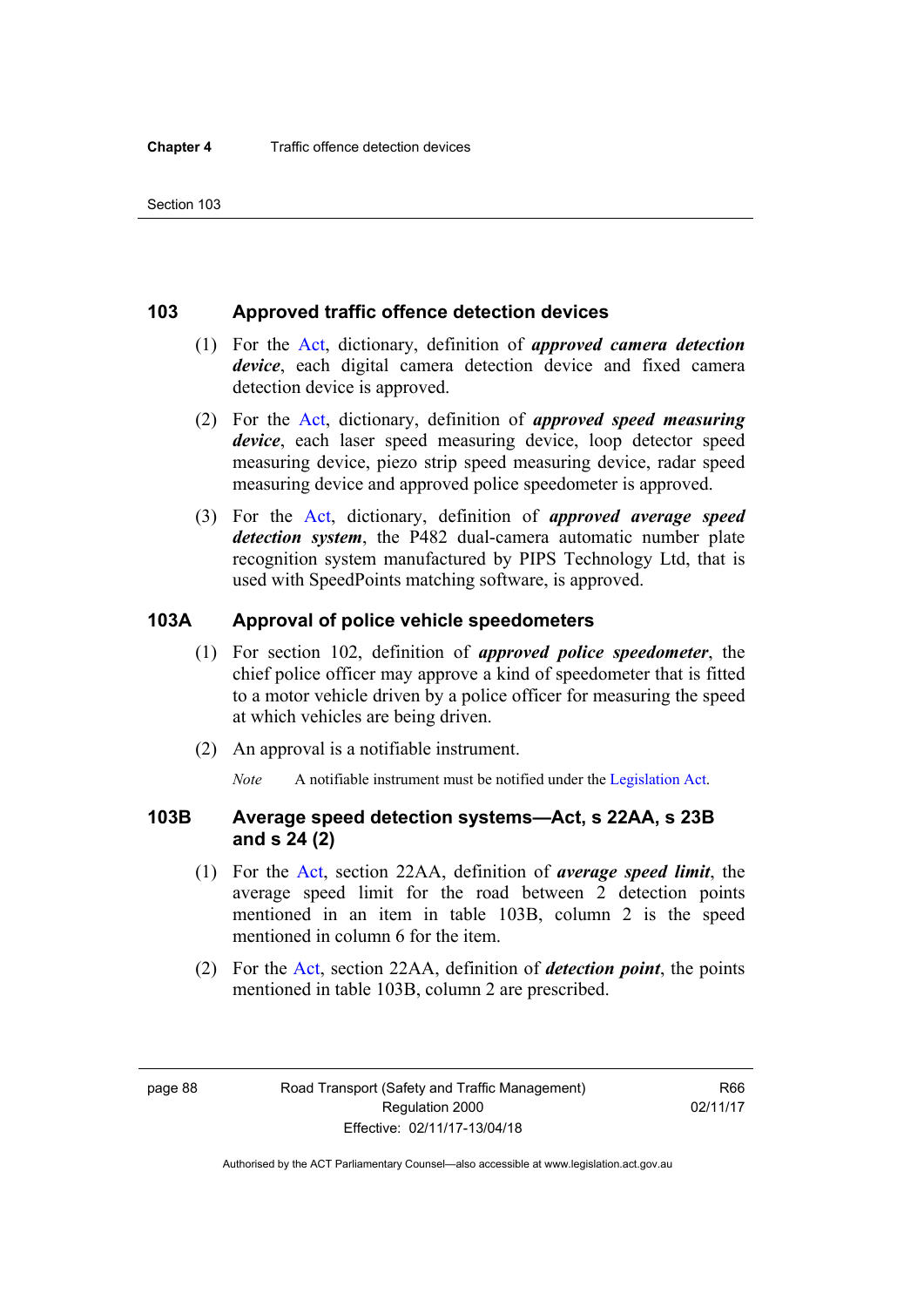## 103 Approved traffic offence detection devices

(1) For the Act, dictionary, definition of ***approved camera detection device***, each digital camera detection device and fixed camera detection device is approved.

(2) For the Act, dictionary, definition of ***approved speed measuring device***, each laser speed measuring device, loop detector speed measuring device, piezo strip speed measuring device, radar speed measuring device and approved police speedometer is approved.

(3) For the Act, dictionary, definition of ***approved average speed detection system***, the P482 dual-camera automatic number plate recognition system manufactured by PIPS Technology Ltd, that is used with SpeedPoints matching software, is approved.

## 103A Approval of police vehicle speedometers

(1) For section 102, definition of ***approved police speedometer***, the chief police officer may approve a kind of speedometer that is fitted to a motor vehicle driven by a police officer for measuring the speed at which vehicles are being driven.

(2) An approval is a notifiable instrument.

*Note* A notifiable instrument must be notified under the Legislation Act.

## 103B Average speed detection systems—Act, s 22AA, s 23B and s 24 (2)

(1) For the Act, section 22AA, definition of ***average speed limit***, the average speed limit for the road between 2 detection points mentioned in an item in table 103B, column 2 is the speed mentioned in column 6 for the item.

(2) For the Act, section 22AA, definition of ***detection point***, the points mentioned in table 103B, column 2 are prescribed.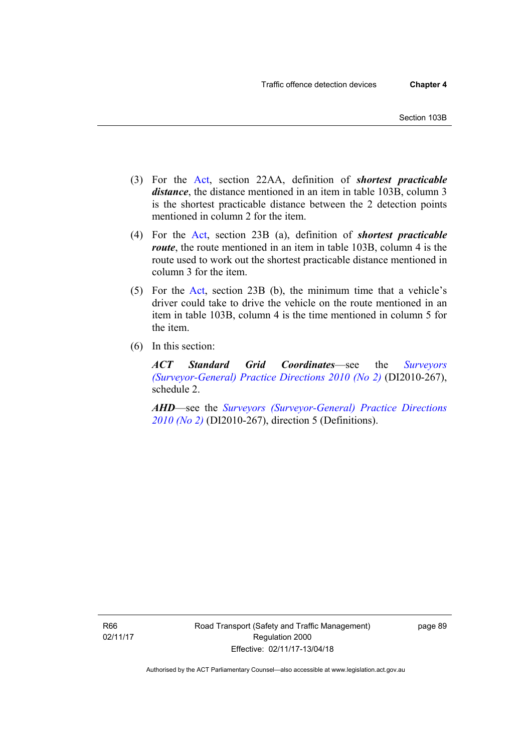(3) For the Act, section 22AA, definition of ***shortest practicable distance***, the distance mentioned in an item in table 103B, column 3 is the shortest practicable distance between the 2 detection points mentioned in column 2 for the item.

(4) For the Act, section 23B (a), definition of ***shortest practicable route***, the route mentioned in an item in table 103B, column 4 is the route used to work out the shortest practicable distance mentioned in column 3 for the item.

(5) For the Act, section 23B (b), the minimum time that a vehicle's driver could take to drive the vehicle on the route mentioned in an item in table 103B, column 4 is the time mentioned in column 5 for the item.

(6) In this section:

***ACT Standard Grid Coordinates***—see the *Surveyors (Surveyor-General) Practice Directions 2010 (No 2)* (DI2010-267), schedule 2.

***AHD***—see the *Surveyors (Surveyor-General) Practice Directions 2010 (No 2)* (DI2010-267), direction 5 (Definitions).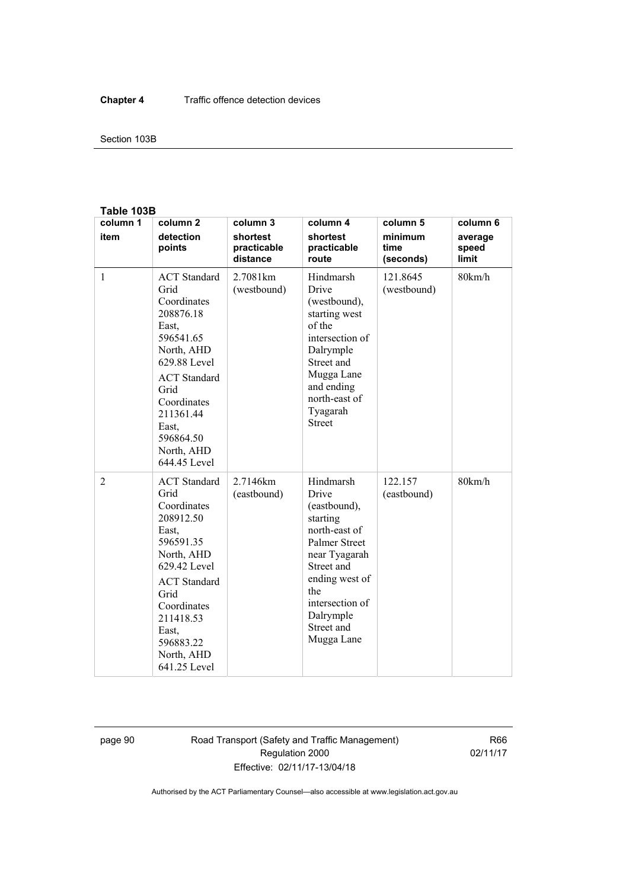**Table 103B**

| column 1 | column 2 | column 3 | column 4 | column 5 | column 6 |
|---|---|---|---|---|---|
| **item** | **detection points** | **shortest practicable distance** | **shortest practicable route** | **minimum time (seconds)** | **average speed limit** |
| 1 | ACT Standard Grid Coordinates 208876.18 East, 596541.65 North, AHD 629.88 Level<br>ACT Standard Grid Coordinates 211361.44 East, 596864.50 North, AHD 644.45 Level | 2.7081km (westbound) | Hindmarsh Drive (westbound), starting west of the intersection of Dalrymple Street and Mugga Lane and ending north-east of Tyagarah Street | 121.8645 (westbound) | 80km/h |
| 2 | ACT Standard Grid Coordinates 208912.50 East, 596591.35 North, AHD 629.42 Level<br>ACT Standard Grid Coordinates 211418.53 East, 596883.22 North, AHD 641.25 Level | 2.7146km (eastbound) | Hindmarsh Drive (eastbound), starting north-east of Palmer Street near Tyagarah Street and ending west of the intersection of Dalrymple Street and Mugga Lane | 122.157 (eastbound) | 80km/h |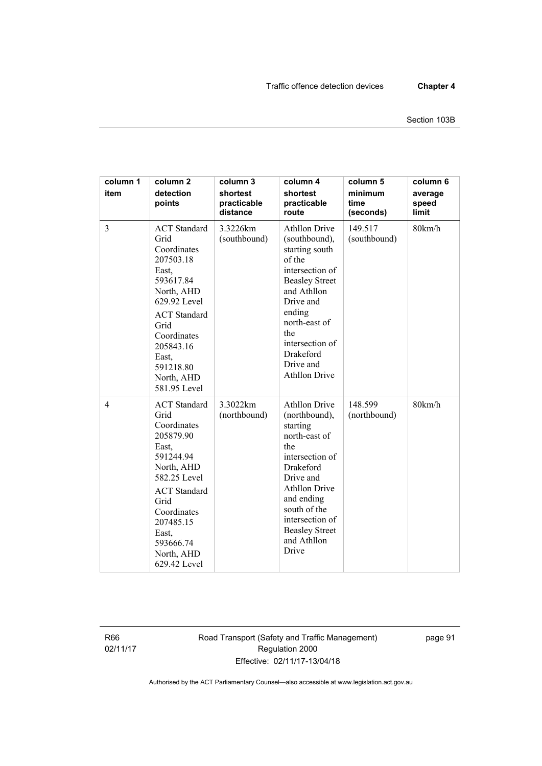| column 1 item | column 2 detection points | column 3 shortest practicable distance | column 4 shortest practicable route | column 5 minimum time (seconds) | column 6 average speed limit |
|---|---|---|---|---|---|
| 3 | ACT Standard Grid Coordinates 207503.18 East, 593617.84 North, AHD 629.92 Level<br>ACT Standard Grid Coordinates 205843.16 East, 591218.80 North, AHD 581.95 Level | 3.3226km (southbound) | Athllon Drive (southbound), starting south of the intersection of Beasley Street and Athllon Drive and ending north-east of the intersection of Drakeford Drive and Athllon Drive | 149.517 (southbound) | 80km/h |
| 4 | ACT Standard Grid Coordinates 205879.90 East, 591244.94 North, AHD 582.25 Level<br>ACT Standard Grid Coordinates 207485.15 East, 593666.74 North, AHD 629.42 Level | 3.3022km (northbound) | Athllon Drive (northbound), starting north-east of the intersection of Drakeford Drive and Athllon Drive and ending south of the intersection of Beasley Street and Athllon Drive | 148.599 (northbound) | 80km/h |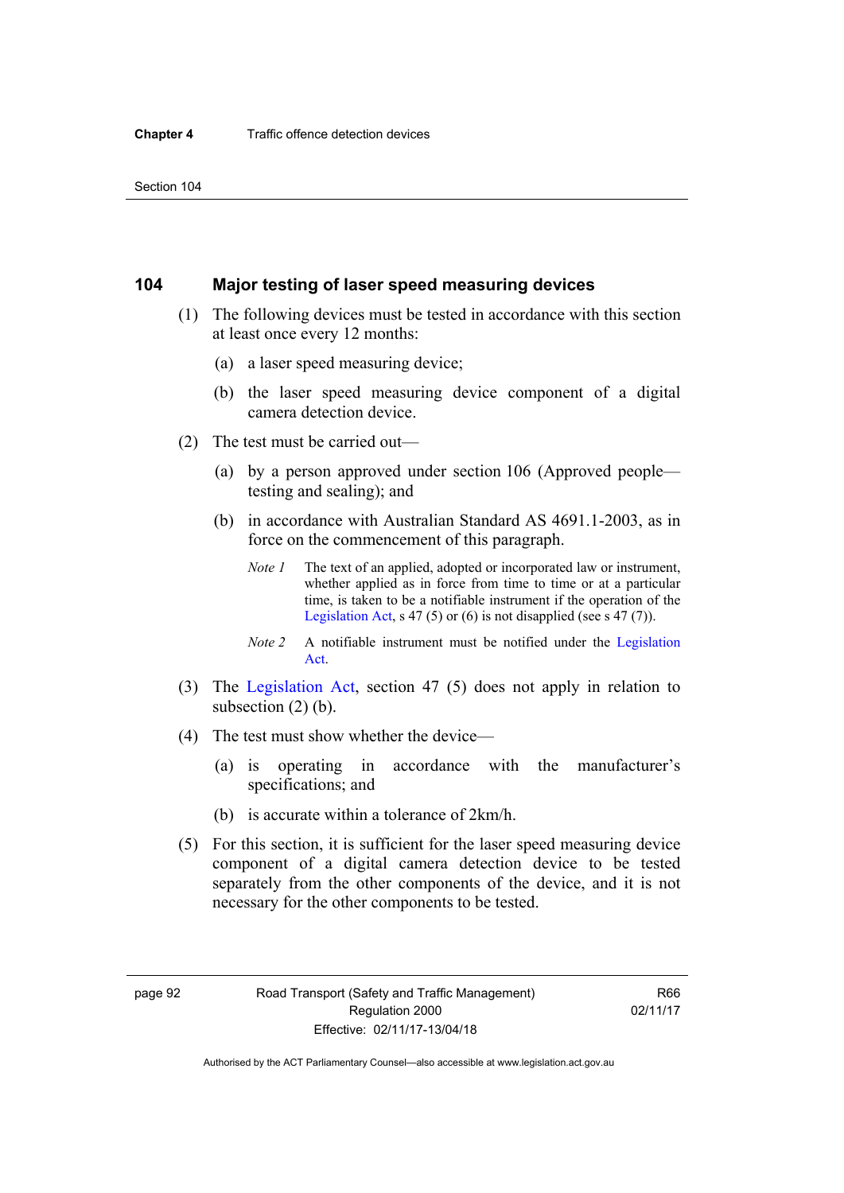## 104 Major testing of laser speed measuring devices

(1) The following devices must be tested in accordance with this section at least once every 12 months:

(a) a laser speed measuring device;

(b) the laser speed measuring device component of a digital camera detection device.

(2) The test must be carried out—

(a) by a person approved under section 106 (Approved people—testing and sealing); and

(b) in accordance with Australian Standard AS 4691.1-2003, as in force on the commencement of this paragraph.

*Note 1* The text of an applied, adopted or incorporated law or instrument, whether applied as in force from time to time or at a particular time, is taken to be a notifiable instrument if the operation of the Legislation Act, s 47 (5) or (6) is not disapplied (see s 47 (7)).

*Note 2* A notifiable instrument must be notified under the Legislation Act.

(3) The Legislation Act, section 47 (5) does not apply in relation to subsection (2) (b).

(4) The test must show whether the device—

(a) is operating in accordance with the manufacturer's specifications; and

(b) is accurate within a tolerance of 2km/h.

(5) For this section, it is sufficient for the laser speed measuring device component of a digital camera detection device to be tested separately from the other components of the device, and it is not necessary for the other components to be tested.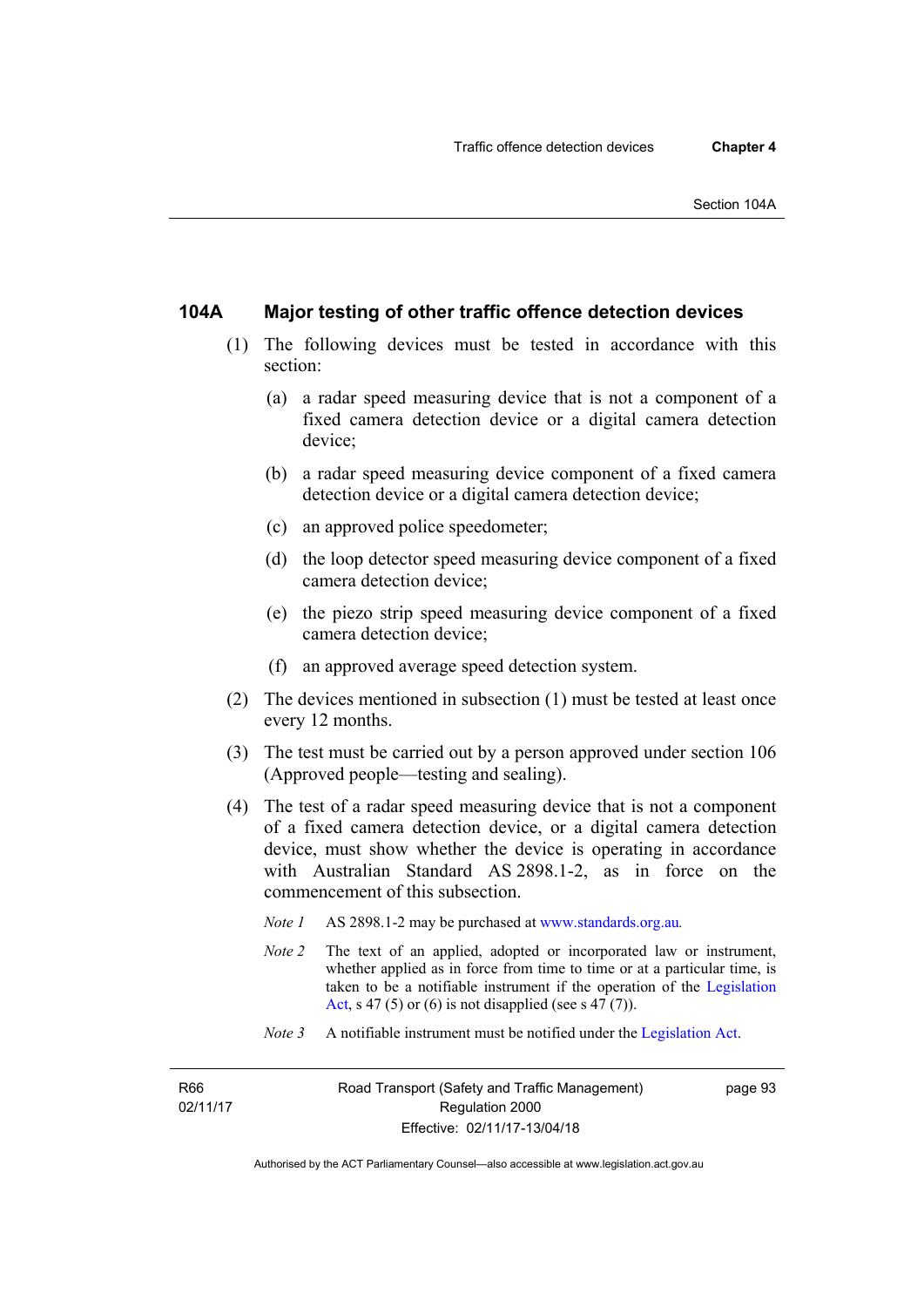### 104A Major testing of other traffic offence detection devices

(1) The following devices must be tested in accordance with this section:

(a) a radar speed measuring device that is not a component of a fixed camera detection device or a digital camera detection device;

(b) a radar speed measuring device component of a fixed camera detection device or a digital camera detection device;

(c) an approved police speedometer;

(d) the loop detector speed measuring device component of a fixed camera detection device;

(e) the piezo strip speed measuring device component of a fixed camera detection device;

(f) an approved average speed detection system.

(2) The devices mentioned in subsection (1) must be tested at least once every 12 months.

(3) The test must be carried out by a person approved under section 106 (Approved people—testing and sealing).

(4) The test of a radar speed measuring device that is not a component of a fixed camera detection device, or a digital camera detection device, must show whether the device is operating in accordance with Australian Standard AS 2898.1-2, as in force on the commencement of this subsection.

*Note 1* AS 2898.1-2 may be purchased at www.standards.org.au.

*Note 2* The text of an applied, adopted or incorporated law or instrument, whether applied as in force from time to time or at a particular time, is taken to be a notifiable instrument if the operation of the Legislation Act, s 47 (5) or (6) is not disapplied (see s 47 (7)).

*Note 3* A notifiable instrument must be notified under the Legislation Act.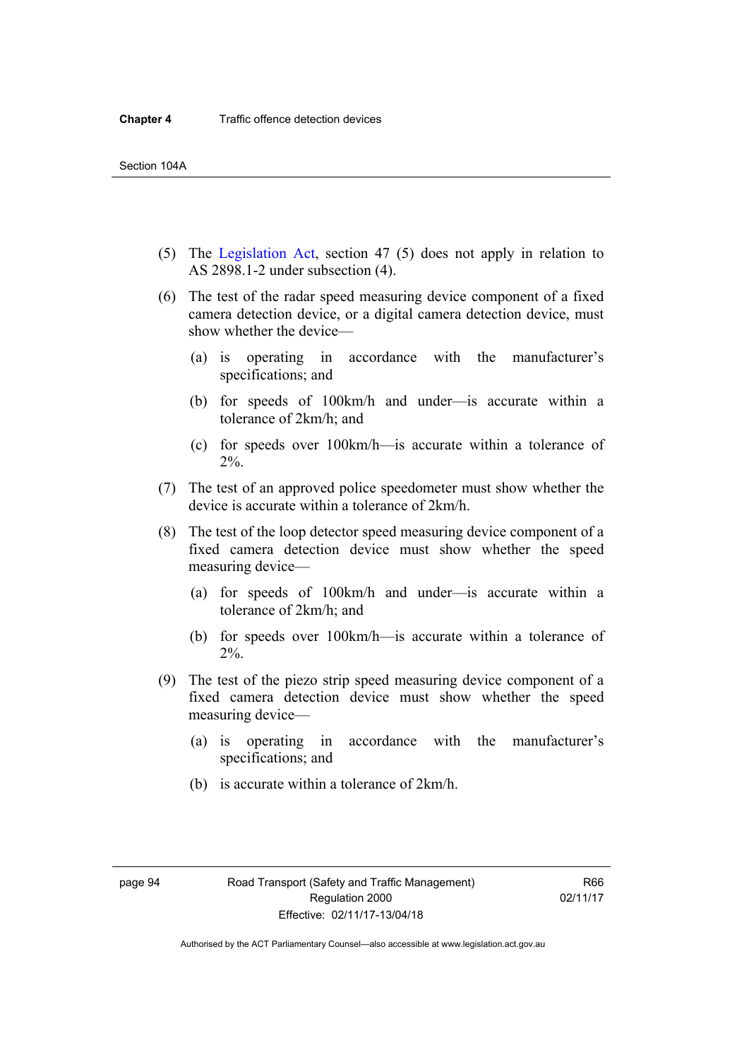(5) The Legislation Act, section 47 (5) does not apply in relation to AS 2898.1-2 under subsection (4).

(6) The test of the radar speed measuring device component of a fixed camera detection device, or a digital camera detection device, must show whether the device—

(a) is operating in accordance with the manufacturer's specifications; and

(b) for speeds of 100km/h and under—is accurate within a tolerance of 2km/h; and

(c) for speeds over 100km/h—is accurate within a tolerance of 2%.

(7) The test of an approved police speedometer must show whether the device is accurate within a tolerance of 2km/h.

(8) The test of the loop detector speed measuring device component of a fixed camera detection device must show whether the speed measuring device—

(a) for speeds of 100km/h and under—is accurate within a tolerance of 2km/h; and

(b) for speeds over 100km/h—is accurate within a tolerance of 2%.

(9) The test of the piezo strip speed measuring device component of a fixed camera detection device must show whether the speed measuring device—

(a) is operating in accordance with the manufacturer's specifications; and

(b) is accurate within a tolerance of 2km/h.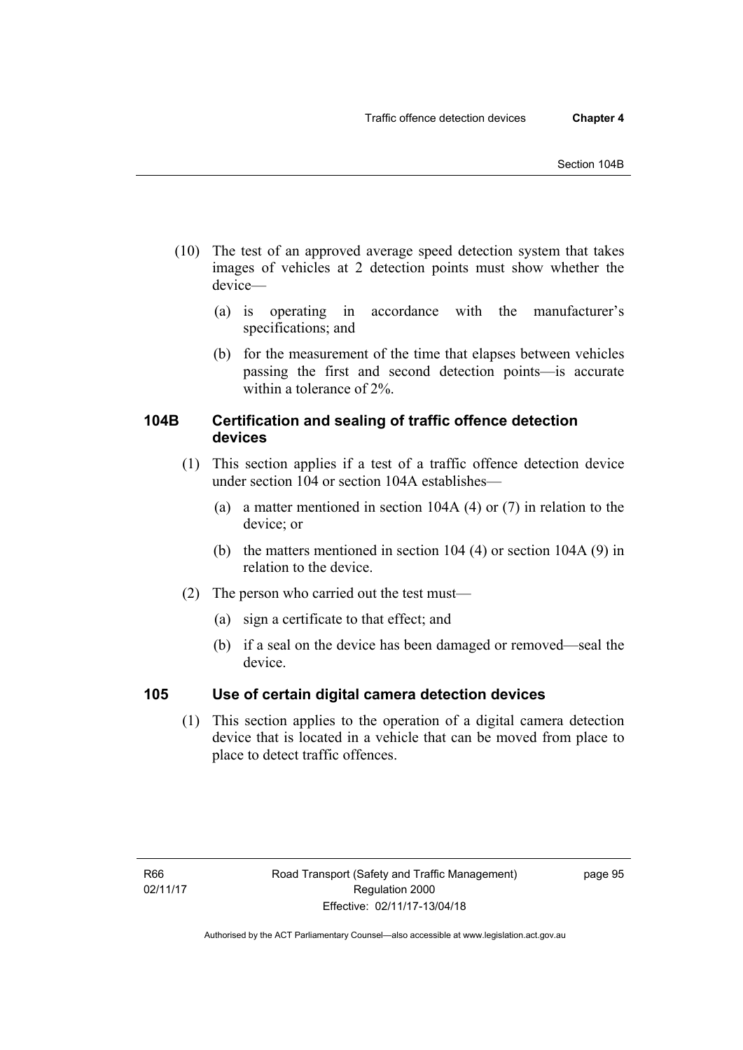(10) The test of an approved average speed detection system that takes images of vehicles at 2 detection points must show whether the device—

(a) is operating in accordance with the manufacturer's specifications; and

(b) for the measurement of the time that elapses between vehicles passing the first and second detection points—is accurate within a tolerance of 2%.

### 104B Certification and sealing of traffic offence detection devices

(1) This section applies if a test of a traffic offence detection device under section 104 or section 104A establishes—

(a) a matter mentioned in section 104A (4) or (7) in relation to the device; or

(b) the matters mentioned in section 104 (4) or section 104A (9) in relation to the device.

(2) The person who carried out the test must—

(a) sign a certificate to that effect; and

(b) if a seal on the device has been damaged or removed—seal the device.

### 105 Use of certain digital camera detection devices

(1) This section applies to the operation of a digital camera detection device that is located in a vehicle that can be moved from place to place to detect traffic offences.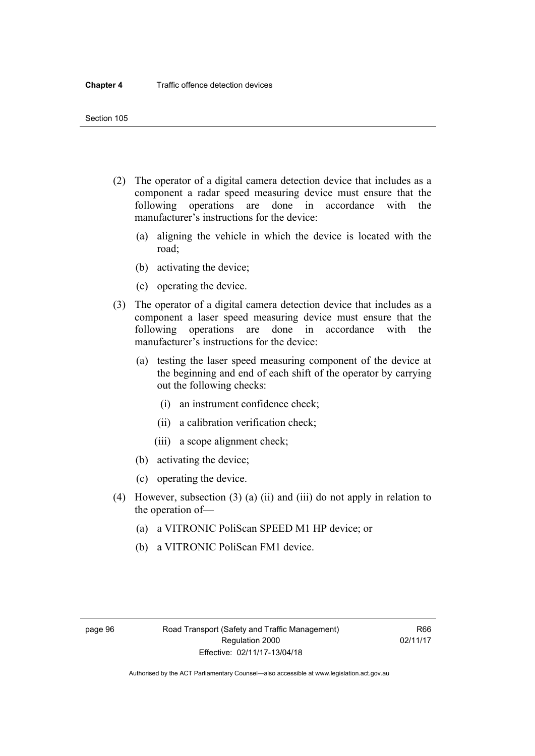(2) The operator of a digital camera detection device that includes as a component a radar speed measuring device must ensure that the following operations are done in accordance with the manufacturer's instructions for the device:

   (a) aligning the vehicle in which the device is located with the road;

   (b) activating the device;

   (c) operating the device.

(3) The operator of a digital camera detection device that includes as a component a laser speed measuring device must ensure that the following operations are done in accordance with the manufacturer's instructions for the device:

   (a) testing the laser speed measuring component of the device at the beginning and end of each shift of the operator by carrying out the following checks:

      (i) an instrument confidence check;

      (ii) a calibration verification check;

      (iii) a scope alignment check;

   (b) activating the device;

   (c) operating the device.

(4) However, subsection (3) (a) (ii) and (iii) do not apply in relation to the operation of—

   (a) a VITRONIC PoliScan SPEED M1 HP device; or

   (b) a VITRONIC PoliScan FM1 device.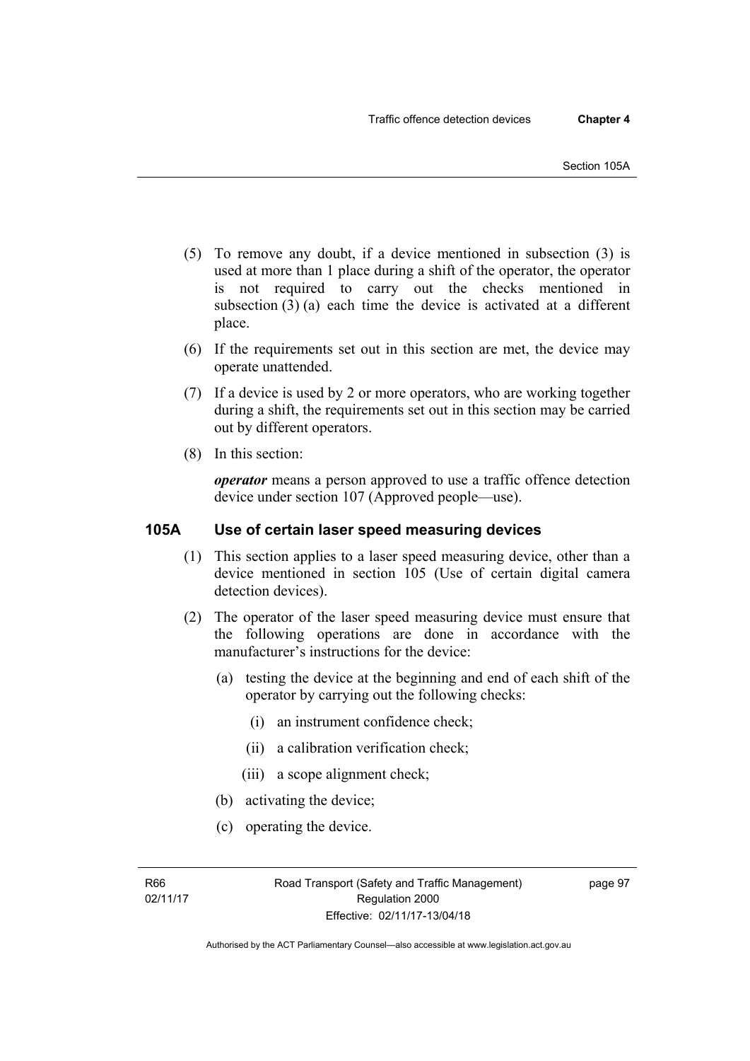(5) To remove any doubt, if a device mentioned in subsection (3) is used at more than 1 place during a shift of the operator, the operator is not required to carry out the checks mentioned in subsection (3) (a) each time the device is activated at a different place.

(6) If the requirements set out in this section are met, the device may operate unattended.

(7) If a device is used by 2 or more operators, who are working together during a shift, the requirements set out in this section may be carried out by different operators.

(8) In this section:

***operator*** means a person approved to use a traffic offence detection device under section 107 (Approved people—use).

### 105A Use of certain laser speed measuring devices

(1) This section applies to a laser speed measuring device, other than a device mentioned in section 105 (Use of certain digital camera detection devices).

(2) The operator of the laser speed measuring device must ensure that the following operations are done in accordance with the manufacturer's instructions for the device:

- (a) testing the device at the beginning and end of each shift of the operator by carrying out the following checks:
  - (i) an instrument confidence check;
  - (ii) a calibration verification check;
  - (iii) a scope alignment check;
- (b) activating the device;
- (c) operating the device.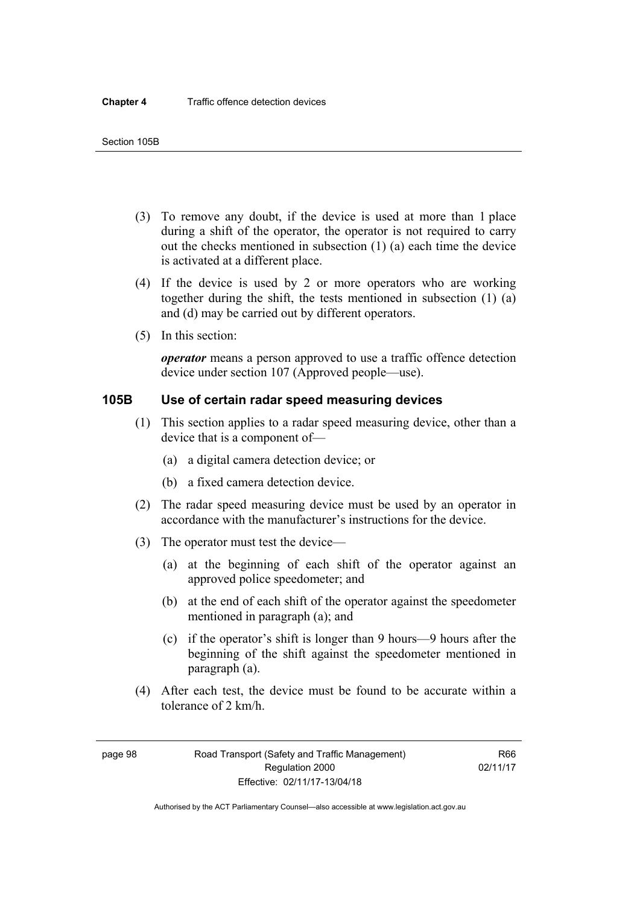(3) To remove any doubt, if the device is used at more than 1 place during a shift of the operator, the operator is not required to carry out the checks mentioned in subsection (1) (a) each time the device is activated at a different place.

(4) If the device is used by 2 or more operators who are working together during the shift, the tests mentioned in subsection (1) (a) and (d) may be carried out by different operators.

(5) In this section:

***operator*** means a person approved to use a traffic offence detection device under section 107 (Approved people—use).

## 105B Use of certain radar speed measuring devices

(1) This section applies to a radar speed measuring device, other than a device that is a component of—

(a) a digital camera detection device; or

(b) a fixed camera detection device.

(2) The radar speed measuring device must be used by an operator in accordance with the manufacturer's instructions for the device.

(3) The operator must test the device—

(a) at the beginning of each shift of the operator against an approved police speedometer; and

(b) at the end of each shift of the operator against the speedometer mentioned in paragraph (a); and

(c) if the operator's shift is longer than 9 hours—9 hours after the beginning of the shift against the speedometer mentioned in paragraph (a).

(4) After each test, the device must be found to be accurate within a tolerance of 2 km/h.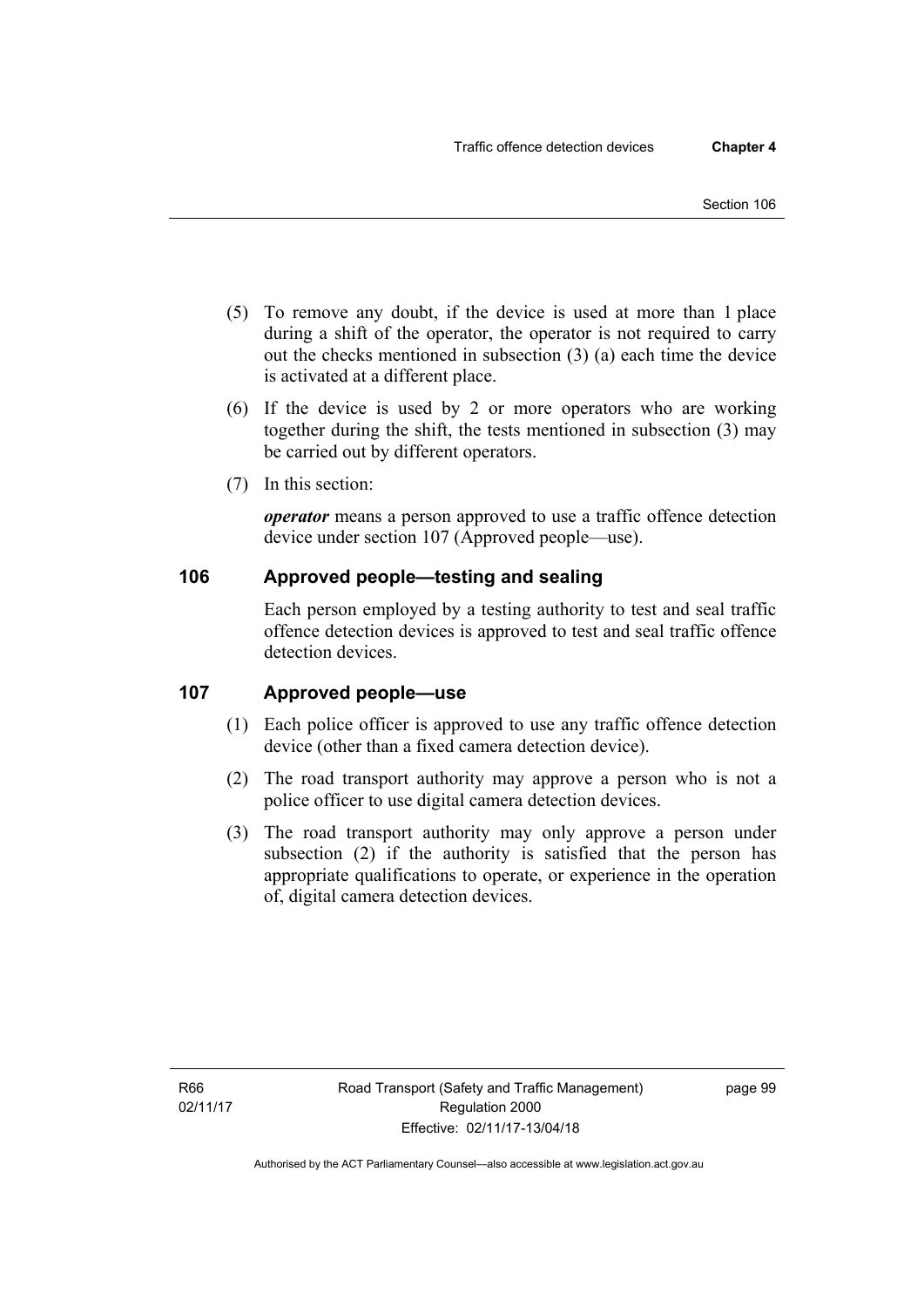(5) To remove any doubt, if the device is used at more than 1 place during a shift of the operator, the operator is not required to carry out the checks mentioned in subsection (3) (a) each time the device is activated at a different place.

(6) If the device is used by 2 or more operators who are working together during the shift, the tests mentioned in subsection (3) may be carried out by different operators.

(7) In this section:

***operator*** means a person approved to use a traffic offence detection device under section 107 (Approved people—use).

## 106 Approved people—testing and sealing

Each person employed by a testing authority to test and seal traffic offence detection devices is approved to test and seal traffic offence detection devices.

## 107 Approved people—use

(1) Each police officer is approved to use any traffic offence detection device (other than a fixed camera detection device).

(2) The road transport authority may approve a person who is not a police officer to use digital camera detection devices.

(3) The road transport authority may only approve a person under subsection (2) if the authority is satisfied that the person has appropriate qualifications to operate, or experience in the operation of, digital camera detection devices.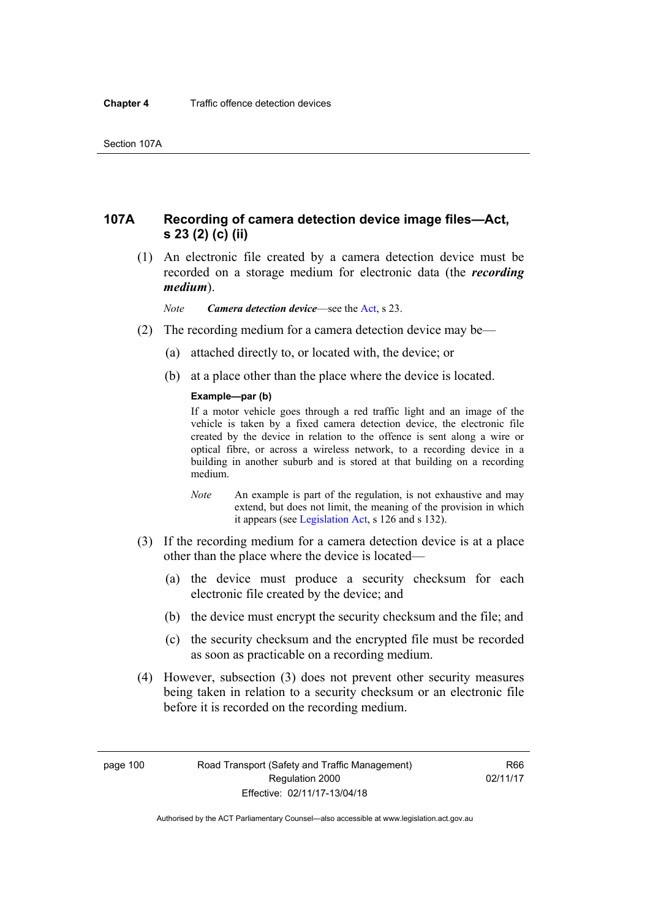## 107A Recording of camera detection device image files—Act, s 23 (2) (c) (ii)

(1) An electronic file created by a camera detection device must be recorded on a storage medium for electronic data (the ***recording medium***).

*Note* ***Camera detection device***—see the Act, s 23.

(2) The recording medium for a camera detection device may be—

(a) attached directly to, or located with, the device; or

(b) at a place other than the place where the device is located.

**Example—par (b)**

If a motor vehicle goes through a red traffic light and an image of the vehicle is taken by a fixed camera detection device, the electronic file created by the device in relation to the offence is sent along a wire or optical fibre, or across a wireless network, to a recording device in a building in another suburb and is stored at that building on a recording medium.

*Note* An example is part of the regulation, is not exhaustive and may extend, but does not limit, the meaning of the provision in which it appears (see Legislation Act, s 126 and s 132).

(3) If the recording medium for a camera detection device is at a place other than the place where the device is located—

(a) the device must produce a security checksum for each electronic file created by the device; and

(b) the device must encrypt the security checksum and the file; and

(c) the security checksum and the encrypted file must be recorded as soon as practicable on a recording medium.

(4) However, subsection (3) does not prevent other security measures being taken in relation to a security checksum or an electronic file before it is recorded on the recording medium.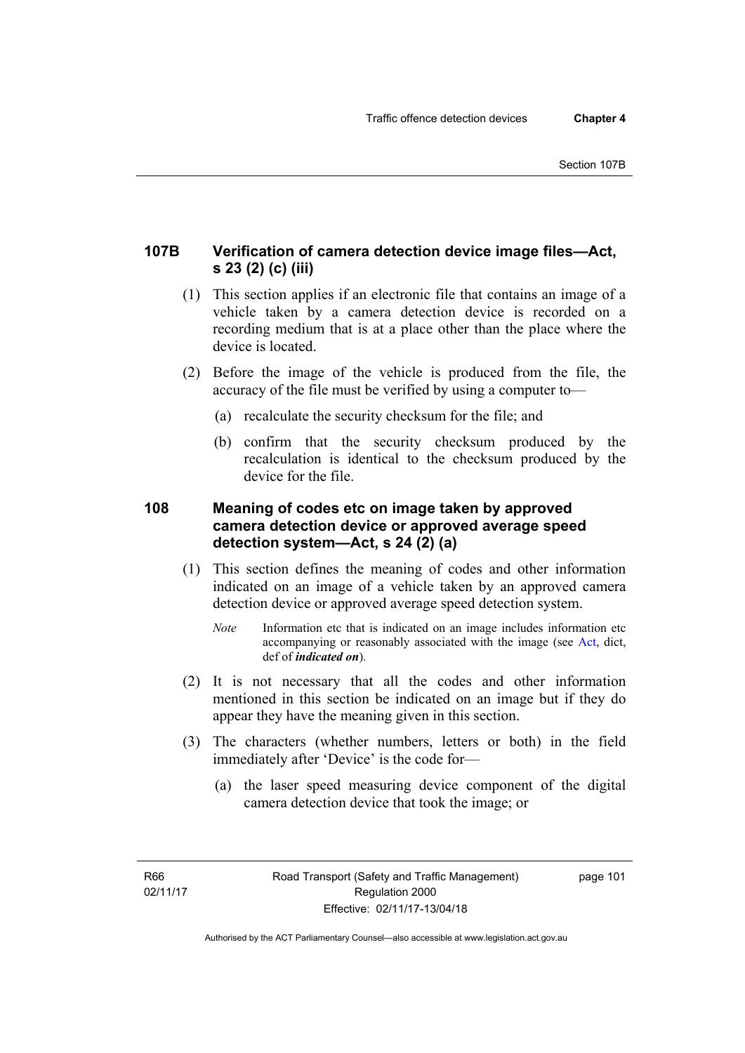### 107B Verification of camera detection device image files—Act, s 23 (2) (c) (iii)

(1) This section applies if an electronic file that contains an image of a vehicle taken by a camera detection device is recorded on a recording medium that is at a place other than the place where the device is located.

(2) Before the image of the vehicle is produced from the file, the accuracy of the file must be verified by using a computer to—

(a) recalculate the security checksum for the file; and

(b) confirm that the security checksum produced by the recalculation is identical to the checksum produced by the device for the file.

### 108 Meaning of codes etc on image taken by approved camera detection device or approved average speed detection system—Act, s 24 (2) (a)

(1) This section defines the meaning of codes and other information indicated on an image of a vehicle taken by an approved camera detection device or approved average speed detection system.

*Note* Information etc that is indicated on an image includes information etc accompanying or reasonably associated with the image (see Act, dict, def of ***indicated on***).

(2) It is not necessary that all the codes and other information mentioned in this section be indicated on an image but if they do appear they have the meaning given in this section.

(3) The characters (whether numbers, letters or both) in the field immediately after 'Device' is the code for—

(a) the laser speed measuring device component of the digital camera detection device that took the image; or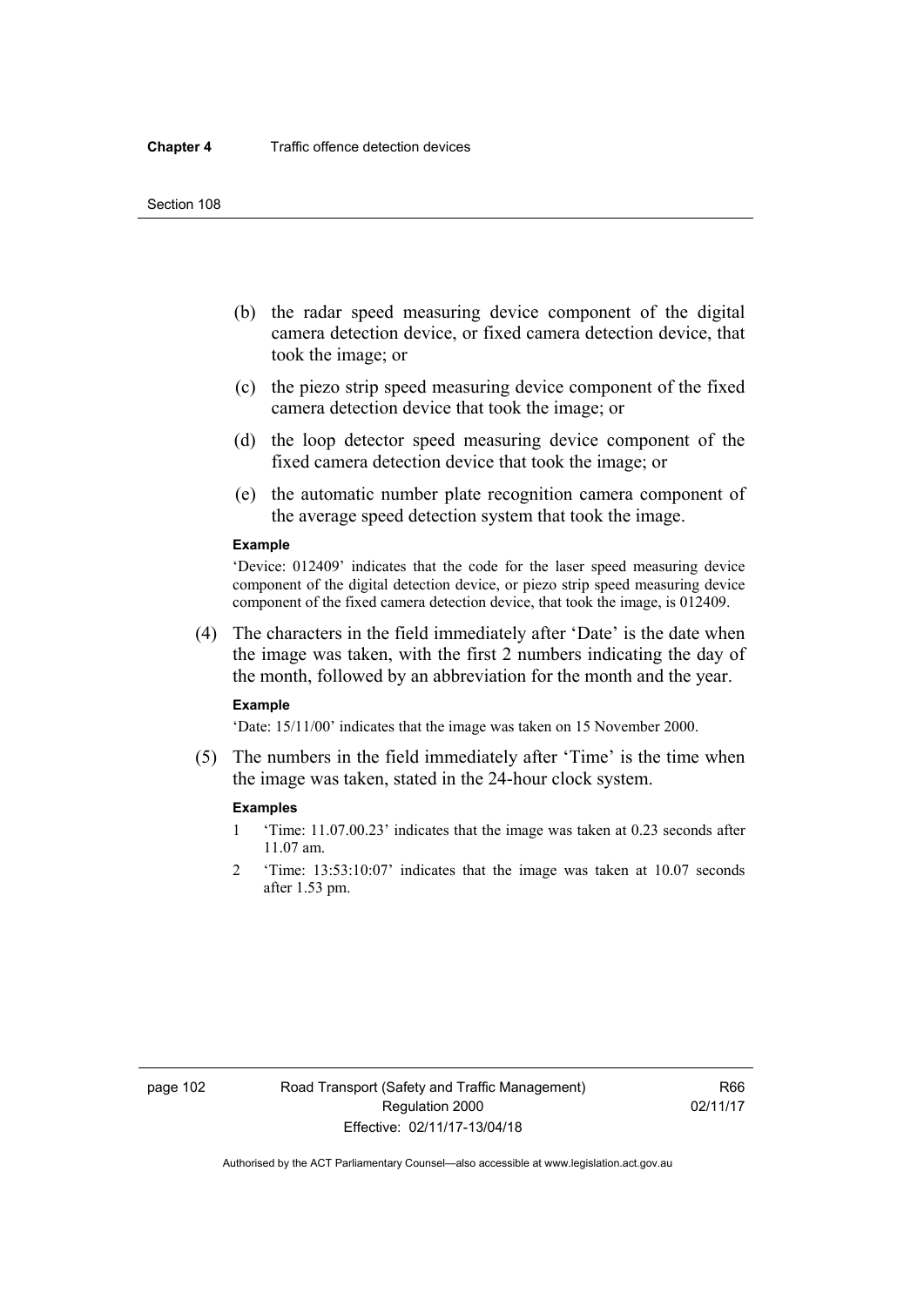(b) the radar speed measuring device component of the digital camera detection device, or fixed camera detection device, that took the image; or

(c) the piezo strip speed measuring device component of the fixed camera detection device that took the image; or

(d) the loop detector speed measuring device component of the fixed camera detection device that took the image; or

(e) the automatic number plate recognition camera component of the average speed detection system that took the image.

**Example**

'Device: 012409' indicates that the code for the laser speed measuring device component of the digital detection device, or piezo strip speed measuring device component of the fixed camera detection device, that took the image, is 012409.

(4) The characters in the field immediately after 'Date' is the date when the image was taken, with the first 2 numbers indicating the day of the month, followed by an abbreviation for the month and the year.

**Example**

'Date: 15/11/00' indicates that the image was taken on 15 November 2000.

(5) The numbers in the field immediately after 'Time' is the time when the image was taken, stated in the 24-hour clock system.

**Examples**

1 'Time: 11.07.00.23' indicates that the image was taken at 0.23 seconds after 11.07 am.

2 'Time: 13:53:10:07' indicates that the image was taken at 10.07 seconds after 1.53 pm.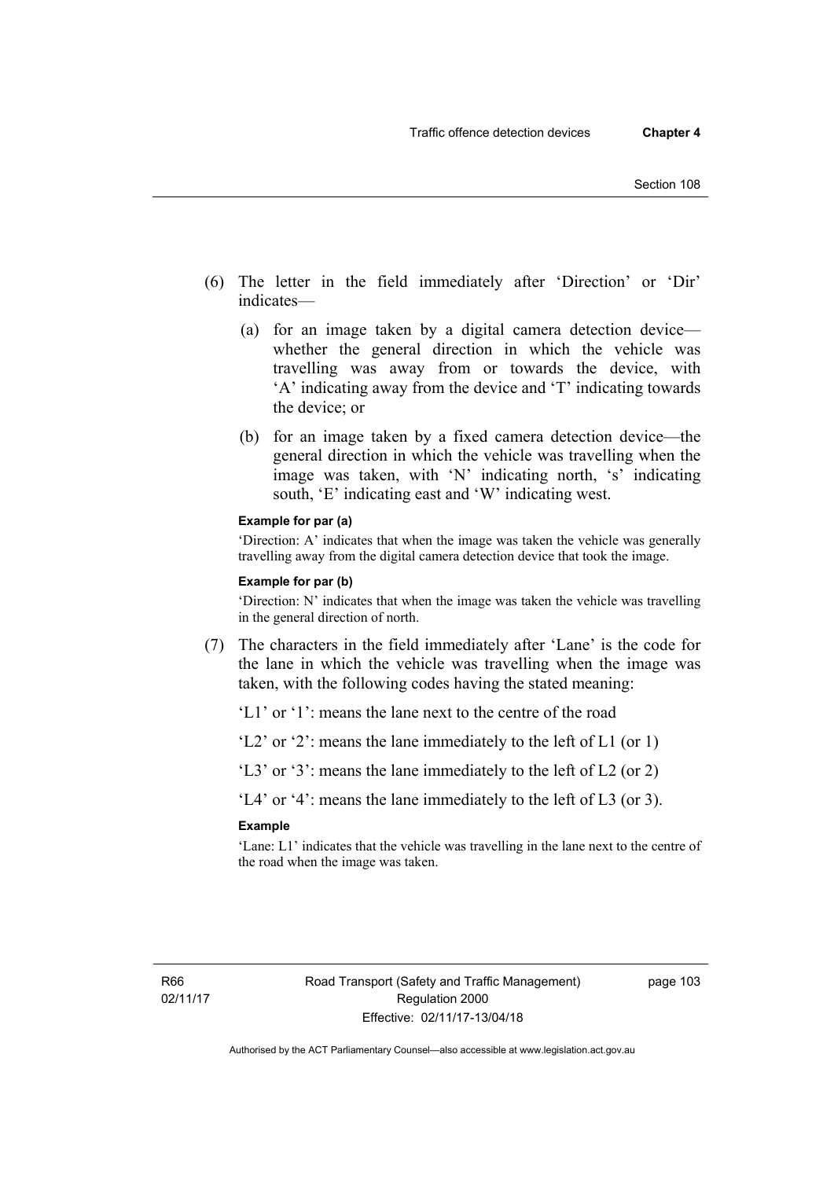(6) The letter in the field immediately after 'Direction' or 'Dir' indicates—

(a) for an image taken by a digital camera detection device—whether the general direction in which the vehicle was travelling was away from or towards the device, with 'A' indicating away from the device and 'T' indicating towards the device; or

(b) for an image taken by a fixed camera detection device—the general direction in which the vehicle was travelling when the image was taken, with 'N' indicating north, 's' indicating south, 'E' indicating east and 'W' indicating west.

**Example for par (a)**

'Direction: A' indicates that when the image was taken the vehicle was generally travelling away from the digital camera detection device that took the image.

**Example for par (b)**

'Direction: N' indicates that when the image was taken the vehicle was travelling in the general direction of north.

(7) The characters in the field immediately after 'Lane' is the code for the lane in which the vehicle was travelling when the image was taken, with the following codes having the stated meaning:

'L1' or '1': means the lane next to the centre of the road

'L2' or '2': means the lane immediately to the left of L1 (or 1)

'L3' or '3': means the lane immediately to the left of L2 (or 2)

'L4' or '4': means the lane immediately to the left of L3 (or 3).

**Example**

'Lane: L1' indicates that the vehicle was travelling in the lane next to the centre of the road when the image was taken.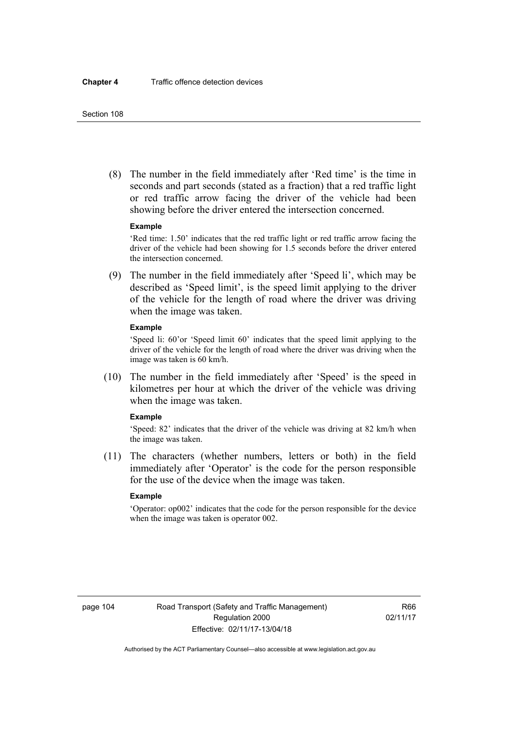(8) The number in the field immediately after 'Red time' is the time in seconds and part seconds (stated as a fraction) that a red traffic light or red traffic arrow facing the driver of the vehicle had been showing before the driver entered the intersection concerned.

**Example**

'Red time: 1.50' indicates that the red traffic light or red traffic arrow facing the driver of the vehicle had been showing for 1.5 seconds before the driver entered the intersection concerned.

(9) The number in the field immediately after 'Speed li', which may be described as 'Speed limit', is the speed limit applying to the driver of the vehicle for the length of road where the driver was driving when the image was taken.

**Example**

'Speed li: 60'or 'Speed limit 60' indicates that the speed limit applying to the driver of the vehicle for the length of road where the driver was driving when the image was taken is 60 km/h.

(10) The number in the field immediately after 'Speed' is the speed in kilometres per hour at which the driver of the vehicle was driving when the image was taken.

**Example**

'Speed: 82' indicates that the driver of the vehicle was driving at 82 km/h when the image was taken.

(11) The characters (whether numbers, letters or both) in the field immediately after 'Operator' is the code for the person responsible for the use of the device when the image was taken.

**Example**

'Operator: op002' indicates that the code for the person responsible for the device when the image was taken is operator 002.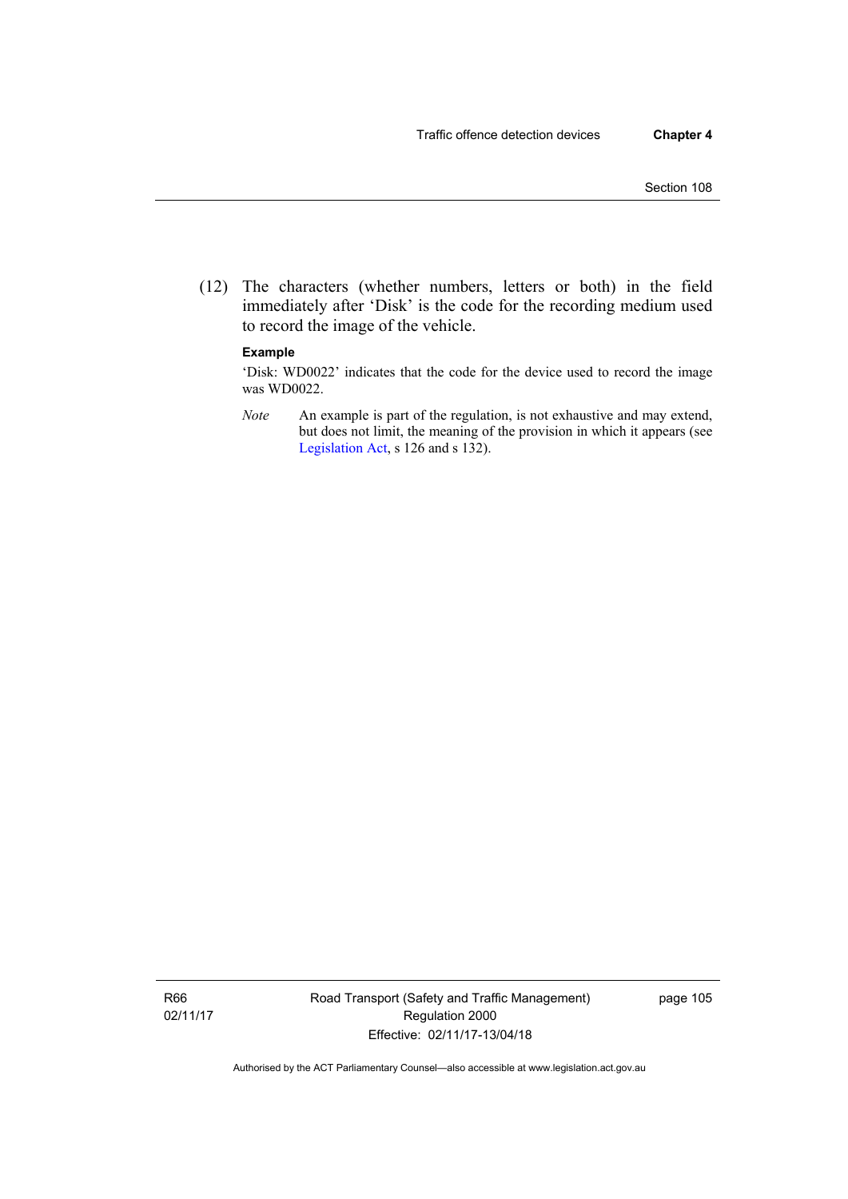(12) The characters (whether numbers, letters or both) in the field immediately after 'Disk' is the code for the recording medium used to record the image of the vehicle.

**Example**

'Disk: WD0022' indicates that the code for the device used to record the image was WD0022.

*Note* An example is part of the regulation, is not exhaustive and may extend, but does not limit, the meaning of the provision in which it appears (see Legislation Act, s 126 and s 132).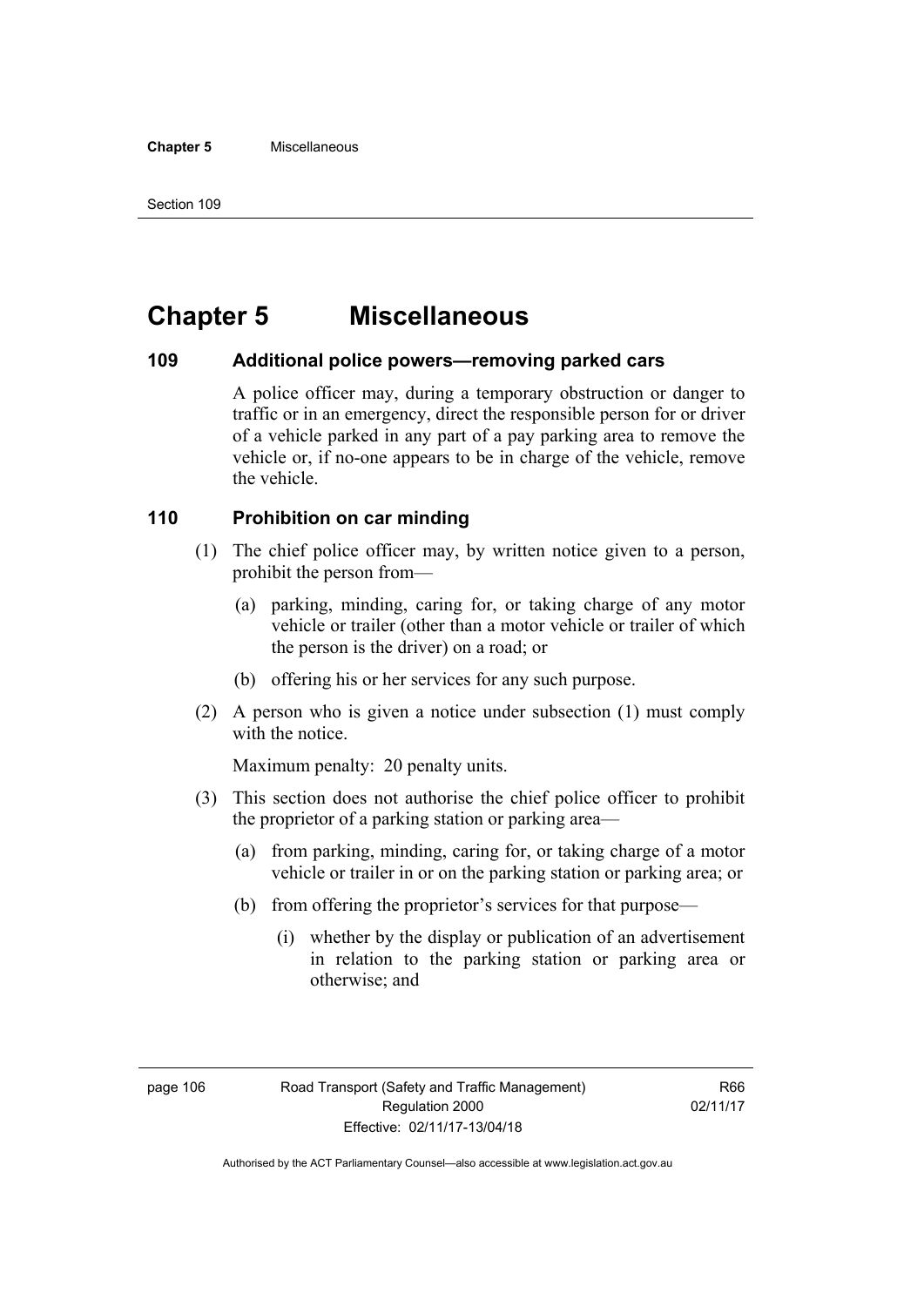# Chapter 5 Miscellaneous

## 109 Additional police powers—removing parked cars

A police officer may, during a temporary obstruction or danger to traffic or in an emergency, direct the responsible person for or driver of a vehicle parked in any part of a pay parking area to remove the vehicle or, if no-one appears to be in charge of the vehicle, remove the vehicle.

## 110 Prohibition on car minding

(1) The chief police officer may, by written notice given to a person, prohibit the person from—

(a) parking, minding, caring for, or taking charge of any motor vehicle or trailer (other than a motor vehicle or trailer of which the person is the driver) on a road; or

(b) offering his or her services for any such purpose.

(2) A person who is given a notice under subsection (1) must comply with the notice.

Maximum penalty: 20 penalty units.

(3) This section does not authorise the chief police officer to prohibit the proprietor of a parking station or parking area—

(a) from parking, minding, caring for, or taking charge of a motor vehicle or trailer in or on the parking station or parking area; or

(b) from offering the proprietor's services for that purpose—

(i) whether by the display or publication of an advertisement in relation to the parking station or parking area or otherwise; and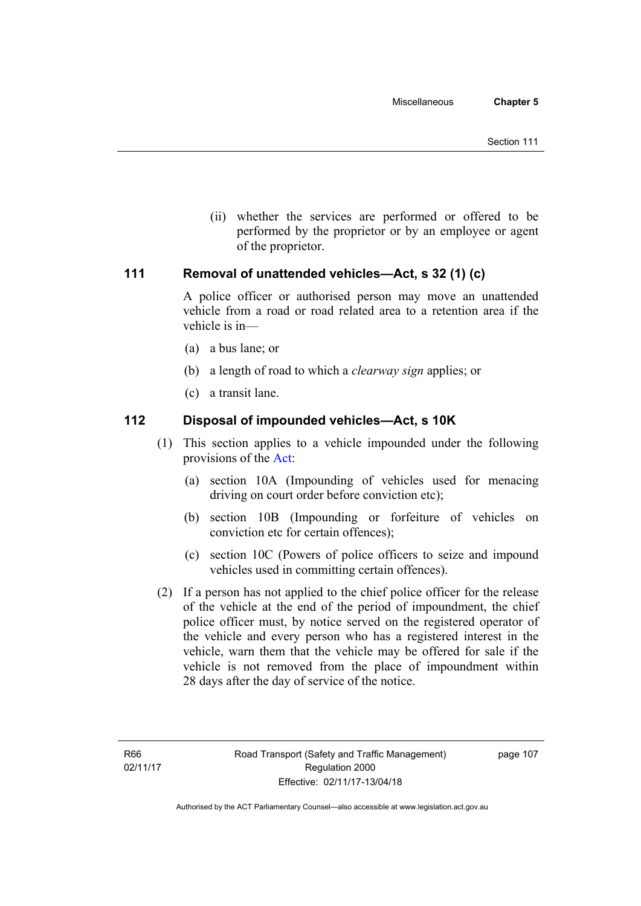(ii) whether the services are performed or offered to be performed by the proprietor or by an employee or agent of the proprietor.

## 111 Removal of unattended vehicles—Act, s 32 (1) (c)

A police officer or authorised person may move an unattended vehicle from a road or road related area to a retention area if the vehicle is in—

(a) a bus lane; or

(b) a length of road to which a *clearway sign* applies; or

(c) a transit lane.

## 112 Disposal of impounded vehicles—Act, s 10K

(1) This section applies to a vehicle impounded under the following provisions of the Act:

(a) section 10A (Impounding of vehicles used for menacing driving on court order before conviction etc);

(b) section 10B (Impounding or forfeiture of vehicles on conviction etc for certain offences);

(c) section 10C (Powers of police officers to seize and impound vehicles used in committing certain offences).

(2) If a person has not applied to the chief police officer for the release of the vehicle at the end of the period of impoundment, the chief police officer must, by notice served on the registered operator of the vehicle and every person who has a registered interest in the vehicle, warn them that the vehicle may be offered for sale if the vehicle is not removed from the place of impoundment within 28 days after the day of service of the notice.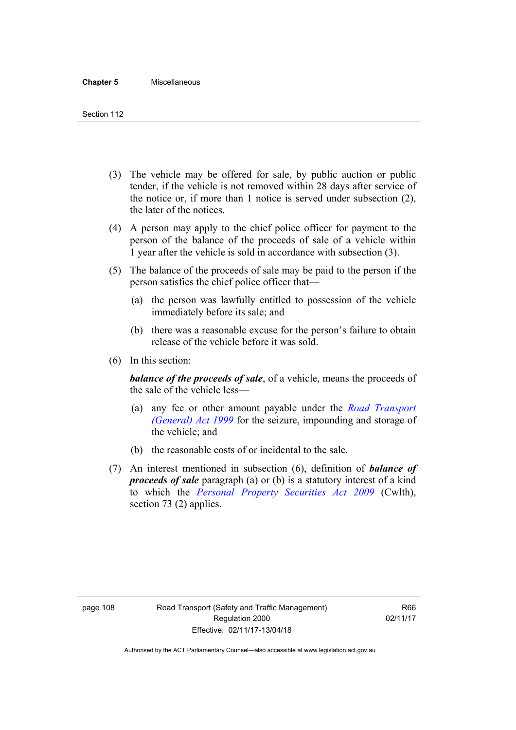(3) The vehicle may be offered for sale, by public auction or public tender, if the vehicle is not removed within 28 days after service of the notice or, if more than 1 notice is served under subsection (2), the later of the notices.

(4) A person may apply to the chief police officer for payment to the person of the balance of the proceeds of sale of a vehicle within 1 year after the vehicle is sold in accordance with subsection (3).

(5) The balance of the proceeds of sale may be paid to the person if the person satisfies the chief police officer that—

(a) the person was lawfully entitled to possession of the vehicle immediately before its sale; and

(b) there was a reasonable excuse for the person's failure to obtain release of the vehicle before it was sold.

(6) In this section:

***balance of the proceeds of sale***, of a vehicle, means the proceeds of the sale of the vehicle less—

(a) any fee or other amount payable under the *Road Transport (General) Act 1999* for the seizure, impounding and storage of the vehicle; and

(b) the reasonable costs of or incidental to the sale.

(7) An interest mentioned in subsection (6), definition of ***balance of proceeds of sale*** paragraph (a) or (b) is a statutory interest of a kind to which the *Personal Property Securities Act 2009* (Cwlth), section 73 (2) applies.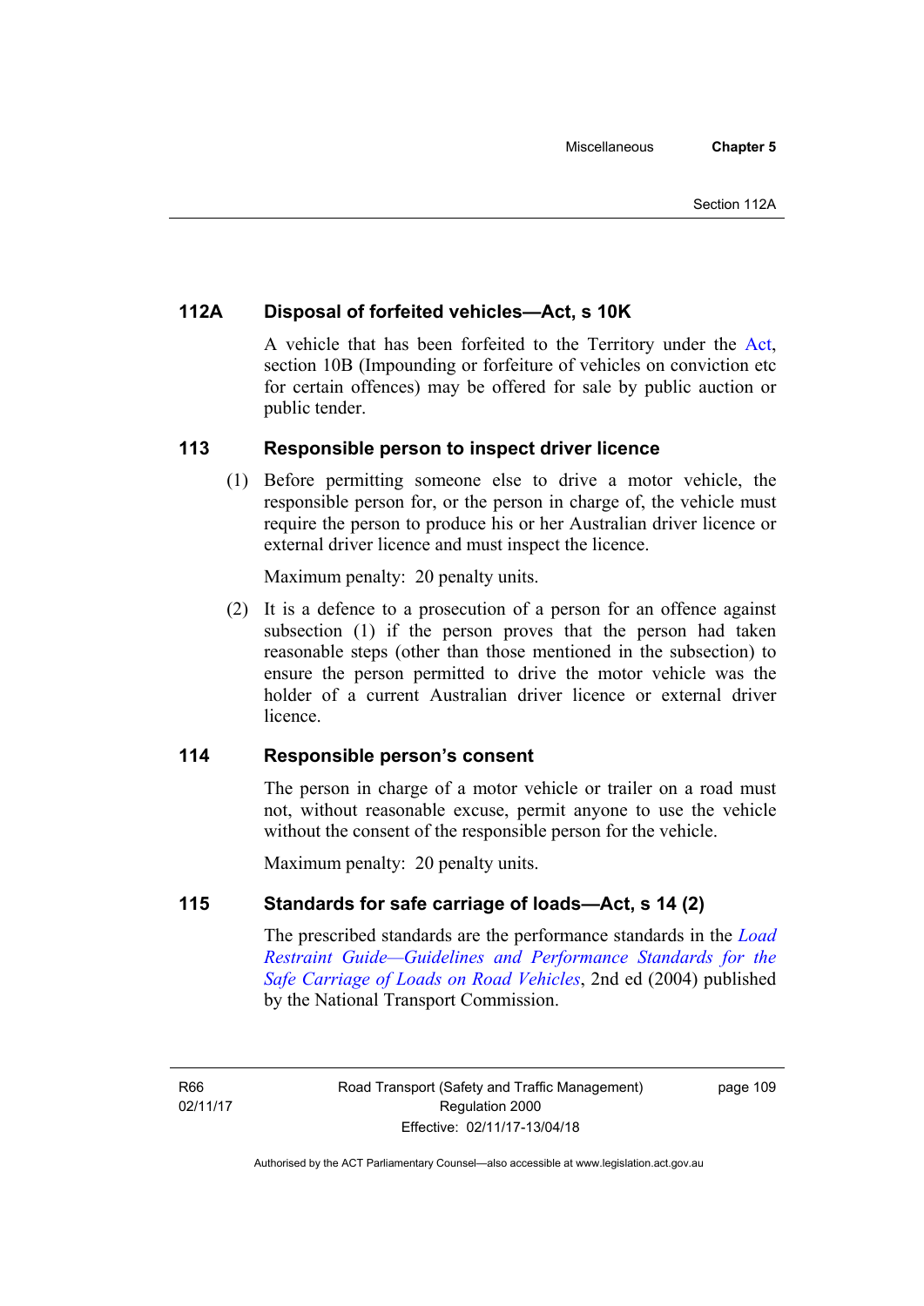## 112A Disposal of forfeited vehicles—Act, s 10K

A vehicle that has been forfeited to the Territory under the Act, section 10B (Impounding or forfeiture of vehicles on conviction etc for certain offences) may be offered for sale by public auction or public tender.

## 113 Responsible person to inspect driver licence

(1) Before permitting someone else to drive a motor vehicle, the responsible person for, or the person in charge of, the vehicle must require the person to produce his or her Australian driver licence or external driver licence and must inspect the licence.

Maximum penalty: 20 penalty units.

(2) It is a defence to a prosecution of a person for an offence against subsection (1) if the person proves that the person had taken reasonable steps (other than those mentioned in the subsection) to ensure the person permitted to drive the motor vehicle was the holder of a current Australian driver licence or external driver licence.

## 114 Responsible person's consent

The person in charge of a motor vehicle or trailer on a road must not, without reasonable excuse, permit anyone to use the vehicle without the consent of the responsible person for the vehicle.

Maximum penalty: 20 penalty units.

## 115 Standards for safe carriage of loads—Act, s 14 (2)

The prescribed standards are the performance standards in the *Load Restraint Guide—Guidelines and Performance Standards for the Safe Carriage of Loads on Road Vehicles*, 2nd ed (2004) published by the National Transport Commission.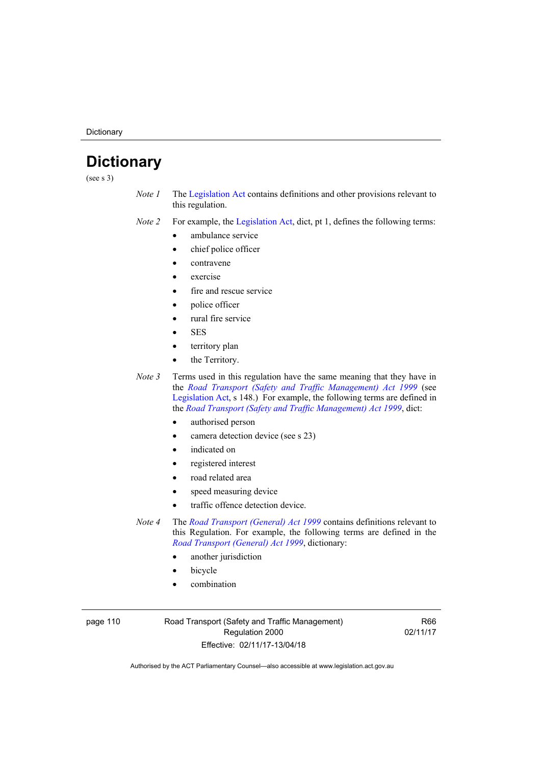# Dictionary

(see s 3)

*Note 1* The Legislation Act contains definitions and other provisions relevant to this regulation.

*Note 2* For example, the Legislation Act, dict, pt 1, defines the following terms:

- ambulance service
- chief police officer
- contravene
- exercise
- fire and rescue service
- police officer
- rural fire service
- SES
- territory plan
- the Territory.

*Note 3* Terms used in this regulation have the same meaning that they have in the *Road Transport (Safety and Traffic Management) Act 1999* (see Legislation Act, s 148.) For example, the following terms are defined in the *Road Transport (Safety and Traffic Management) Act 1999*, dict:

- authorised person
- camera detection device (see s 23)
- indicated on
- registered interest
- road related area
- speed measuring device
- traffic offence detection device.

*Note 4* The *Road Transport (General) Act 1999* contains definitions relevant to this Regulation. For example, the following terms are defined in the *Road Transport (General) Act 1999*, dictionary:

- another jurisdiction
- bicycle
- combination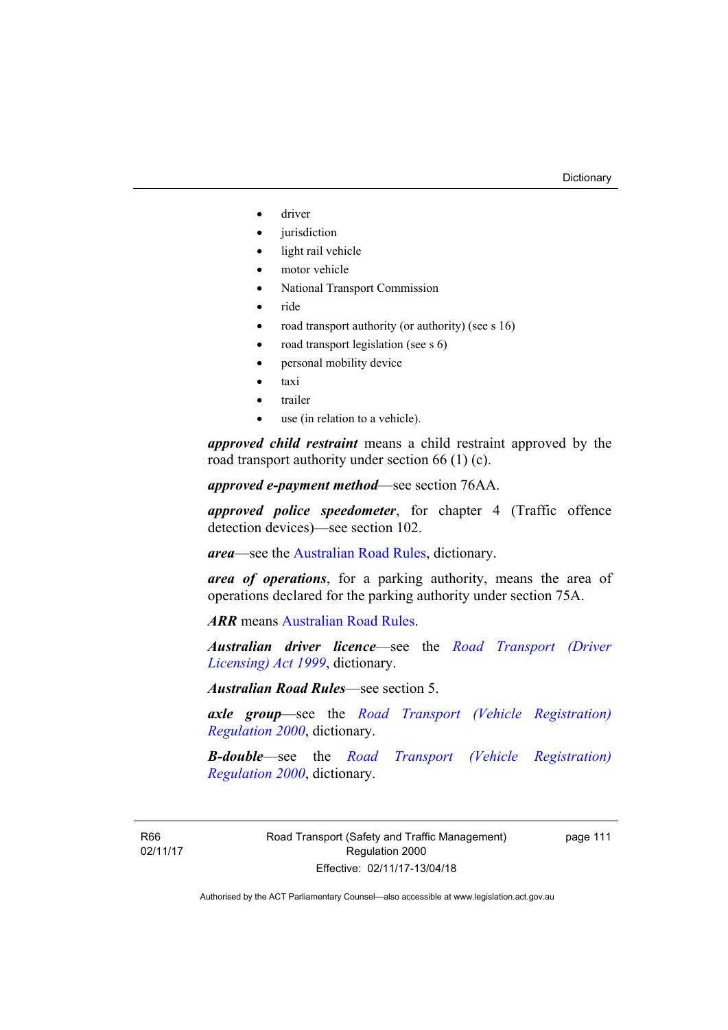- driver
- jurisdiction
- light rail vehicle
- motor vehicle
- National Transport Commission
- ride
- road transport authority (or authority) (see s 16)
- road transport legislation (see s 6)
- personal mobility device
- taxi
- trailer
- use (in relation to a vehicle).

***approved child restraint*** means a child restraint approved by the road transport authority under section 66 (1) (c).

***approved e-payment method***—see section 76AA.

***approved police speedometer***, for chapter 4 (Traffic offence detection devices)—see section 102.

***area***—see the Australian Road Rules, dictionary.

***area of operations***, for a parking authority, means the area of operations declared for the parking authority under section 75A.

***ARR*** means Australian Road Rules.

***Australian driver licence***—see the *Road Transport (Driver Licensing) Act 1999*, dictionary.

***Australian Road Rules***—see section 5.

***axle group***—see the *Road Transport (Vehicle Registration) Regulation 2000*, dictionary.

***B-double***—see the *Road Transport (Vehicle Registration) Regulation 2000*, dictionary.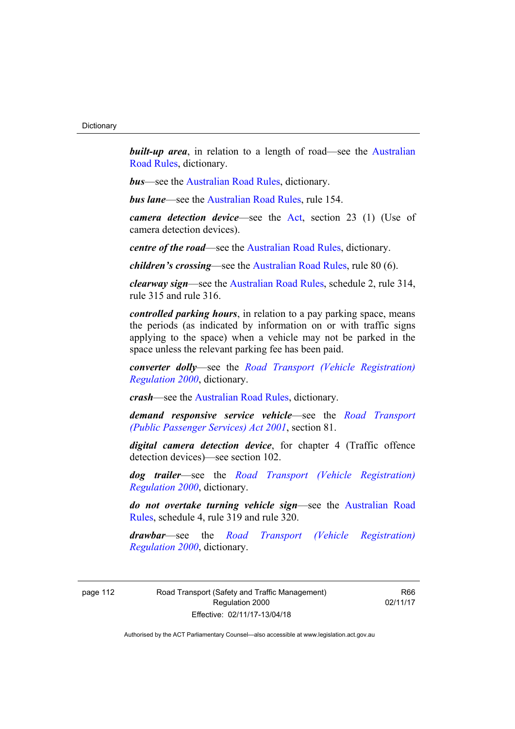***built-up area***, in relation to a length of road—see the Australian Road Rules, dictionary.

***bus***—see the Australian Road Rules, dictionary.

***bus lane***—see the Australian Road Rules, rule 154.

***camera detection device***—see the Act, section 23 (1) (Use of camera detection devices).

***centre of the road***—see the Australian Road Rules, dictionary.

***children's crossing***—see the Australian Road Rules, rule 80 (6).

***clearway sign***—see the Australian Road Rules, schedule 2, rule 314, rule 315 and rule 316.

***controlled parking hours***, in relation to a pay parking space, means the periods (as indicated by information on or with traffic signs applying to the space) when a vehicle may not be parked in the space unless the relevant parking fee has been paid.

***converter dolly***—see the *Road Transport (Vehicle Registration) Regulation 2000*, dictionary.

***crash***—see the Australian Road Rules, dictionary.

***demand responsive service vehicle***—see the *Road Transport (Public Passenger Services) Act 2001*, section 81.

***digital camera detection device***, for chapter 4 (Traffic offence detection devices)—see section 102.

***dog trailer***—see the *Road Transport (Vehicle Registration) Regulation 2000*, dictionary.

***do not overtake turning vehicle sign***—see the Australian Road Rules, schedule 4, rule 319 and rule 320.

***drawbar***—see the *Road Transport (Vehicle Registration) Regulation 2000*, dictionary.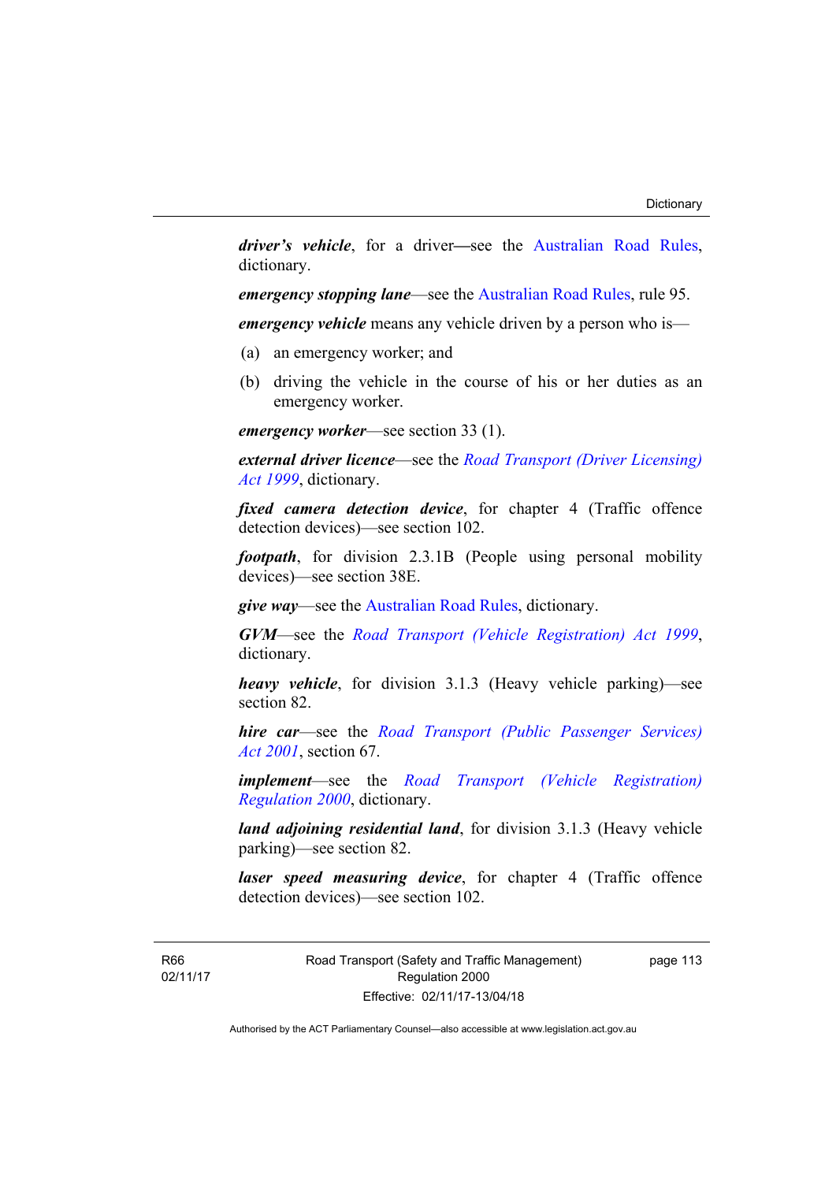***driver's vehicle***, for a driver—see the Australian Road Rules, dictionary.

***emergency stopping lane***—see the Australian Road Rules, rule 95.

***emergency vehicle*** means any vehicle driven by a person who is—

(a) an emergency worker; and

(b) driving the vehicle in the course of his or her duties as an emergency worker.

***emergency worker***—see section 33 (1).

***external driver licence***—see the *Road Transport (Driver Licensing) Act 1999*, dictionary.

***fixed camera detection device***, for chapter 4 (Traffic offence detection devices)—see section 102.

***footpath***, for division 2.3.1B (People using personal mobility devices)—see section 38E.

***give way***—see the Australian Road Rules, dictionary.

***GVM***—see the *Road Transport (Vehicle Registration) Act 1999*, dictionary.

***heavy vehicle***, for division 3.1.3 (Heavy vehicle parking)—see section 82.

***hire car***—see the *Road Transport (Public Passenger Services) Act 2001*, section 67.

***implement***—see the *Road Transport (Vehicle Registration) Regulation 2000*, dictionary.

***land adjoining residential land***, for division 3.1.3 (Heavy vehicle parking)—see section 82.

***laser speed measuring device***, for chapter 4 (Traffic offence detection devices)—see section 102.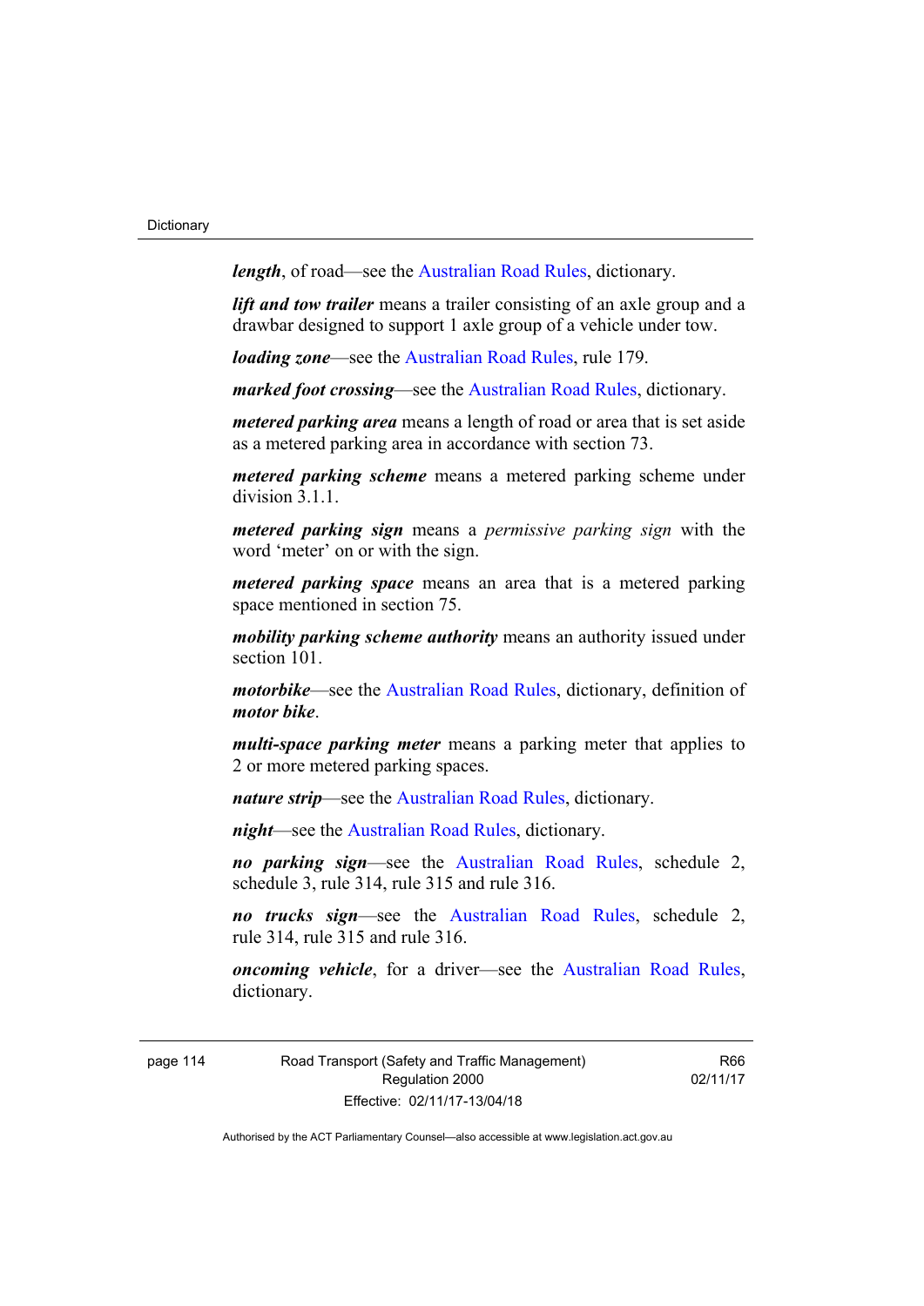***length***, of road—see the Australian Road Rules, dictionary.

***lift and tow trailer*** means a trailer consisting of an axle group and a drawbar designed to support 1 axle group of a vehicle under tow.

***loading zone***—see the Australian Road Rules, rule 179.

***marked foot crossing***—see the Australian Road Rules, dictionary.

***metered parking area*** means a length of road or area that is set aside as a metered parking area in accordance with section 73.

***metered parking scheme*** means a metered parking scheme under division 3.1.1.

***metered parking sign*** means a *permissive parking sign* with the word 'meter' on or with the sign.

***metered parking space*** means an area that is a metered parking space mentioned in section 75.

***mobility parking scheme authority*** means an authority issued under section 101.

***motorbike***—see the Australian Road Rules, dictionary, definition of ***motor bike***.

***multi-space parking meter*** means a parking meter that applies to 2 or more metered parking spaces.

***nature strip***—see the Australian Road Rules, dictionary.

***night***—see the Australian Road Rules, dictionary.

***no parking sign***—see the Australian Road Rules, schedule 2, schedule 3, rule 314, rule 315 and rule 316.

***no trucks sign***—see the Australian Road Rules, schedule 2, rule 314, rule 315 and rule 316.

***oncoming vehicle***, for a driver—see the Australian Road Rules, dictionary.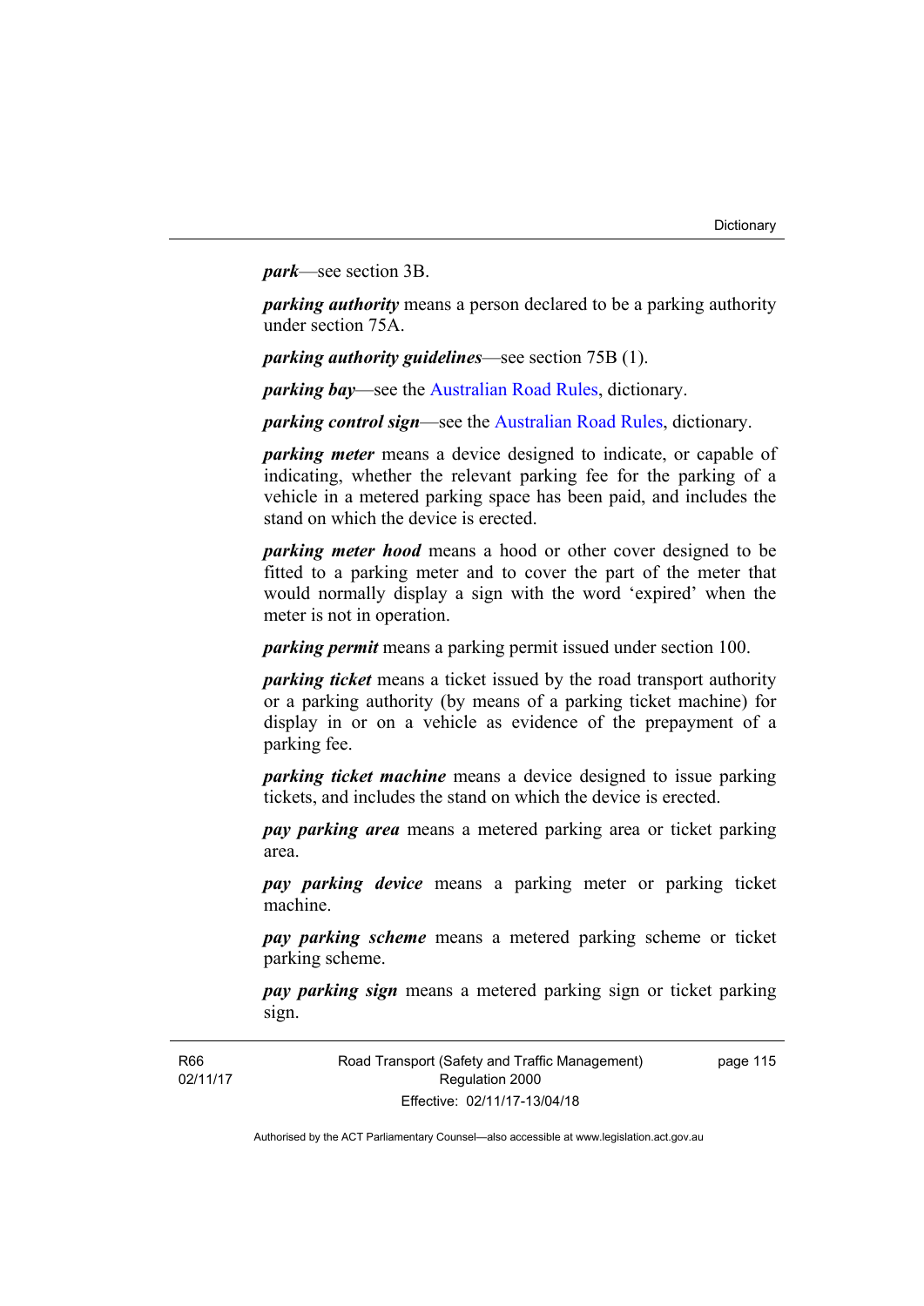***park***—see section 3B.

***parking authority*** means a person declared to be a parking authority under section 75A.

***parking authority guidelines***—see section 75B (1).

***parking bay***—see the Australian Road Rules, dictionary.

***parking control sign***—see the Australian Road Rules, dictionary.

***parking meter*** means a device designed to indicate, or capable of indicating, whether the relevant parking fee for the parking of a vehicle in a metered parking space has been paid, and includes the stand on which the device is erected.

***parking meter hood*** means a hood or other cover designed to be fitted to a parking meter and to cover the part of the meter that would normally display a sign with the word 'expired' when the meter is not in operation.

***parking permit*** means a parking permit issued under section 100.

***parking ticket*** means a ticket issued by the road transport authority or a parking authority (by means of a parking ticket machine) for display in or on a vehicle as evidence of the prepayment of a parking fee.

***parking ticket machine*** means a device designed to issue parking tickets, and includes the stand on which the device is erected.

***pay parking area*** means a metered parking area or ticket parking area.

***pay parking device*** means a parking meter or parking ticket machine.

***pay parking scheme*** means a metered parking scheme or ticket parking scheme.

***pay parking sign*** means a metered parking sign or ticket parking sign.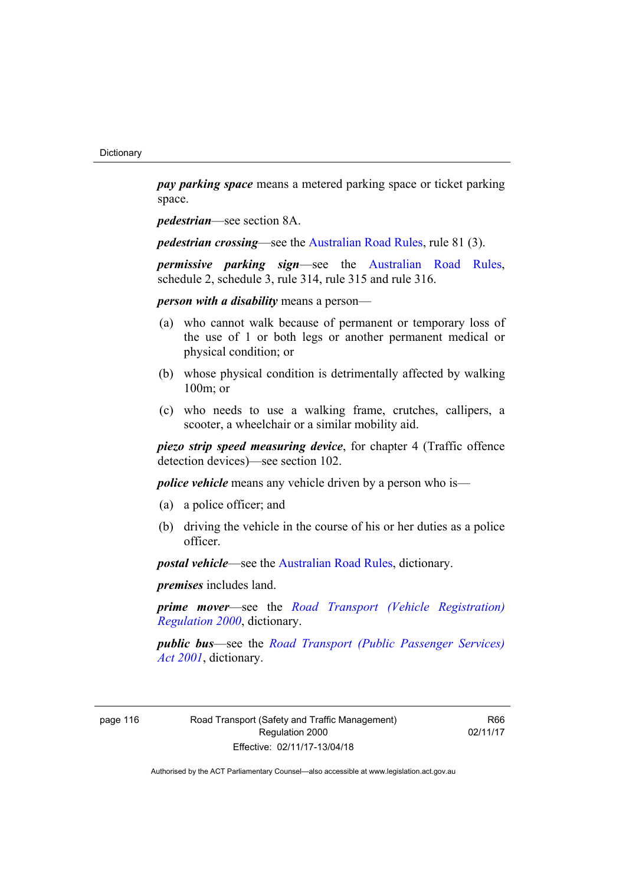***pay parking space*** means a metered parking space or ticket parking space.

***pedestrian***—see section 8A.

***pedestrian crossing***—see the Australian Road Rules, rule 81 (3).

***permissive parking sign***—see the Australian Road Rules, schedule 2, schedule 3, rule 314, rule 315 and rule 316.

***person with a disability*** means a person—

(a) who cannot walk because of permanent or temporary loss of the use of 1 or both legs or another permanent medical or physical condition; or

(b) whose physical condition is detrimentally affected by walking 100m; or

(c) who needs to use a walking frame, crutches, callipers, a scooter, a wheelchair or a similar mobility aid.

***piezo strip speed measuring device***, for chapter 4 (Traffic offence detection devices)—see section 102.

***police vehicle*** means any vehicle driven by a person who is—

(a) a police officer; and

(b) driving the vehicle in the course of his or her duties as a police officer.

***postal vehicle***—see the Australian Road Rules, dictionary.

***premises*** includes land.

***prime mover***—see the *Road Transport (Vehicle Registration) Regulation 2000*, dictionary.

***public bus***—see the *Road Transport (Public Passenger Services) Act 2001*, dictionary.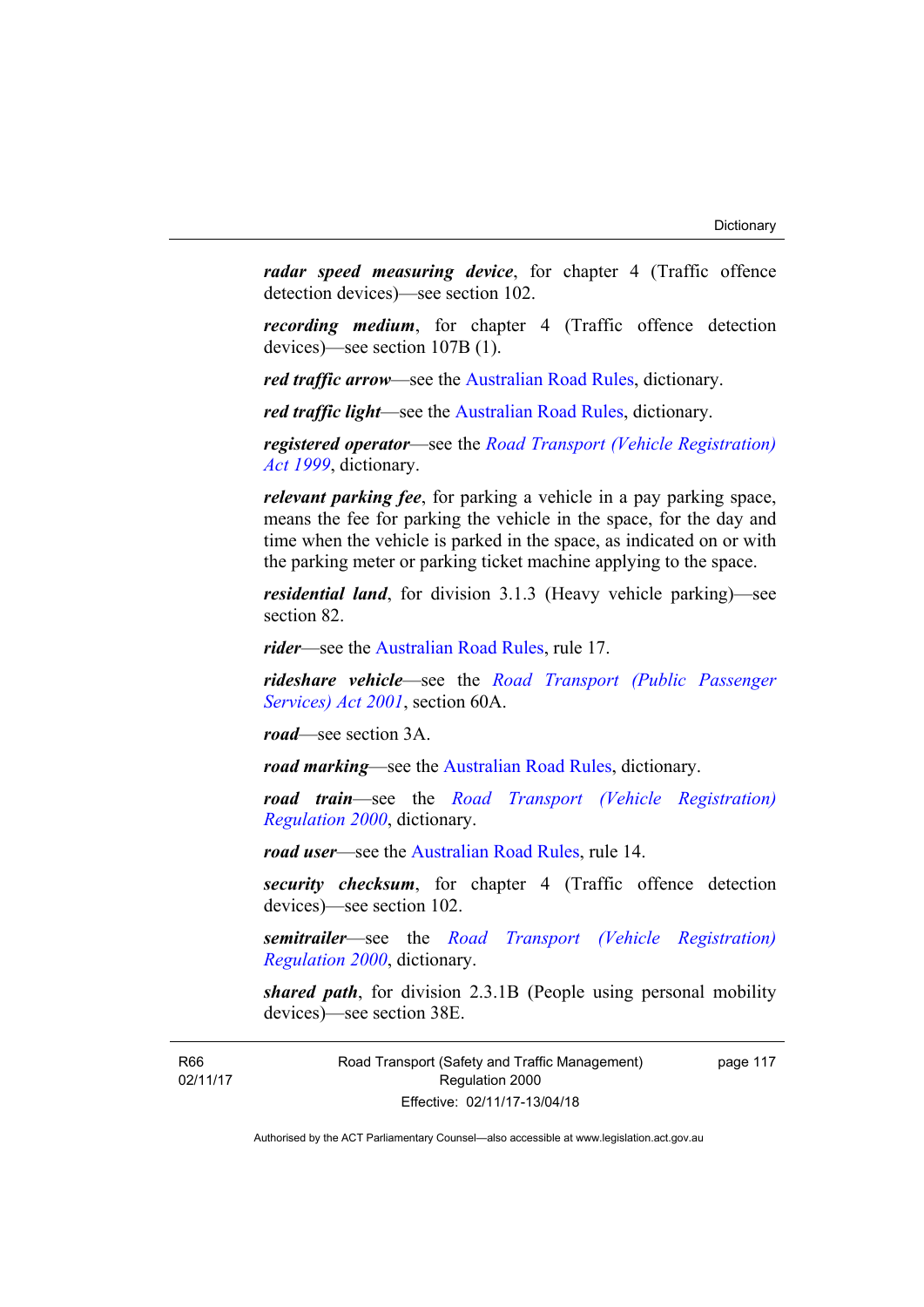***radar speed measuring device***, for chapter 4 (Traffic offence detection devices)—see section 102.

***recording medium***, for chapter 4 (Traffic offence detection devices)—see section 107B (1).

***red traffic arrow***—see the Australian Road Rules, dictionary.

***red traffic light***—see the Australian Road Rules, dictionary.

***registered operator***—see the *Road Transport (Vehicle Registration) Act 1999*, dictionary.

***relevant parking fee***, for parking a vehicle in a pay parking space, means the fee for parking the vehicle in the space, for the day and time when the vehicle is parked in the space, as indicated on or with the parking meter or parking ticket machine applying to the space.

***residential land***, for division 3.1.3 (Heavy vehicle parking)—see section 82.

***rider***—see the Australian Road Rules, rule 17.

***rideshare vehicle***—see the *Road Transport (Public Passenger Services) Act 2001*, section 60A.

***road***—see section 3A.

***road marking***—see the Australian Road Rules, dictionary.

***road train***—see the *Road Transport (Vehicle Registration) Regulation 2000*, dictionary.

***road user***—see the Australian Road Rules, rule 14.

***security checksum***, for chapter 4 (Traffic offence detection devices)—see section 102.

***semitrailer***—see the *Road Transport (Vehicle Registration) Regulation 2000*, dictionary.

***shared path***, for division 2.3.1B (People using personal mobility devices)—see section 38E.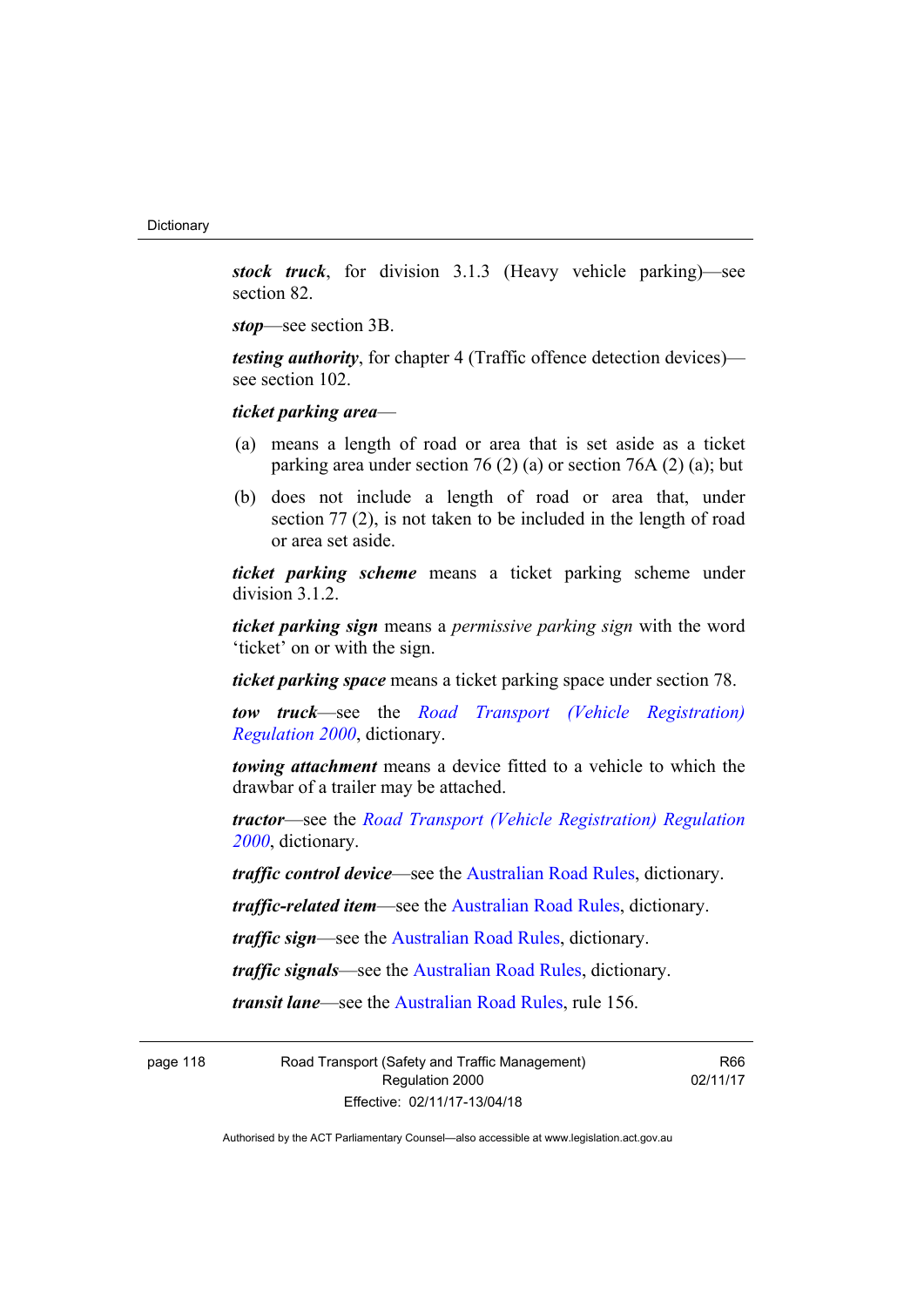***stock truck***, for division 3.1.3 (Heavy vehicle parking)—see section 82.

***stop***—see section 3B.

***testing authority***, for chapter 4 (Traffic offence detection devices)—see section 102.

***ticket parking area***—

(a) means a length of road or area that is set aside as a ticket parking area under section 76 (2) (a) or section 76A (2) (a); but

(b) does not include a length of road or area that, under section 77 (2), is not taken to be included in the length of road or area set aside.

***ticket parking scheme*** means a ticket parking scheme under division 3.1.2.

***ticket parking sign*** means a *permissive parking sign* with the word 'ticket' on or with the sign.

***ticket parking space*** means a ticket parking space under section 78.

***tow truck***—see the *Road Transport (Vehicle Registration) Regulation 2000*, dictionary.

***towing attachment*** means a device fitted to a vehicle to which the drawbar of a trailer may be attached.

***tractor***—see the *Road Transport (Vehicle Registration) Regulation 2000*, dictionary.

***traffic control device***—see the Australian Road Rules, dictionary.

***traffic-related item***—see the Australian Road Rules, dictionary.

***traffic sign***—see the Australian Road Rules, dictionary.

***traffic signals***—see the Australian Road Rules, dictionary.

***transit lane***—see the Australian Road Rules, rule 156.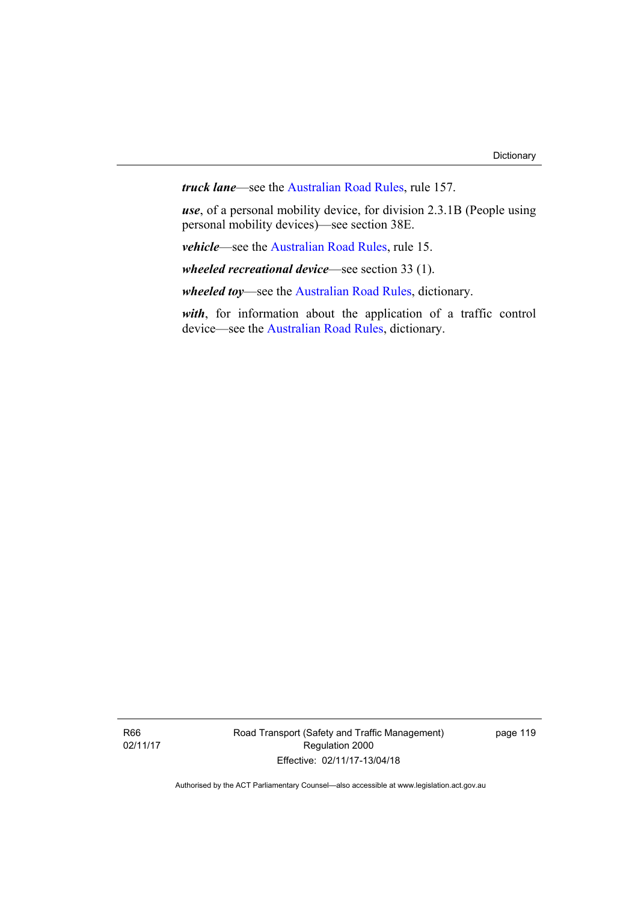***truck lane***—see the Australian Road Rules, rule 157.

***use***, of a personal mobility device, for division 2.3.1B (People using personal mobility devices)—see section 38E.

***vehicle***—see the Australian Road Rules, rule 15.

***wheeled recreational device***—see section 33 (1).

***wheeled toy***—see the Australian Road Rules, dictionary.

***with***, for information about the application of a traffic control device—see the Australian Road Rules, dictionary.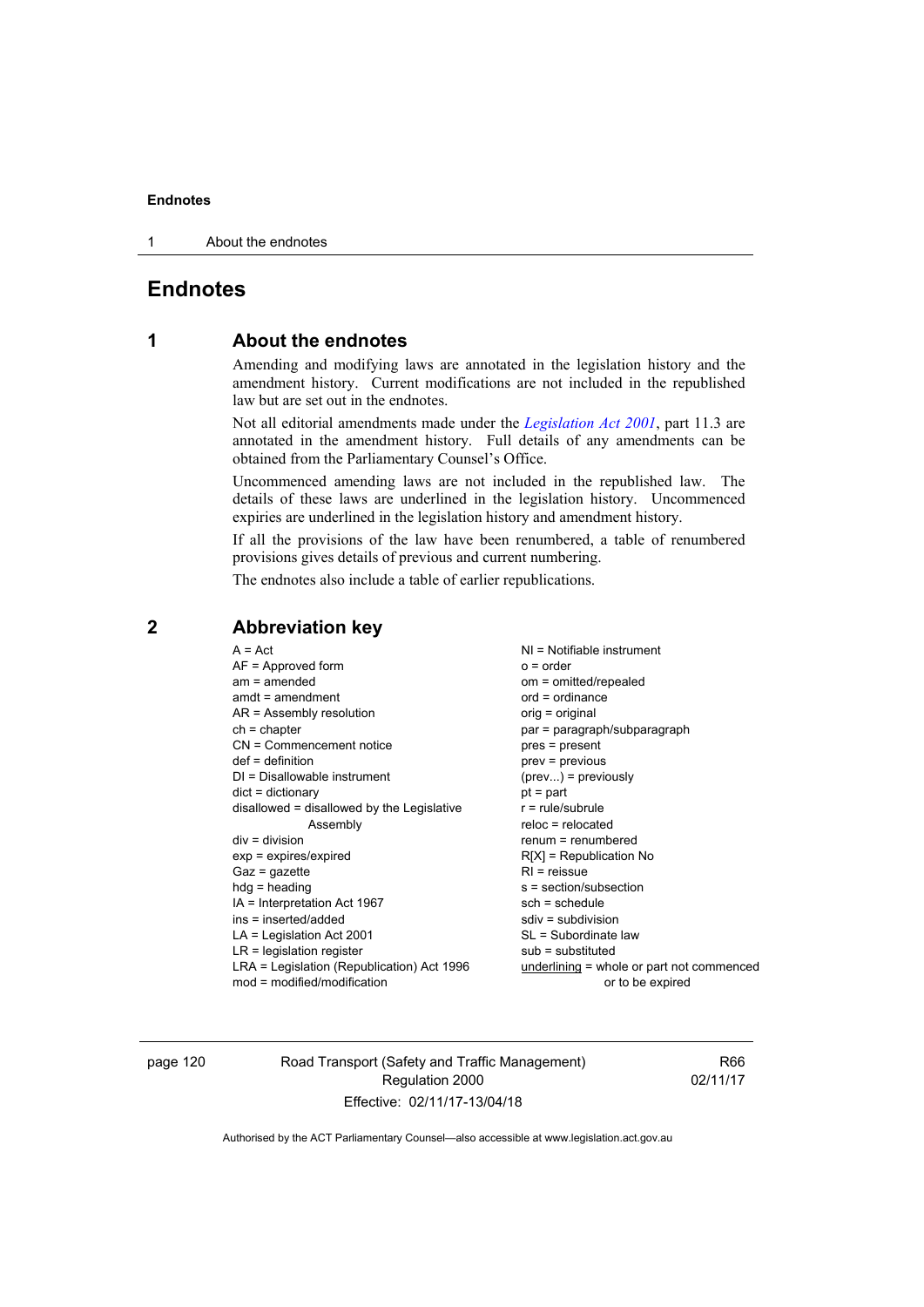# Endnotes

## 1 About the endnotes

Amending and modifying laws are annotated in the legislation history and the amendment history. Current modifications are not included in the republished law but are set out in the endnotes.

Not all editorial amendments made under the *Legislation Act 2001*, part 11.3 are annotated in the amendment history. Full details of any amendments can be obtained from the Parliamentary Counsel's Office.

Uncommenced amending laws are not included in the republished law. The details of these laws are underlined in the legislation history. Uncommenced expiries are underlined in the legislation history and amendment history.

If all the provisions of the law have been renumbered, a table of renumbered provisions gives details of previous and current numbering.

The endnotes also include a table of earlier republications.

## 2 Abbreviation key

A = Act
AF = Approved form
am = amended
amdt = amendment
AR = Assembly resolution
ch = chapter
CN = Commencement notice
def = definition
DI = Disallowable instrument
dict = dictionary
disallowed = disallowed by the Legislative Assembly
div = division
exp = expires/expired
Gaz = gazette
hdg = heading
IA = Interpretation Act 1967
ins = inserted/added
LA = Legislation Act 2001
LR = legislation register
LRA = Legislation (Republication) Act 1996
mod = modified/modification
NI = Notifiable instrument
o = order
om = omitted/repealed
ord = ordinance
orig = original
par = paragraph/subparagraph
pres = present
prev = previous
(prev...) = previously
pt = part
r = rule/subrule
reloc = relocated
renum = renumbered
R[X] = Republication No
RI = reissue
s = section/subsection
sch = schedule
sdiv = subdivision
SL = Subordinate law
sub = substituted
<u>underlining</u> = whole or part not commenced or to be expired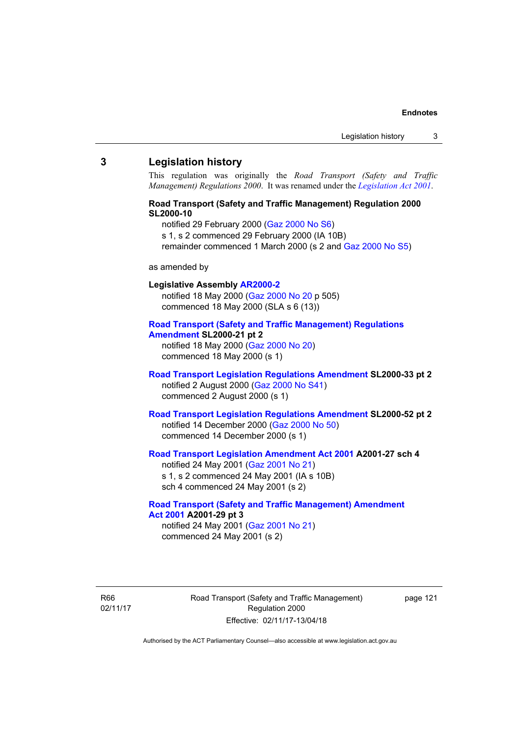## 3 Legislation history

This regulation was originally the *Road Transport (Safety and Traffic Management) Regulations 2000*. It was renamed under the *Legislation Act 2001*.

**Road Transport (Safety and Traffic Management) Regulation 2000 SL2000-10**

notified 29 February 2000 (Gaz 2000 No S6)
s 1, s 2 commenced 29 February 2000 (IA 10B)
remainder commenced 1 March 2000 (s 2 and Gaz 2000 No S5)

as amended by

**Legislative Assembly AR2000-2**

notified 18 May 2000 (Gaz 2000 No 20 p 505)
commenced 18 May 2000 (SLA s 6 (13))

**Road Transport (Safety and Traffic Management) Regulations Amendment SL2000-21 pt 2**

notified 18 May 2000 (Gaz 2000 No 20)
commenced 18 May 2000 (s 1)

**Road Transport Legislation Regulations Amendment SL2000-33 pt 2**

notified 2 August 2000 (Gaz 2000 No S41)
commenced 2 August 2000 (s 1)

**Road Transport Legislation Regulations Amendment SL2000-52 pt 2**

notified 14 December 2000 (Gaz 2000 No 50)
commenced 14 December 2000 (s 1)

**Road Transport Legislation Amendment Act 2001 A2001-27 sch 4**

notified 24 May 2001 (Gaz 2001 No 21)
s 1, s 2 commenced 24 May 2001 (IA s 10B)
sch 4 commenced 24 May 2001 (s 2)

**Road Transport (Safety and Traffic Management) Amendment Act 2001 A2001-29 pt 3**

notified 24 May 2001 (Gaz 2001 No 21)
commenced 24 May 2001 (s 2)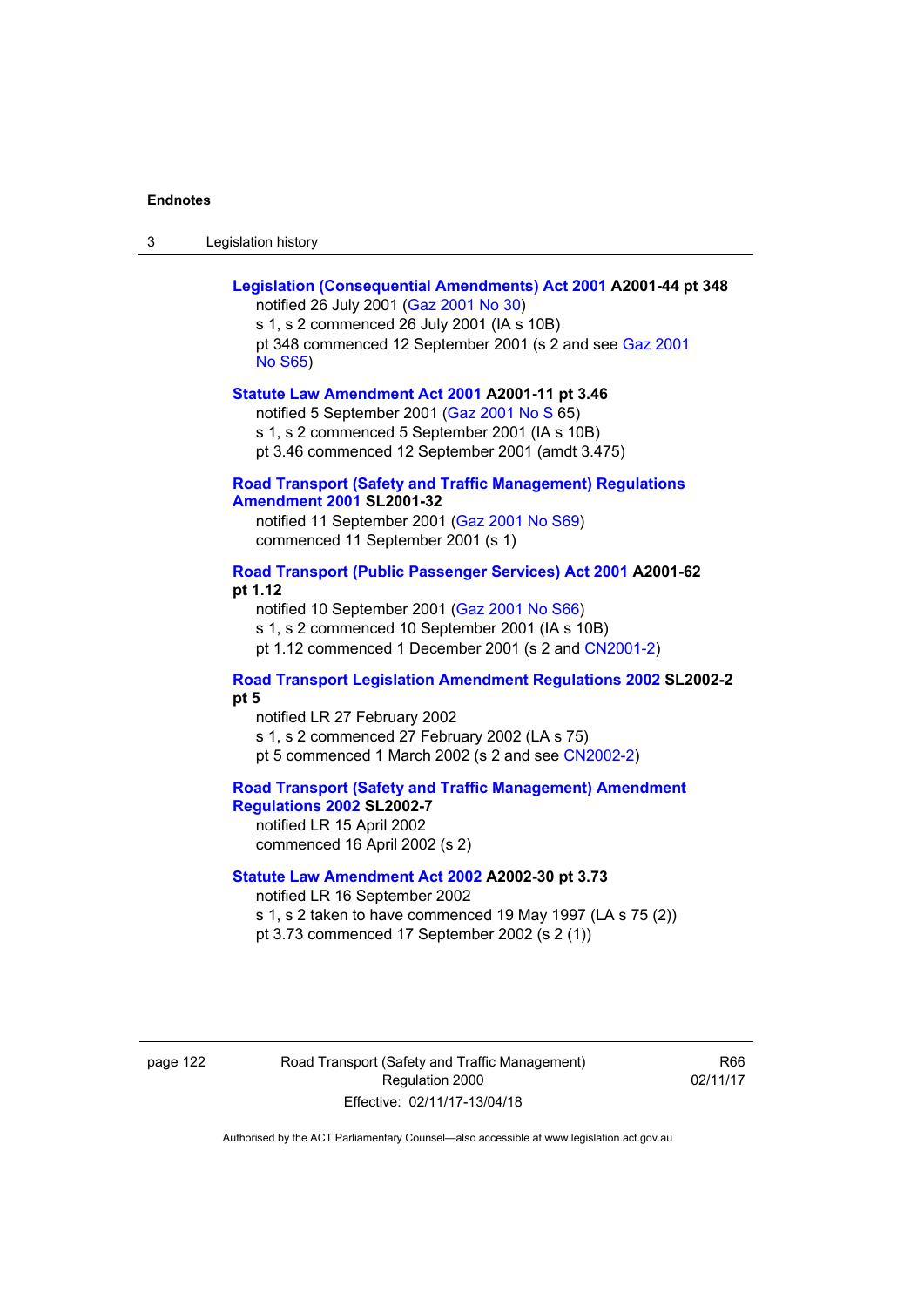**Legislation (Consequential Amendments) Act 2001 A2001-44 pt 348**

notified 26 July 2001 (Gaz 2001 No 30)

s 1, s 2 commenced 26 July 2001 (IA s 10B)

pt 348 commenced 12 September 2001 (s 2 and see Gaz 2001 No S65)

**Statute Law Amendment Act 2001 A2001-11 pt 3.46**

notified 5 September 2001 (Gaz 2001 No S 65)

s 1, s 2 commenced 5 September 2001 (IA s 10B)

pt 3.46 commenced 12 September 2001 (amdt 3.475)

**Road Transport (Safety and Traffic Management) Regulations Amendment 2001 SL2001-32**

notified 11 September 2001 (Gaz 2001 No S69)

commenced 11 September 2001 (s 1)

**Road Transport (Public Passenger Services) Act 2001 A2001-62 pt 1.12**

notified 10 September 2001 (Gaz 2001 No S66)

s 1, s 2 commenced 10 September 2001 (IA s 10B)

pt 1.12 commenced 1 December 2001 (s 2 and CN2001-2)

**Road Transport Legislation Amendment Regulations 2002 SL2002-2 pt 5**

notified LR 27 February 2002

s 1, s 2 commenced 27 February 2002 (LA s 75)

pt 5 commenced 1 March 2002 (s 2 and see CN2002-2)

**Road Transport (Safety and Traffic Management) Amendment Regulations 2002 SL2002-7**

notified LR 15 April 2002

commenced 16 April 2002 (s 2)

**Statute Law Amendment Act 2002 A2002-30 pt 3.73**

notified LR 16 September 2002

s 1, s 2 taken to have commenced 19 May 1997 (LA s 75 (2))

pt 3.73 commenced 17 September 2002 (s 2 (1))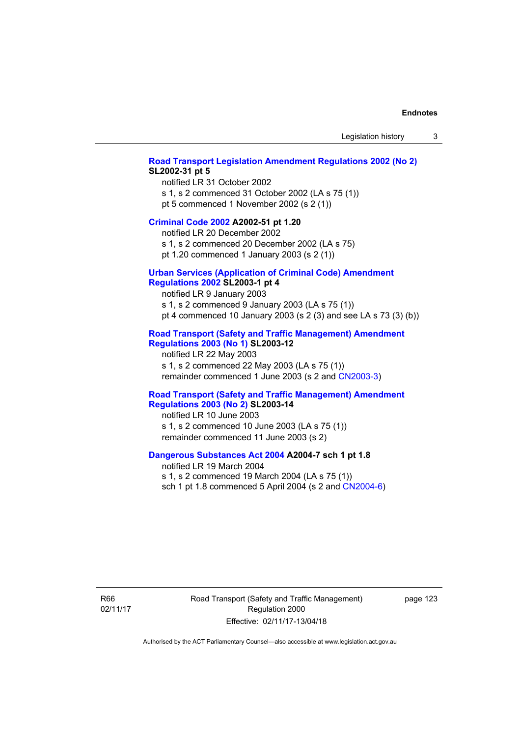**Road Transport Legislation Amendment Regulations 2002 (No 2) SL2002-31 pt 5**
notified LR 31 October 2002
s 1, s 2 commenced 31 October 2002 (LA s 75 (1))
pt 5 commenced 1 November 2002 (s 2 (1))

**Criminal Code 2002 A2002-51 pt 1.20**
notified LR 20 December 2002
s 1, s 2 commenced 20 December 2002 (LA s 75)
pt 1.20 commenced 1 January 2003 (s 2 (1))

**Urban Services (Application of Criminal Code) Amendment Regulations 2002 SL2003-1 pt 4**
notified LR 9 January 2003
s 1, s 2 commenced 9 January 2003 (LA s 75 (1))
pt 4 commenced 10 January 2003 (s 2 (3) and see LA s 73 (3) (b))

**Road Transport (Safety and Traffic Management) Amendment Regulations 2003 (No 1) SL2003-12**
notified LR 22 May 2003
s 1, s 2 commenced 22 May 2003 (LA s 75 (1))
remainder commenced 1 June 2003 (s 2 and CN2003-3)

**Road Transport (Safety and Traffic Management) Amendment Regulations 2003 (No 2) SL2003-14**
notified LR 10 June 2003
s 1, s 2 commenced 10 June 2003 (LA s 75 (1))
remainder commenced 11 June 2003 (s 2)

**Dangerous Substances Act 2004 A2004-7 sch 1 pt 1.8**
notified LR 19 March 2004
s 1, s 2 commenced 19 March 2004 (LA s 75 (1))
sch 1 pt 1.8 commenced 5 April 2004 (s 2 and CN2004-6)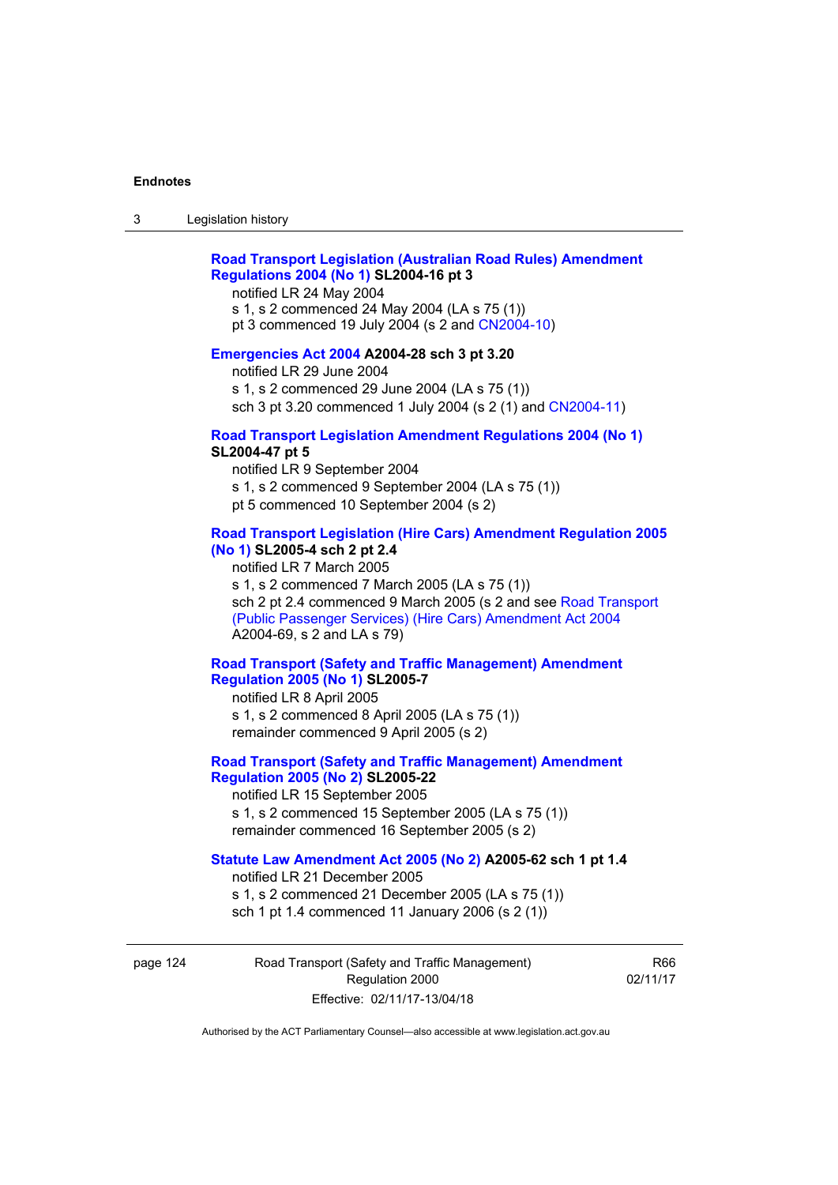**Road Transport Legislation (Australian Road Rules) Amendment Regulations 2004 (No 1) SL2004-16 pt 3**

notified LR 24 May 2004
s 1, s 2 commenced 24 May 2004 (LA s 75 (1))
pt 3 commenced 19 July 2004 (s 2 and CN2004-10)

**Emergencies Act 2004 A2004-28 sch 3 pt 3.20**

notified LR 29 June 2004
s 1, s 2 commenced 29 June 2004 (LA s 75 (1))
sch 3 pt 3.20 commenced 1 July 2004 (s 2 (1) and CN2004-11)

**Road Transport Legislation Amendment Regulations 2004 (No 1) SL2004-47 pt 5**

notified LR 9 September 2004
s 1, s 2 commenced 9 September 2004 (LA s 75 (1))
pt 5 commenced 10 September 2004 (s 2)

**Road Transport Legislation (Hire Cars) Amendment Regulation 2005 (No 1) SL2005-4 sch 2 pt 2.4**

notified LR 7 March 2005
s 1, s 2 commenced 7 March 2005 (LA s 75 (1))
sch 2 pt 2.4 commenced 9 March 2005 (s 2 and see Road Transport (Public Passenger Services) (Hire Cars) Amendment Act 2004 A2004-69, s 2 and LA s 79)

**Road Transport (Safety and Traffic Management) Amendment Regulation 2005 (No 1) SL2005-7**

notified LR 8 April 2005
s 1, s 2 commenced 8 April 2005 (LA s 75 (1))
remainder commenced 9 April 2005 (s 2)

**Road Transport (Safety and Traffic Management) Amendment Regulation 2005 (No 2) SL2005-22**

notified LR 15 September 2005
s 1, s 2 commenced 15 September 2005 (LA s 75 (1))
remainder commenced 16 September 2005 (s 2)

**Statute Law Amendment Act 2005 (No 2) A2005-62 sch 1 pt 1.4**

notified LR 21 December 2005
s 1, s 2 commenced 21 December 2005 (LA s 75 (1))
sch 1 pt 1.4 commenced 11 January 2006 (s 2 (1))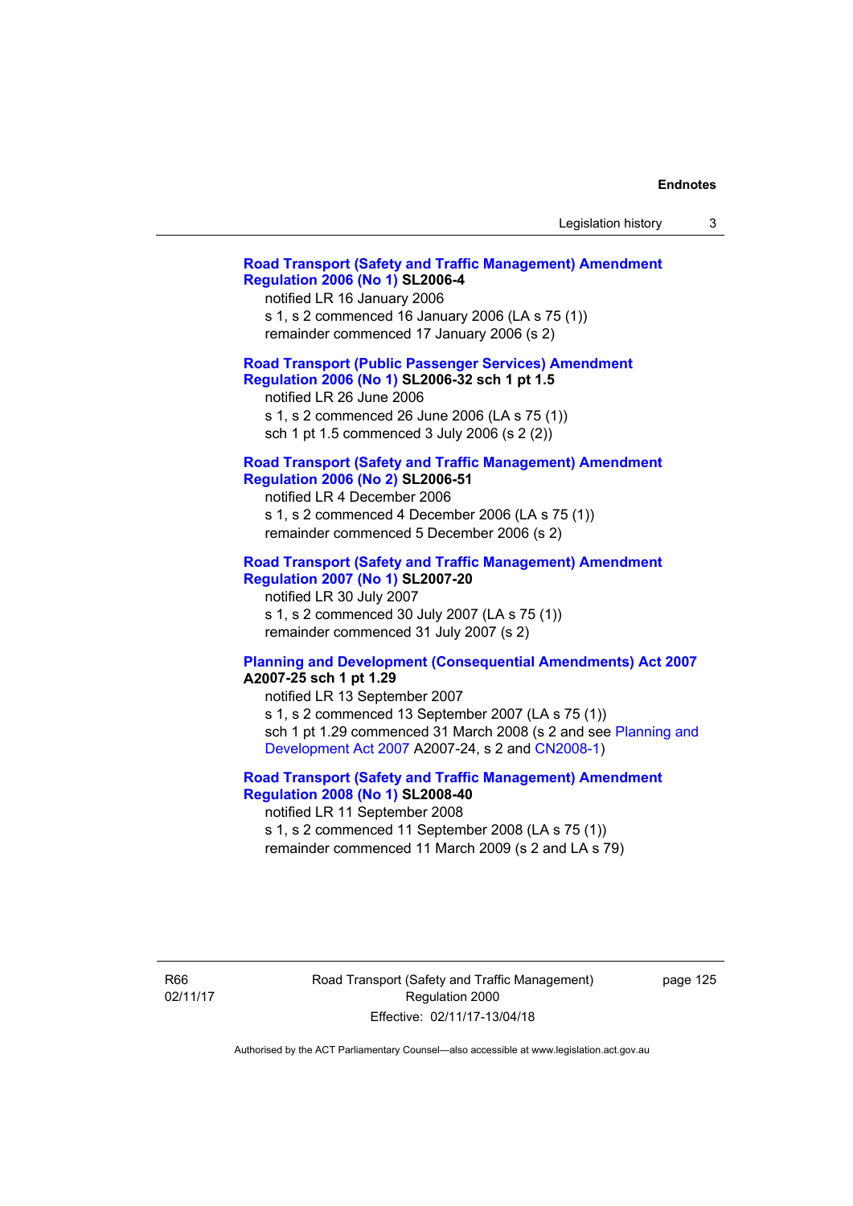**Road Transport (Safety and Traffic Management) Amendment Regulation 2006 (No 1) SL2006-4**

notified LR 16 January 2006

s 1, s 2 commenced 16 January 2006 (LA s 75 (1))

remainder commenced 17 January 2006 (s 2)

**Road Transport (Public Passenger Services) Amendment Regulation 2006 (No 1) SL2006-32 sch 1 pt 1.5**

notified LR 26 June 2006

s 1, s 2 commenced 26 June 2006 (LA s 75 (1))

sch 1 pt 1.5 commenced 3 July 2006 (s 2 (2))

**Road Transport (Safety and Traffic Management) Amendment Regulation 2006 (No 2) SL2006-51**

notified LR 4 December 2006

s 1, s 2 commenced 4 December 2006 (LA s 75 (1))

remainder commenced 5 December 2006 (s 2)

**Road Transport (Safety and Traffic Management) Amendment Regulation 2007 (No 1) SL2007-20**

notified LR 30 July 2007

s 1, s 2 commenced 30 July 2007 (LA s 75 (1))

remainder commenced 31 July 2007 (s 2)

**Planning and Development (Consequential Amendments) Act 2007 A2007-25 sch 1 pt 1.29**

notified LR 13 September 2007

s 1, s 2 commenced 13 September 2007 (LA s 75 (1))

sch 1 pt 1.29 commenced 31 March 2008 (s 2 and see Planning and Development Act 2007 A2007-24, s 2 and CN2008-1)

**Road Transport (Safety and Traffic Management) Amendment Regulation 2008 (No 1) SL2008-40**

notified LR 11 September 2008

s 1, s 2 commenced 11 September 2008 (LA s 75 (1))

remainder commenced 11 March 2009 (s 2 and LA s 79)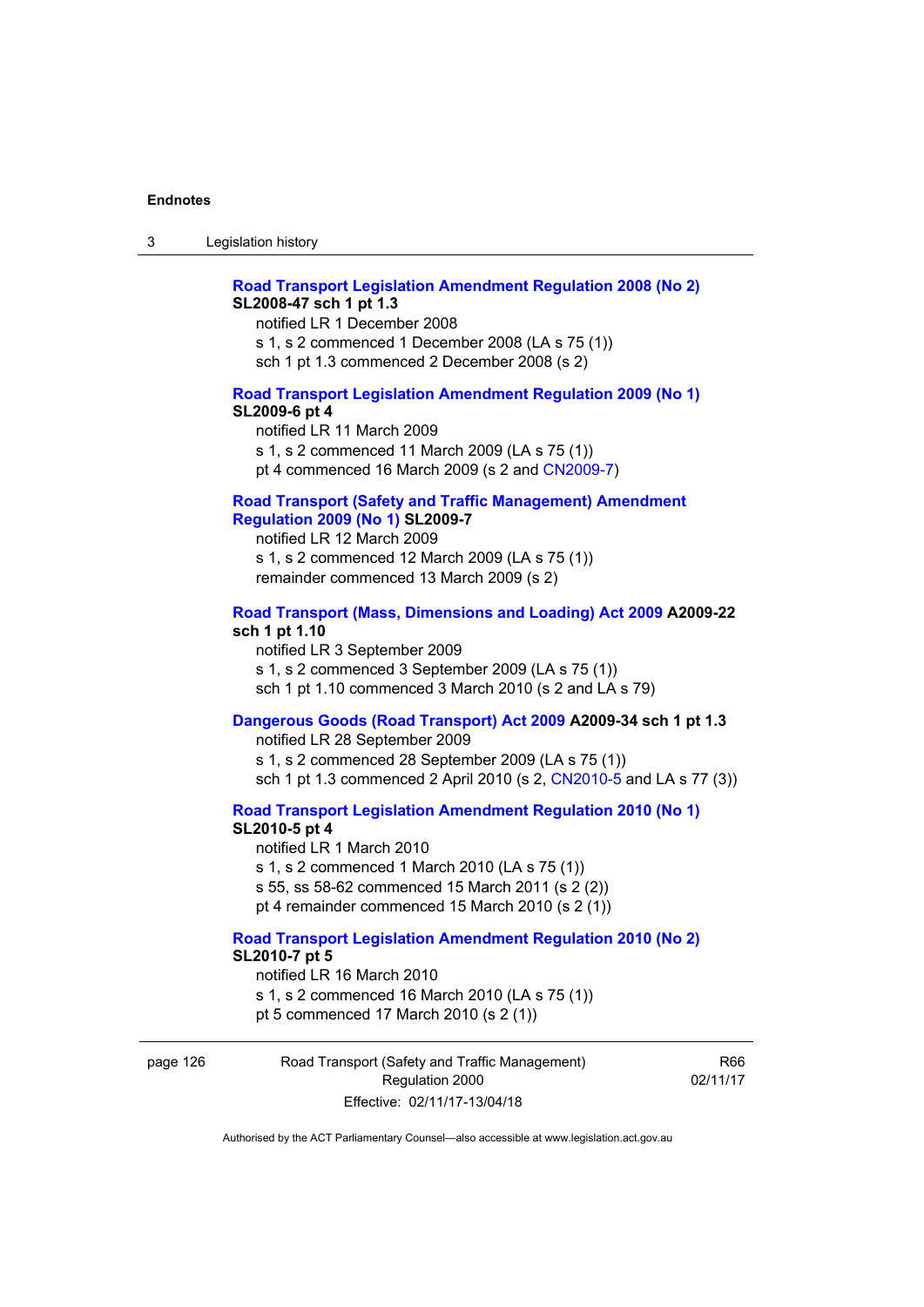**Road Transport Legislation Amendment Regulation 2008 (No 2)**
**SL2008-47 sch 1 pt 1.3**

notified LR 1 December 2008
s 1, s 2 commenced 1 December 2008 (LA s 75 (1))
sch 1 pt 1.3 commenced 2 December 2008 (s 2)

**Road Transport Legislation Amendment Regulation 2009 (No 1)**
**SL2009-6 pt 4**

notified LR 11 March 2009
s 1, s 2 commenced 11 March 2009 (LA s 75 (1))
pt 4 commenced 16 March 2009 (s 2 and CN2009-7)

**Road Transport (Safety and Traffic Management) Amendment Regulation 2009 (No 1) SL2009-7**

notified LR 12 March 2009
s 1, s 2 commenced 12 March 2009 (LA s 75 (1))
remainder commenced 13 March 2009 (s 2)

**Road Transport (Mass, Dimensions and Loading) Act 2009 A2009-22 sch 1 pt 1.10**

notified LR 3 September 2009
s 1, s 2 commenced 3 September 2009 (LA s 75 (1))
sch 1 pt 1.10 commenced 3 March 2010 (s 2 and LA s 79)

**Dangerous Goods (Road Transport) Act 2009 A2009-34 sch 1 pt 1.3**

notified LR 28 September 2009
s 1, s 2 commenced 28 September 2009 (LA s 75 (1))
sch 1 pt 1.3 commenced 2 April 2010 (s 2, CN2010-5 and LA s 77 (3))

**Road Transport Legislation Amendment Regulation 2010 (No 1)**
**SL2010-5 pt 4**

notified LR 1 March 2010
s 1, s 2 commenced 1 March 2010 (LA s 75 (1))
s 55, ss 58-62 commenced 15 March 2011 (s 2 (2))
pt 4 remainder commenced 15 March 2010 (s 2 (1))

**Road Transport Legislation Amendment Regulation 2010 (No 2)**
**SL2010-7 pt 5**

notified LR 16 March 2010
s 1, s 2 commenced 16 March 2010 (LA s 75 (1))
pt 5 commenced 17 March 2010 (s 2 (1))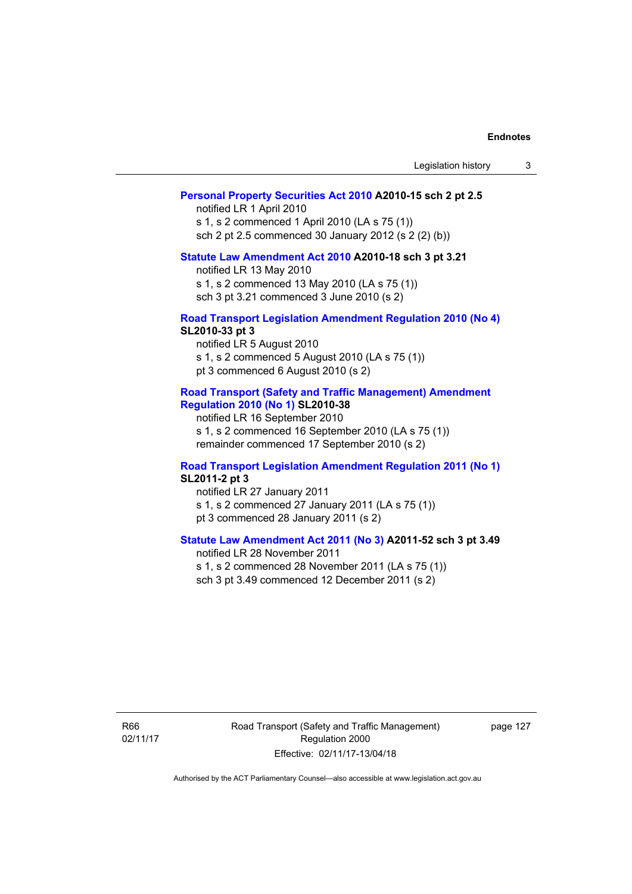**Personal Property Securities Act 2010 A2010-15 sch 2 pt 2.5**

notified LR 1 April 2010

s 1, s 2 commenced 1 April 2010 (LA s 75 (1))

sch 2 pt 2.5 commenced 30 January 2012 (s 2 (2) (b))

**Statute Law Amendment Act 2010 A2010-18 sch 3 pt 3.21**

notified LR 13 May 2010

s 1, s 2 commenced 13 May 2010 (LA s 75 (1))

sch 3 pt 3.21 commenced 3 June 2010 (s 2)

**Road Transport Legislation Amendment Regulation 2010 (No 4) SL2010-33 pt 3**

notified LR 5 August 2010

s 1, s 2 commenced 5 August 2010 (LA s 75 (1))

pt 3 commenced 6 August 2010 (s 2)

**Road Transport (Safety and Traffic Management) Amendment Regulation 2010 (No 1) SL2010-38**

notified LR 16 September 2010

s 1, s 2 commenced 16 September 2010 (LA s 75 (1))

remainder commenced 17 September 2010 (s 2)

**Road Transport Legislation Amendment Regulation 2011 (No 1) SL2011-2 pt 3**

notified LR 27 January 2011

s 1, s 2 commenced 27 January 2011 (LA s 75 (1))

pt 3 commenced 28 January 2011 (s 2)

**Statute Law Amendment Act 2011 (No 3) A2011-52 sch 3 pt 3.49**

notified LR 28 November 2011

s 1, s 2 commenced 28 November 2011 (LA s 75 (1))

sch 3 pt 3.49 commenced 12 December 2011 (s 2)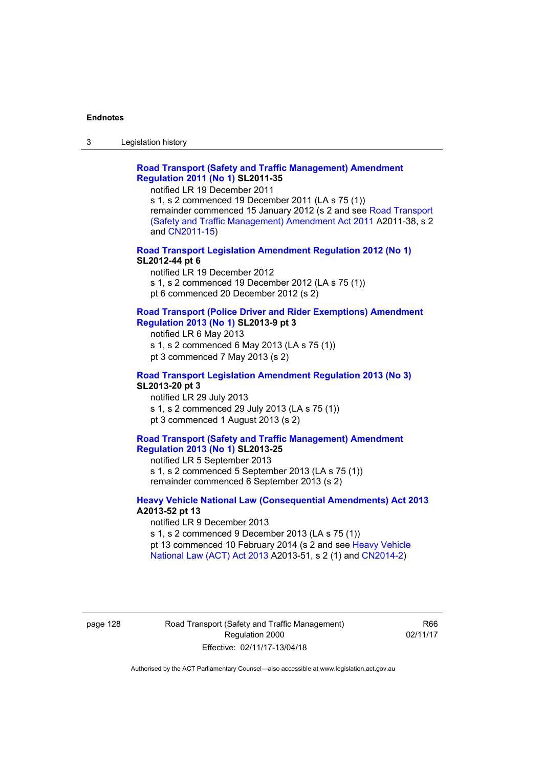**Road Transport (Safety and Traffic Management) Amendment Regulation 2011 (No 1) SL2011-35**

notified LR 19 December 2011
s 1, s 2 commenced 19 December 2011 (LA s 75 (1))
remainder commenced 15 January 2012 (s 2 and see Road Transport (Safety and Traffic Management) Amendment Act 2011 A2011-38, s 2 and CN2011-15)

**Road Transport Legislation Amendment Regulation 2012 (No 1) SL2012-44 pt 6**

notified LR 19 December 2012
s 1, s 2 commenced 19 December 2012 (LA s 75 (1))
pt 6 commenced 20 December 2012 (s 2)

**Road Transport (Police Driver and Rider Exemptions) Amendment Regulation 2013 (No 1) SL2013-9 pt 3**

notified LR 6 May 2013
s 1, s 2 commenced 6 May 2013 (LA s 75 (1))
pt 3 commenced 7 May 2013 (s 2)

**Road Transport Legislation Amendment Regulation 2013 (No 3) SL2013-20 pt 3**

notified LR 29 July 2013
s 1, s 2 commenced 29 July 2013 (LA s 75 (1))
pt 3 commenced 1 August 2013 (s 2)

**Road Transport (Safety and Traffic Management) Amendment Regulation 2013 (No 1) SL2013-25**

notified LR 5 September 2013
s 1, s 2 commenced 5 September 2013 (LA s 75 (1))
remainder commenced 6 September 2013 (s 2)

**Heavy Vehicle National Law (Consequential Amendments) Act 2013 A2013-52 pt 13**

notified LR 9 December 2013
s 1, s 2 commenced 9 December 2013 (LA s 75 (1))
pt 13 commenced 10 February 2014 (s 2 and see Heavy Vehicle National Law (ACT) Act 2013 A2013-51, s 2 (1) and CN2014-2)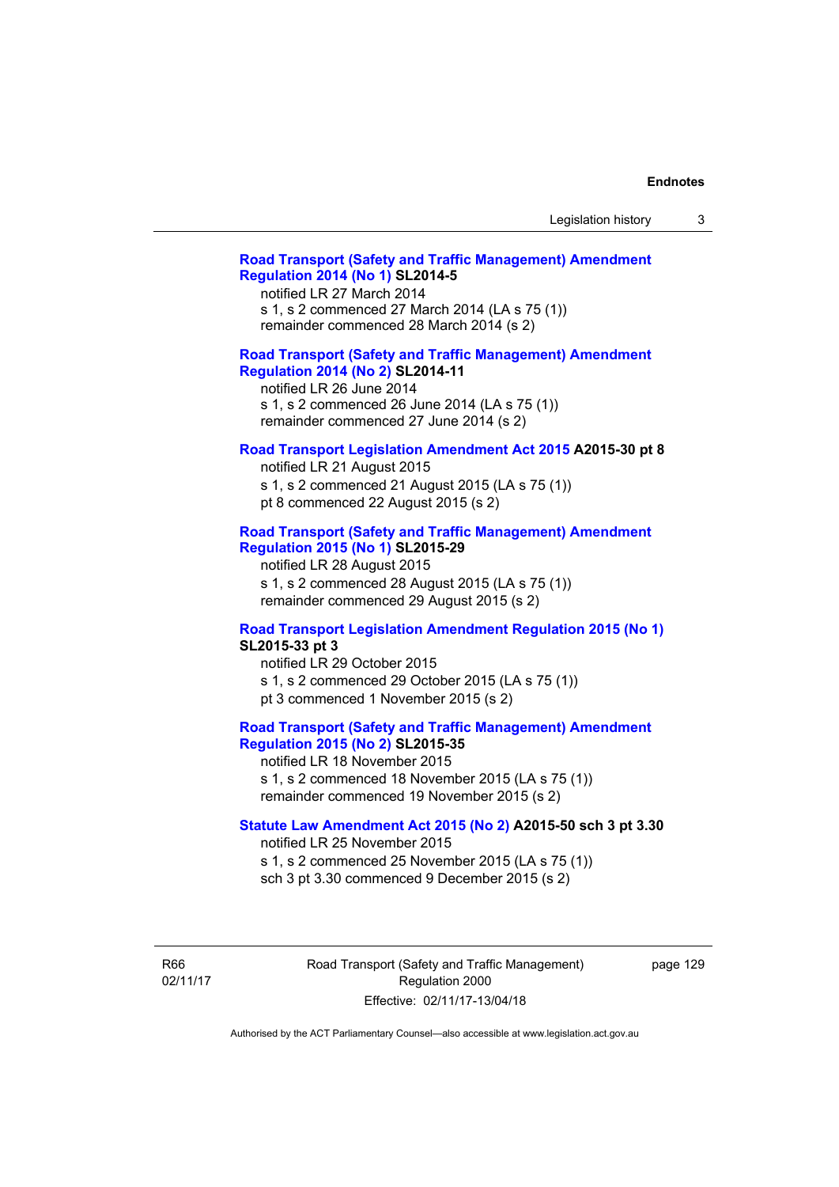**Road Transport (Safety and Traffic Management) Amendment Regulation 2014 (No 1) SL2014-5**

notified LR 27 March 2014

s 1, s 2 commenced 27 March 2014 (LA s 75 (1))

remainder commenced 28 March 2014 (s 2)

**Road Transport (Safety and Traffic Management) Amendment Regulation 2014 (No 2) SL2014-11**

notified LR 26 June 2014

s 1, s 2 commenced 26 June 2014 (LA s 75 (1))

remainder commenced 27 June 2014 (s 2)

**Road Transport Legislation Amendment Act 2015 A2015-30 pt 8**

notified LR 21 August 2015

s 1, s 2 commenced 21 August 2015 (LA s 75 (1))

pt 8 commenced 22 August 2015 (s 2)

**Road Transport (Safety and Traffic Management) Amendment Regulation 2015 (No 1) SL2015-29**

notified LR 28 August 2015

s 1, s 2 commenced 28 August 2015 (LA s 75 (1))

remainder commenced 29 August 2015 (s 2)

**Road Transport Legislation Amendment Regulation 2015 (No 1) SL2015-33 pt 3**

notified LR 29 October 2015

s 1, s 2 commenced 29 October 2015 (LA s 75 (1))

pt 3 commenced 1 November 2015 (s 2)

**Road Transport (Safety and Traffic Management) Amendment Regulation 2015 (No 2) SL2015-35**

notified LR 18 November 2015

s 1, s 2 commenced 18 November 2015 (LA s 75 (1))

remainder commenced 19 November 2015 (s 2)

**Statute Law Amendment Act 2015 (No 2) A2015-50 sch 3 pt 3.30**

notified LR 25 November 2015

s 1, s 2 commenced 25 November 2015 (LA s 75 (1))

sch 3 pt 3.30 commenced 9 December 2015 (s 2)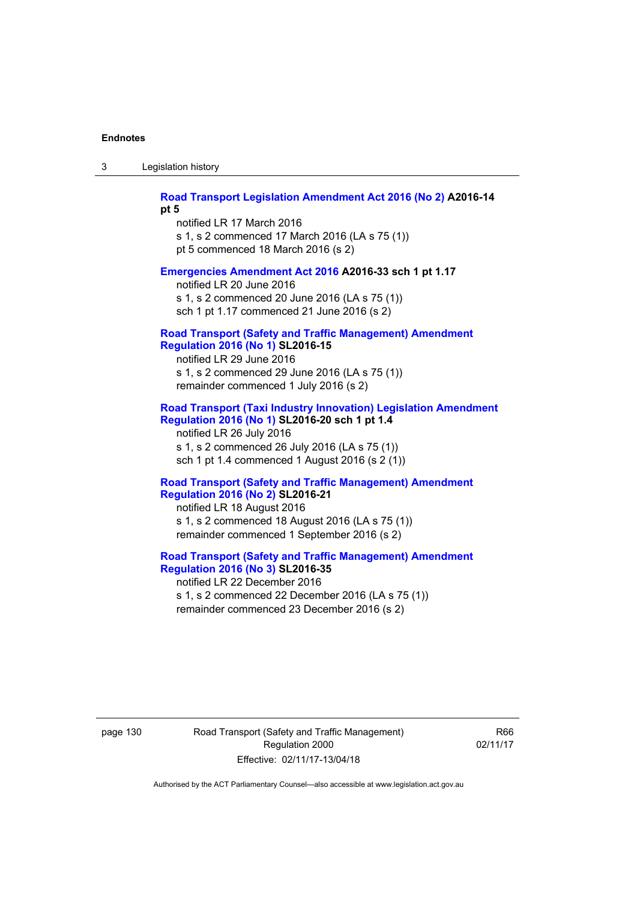**Road Transport Legislation Amendment Act 2016 (No 2) A2016-14 pt 5**

notified LR 17 March 2016
s 1, s 2 commenced 17 March 2016 (LA s 75 (1))
pt 5 commenced 18 March 2016 (s 2)

**Emergencies Amendment Act 2016 A2016-33 sch 1 pt 1.17**

notified LR 20 June 2016
s 1, s 2 commenced 20 June 2016 (LA s 75 (1))
sch 1 pt 1.17 commenced 21 June 2016 (s 2)

**Road Transport (Safety and Traffic Management) Amendment Regulation 2016 (No 1) SL2016-15**

notified LR 29 June 2016
s 1, s 2 commenced 29 June 2016 (LA s 75 (1))
remainder commenced 1 July 2016 (s 2)

**Road Transport (Taxi Industry Innovation) Legislation Amendment Regulation 2016 (No 1) SL2016-20 sch 1 pt 1.4**

notified LR 26 July 2016
s 1, s 2 commenced 26 July 2016 (LA s 75 (1))
sch 1 pt 1.4 commenced 1 August 2016 (s 2 (1))

**Road Transport (Safety and Traffic Management) Amendment Regulation 2016 (No 2) SL2016-21**

notified LR 18 August 2016
s 1, s 2 commenced 18 August 2016 (LA s 75 (1))
remainder commenced 1 September 2016 (s 2)

**Road Transport (Safety and Traffic Management) Amendment Regulation 2016 (No 3) SL2016-35**

notified LR 22 December 2016
s 1, s 2 commenced 22 December 2016 (LA s 75 (1))
remainder commenced 23 December 2016 (s 2)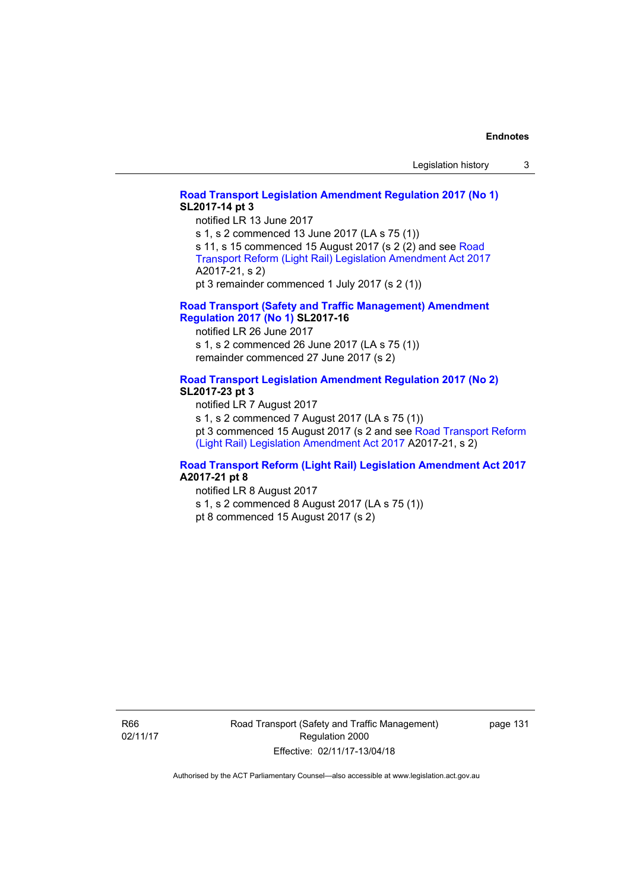**Road Transport Legislation Amendment Regulation 2017 (No 1) SL2017-14 pt 3**

notified LR 13 June 2017

s 1, s 2 commenced 13 June 2017 (LA s 75 (1))

s 11, s 15 commenced 15 August 2017 (s 2 (2) and see Road Transport Reform (Light Rail) Legislation Amendment Act 2017 A2017-21, s 2)

pt 3 remainder commenced 1 July 2017 (s 2 (1))

**Road Transport (Safety and Traffic Management) Amendment Regulation 2017 (No 1) SL2017-16**

notified LR 26 June 2017

s 1, s 2 commenced 26 June 2017 (LA s 75 (1))

remainder commenced 27 June 2017 (s 2)

**Road Transport Legislation Amendment Regulation 2017 (No 2) SL2017-23 pt 3**

notified LR 7 August 2017

s 1, s 2 commenced 7 August 2017 (LA s 75 (1))

pt 3 commenced 15 August 2017 (s 2 and see Road Transport Reform (Light Rail) Legislation Amendment Act 2017 A2017-21, s 2)

**Road Transport Reform (Light Rail) Legislation Amendment Act 2017 A2017-21 pt 8**

notified LR 8 August 2017

s 1, s 2 commenced 8 August 2017 (LA s 75 (1))

pt 8 commenced 15 August 2017 (s 2)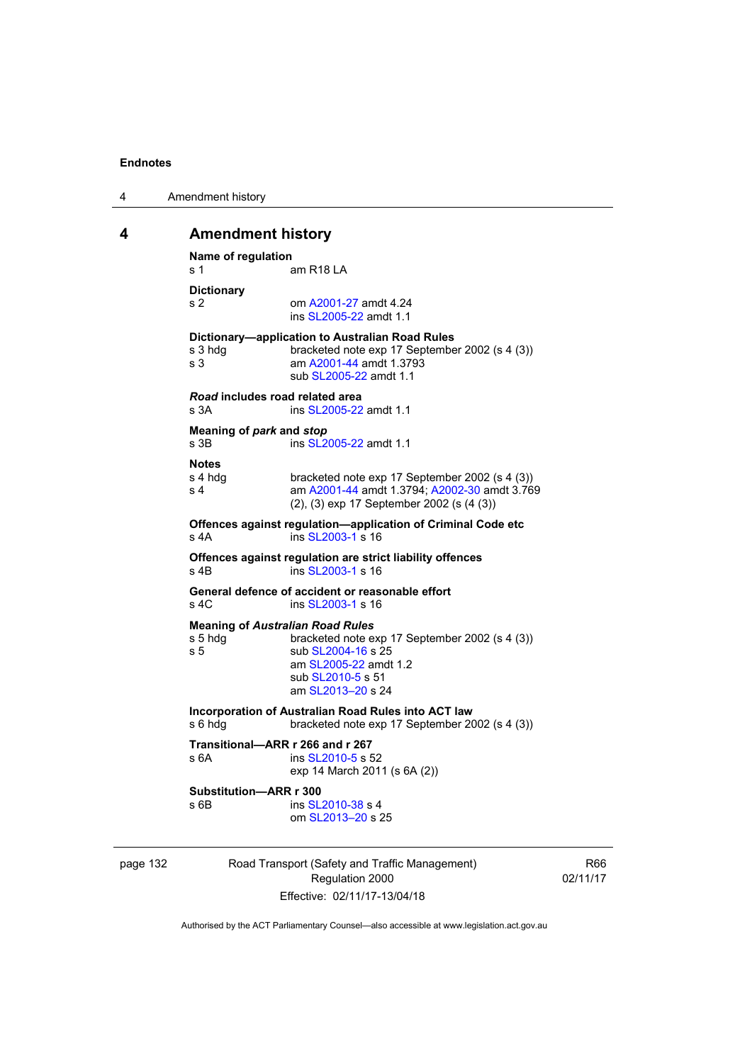## 4 Amendment history

**Name of regulation**
s 1 — am R18 LA

**Dictionary**
s 2 — om A2001-27 amdt 4.24
ins SL2005-22 amdt 1.1

**Dictionary—application to Australian Road Rules**
s 3 hdg — bracketed note exp 17 September 2002 (s 4 (3))
s 3 — am A2001-44 amdt 1.3793
sub SL2005-22 amdt 1.1

***Road* includes road related area**
s 3A — ins SL2005-22 amdt 1.1

**Meaning of *park* and *stop***
s 3B — ins SL2005-22 amdt 1.1

**Notes**
s 4 hdg — bracketed note exp 17 September 2002 (s 4 (3))
s 4 — am A2001-44 amdt 1.3794; A2002-30 amdt 3.769
(2), (3) exp 17 September 2002 (s (4 (3))

**Offences against regulation—application of Criminal Code etc**
s 4A — ins SL2003-1 s 16

**Offences against regulation are strict liability offences**
s 4B — ins SL2003-1 s 16

**General defence of accident or reasonable effort**
s 4C — ins SL2003-1 s 16

**Meaning of *Australian Road Rules***
s 5 hdg — bracketed note exp 17 September 2002 (s 4 (3))
s 5 — sub SL2004-16 s 25
am SL2005-22 amdt 1.2
sub SL2010-5 s 51
am SL2013–20 s 24

**Incorporation of Australian Road Rules into ACT law**
s 6 hdg — bracketed note exp 17 September 2002 (s 4 (3))

**Transitional—ARR r 266 and r 267**
s 6A — ins SL2010-5 s 52
exp 14 March 2011 (s 6A (2))

**Substitution—ARR r 300**
s 6B — ins SL2010-38 s 4
om SL2013–20 s 25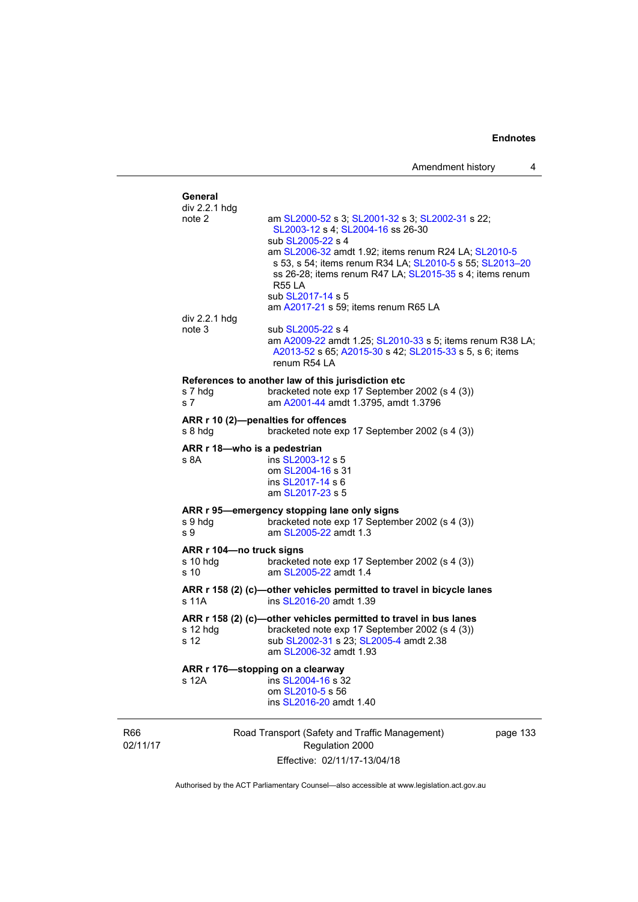**General**

div 2.2.1 hdg
note 2 — am SL2000-52 s 3; SL2001-32 s 3; SL2002-31 s 22; SL2003-12 s 4; SL2004-16 ss 26-30
sub SL2005-22 s 4
am SL2006-32 amdt 1.92; items renum R24 LA; SL2010-5 s 53, s 54; items renum R34 LA; SL2010-5 s 55; SL2013–20 ss 26-28; items renum R47 LA; SL2015-35 s 4; items renum R55 LA
sub SL2017-14 s 5
am A2017-21 s 59; items renum R65 LA

div 2.2.1 hdg
note 3 — sub SL2005-22 s 4
am A2009-22 amdt 1.25; SL2010-33 s 5; items renum R38 LA; A2013-52 s 65; A2015-30 s 42; SL2015-33 s 5, s 6; items renum R54 LA

**References to another law of this jurisdiction etc**

s 7 hdg — bracketed note exp 17 September 2002 (s 4 (3))
s 7 — am A2001-44 amdt 1.3795, amdt 1.3796

**ARR r 10 (2)—penalties for offences**

s 8 hdg — bracketed note exp 17 September 2002 (s 4 (3))

**ARR r 18—who is a pedestrian**

s 8A — ins SL2003-12 s 5
om SL2004-16 s 31
ins SL2017-14 s 6
am SL2017-23 s 5

**ARR r 95—emergency stopping lane only signs**

s 9 hdg — bracketed note exp 17 September 2002 (s 4 (3))
s 9 — am SL2005-22 amdt 1.3

**ARR r 104—no truck signs**

s 10 hdg — bracketed note exp 17 September 2002 (s 4 (3))
s 10 — am SL2005-22 amdt 1.4

**ARR r 158 (2) (c)—other vehicles permitted to travel in bicycle lanes**

s 11A — ins SL2016-20 amdt 1.39

**ARR r 158 (2) (c)—other vehicles permitted to travel in bus lanes**

s 12 hdg — bracketed note exp 17 September 2002 (s 4 (3))
s 12 — sub SL2002-31 s 23; SL2005-4 amdt 2.38
am SL2006-32 amdt 1.93

**ARR r 176—stopping on a clearway**

s 12A — ins SL2004-16 s 32
om SL2010-5 s 56
ins SL2016-20 amdt 1.40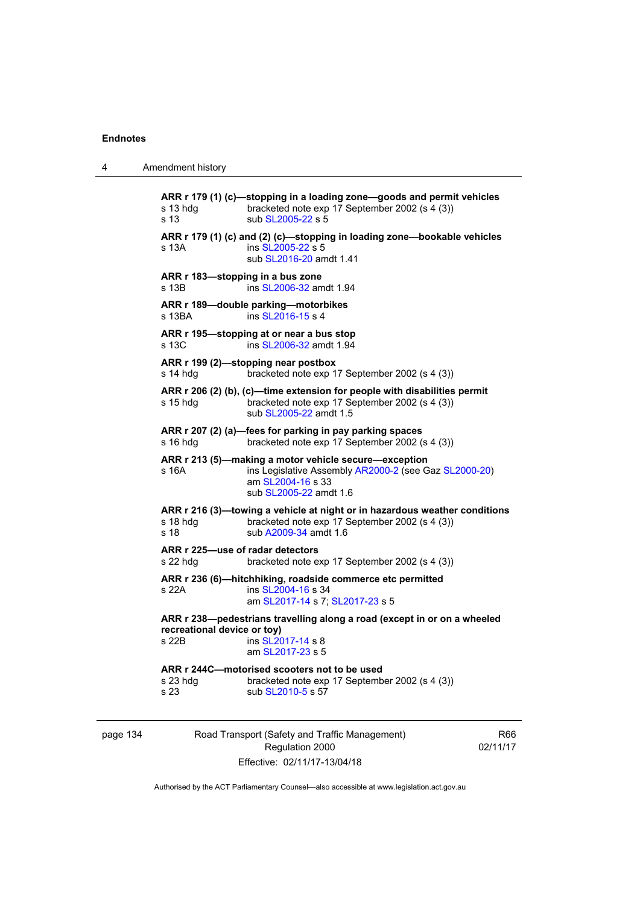**ARR r 179 (1) (c)—stopping in a loading zone—goods and permit vehicles**
s 13 hdg bracketed note exp 17 September 2002 (s 4 (3))
s 13 sub SL2005-22 s 5

**ARR r 179 (1) (c) and (2) (c)—stopping in loading zone—bookable vehicles**
s 13A ins SL2005-22 s 5
sub SL2016-20 amdt 1.41

**ARR r 183—stopping in a bus zone**
s 13B ins SL2006-32 amdt 1.94

**ARR r 189—double parking—motorbikes**
s 13BA ins SL2016-15 s 4

**ARR r 195—stopping at or near a bus stop**
s 13C ins SL2006-32 amdt 1.94

**ARR r 199 (2)—stopping near postbox**
s 14 hdg bracketed note exp 17 September 2002 (s 4 (3))

**ARR r 206 (2) (b), (c)—time extension for people with disabilities permit**
s 15 hdg bracketed note exp 17 September 2002 (s 4 (3))
sub SL2005-22 amdt 1.5

**ARR r 207 (2) (a)—fees for parking in pay parking spaces**
s 16 hdg bracketed note exp 17 September 2002 (s 4 (3))

**ARR r 213 (5)—making a motor vehicle secure—exception**
s 16A ins Legislative Assembly AR2000-2 (see Gaz SL2000-20)
am SL2004-16 s 33
sub SL2005-22 amdt 1.6

**ARR r 216 (3)—towing a vehicle at night or in hazardous weather conditions**
s 18 hdg bracketed note exp 17 September 2002 (s 4 (3))
s 18 sub A2009-34 amdt 1.6

**ARR r 225—use of radar detectors**
s 22 hdg bracketed note exp 17 September 2002 (s 4 (3))

**ARR r 236 (6)—hitchhiking, roadside commerce etc permitted**
s 22A ins SL2004-16 s 34
am SL2017-14 s 7; SL2017-23 s 5

**ARR r 238—pedestrians travelling along a road (except in or on a wheeled recreational device or toy)**
s 22B ins SL2017-14 s 8
am SL2017-23 s 5

**ARR r 244C—motorised scooters not to be used**
s 23 hdg bracketed note exp 17 September 2002 (s 4 (3))
s 23 sub SL2010-5 s 57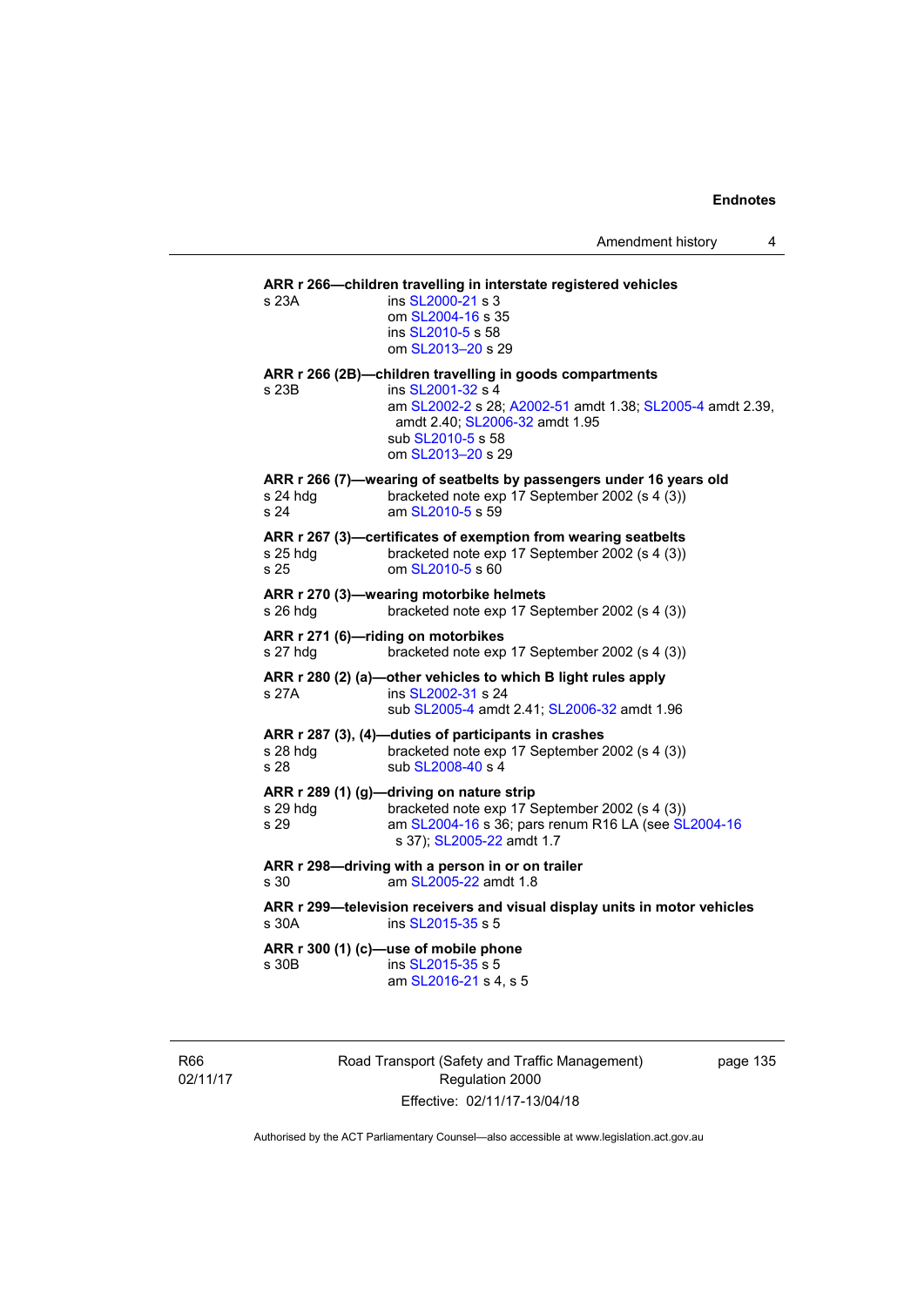**ARR r 266—children travelling in interstate registered vehicles**

s 23A ins SL2000-21 s 3
om SL2004-16 s 35
ins SL2010-5 s 58
om SL2013–20 s 29

**ARR r 266 (2B)—children travelling in goods compartments**

s 23B ins SL2001-32 s 4
am SL2002-2 s 28; A2002-51 amdt 1.38; SL2005-4 amdt 2.39, amdt 2.40; SL2006-32 amdt 1.95
sub SL2010-5 s 58
om SL2013–20 s 29

**ARR r 266 (7)—wearing of seatbelts by passengers under 16 years old**

s 24 hdg bracketed note exp 17 September 2002 (s 4 (3))
s 24 am SL2010-5 s 59

**ARR r 267 (3)—certificates of exemption from wearing seatbelts**

s 25 hdg bracketed note exp 17 September 2002 (s 4 (3))
s 25 om SL2010-5 s 60

**ARR r 270 (3)—wearing motorbike helmets**

s 26 hdg bracketed note exp 17 September 2002 (s 4 (3))

**ARR r 271 (6)—riding on motorbikes**

s 27 hdg bracketed note exp 17 September 2002 (s 4 (3))

**ARR r 280 (2) (a)—other vehicles to which B light rules apply**

s 27A ins SL2002-31 s 24
sub SL2005-4 amdt 2.41; SL2006-32 amdt 1.96

**ARR r 287 (3), (4)—duties of participants in crashes**

s 28 hdg bracketed note exp 17 September 2002 (s 4 (3))
s 28 sub SL2008-40 s 4

**ARR r 289 (1) (g)—driving on nature strip**

s 29 hdg bracketed note exp 17 September 2002 (s 4 (3))
s 29 am SL2004-16 s 36; pars renum R16 LA (see SL2004-16 s 37); SL2005-22 amdt 1.7

**ARR r 298—driving with a person in or on trailer**

s 30 am SL2005-22 amdt 1.8

**ARR r 299—television receivers and visual display units in motor vehicles**

s 30A ins SL2015-35 s 5

**ARR r 300 (1) (c)—use of mobile phone**

s 30B ins SL2015-35 s 5
am SL2016-21 s 4, s 5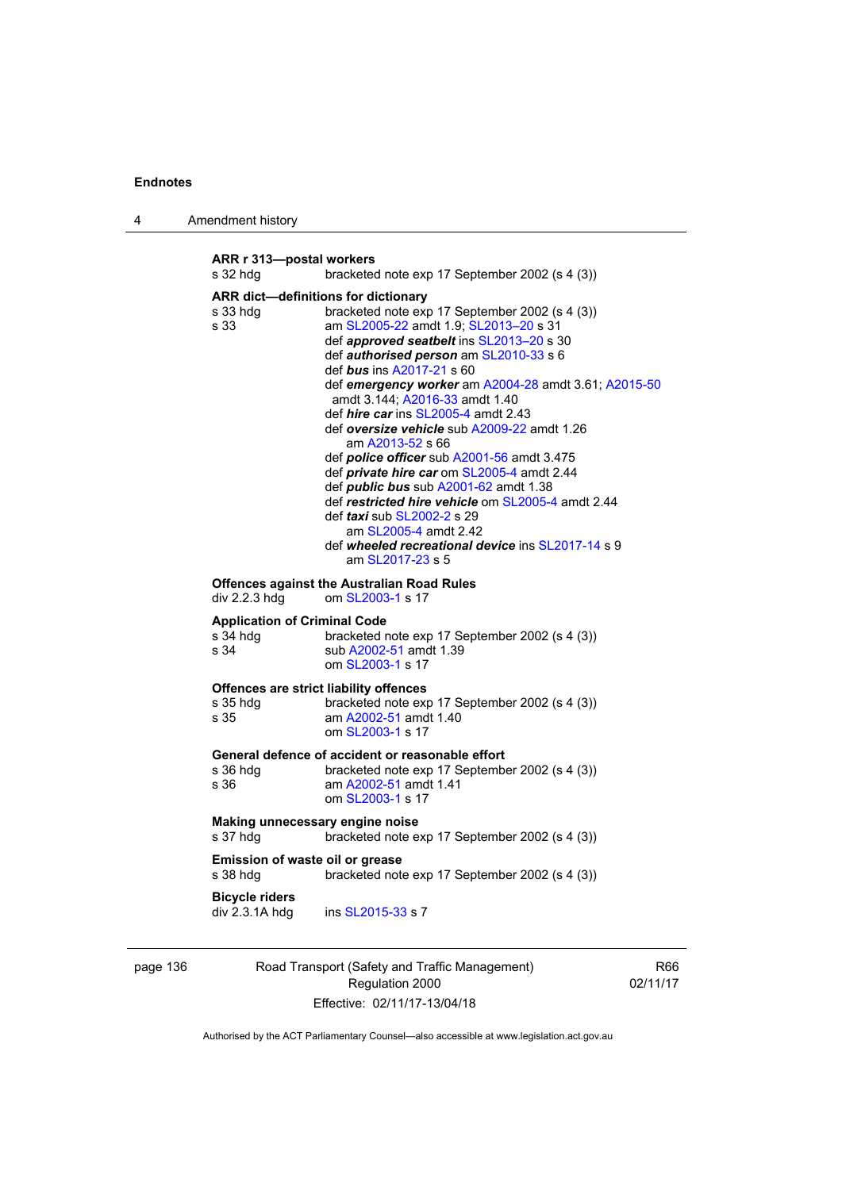**ARR r 313—postal workers**

s 32 hdg — bracketed note exp 17 September 2002 (s 4 (3))

**ARR dict—definitions for dictionary**

s 33 hdg — bracketed note exp 17 September 2002 (s 4 (3))

s 33 — am SL2005-22 amdt 1.9; SL2013–20 s 31
def ***approved seatbelt*** ins SL2013–20 s 30
def ***authorised person*** am SL2010-33 s 6
def ***bus*** ins A2017-21 s 60
def ***emergency worker*** am A2004-28 amdt 3.61; A2015-50 amdt 3.144; A2016-33 amdt 1.40
def ***hire car*** ins SL2005-4 amdt 2.43
def ***oversize vehicle*** sub A2009-22 amdt 1.26
am A2013-52 s 66
def ***police officer*** sub A2001-56 amdt 3.475
def ***private hire car*** om SL2005-4 amdt 2.44
def ***public bus*** sub A2001-62 amdt 1.38
def ***restricted hire vehicle*** om SL2005-4 amdt 2.44
def ***taxi*** sub SL2002-2 s 29
am SL2005-4 amdt 2.42
def ***wheeled recreational device*** ins SL2017-14 s 9
am SL2017-23 s 5

**Offences against the Australian Road Rules**

div 2.2.3 hdg — om SL2003-1 s 17

**Application of Criminal Code**

s 34 hdg — bracketed note exp 17 September 2002 (s 4 (3))

s 34 — sub A2002-51 amdt 1.39
om SL2003-1 s 17

**Offences are strict liability offences**

s 35 hdg — bracketed note exp 17 September 2002 (s 4 (3))

s 35 — am A2002-51 amdt 1.40
om SL2003-1 s 17

**General defence of accident or reasonable effort**

s 36 hdg — bracketed note exp 17 September 2002 (s 4 (3))

s 36 — am A2002-51 amdt 1.41
om SL2003-1 s 17

**Making unnecessary engine noise**

s 37 hdg — bracketed note exp 17 September 2002 (s 4 (3))

**Emission of waste oil or grease**

s 38 hdg — bracketed note exp 17 September 2002 (s 4 (3))

**Bicycle riders**

div 2.3.1A hdg — ins SL2015-33 s 7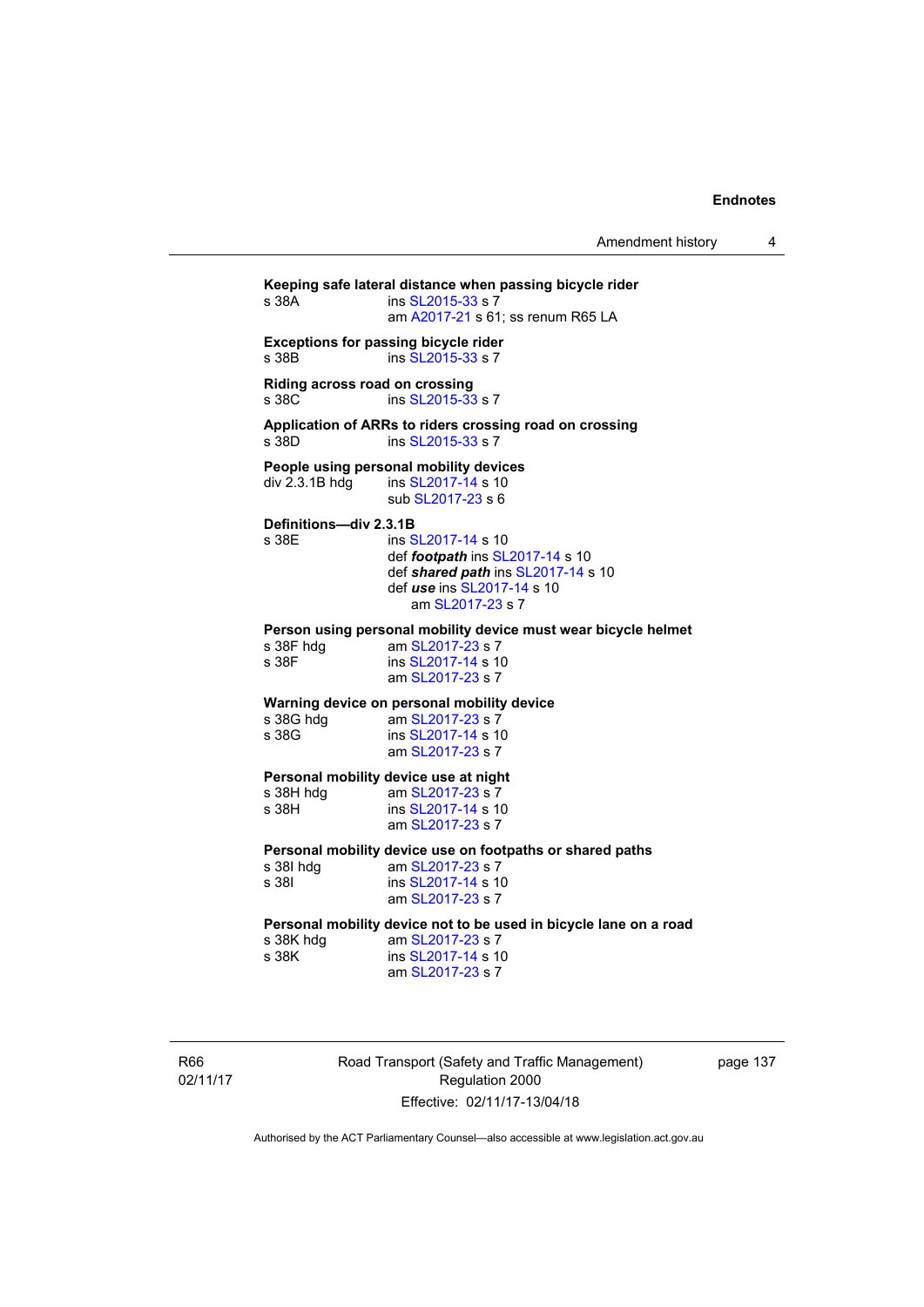**Keeping safe lateral distance when passing bicycle rider**

s 38A ins SL2015-33 s 7
am A2017-21 s 61; ss renum R65 LA

**Exceptions for passing bicycle rider**

s 38B ins SL2015-33 s 7

**Riding across road on crossing**

s 38C ins SL2015-33 s 7

**Application of ARRs to riders crossing road on crossing**

s 38D ins SL2015-33 s 7

**People using personal mobility devices**

div 2.3.1B hdg ins SL2017-14 s 10
sub SL2017-23 s 6

**Definitions—div 2.3.1B**

s 38E ins SL2017-14 s 10
def ***footpath*** ins SL2017-14 s 10
def ***shared path*** ins SL2017-14 s 10
def ***use*** ins SL2017-14 s 10
am SL2017-23 s 7

**Person using personal mobility device must wear bicycle helmet**

s 38F hdg am SL2017-23 s 7
s 38F ins SL2017-14 s 10
am SL2017-23 s 7

**Warning device on personal mobility device**

s 38G hdg am SL2017-23 s 7
s 38G ins SL2017-14 s 10
am SL2017-23 s 7

**Personal mobility device use at night**

s 38H hdg am SL2017-23 s 7
s 38H ins SL2017-14 s 10
am SL2017-23 s 7

**Personal mobility device use on footpaths or shared paths**

s 38I hdg am SL2017-23 s 7
s 38I ins SL2017-14 s 10
am SL2017-23 s 7

**Personal mobility device not to be used in bicycle lane on a road**

s 38K hdg am SL2017-23 s 7
s 38K ins SL2017-14 s 10
am SL2017-23 s 7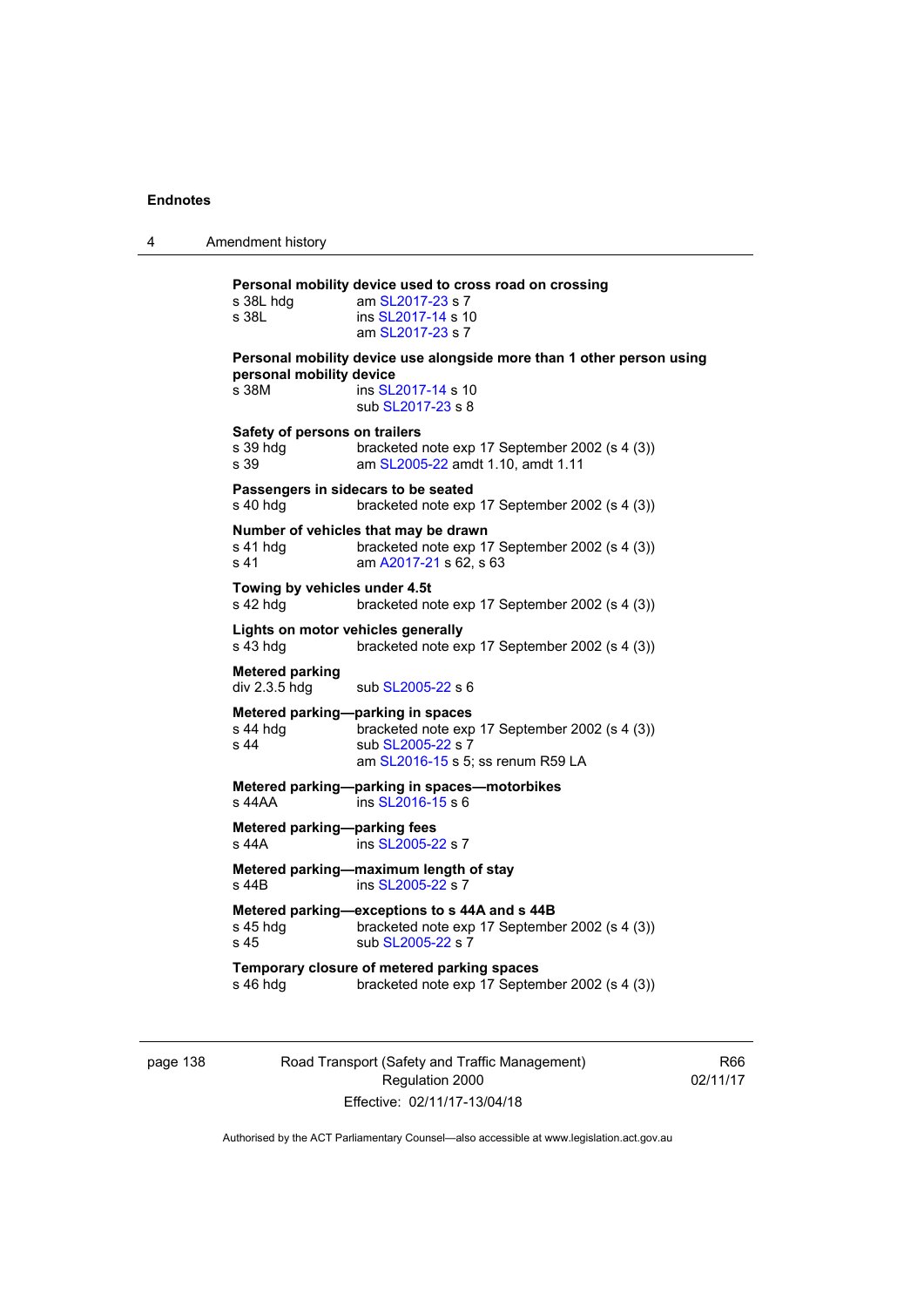**Personal mobility device used to cross road on crossing**

s 38L hdg — am SL2017-23 s 7
s 38L — ins SL2017-14 s 10
am SL2017-23 s 7

**Personal mobility device use alongside more than 1 other person using personal mobility device**

s 38M — ins SL2017-14 s 10
sub SL2017-23 s 8

**Safety of persons on trailers**

s 39 hdg — bracketed note exp 17 September 2002 (s 4 (3))
s 39 — am SL2005-22 amdt 1.10, amdt 1.11

**Passengers in sidecars to be seated**

s 40 hdg — bracketed note exp 17 September 2002 (s 4 (3))

**Number of vehicles that may be drawn**

s 41 hdg — bracketed note exp 17 September 2002 (s 4 (3))
s 41 — am A2017-21 s 62, s 63

**Towing by vehicles under 4.5t**

s 42 hdg — bracketed note exp 17 September 2002 (s 4 (3))

**Lights on motor vehicles generally**

s 43 hdg — bracketed note exp 17 September 2002 (s 4 (3))

**Metered parking**

div 2.3.5 hdg — sub SL2005-22 s 6

**Metered parking—parking in spaces**

s 44 hdg — bracketed note exp 17 September 2002 (s 4 (3))
s 44 — sub SL2005-22 s 7
am SL2016-15 s 5; ss renum R59 LA

**Metered parking—parking in spaces—motorbikes**

s 44AA — ins SL2016-15 s 6

**Metered parking—parking fees**

s 44A — ins SL2005-22 s 7

**Metered parking—maximum length of stay**

s 44B — ins SL2005-22 s 7

**Metered parking—exceptions to s 44A and s 44B**

s 45 hdg — bracketed note exp 17 September 2002 (s 4 (3))
s 45 — sub SL2005-22 s 7

**Temporary closure of metered parking spaces**

s 46 hdg — bracketed note exp 17 September 2002 (s 4 (3))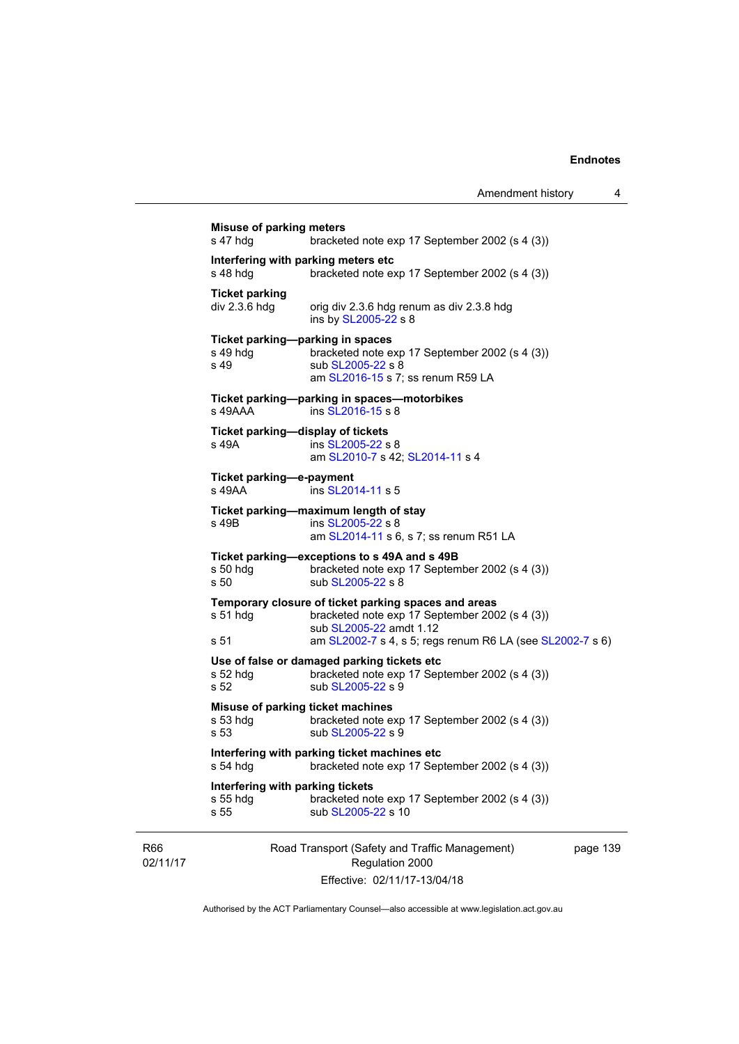**Misuse of parking meters**

s 47 hdg bracketed note exp 17 September 2002 (s 4 (3))

**Interfering with parking meters etc**

s 48 hdg bracketed note exp 17 September 2002 (s 4 (3))

**Ticket parking**

div 2.3.6 hdg orig div 2.3.6 hdg renum as div 2.3.8 hdg
ins by SL2005-22 s 8

**Ticket parking—parking in spaces**

s 49 hdg bracketed note exp 17 September 2002 (s 4 (3))
s 49 sub SL2005-22 s 8
am SL2016-15 s 7; ss renum R59 LA

**Ticket parking—parking in spaces—motorbikes**

s 49AAA ins SL2016-15 s 8

**Ticket parking—display of tickets**

s 49A ins SL2005-22 s 8
am SL2010-7 s 42; SL2014-11 s 4

**Ticket parking—e-payment**

s 49AA ins SL2014-11 s 5

**Ticket parking—maximum length of stay**

s 49B ins SL2005-22 s 8
am SL2014-11 s 6, s 7; ss renum R51 LA

**Ticket parking—exceptions to s 49A and s 49B**

s 50 hdg bracketed note exp 17 September 2002 (s 4 (3))
s 50 sub SL2005-22 s 8

**Temporary closure of ticket parking spaces and areas**

s 51 hdg bracketed note exp 17 September 2002 (s 4 (3))
sub SL2005-22 amdt 1.12
s 51 am SL2002-7 s 4, s 5; regs renum R6 LA (see SL2002-7 s 6)

**Use of false or damaged parking tickets etc**

s 52 hdg bracketed note exp 17 September 2002 (s 4 (3))
s 52 sub SL2005-22 s 9

**Misuse of parking ticket machines**

s 53 hdg bracketed note exp 17 September 2002 (s 4 (3))
s 53 sub SL2005-22 s 9

**Interfering with parking ticket machines etc**

s 54 hdg bracketed note exp 17 September 2002 (s 4 (3))

**Interfering with parking tickets**

s 55 hdg bracketed note exp 17 September 2002 (s 4 (3))
s 55 sub SL2005-22 s 10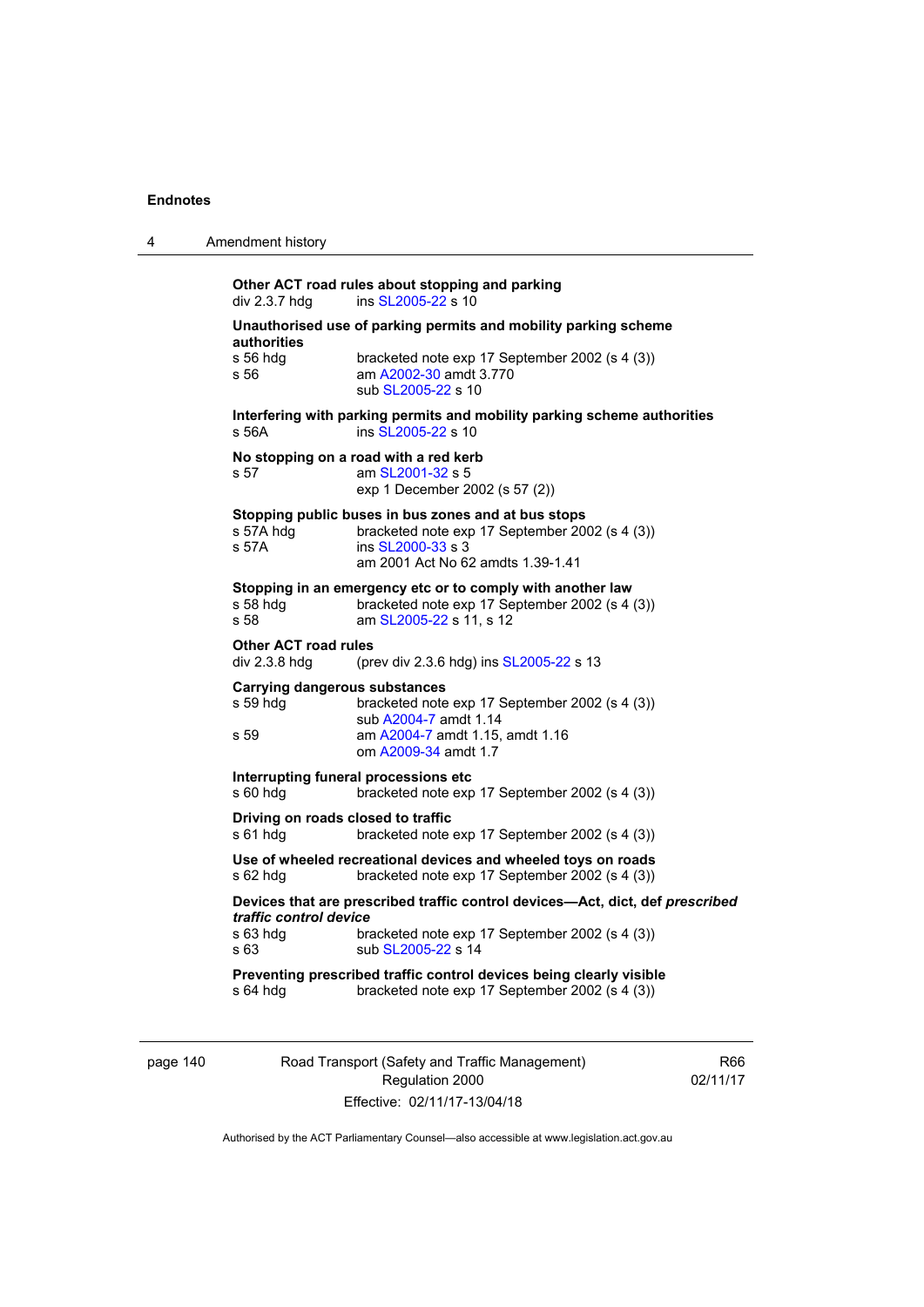**Other ACT road rules about stopping and parking**
div 2.3.7 hdg ins SL2005-22 s 10

**Unauthorised use of parking permits and mobility parking scheme authorities**
s 56 hdg bracketed note exp 17 September 2002 (s 4 (3))
s 56 am A2002-30 amdt 3.770
sub SL2005-22 s 10

**Interfering with parking permits and mobility parking scheme authorities**
s 56A ins SL2005-22 s 10

**No stopping on a road with a red kerb**
s 57 am SL2001-32 s 5
exp 1 December 2002 (s 57 (2))

**Stopping public buses in bus zones and at bus stops**
s 57A hdg bracketed note exp 17 September 2002 (s 4 (3))
s 57A ins SL2000-33 s 3
am 2001 Act No 62 amdts 1.39-1.41

**Stopping in an emergency etc or to comply with another law**
s 58 hdg bracketed note exp 17 September 2002 (s 4 (3))
s 58 am SL2005-22 s 11, s 12

**Other ACT road rules**
div 2.3.8 hdg (prev div 2.3.6 hdg) ins SL2005-22 s 13

**Carrying dangerous substances**
s 59 hdg bracketed note exp 17 September 2002 (s 4 (3))
sub A2004-7 amdt 1.14
s 59 am A2004-7 amdt 1.15, amdt 1.16
om A2009-34 amdt 1.7

**Interrupting funeral processions etc**
s 60 hdg bracketed note exp 17 September 2002 (s 4 (3))

**Driving on roads closed to traffic**
s 61 hdg bracketed note exp 17 September 2002 (s 4 (3))

**Use of wheeled recreational devices and wheeled toys on roads**
s 62 hdg bracketed note exp 17 September 2002 (s 4 (3))

**Devices that are prescribed traffic control devices—Act, dict, def *prescribed traffic control device***
s 63 hdg bracketed note exp 17 September 2002 (s 4 (3))
s 63 sub SL2005-22 s 14

**Preventing prescribed traffic control devices being clearly visible**
s 64 hdg bracketed note exp 17 September 2002 (s 4 (3))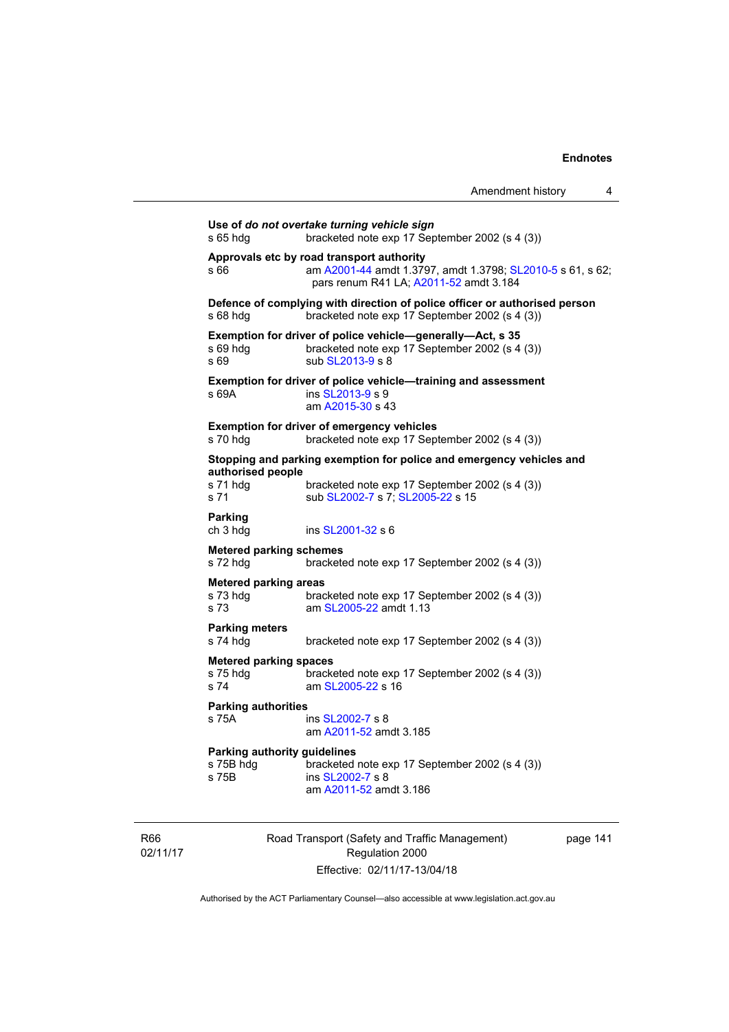**Use of *do not overtake turning vehicle sign***
s 65 hdg bracketed note exp 17 September 2002 (s 4 (3))

**Approvals etc by road transport authority**
s 66 am A2001-44 amdt 1.3797, amdt 1.3798; SL2010-5 s 61, s 62; pars renum R41 LA; A2011-52 amdt 3.184

**Defence of complying with direction of police officer or authorised person**
s 68 hdg bracketed note exp 17 September 2002 (s 4 (3))

**Exemption for driver of police vehicle—generally—Act, s 35**
s 69 hdg bracketed note exp 17 September 2002 (s 4 (3))
s 69 sub SL2013-9 s 8

**Exemption for driver of police vehicle—training and assessment**
s 69A ins SL2013-9 s 9
am A2015-30 s 43

**Exemption for driver of emergency vehicles**
s 70 hdg bracketed note exp 17 September 2002 (s 4 (3))

**Stopping and parking exemption for police and emergency vehicles and authorised people**
s 71 hdg bracketed note exp 17 September 2002 (s 4 (3))
s 71 sub SL2002-7 s 7; SL2005-22 s 15

**Parking**
ch 3 hdg ins SL2001-32 s 6

**Metered parking schemes**
s 72 hdg bracketed note exp 17 September 2002 (s 4 (3))

**Metered parking areas**
s 73 hdg bracketed note exp 17 September 2002 (s 4 (3))
s 73 am SL2005-22 amdt 1.13

**Parking meters**
s 74 hdg bracketed note exp 17 September 2002 (s 4 (3))

**Metered parking spaces**
s 75 hdg bracketed note exp 17 September 2002 (s 4 (3))
s 74 am SL2005-22 s 16

**Parking authorities**
s 75A ins SL2002-7 s 8
am A2011-52 amdt 3.185

**Parking authority guidelines**
s 75B hdg bracketed note exp 17 September 2002 (s 4 (3))
s 75B ins SL2002-7 s 8
am A2011-52 amdt 3.186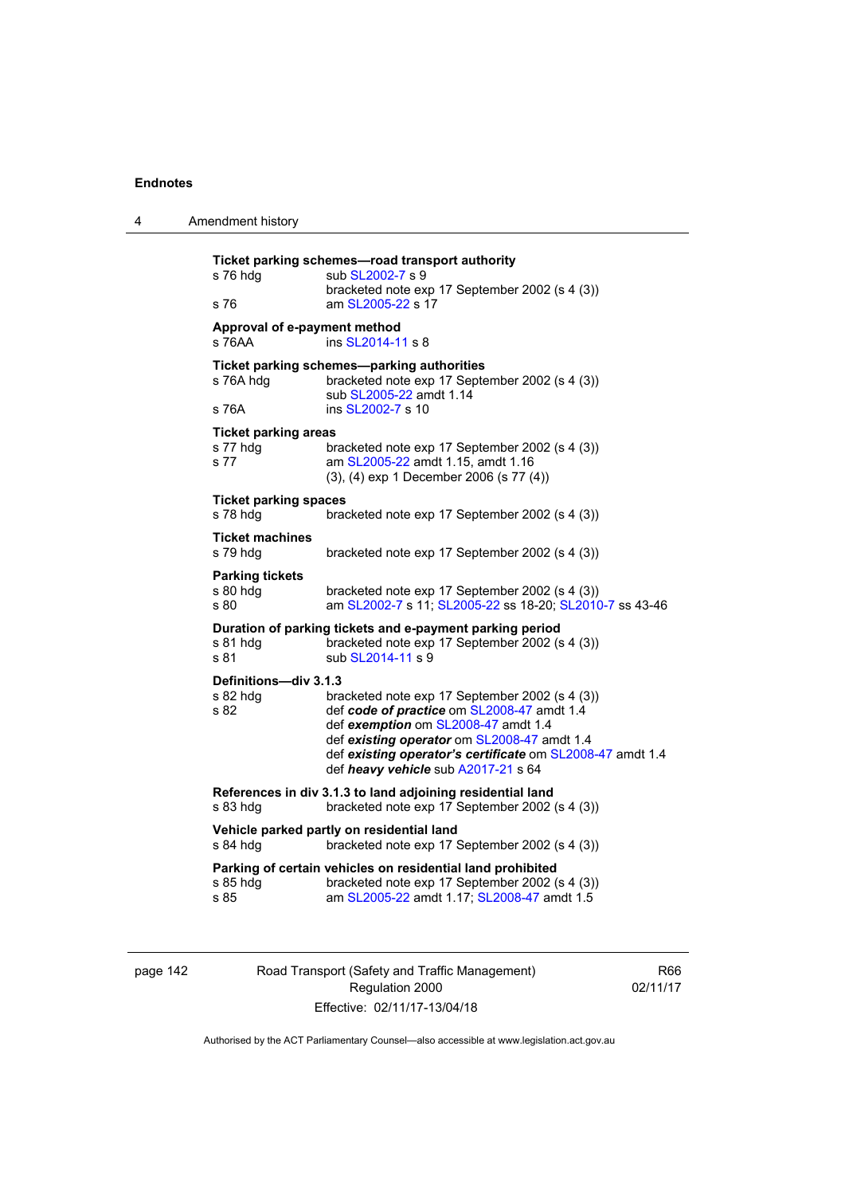**Ticket parking schemes—road transport authority**

s 76 hdg — sub SL2002-7 s 9
bracketed note exp 17 September 2002 (s 4 (3))
s 76 — am SL2005-22 s 17

**Approval of e-payment method**

s 76AA — ins SL2014-11 s 8

**Ticket parking schemes—parking authorities**

s 76A hdg — bracketed note exp 17 September 2002 (s 4 (3))
sub SL2005-22 amdt 1.14
s 76A — ins SL2002-7 s 10

**Ticket parking areas**

s 77 hdg — bracketed note exp 17 September 2002 (s 4 (3))
s 77 — am SL2005-22 amdt 1.15, amdt 1.16
(3), (4) exp 1 December 2006 (s 77 (4))

**Ticket parking spaces**

s 78 hdg — bracketed note exp 17 September 2002 (s 4 (3))

**Ticket machines**

s 79 hdg — bracketed note exp 17 September 2002 (s 4 (3))

**Parking tickets**

s 80 hdg — bracketed note exp 17 September 2002 (s 4 (3))
s 80 — am SL2002-7 s 11; SL2005-22 ss 18-20; SL2010-7 ss 43-46

**Duration of parking tickets and e-payment parking period**

s 81 hdg — bracketed note exp 17 September 2002 (s 4 (3))
s 81 — sub SL2014-11 s 9

**Definitions—div 3.1.3**

s 82 hdg — bracketed note exp 17 September 2002 (s 4 (3))
s 82 — def ***code of practice*** om SL2008-47 amdt 1.4
def ***exemption*** om SL2008-47 amdt 1.4
def ***existing operator*** om SL2008-47 amdt 1.4
def ***existing operator's certificate*** om SL2008-47 amdt 1.4
def ***heavy vehicle*** sub A2017-21 s 64

**References in div 3.1.3 to land adjoining residential land**

s 83 hdg — bracketed note exp 17 September 2002 (s 4 (3))

**Vehicle parked partly on residential land**

s 84 hdg — bracketed note exp 17 September 2002 (s 4 (3))

**Parking of certain vehicles on residential land prohibited**

s 85 hdg — bracketed note exp 17 September 2002 (s 4 (3))
s 85 — am SL2005-22 amdt 1.17; SL2008-47 amdt 1.5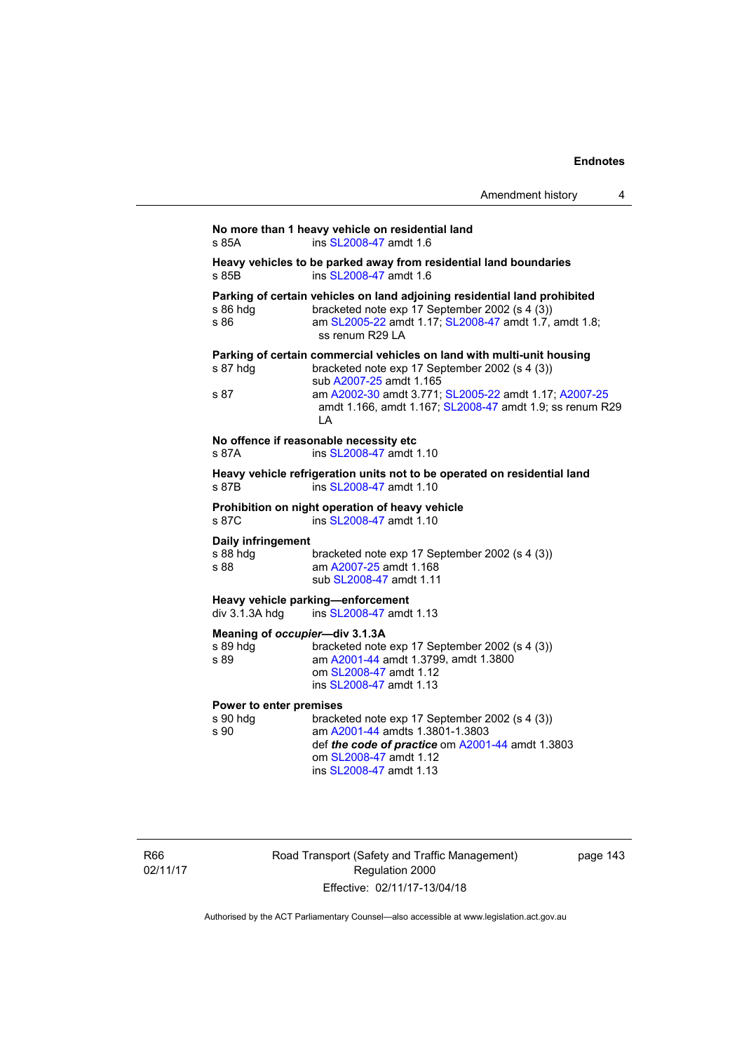**No more than 1 heavy vehicle on residential land**
s 85A ins SL2008-47 amdt 1.6

**Heavy vehicles to be parked away from residential land boundaries**
s 85B ins SL2008-47 amdt 1.6

**Parking of certain vehicles on land adjoining residential land prohibited**
s 86 hdg bracketed note exp 17 September 2002 (s 4 (3))
s 86 am SL2005-22 amdt 1.17; SL2008-47 amdt 1.7, amdt 1.8; ss renum R29 LA

**Parking of certain commercial vehicles on land with multi-unit housing**
s 87 hdg bracketed note exp 17 September 2002 (s 4 (3))
sub A2007-25 amdt 1.165
s 87 am A2002-30 amdt 3.771; SL2005-22 amdt 1.17; A2007-25 amdt 1.166, amdt 1.167; SL2008-47 amdt 1.9; ss renum R29 LA

**No offence if reasonable necessity etc**
s 87A ins SL2008-47 amdt 1.10

**Heavy vehicle refrigeration units not to be operated on residential land**
s 87B ins SL2008-47 amdt 1.10

**Prohibition on night operation of heavy vehicle**
s 87C ins SL2008-47 amdt 1.10

**Daily infringement**
s 88 hdg bracketed note exp 17 September 2002 (s 4 (3))
s 88 am A2007-25 amdt 1.168
sub SL2008-47 amdt 1.11

**Heavy vehicle parking—enforcement**
div 3.1.3A hdg ins SL2008-47 amdt 1.13

**Meaning of *occupier*—div 3.1.3A**
s 89 hdg bracketed note exp 17 September 2002 (s 4 (3))
s 89 am A2001-44 amdt 1.3799, amdt 1.3800
om SL2008-47 amdt 1.12
ins SL2008-47 amdt 1.13

**Power to enter premises**
s 90 hdg bracketed note exp 17 September 2002 (s 4 (3))
s 90 am A2001-44 amdts 1.3801-1.3803
def ***the code of practice*** om A2001-44 amdt 1.3803
om SL2008-47 amdt 1.12
ins SL2008-47 amdt 1.13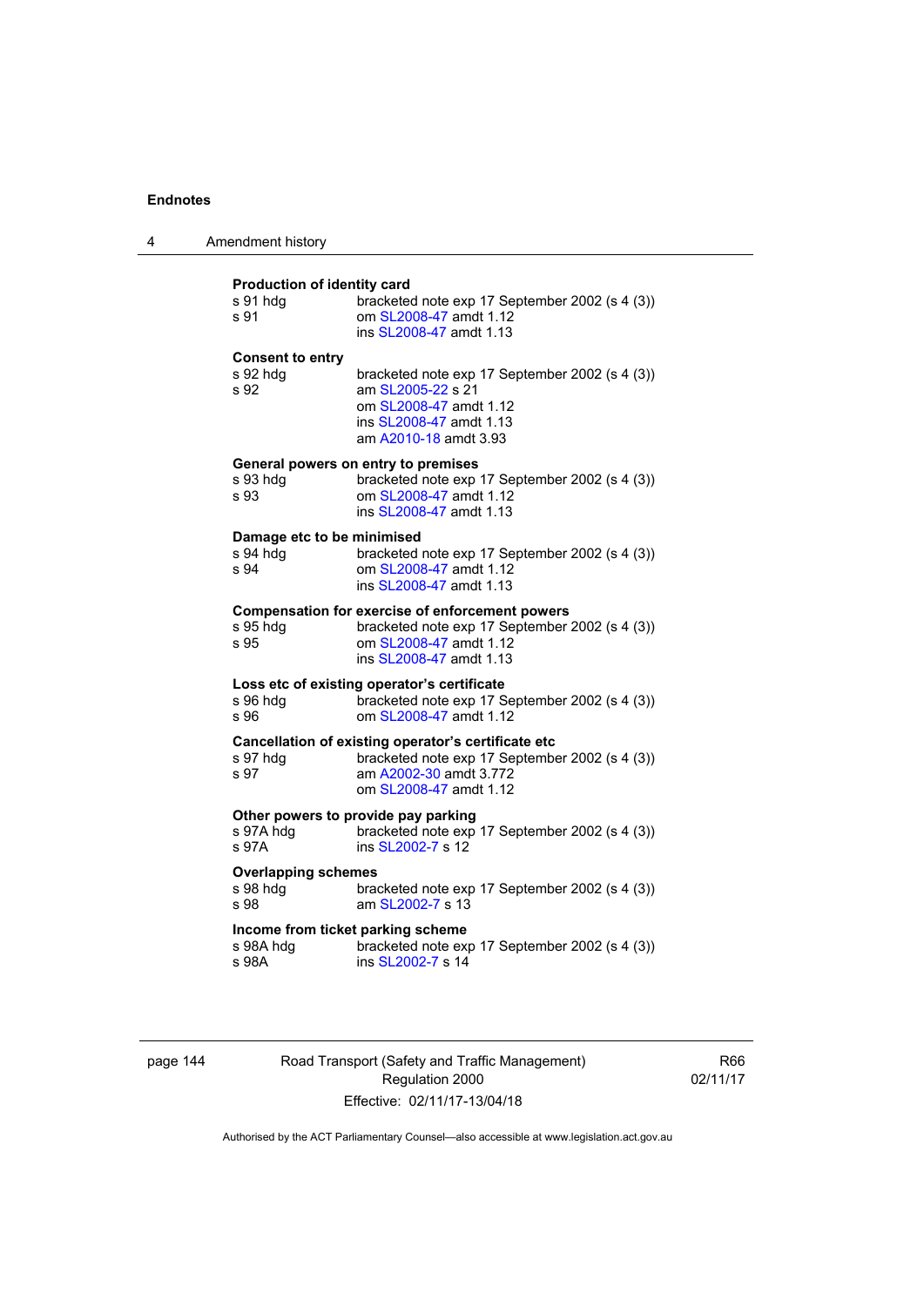**Production of identity card**

s 91 hdg bracketed note exp 17 September 2002 (s 4 (3))
s 91 om SL2008-47 amdt 1.12
ins SL2008-47 amdt 1.13

**Consent to entry**

s 92 hdg bracketed note exp 17 September 2002 (s 4 (3))
s 92 am SL2005-22 s 21
om SL2008-47 amdt 1.12
ins SL2008-47 amdt 1.13
am A2010-18 amdt 3.93

**General powers on entry to premises**

s 93 hdg bracketed note exp 17 September 2002 (s 4 (3))
s 93 om SL2008-47 amdt 1.12
ins SL2008-47 amdt 1.13

**Damage etc to be minimised**

s 94 hdg bracketed note exp 17 September 2002 (s 4 (3))
s 94 om SL2008-47 amdt 1.12
ins SL2008-47 amdt 1.13

**Compensation for exercise of enforcement powers**

s 95 hdg bracketed note exp 17 September 2002 (s 4 (3))
s 95 om SL2008-47 amdt 1.12
ins SL2008-47 amdt 1.13

**Loss etc of existing operator's certificate**

s 96 hdg bracketed note exp 17 September 2002 (s 4 (3))
s 96 om SL2008-47 amdt 1.12

**Cancellation of existing operator's certificate etc**

s 97 hdg bracketed note exp 17 September 2002 (s 4 (3))
s 97 am A2002-30 amdt 3.772
om SL2008-47 amdt 1.12

**Other powers to provide pay parking**

s 97A hdg bracketed note exp 17 September 2002 (s 4 (3))
s 97A ins SL2002-7 s 12

**Overlapping schemes**

s 98 hdg bracketed note exp 17 September 2002 (s 4 (3))
s 98 am SL2002-7 s 13

**Income from ticket parking scheme**

s 98A hdg bracketed note exp 17 September 2002 (s 4 (3))
s 98A ins SL2002-7 s 14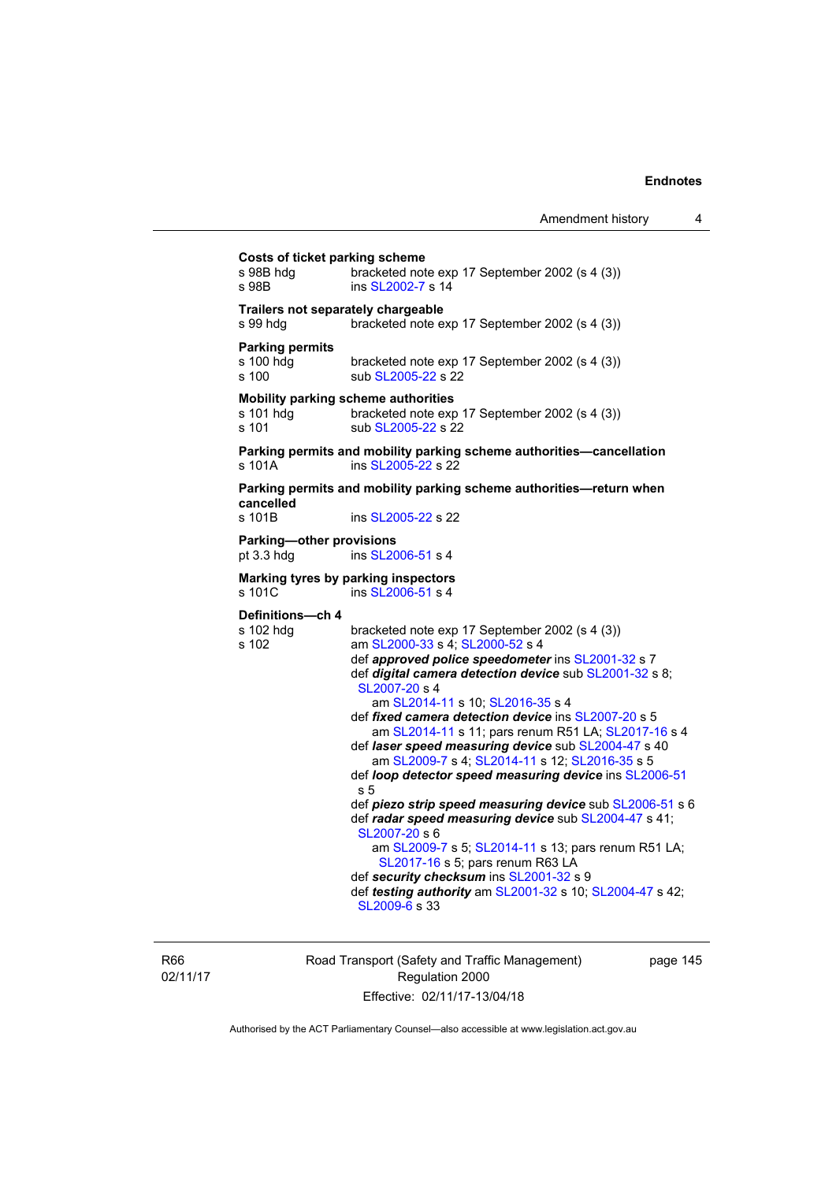**Costs of ticket parking scheme**

s 98B hdg bracketed note exp 17 September 2002 (s 4 (3))
s 98B ins SL2002-7 s 14

**Trailers not separately chargeable**

s 99 hdg bracketed note exp 17 September 2002 (s 4 (3))

**Parking permits**

s 100 hdg bracketed note exp 17 September 2002 (s 4 (3))
s 100 sub SL2005-22 s 22

**Mobility parking scheme authorities**

s 101 hdg bracketed note exp 17 September 2002 (s 4 (3))
s 101 sub SL2005-22 s 22

**Parking permits and mobility parking scheme authorities—cancellation**

s 101A ins SL2005-22 s 22

**Parking permits and mobility parking scheme authorities—return when cancelled**

s 101B ins SL2005-22 s 22

**Parking—other provisions**

pt 3.3 hdg ins SL2006-51 s 4

**Marking tyres by parking inspectors**

s 101C ins SL2006-51 s 4

**Definitions—ch 4**

s 102 hdg bracketed note exp 17 September 2002 (s 4 (3))
s 102 am SL2000-33 s 4; SL2000-52 s 4
def ***approved police speedometer*** ins SL2001-32 s 7
def ***digital camera detection device*** sub SL2001-32 s 8; SL2007-20 s 4
am SL2014-11 s 10; SL2016-35 s 4
def ***fixed camera detection device*** ins SL2007-20 s 5
am SL2014-11 s 11; pars renum R51 LA; SL2017-16 s 4
def ***laser speed measuring device*** sub SL2004-47 s 40
am SL2009-7 s 4; SL2014-11 s 12; SL2016-35 s 5
def ***loop detector speed measuring device*** ins SL2006-51 s 5
def ***piezo strip speed measuring device*** sub SL2006-51 s 6
def ***radar speed measuring device*** sub SL2004-47 s 41; SL2007-20 s 6
am SL2009-7 s 5; SL2014-11 s 13; pars renum R51 LA; SL2017-16 s 5; pars renum R63 LA
def ***security checksum*** ins SL2001-32 s 9
def ***testing authority*** am SL2001-32 s 10; SL2004-47 s 42; SL2009-6 s 33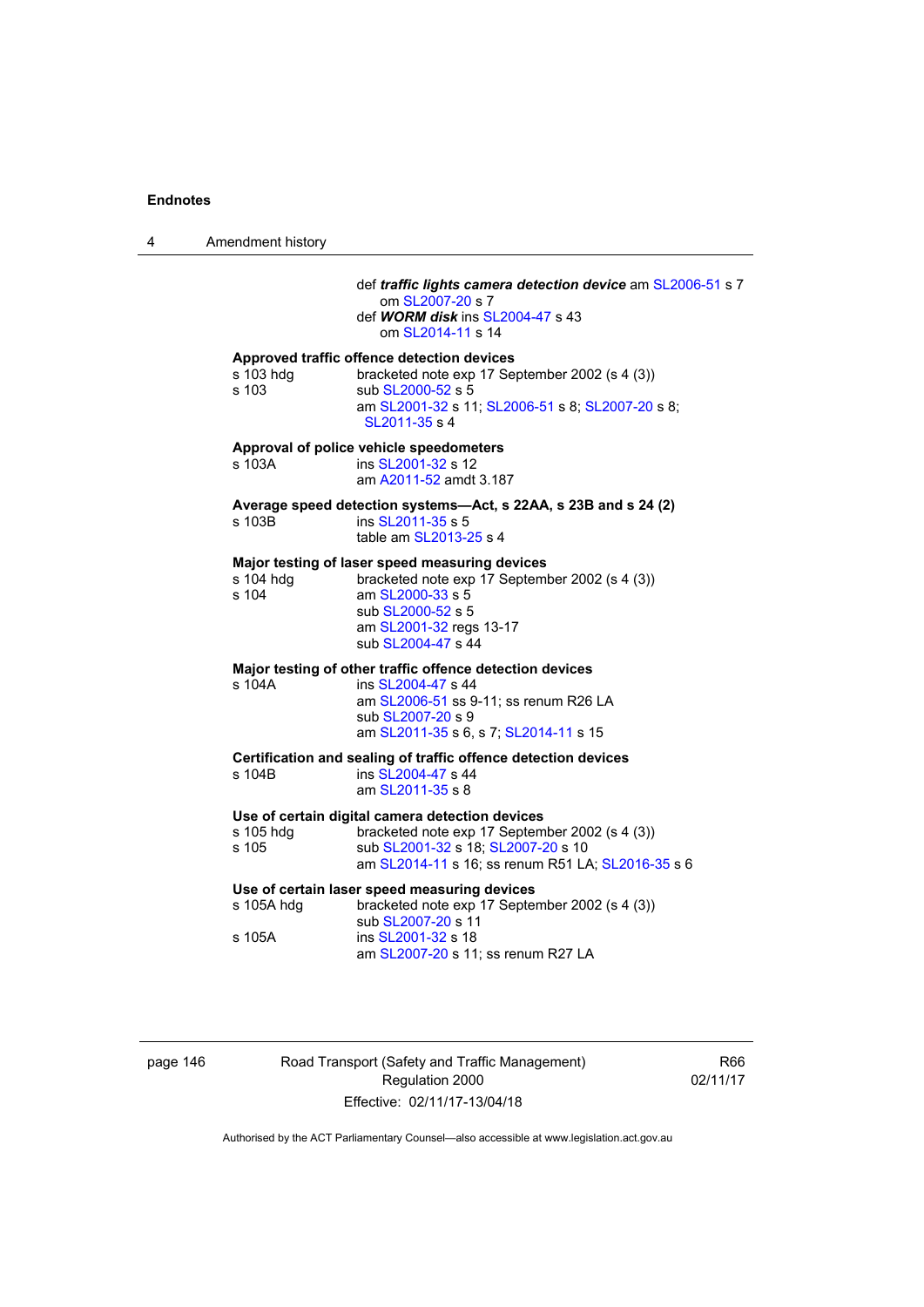def ***traffic lights camera detection device*** am SL2006-51 s 7
om SL2007-20 s 7

def ***WORM disk*** ins SL2004-47 s 43
om SL2014-11 s 14

**Approved traffic offence detection devices**

s 103 hdg bracketed note exp 17 September 2002 (s 4 (3))
s 103 sub SL2000-52 s 5
am SL2001-32 s 11; SL2006-51 s 8; SL2007-20 s 8; SL2011-35 s 4

**Approval of police vehicle speedometers**

s 103A ins SL2001-32 s 12
am A2011-52 amdt 3.187

**Average speed detection systems—Act, s 22AA, s 23B and s 24 (2)**

s 103B ins SL2011-35 s 5
table am SL2013-25 s 4

**Major testing of laser speed measuring devices**

s 104 hdg bracketed note exp 17 September 2002 (s 4 (3))
s 104 am SL2000-33 s 5
sub SL2000-52 s 5
am SL2001-32 regs 13-17
sub SL2004-47 s 44

**Major testing of other traffic offence detection devices**

s 104A ins SL2004-47 s 44
am SL2006-51 ss 9-11; ss renum R26 LA
sub SL2007-20 s 9
am SL2011-35 s 6, s 7; SL2014-11 s 15

**Certification and sealing of traffic offence detection devices**

s 104B ins SL2004-47 s 44
am SL2011-35 s 8

**Use of certain digital camera detection devices**

s 105 hdg bracketed note exp 17 September 2002 (s 4 (3))
s 105 sub SL2001-32 s 18; SL2007-20 s 10
am SL2014-11 s 16; ss renum R51 LA; SL2016-35 s 6

**Use of certain laser speed measuring devices**

s 105A hdg bracketed note exp 17 September 2002 (s 4 (3))
sub SL2007-20 s 11
s 105A ins SL2001-32 s 18
am SL2007-20 s 11; ss renum R27 LA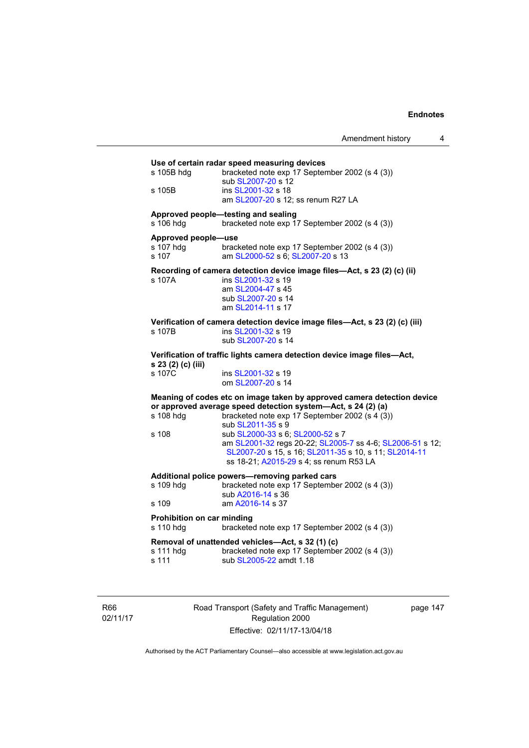**Use of certain radar speed measuring devices**

s 105B hdg — bracketed note exp 17 September 2002 (s 4 (3))
sub SL2007-20 s 12

s 105B — ins SL2001-32 s 18
am SL2007-20 s 12; ss renum R27 LA

**Approved people—testing and sealing**

s 106 hdg — bracketed note exp 17 September 2002 (s 4 (3))

**Approved people—use**

s 107 hdg — bracketed note exp 17 September 2002 (s 4 (3))

s 107 — am SL2000-52 s 6; SL2007-20 s 13

**Recording of camera detection device image files—Act, s 23 (2) (c) (ii)**

s 107A — ins SL2001-32 s 19
am SL2004-47 s 45
sub SL2007-20 s 14
am SL2014-11 s 17

**Verification of camera detection device image files—Act, s 23 (2) (c) (iii)**

s 107B — ins SL2001-32 s 19
sub SL2007-20 s 14

**Verification of traffic lights camera detection device image files—Act, s 23 (2) (c) (iii)**

s 107C — ins SL2001-32 s 19
om SL2007-20 s 14

**Meaning of codes etc on image taken by approved camera detection device or approved average speed detection system—Act, s 24 (2) (a)**

s 108 hdg — bracketed note exp 17 September 2002 (s 4 (3))
sub SL2011-35 s 9

s 108 — sub SL2000-33 s 6; SL2000-52 s 7
am SL2001-32 regs 20-22; SL2005-7 ss 4-6; SL2006-51 s 12; SL2007-20 s 15, s 16; SL2011-35 s 10, s 11; SL2014-11 ss 18-21; A2015-29 s 4; ss renum R53 LA

**Additional police powers—removing parked cars**

s 109 hdg — bracketed note exp 17 September 2002 (s 4 (3))
sub A2016-14 s 36

s 109 — am A2016-14 s 37

**Prohibition on car minding**

s 110 hdg — bracketed note exp 17 September 2002 (s 4 (3))

**Removal of unattended vehicles—Act, s 32 (1) (c)**

s 111 hdg — bracketed note exp 17 September 2002 (s 4 (3))

s 111 — sub SL2005-22 amdt 1.18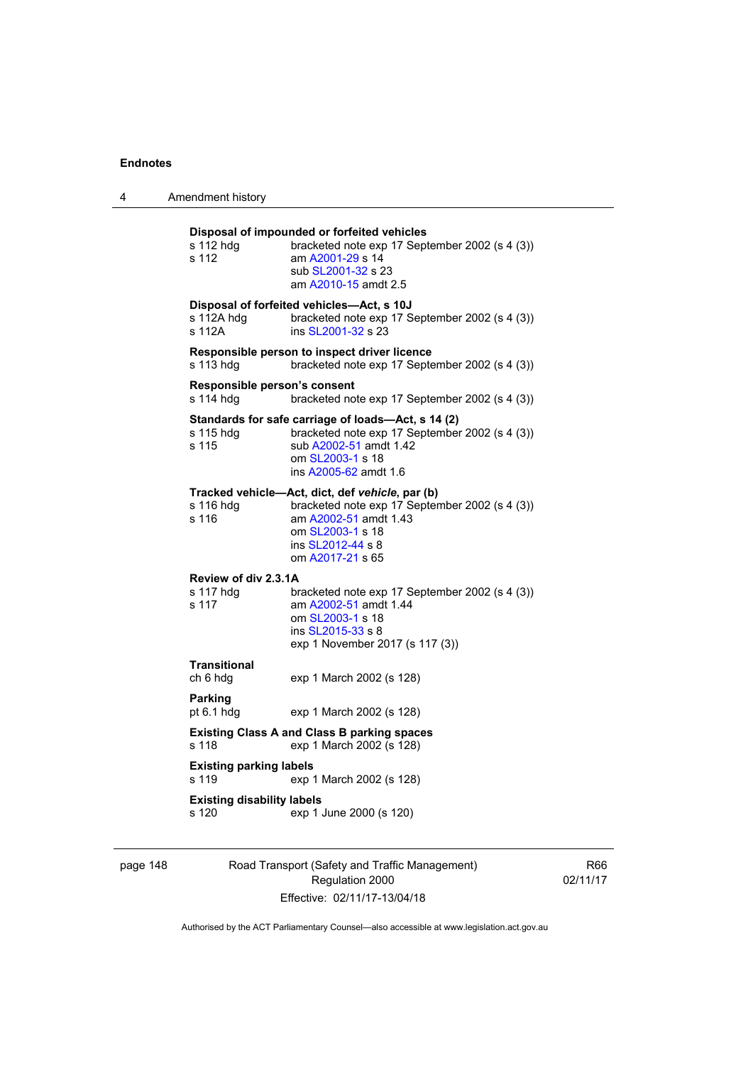**Disposal of impounded or forfeited vehicles**
s 112 hdg bracketed note exp 17 September 2002 (s 4 (3))
s 112 am A2001-29 s 14
sub SL2001-32 s 23
am A2010-15 amdt 2.5

**Disposal of forfeited vehicles—Act, s 10J**
s 112A hdg bracketed note exp 17 September 2002 (s 4 (3))
s 112A ins SL2001-32 s 23

**Responsible person to inspect driver licence**
s 113 hdg bracketed note exp 17 September 2002 (s 4 (3))

**Responsible person's consent**
s 114 hdg bracketed note exp 17 September 2002 (s 4 (3))

**Standards for safe carriage of loads—Act, s 14 (2)**
s 115 hdg bracketed note exp 17 September 2002 (s 4 (3))
s 115 sub A2002-51 amdt 1.42
om SL2003-1 s 18
ins A2005-62 amdt 1.6

**Tracked vehicle—Act, dict, def *vehicle*, par (b)**
s 116 hdg bracketed note exp 17 September 2002 (s 4 (3))
s 116 am A2002-51 amdt 1.43
om SL2003-1 s 18
ins SL2012-44 s 8
om A2017-21 s 65

**Review of div 2.3.1A**
s 117 hdg bracketed note exp 17 September 2002 (s 4 (3))
s 117 am A2002-51 amdt 1.44
om SL2003-1 s 18
ins SL2015-33 s 8
exp 1 November 2017 (s 117 (3))

**Transitional**
ch 6 hdg exp 1 March 2002 (s 128)

**Parking**
pt 6.1 hdg exp 1 March 2002 (s 128)

**Existing Class A and Class B parking spaces**
s 118 exp 1 March 2002 (s 128)

**Existing parking labels**
s 119 exp 1 March 2002 (s 128)

**Existing disability labels**
s 120 exp 1 June 2000 (s 120)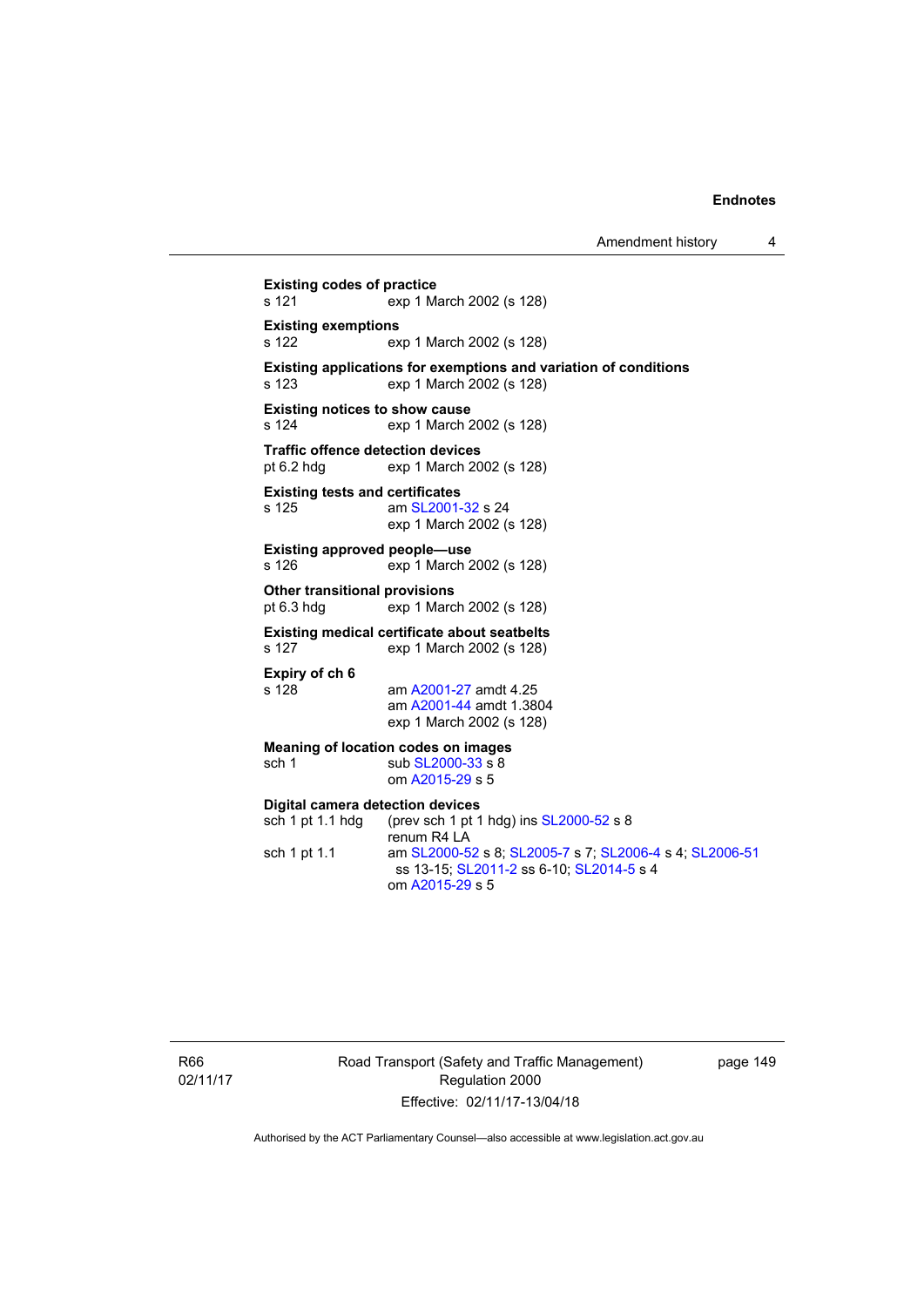**Existing codes of practice**
s 121 exp 1 March 2002 (s 128)

**Existing exemptions**
s 122 exp 1 March 2002 (s 128)

**Existing applications for exemptions and variation of conditions**
s 123 exp 1 March 2002 (s 128)

**Existing notices to show cause**
s 124 exp 1 March 2002 (s 128)

**Traffic offence detection devices**
pt 6.2 hdg exp 1 March 2002 (s 128)

**Existing tests and certificates**
s 125 am SL2001-32 s 24
exp 1 March 2002 (s 128)

**Existing approved people—use**
s 126 exp 1 March 2002 (s 128)

**Other transitional provisions**
pt 6.3 hdg exp 1 March 2002 (s 128)

**Existing medical certificate about seatbelts**
s 127 exp 1 March 2002 (s 128)

**Expiry of ch 6**
s 128 am A2001-27 amdt 4.25
am A2001-44 amdt 1.3804
exp 1 March 2002 (s 128)

**Meaning of location codes on images**
sch 1 sub SL2000-33 s 8
om A2015-29 s 5

**Digital camera detection devices**
sch 1 pt 1.1 hdg (prev sch 1 pt 1 hdg) ins SL2000-52 s 8
renum R4 LA
sch 1 pt 1.1 am SL2000-52 s 8; SL2005-7 s 7; SL2006-4 s 4; SL2006-51 ss 13-15; SL2011-2 ss 6-10; SL2014-5 s 4
om A2015-29 s 5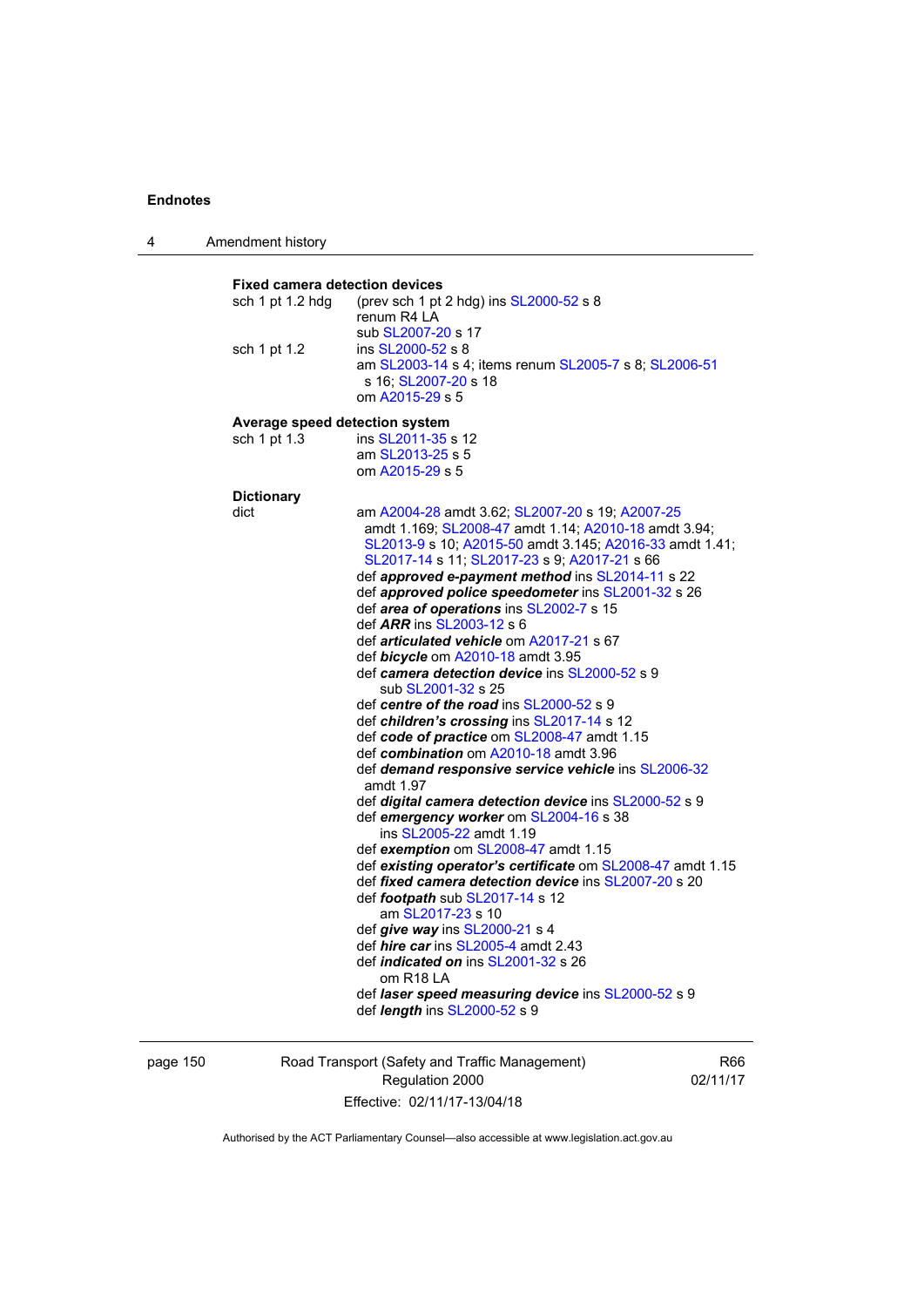**Fixed camera detection devices**

sch 1 pt 1.2 hdg (prev sch 1 pt 2 hdg) ins SL2000-52 s 8
renum R4 LA
sub SL2007-20 s 17

sch 1 pt 1.2 ins SL2000-52 s 8
am SL2003-14 s 4; items renum SL2005-7 s 8; SL2006-51 s 16; SL2007-20 s 18
om A2015-29 s 5

**Average speed detection system**

sch 1 pt 1.3 ins SL2011-35 s 12
am SL2013-25 s 5
om A2015-29 s 5

**Dictionary**

dict am A2004-28 amdt 3.62; SL2007-20 s 19; A2007-25 amdt 1.169; SL2008-47 amdt 1.14; A2010-18 amdt 3.94; SL2013-9 s 10; A2015-50 amdt 3.145; A2016-33 amdt 1.41; SL2017-14 s 11; SL2017-23 s 9; A2017-21 s 66

def ***approved e-payment method*** ins SL2014-11 s 22
def ***approved police speedometer*** ins SL2001-32 s 26
def ***area of operations*** ins SL2002-7 s 15
def ***ARR*** ins SL2003-12 s 6
def ***articulated vehicle*** om A2017-21 s 67
def ***bicycle*** om A2010-18 amdt 3.95
def ***camera detection device*** ins SL2000-52 s 9
sub SL2001-32 s 25
def ***centre of the road*** ins SL2000-52 s 9
def ***children's crossing*** ins SL2017-14 s 12
def ***code of practice*** om SL2008-47 amdt 1.15
def ***combination*** om A2010-18 amdt 3.96
def ***demand responsive service vehicle*** ins SL2006-32 amdt 1.97
def ***digital camera detection device*** ins SL2000-52 s 9
def ***emergency worker*** om SL2004-16 s 38
ins SL2005-22 amdt 1.19
def ***exemption*** om SL2008-47 amdt 1.15
def ***existing operator's certificate*** om SL2008-47 amdt 1.15
def ***fixed camera detection device*** ins SL2007-20 s 20
def ***footpath*** sub SL2017-14 s 12
am SL2017-23 s 10
def ***give way*** ins SL2000-21 s 4
def ***hire car*** ins SL2005-4 amdt 2.43
def ***indicated on*** ins SL2001-32 s 26
om R18 LA
def ***laser speed measuring device*** ins SL2000-52 s 9
def ***length*** ins SL2000-52 s 9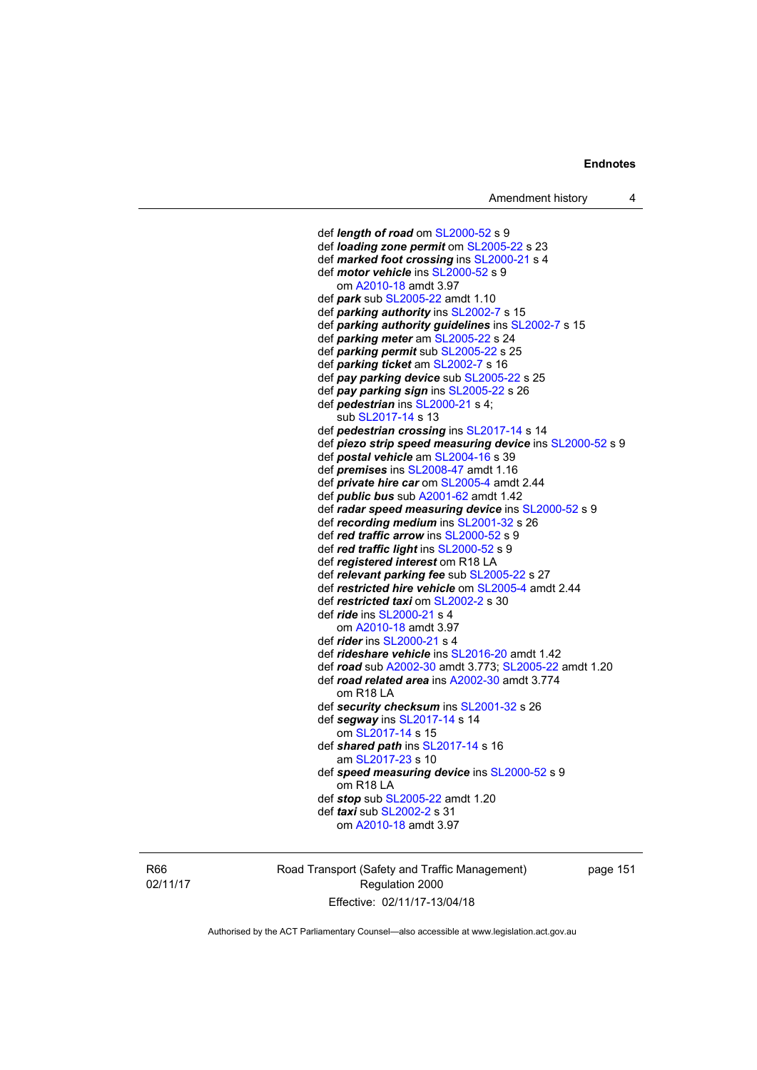def ***length of road*** om SL2000-52 s 9
def ***loading zone permit*** om SL2005-22 s 23
def ***marked foot crossing*** ins SL2000-21 s 4
def ***motor vehicle*** ins SL2000-52 s 9
  om A2010-18 amdt 3.97
def ***park*** sub SL2005-22 amdt 1.10
def ***parking authority*** ins SL2002-7 s 15
def ***parking authority guidelines*** ins SL2002-7 s 15
def ***parking meter*** am SL2005-22 s 24
def ***parking permit*** sub SL2005-22 s 25
def ***parking ticket*** am SL2002-7 s 16
def ***pay parking device*** sub SL2005-22 s 25
def ***pay parking sign*** ins SL2005-22 s 26
def ***pedestrian*** ins SL2000-21 s 4;
  sub SL2017-14 s 13
def ***pedestrian crossing*** ins SL2017-14 s 14
def ***piezo strip speed measuring device*** ins SL2000-52 s 9
def ***postal vehicle*** am SL2004-16 s 39
def ***premises*** ins SL2008-47 amdt 1.16
def ***private hire car*** om SL2005-4 amdt 2.44
def ***public bus*** sub A2001-62 amdt 1.42
def ***radar speed measuring device*** ins SL2000-52 s 9
def ***recording medium*** ins SL2001-32 s 26
def ***red traffic arrow*** ins SL2000-52 s 9
def ***red traffic light*** ins SL2000-52 s 9
def ***registered interest*** om R18 LA
def ***relevant parking fee*** sub SL2005-22 s 27
def ***restricted hire vehicle*** om SL2005-4 amdt 2.44
def ***restricted taxi*** om SL2002-2 s 30
def ***ride*** ins SL2000-21 s 4
  om A2010-18 amdt 3.97
def ***rider*** ins SL2000-21 s 4
def ***rideshare vehicle*** ins SL2016-20 amdt 1.42
def ***road*** sub A2002-30 amdt 3.773; SL2005-22 amdt 1.20
def ***road related area*** ins A2002-30 amdt 3.774
  om R18 LA
def ***security checksum*** ins SL2001-32 s 26
def ***segway*** ins SL2017-14 s 14
  om SL2017-14 s 15
def ***shared path*** ins SL2017-14 s 16
  am SL2017-23 s 10
def ***speed measuring device*** ins SL2000-52 s 9
  om R18 LA
def ***stop*** sub SL2005-22 amdt 1.20
def ***taxi*** sub SL2002-2 s 31
  om A2010-18 amdt 3.97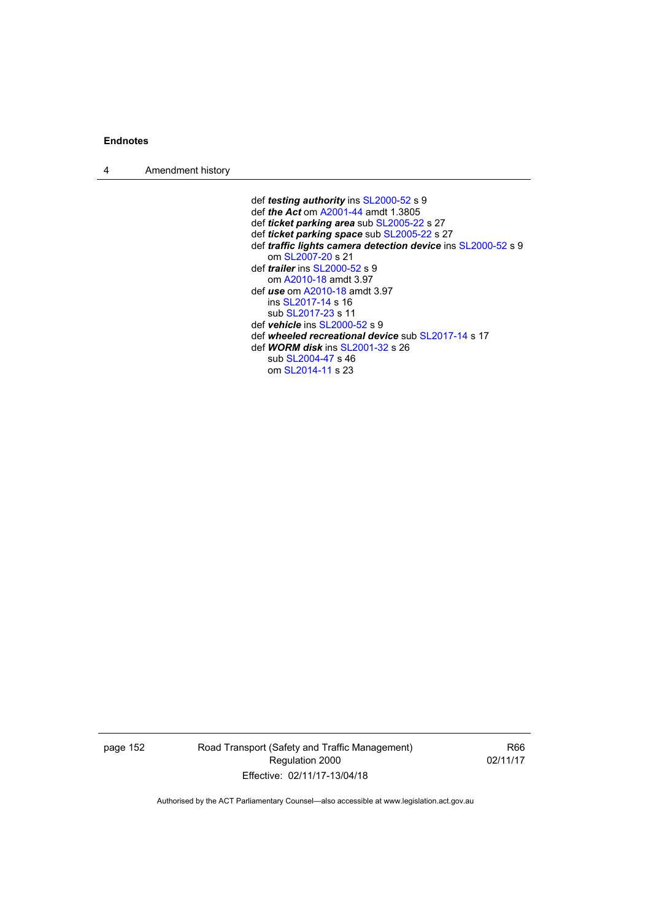def ***testing authority*** ins SL2000-52 s 9
def ***the Act*** om A2001-44 amdt 1.3805
def ***ticket parking area*** sub SL2005-22 s 27
def ***ticket parking space*** sub SL2005-22 s 27
def ***traffic lights camera detection device*** ins SL2000-52 s 9
    om SL2007-20 s 21
def ***trailer*** ins SL2000-52 s 9
    om A2010-18 amdt 3.97
def ***use*** om A2010-18 amdt 3.97
    ins SL2017-14 s 16
    sub SL2017-23 s 11
def ***vehicle*** ins SL2000-52 s 9
def ***wheeled recreational device*** sub SL2017-14 s 17
def ***WORM disk*** ins SL2001-32 s 26
    sub SL2004-47 s 46
    om SL2014-11 s 23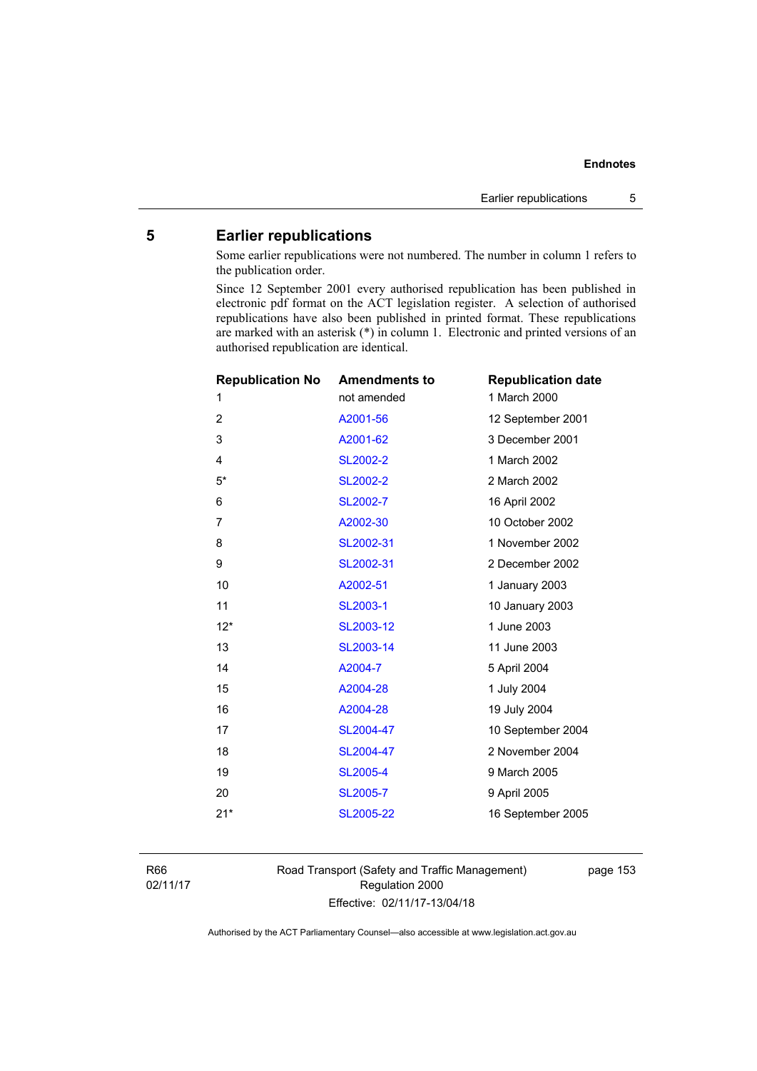## 5 Earlier republications

Some earlier republications were not numbered. The number in column 1 refers to the publication order.

Since 12 September 2001 every authorised republication has been published in electronic pdf format on the ACT legislation register. A selection of authorised republications have also been published in printed format. These republications are marked with an asterisk (*) in column 1. Electronic and printed versions of an authorised republication are identical.

| Republication No | Amendments to | Republication date |
|---|---|---|
| 1 | not amended | 1 March 2000 |
| 2 | A2001-56 | 12 September 2001 |
| 3 | A2001-62 | 3 December 2001 |
| 4 | SL2002-2 | 1 March 2002 |
| 5* | SL2002-2 | 2 March 2002 |
| 6 | SL2002-7 | 16 April 2002 |
| 7 | A2002-30 | 10 October 2002 |
| 8 | SL2002-31 | 1 November 2002 |
| 9 | SL2002-31 | 2 December 2002 |
| 10 | A2002-51 | 1 January 2003 |
| 11 | SL2003-1 | 10 January 2003 |
| 12* | SL2003-12 | 1 June 2003 |
| 13 | SL2003-14 | 11 June 2003 |
| 14 | A2004-7 | 5 April 2004 |
| 15 | A2004-28 | 1 July 2004 |
| 16 | A2004-28 | 19 July 2004 |
| 17 | SL2004-47 | 10 September 2004 |
| 18 | SL2004-47 | 2 November 2004 |
| 19 | SL2005-4 | 9 March 2005 |
| 20 | SL2005-7 | 9 April 2005 |
| 21* | SL2005-22 | 16 September 2005 |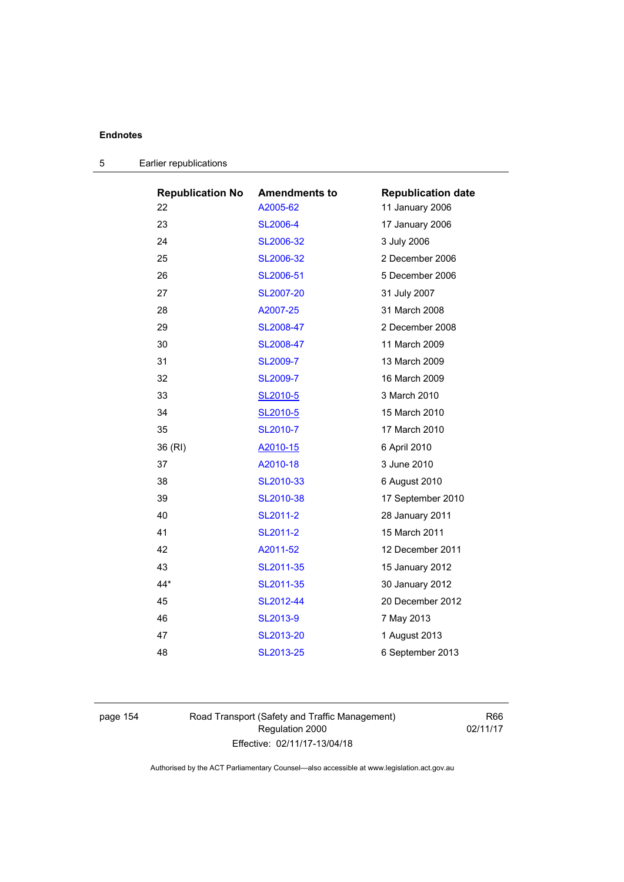| Republication No | Amendments to | Republication date |
|---|---|---|
| 22 | A2005-62 | 11 January 2006 |
| 23 | SL2006-4 | 17 January 2006 |
| 24 | SL2006-32 | 3 July 2006 |
| 25 | SL2006-32 | 2 December 2006 |
| 26 | SL2006-51 | 5 December 2006 |
| 27 | SL2007-20 | 31 July 2007 |
| 28 | A2007-25 | 31 March 2008 |
| 29 | SL2008-47 | 2 December 2008 |
| 30 | SL2008-47 | 11 March 2009 |
| 31 | SL2009-7 | 13 March 2009 |
| 32 | SL2009-7 | 16 March 2009 |
| 33 | SL2010-5 | 3 March 2010 |
| 34 | SL2010-5 | 15 March 2010 |
| 35 | SL2010-7 | 17 March 2010 |
| 36 (RI) | A2010-15 | 6 April 2010 |
| 37 | A2010-18 | 3 June 2010 |
| 38 | SL2010-33 | 6 August 2010 |
| 39 | SL2010-38 | 17 September 2010 |
| 40 | SL2011-2 | 28 January 2011 |
| 41 | SL2011-2 | 15 March 2011 |
| 42 | A2011-52 | 12 December 2011 |
| 43 | SL2011-35 | 15 January 2012 |
| 44* | SL2011-35 | 30 January 2012 |
| 45 | SL2012-44 | 20 December 2012 |
| 46 | SL2013-9 | 7 May 2013 |
| 47 | SL2013-20 | 1 August 2013 |
| 48 | SL2013-25 | 6 September 2013 |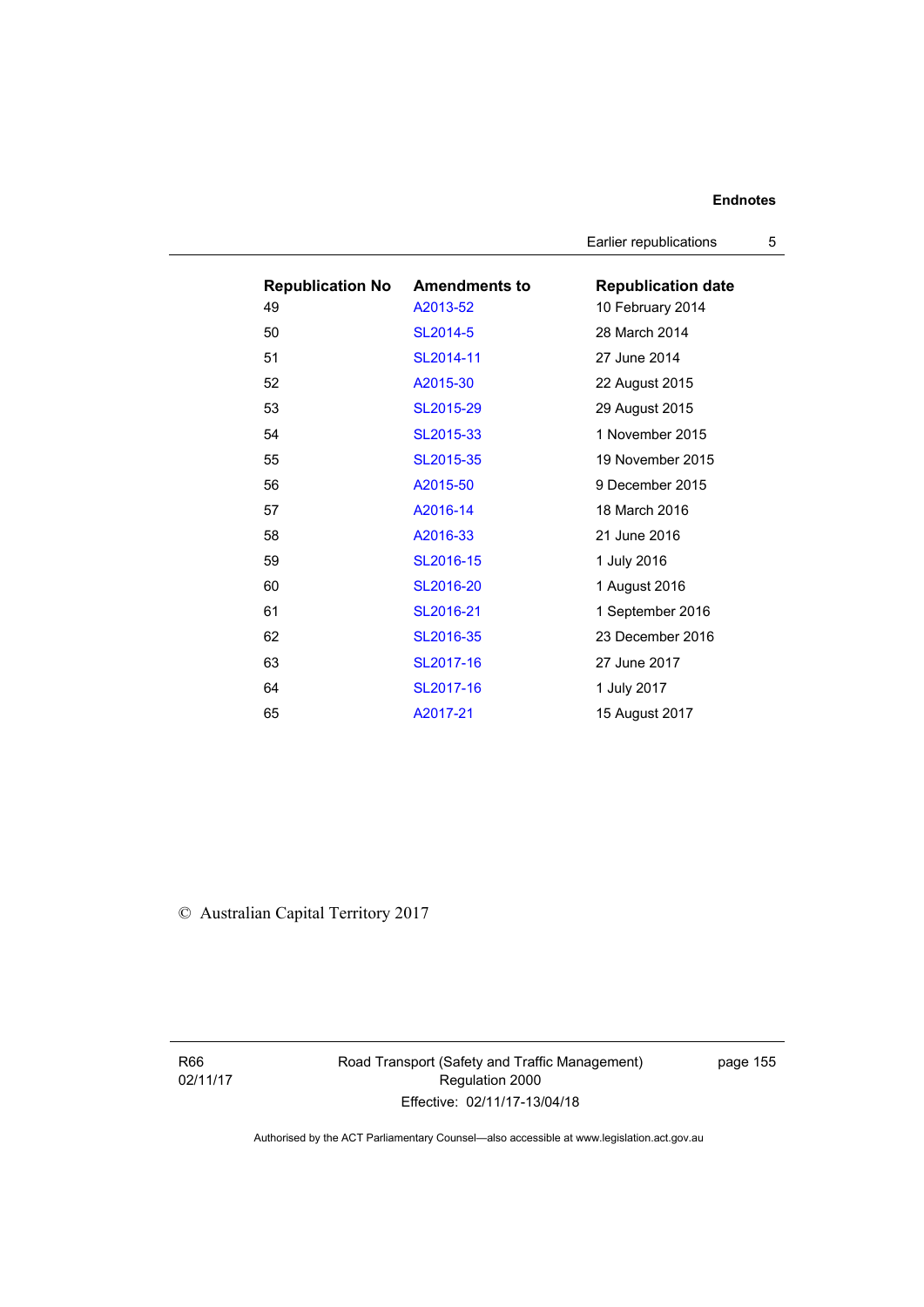| Republication No | Amendments to | Republication date |
|---|---|---|
| 49 | A2013-52 | 10 February 2014 |
| 50 | SL2014-5 | 28 March 2014 |
| 51 | SL2014-11 | 27 June 2014 |
| 52 | A2015-30 | 22 August 2015 |
| 53 | SL2015-29 | 29 August 2015 |
| 54 | SL2015-33 | 1 November 2015 |
| 55 | SL2015-35 | 19 November 2015 |
| 56 | A2015-50 | 9 December 2015 |
| 57 | A2016-14 | 18 March 2016 |
| 58 | A2016-33 | 21 June 2016 |
| 59 | SL2016-15 | 1 July 2016 |
| 60 | SL2016-20 | 1 August 2016 |
| 61 | SL2016-21 | 1 September 2016 |
| 62 | SL2016-35 | 23 December 2016 |
| 63 | SL2017-16 | 27 June 2017 |
| 64 | SL2017-16 | 1 July 2017 |
| 65 | A2017-21 | 15 August 2017 |

© Australian Capital Territory 2017